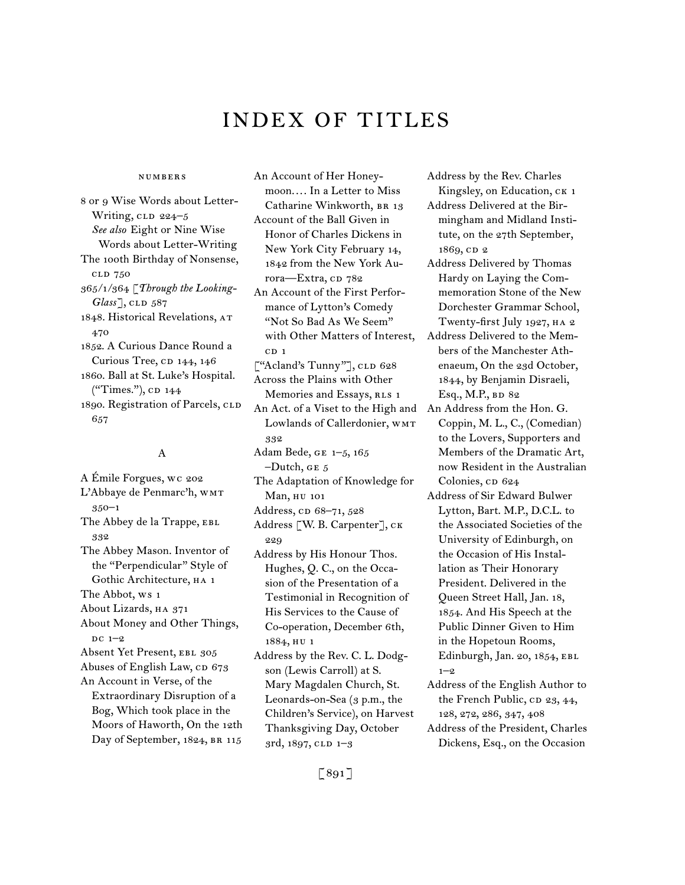# INDEX OF TITLES

## NUMBERS

8 or 9 Wise Words about Letter-Writing, CLD 224–5
*See also* Eight or Nine Wise Words about Letter-Writing

The 100th Birthday of Nonsense, CLD 750

365/1/364 [*Through the Looking-Glass*], CLD 587

1848. Historical Revelations, AT 470

1852. A Curious Dance Round a Curious Tree, CD 144, 146

1860. Ball at St. Luke's Hospital. ("Times."), CD 144

1890. Registration of Parcels, CLD 657

## A

A Émile Forgues, WC 202

L'Abbaye de Penmarc'h, WMT 350–1

The Abbey de la Trappe, EBL 332

The Abbey Mason. Inventor of the "Perpendicular" Style of Gothic Architecture, HA 1

The Abbot, WS 1

About Lizards, HA 371

About Money and Other Things, DC 1–2

Absent Yet Present, EBL 305

Abuses of English Law, CD 673

An Account in Verse, of the Extraordinary Disruption of a Bog, Which took place in the Moors of Haworth, On the 12th Day of September, 1824, BR 115

An Account of Her Honeymoon.... In a Letter to Miss Catharine Winkworth, BR 13

Account of the Ball Given in Honor of Charles Dickens in New York City February 14, 1842 from the New York Aurora—Extra, CD 782

An Account of the First Performance of Lytton's Comedy "Not So Bad As We Seem" with Other Matters of Interest, CD 1

["Acland's Tunny"], CLD 628

Across the Plains with Other Memories and Essays, RLS 1

An Act. of a Viset to the High and Lowlands of Callerdonier, WMT 332

Adam Bede, GE 1–5, 165
–Dutch, GE 5

The Adaptation of Knowledge for Man, HU 101

Address, CD 68–71, 528

Address [W. B. Carpenter], CK 229

Address by His Honour Thos. Hughes, Q. C., on the Occasion of the Presentation of a Testimonial in Recognition of His Services to the Cause of Co-operation, December 6th, 1884, HU 1

Address by the Rev. C. L. Dodgson (Lewis Carroll) at S. Mary Magdalen Church, St. Leonards-on-Sea (3 p.m., the Children's Service), on Harvest Thanksgiving Day, October 3rd, 1897, CLD 1–3

Address by the Rev. Charles Kingsley, on Education, CK 1

Address Delivered at the Birmingham and Midland Institute, on the 27th September, 1869, CD 2

Address Delivered by Thomas Hardy on Laying the Commemoration Stone of the New Dorchester Grammar School, Twenty-first July 1927, HA 2

Address Delivered to the Members of the Manchester Athenaeum, On the 23d October, 1844, by Benjamin Disraeli, Esq., M.P., BD 82

An Address from the Hon. G. Coppin, M. L., C., (Comedian) to the Lovers, Supporters and Members of the Dramatic Art, now Resident in the Australian Colonies, CD 624

Address of Sir Edward Bulwer Lytton, Bart. M.P., D.C.L. to the Associated Societies of the University of Edinburgh, on the Occasion of His Installation as Their Honorary President. Delivered in the Queen Street Hall, Jan. 18, 1854. And His Speech at the Public Dinner Given to Him in the Hopetoun Rooms, Edinburgh, Jan. 20, 1854, EBL 1–2

Address of the English Author to the French Public, CD 23, 44, 128, 272, 286, 347, 408

Address of the President, Charles Dickens, Esq., on the Occasion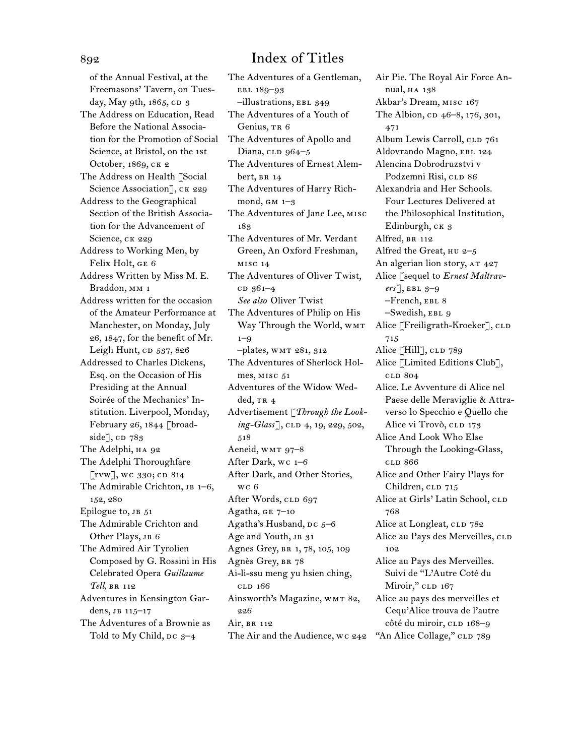of the Annual Festival, at the Freemasons' Tavern, on Tuesday, May 9th, 1865, CD 3

The Address on Education, Read Before the National Association for the Promotion of Social Science, at Bristol, on the 1st October, 1869, CK 2

The Address on Health [Social Science Association], CK 229

Address to the Geographical Section of the British Association for the Advancement of Science, CK 229

Address to Working Men, by Felix Holt, GE 6

Address Written by Miss M. E. Braddon, MM 1

Address written for the occasion of the Amateur Performance at Manchester, on Monday, July 26, 1847, for the benefit of Mr. Leigh Hunt, CD 537, 826

Addressed to Charles Dickens, Esq. on the Occasion of His Presiding at the Annual Soirée of the Mechanics' Institution. Liverpool, Monday, February 26, 1844 [broadside], CD 783

The Adelphi, HA 92

The Adelphi Thoroughfare [rvw], WC 330; CD 814

The Admirable Crichton, JB 1–6, 152, 280

Epilogue to, JB 51

The Admirable Crichton and Other Plays, JB 6

The Admired Air Tyrolien Composed by G. Rossini in His Celebrated Opera *Guillaume Tell*, BR 112

Adventures in Kensington Gardens, JB 115–17

The Adventures of a Brownie as Told to My Child, DC 3–4

The Adventures of a Gentleman, EBL 189–93
–illustrations, EBL 349

The Adventures of a Youth of Genius, TR 6

The Adventures of Apollo and Diana, CLD 964–5

The Adventures of Ernest Alembert, BR 14

The Adventures of Harry Richmond, GM 1–3

The Adventures of Jane Lee, MISC 183

The Adventures of Mr. Verdant Green, An Oxford Freshman, MISC 14

The Adventures of Oliver Twist, CD 361–4
*See also* Oliver Twist

The Adventures of Philip on His Way Through the World, WMT 1–9
–plates, WMT 281, 312

The Adventures of Sherlock Holmes, MISC 51

Adventures of the Widow Wedded, TR 4

Advertisement [*Through the Looking-Glass*], CLD 4, 19, 229, 502, 518

Aeneid, WMT 97–8

After Dark, WC 1–6

After Dark, and Other Stories, WC 6

After Words, CLD 697

Agatha, GE 7–10

Agatha's Husband, DC 5–6

Age and Youth, JB 31

Agnes Grey, BR 1, 78, 105, 109

Agnès Grey, BR 78

Ai-li-ssu meng yu hsien ching, CLD 166

Ainsworth's Magazine, WMT 82, 226

Air, BR 112

The Air and the Audience, WC 242

Air Pie. The Royal Air Force Annual, HA 138

Akbar's Dream, MISC 167

The Albion, CD 46–8, 176, 301, 471

Album Lewis Carroll, CLD 761

Aldovrando Magno, EBL 124

Alencina Dobrodruzstvi v Podzemni Risi, CLD 86

Alexandria and Her Schools. Four Lectures Delivered at the Philosophical Institution, Edinburgh, CK 3

Alfred, BR 112

Alfred the Great, HU 2–5

An algerian lion story, AT 427

Alice [sequel to *Ernest Maltravers*], EBL 3–9
–French, EBL 8
–Swedish, EBL 9

Alice [Freiligrath-Kroeker], CLD 715

Alice [Hill], CLD 789

Alice [Limited Editions Club], CLD 804

Alice. Le Avventure di Alice nel Paese delle Meraviglie & Attraverso lo Specchio e Quello che Alice vi Trovò, CLD 173

Alice And Look Who Else Through the Looking-Glass, CLD 866

Alice and Other Fairy Plays for Children, CLD 715

Alice at Girls' Latin School, CLD 768

Alice at Longleat, CLD 782

Alice au Pays des Merveilles, CLD 102

Alice au Pays des Merveilles. Suivi de "L'Autre Coté du Miroir," CLD 167

Alice au pays des merveilles et Cequ'Alice trouva de l'autre côté du miroir, CLD 168–9

"An Alice Collage," CLD 789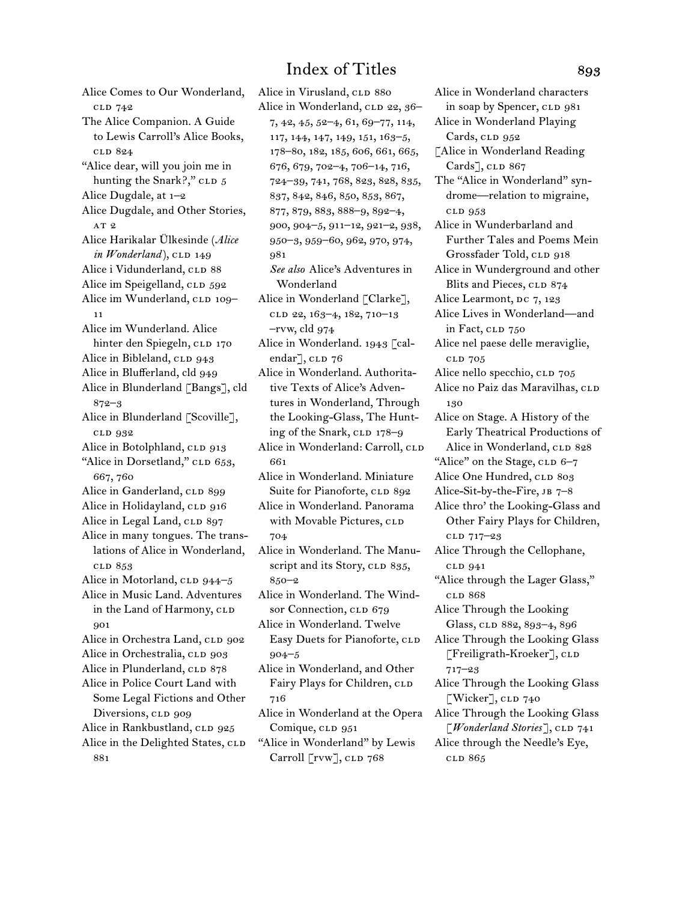# Index of Titles

Alice Comes to Our Wonderland, CLD 742
The Alice Companion. A Guide to Lewis Carroll's Alice Books, CLD 824
"Alice dear, will you join me in hunting the Snark?," CLD 5
Alice Dugdale, at 1–2
Alice Dugdale, and Other Stories, AT 2
Alice Harikalar Ülkesinde (*Alice in Wonderland*), CLD 149
Alice i Vidunderland, CLD 88
Alice im Speigelland, CLD 592
Alice im Wunderland, CLD 109–11
Alice im Wunderland. Alice hinter den Spiegeln, CLD 170
Alice in Bibleland, CLD 943
Alice in Blufferland, cld 949
Alice in Blunderland [Bangs], cld 872–3
Alice in Blunderland [Scoville], CLD 932
Alice in Botolphland, CLD 913
"Alice in Dorsetland," CLD 653, 667, 760
Alice in Ganderland, CLD 899
Alice in Holidayland, CLD 916
Alice in Legal Land, CLD 897
Alice in many tongues. The translations of Alice in Wonderland, CLD 853
Alice in Motorland, CLD 944–5
Alice in Music Land. Adventures in the Land of Harmony, CLD 901
Alice in Orchestra Land, CLD 902
Alice in Orchestralia, CLD 903
Alice in Plunderland, CLD 878
Alice in Police Court Land with Some Legal Fictions and Other Diversions, CLD 909
Alice in Rankbustland, CLD 925
Alice in the Delighted States, CLD 881
Alice in Virusland, CLD 880
Alice in Wonderland, CLD 22, 36–7, 42, 45, 52–4, 61, 69–77, 114, 117, 144, 147, 149, 151, 163–5, 178–80, 182, 185, 606, 661, 665, 676, 679, 702–4, 706–14, 716, 724–39, 741, 768, 823, 828, 835, 837, 842, 846, 850, 853, 867, 877, 879, 883, 888–9, 892–4, 900, 904–5, 911–12, 921–2, 938, 950–3, 959–60, 962, 970, 974, 981
*See also* Alice's Adventures in Wonderland
Alice in Wonderland [Clarke], CLD 22, 163–4, 182, 710–13 –rvw, cld 974
Alice in Wonderland. 1943 [calendar], CLD 76
Alice in Wonderland. Authoritative Texts of Alice's Adventures in Wonderland, Through the Looking-Glass, The Hunting of the Snark, CLD 178–9
Alice in Wonderland: Carroll, CLD 661
Alice in Wonderland. Miniature Suite for Pianoforte, CLD 892
Alice in Wonderland. Panorama with Movable Pictures, CLD 704
Alice in Wonderland. The Manuscript and its Story, CLD 835, 850–2
Alice in Wonderland. The Windsor Connection, CLD 679
Alice in Wonderland. Twelve Easy Duets for Pianoforte, CLD 904–5
Alice in Wonderland, and Other Fairy Plays for Children, CLD 716
Alice in Wonderland at the Opera Comique, CLD 951
"Alice in Wonderland" by Lewis Carroll [rvw], CLD 768
Alice in Wonderland characters in soap by Spencer, CLD 981
Alice in Wonderland Playing Cards, CLD 952
[Alice in Wonderland Reading Cards], CLD 867
The "Alice in Wonderland" syndrome—relation to migraine, CLD 953
Alice in Wunderbarland and Further Tales and Poems Mein Grossfader Told, CLD 918
Alice in Wunderground and other Blits and Pieces, CLD 874
Alice Learmont, DC 7, 123
Alice Lives in Wonderland—and in Fact, CLD 750
Alice nel paese delle meraviglie, CLD 705
Alice nello specchio, CLD 705
Alice no Paiz das Maravilhas, CLD 130
Alice on Stage. A History of the Early Theatrical Productions of Alice in Wonderland, CLD 828
"Alice" on the Stage, CLD 6–7
Alice One Hundred, CLD 803
Alice-Sit-by-the-Fire, JB 7–8
Alice thro' the Looking-Glass and Other Fairy Plays for Children, CLD 717–23
Alice Through the Cellophane, CLD 941
"Alice through the Lager Glass," CLD 868
Alice Through the Looking Glass, CLD 882, 893–4, 896
Alice Through the Looking Glass [Freiligrath-Kroeker], CLD 717–23
Alice Through the Looking Glass [Wicker], CLD 740
Alice Through the Looking Glass [*Wonderland Stories*], CLD 741
Alice through the Needle's Eye, CLD 865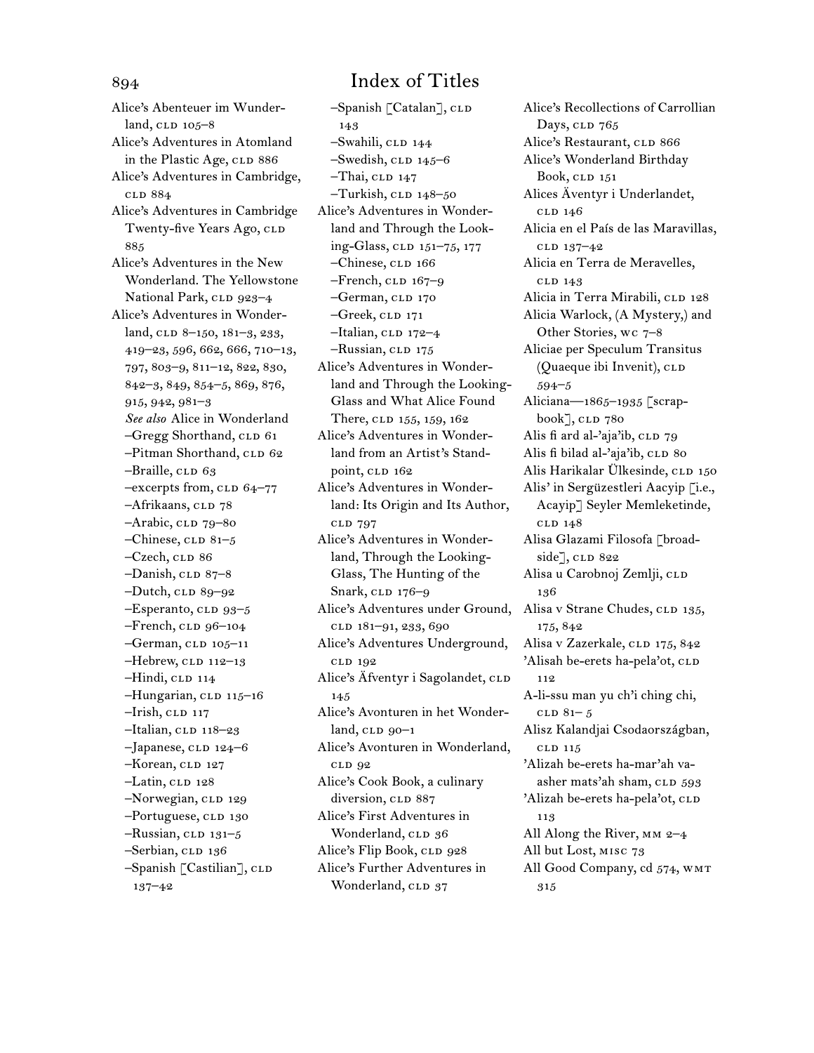# Index of Titles

Alice's Abenteuer im Wunderland, CLD 105–8
Alice's Adventures in Atomland in the Plastic Age, CLD 886
Alice's Adventures in Cambridge, CLD 884
Alice's Adventures in Cambridge Twenty-five Years Ago, CLD 885
Alice's Adventures in the New Wonderland. The Yellowstone National Park, CLD 923–4
Alice's Adventures in Wonderland, CLD 8–150, 181–3, 233, 419–23, 596, 662, 666, 710–13, 797, 803–9, 811–12, 822, 830, 842–3, 849, 854–5, 869, 876, 915, 942, 981–3
*See also* Alice in Wonderland
–Gregg Shorthand, CLD 61
–Pitman Shorthand, CLD 62
–Braille, CLD 63
–excerpts from, CLD 64–77
–Afrikaans, CLD 78
–Arabic, CLD 79–80
–Chinese, CLD 81–5
–Czech, CLD 86
–Danish, CLD 87–8
–Dutch, CLD 89–92
–Esperanto, CLD 93–5
–French, CLD 96–104
–German, CLD 105–11
–Hebrew, CLD 112–13
–Hindi, CLD 114
–Hungarian, CLD 115–16
–Irish, CLD 117
–Italian, CLD 118–23
–Japanese, CLD 124–6
–Korean, CLD 127
–Latin, CLD 128
–Norwegian, CLD 129
–Portuguese, CLD 130
–Russian, CLD 131–5
–Serbian, CLD 136
–Spanish [Castilian], CLD 137–42
–Spanish [Catalan], CLD 143
–Swahili, CLD 144
–Swedish, CLD 145–6
–Thai, CLD 147
–Turkish, CLD 148–50
Alice's Adventures in Wonderland and Through the Looking-Glass, CLD 151–75, 177
–Chinese, CLD 166
–French, CLD 167–9
–German, CLD 170
–Greek, CLD 171
–Italian, CLD 172–4
–Russian, CLD 175
Alice's Adventures in Wonderland and Through the Looking-Glass and What Alice Found There, CLD 155, 159, 162
Alice's Adventures in Wonderland from an Artist's Standpoint, CLD 162
Alice's Adventures in Wonderland: Its Origin and Its Author, CLD 797
Alice's Adventures in Wonderland, Through the Looking-Glass, The Hunting of the Snark, CLD 176–9
Alice's Adventures under Ground, CLD 181–91, 233, 690
Alice's Adventures Underground, CLD 192
Alice's Äfventyr i Sagolandet, CLD 145
Alice's Avonturen in het Wonderland, CLD 90–1
Alice's Avonturen in Wonderland, CLD 92
Alice's Cook Book, a culinary diversion, CLD 887
Alice's First Adventures in Wonderland, CLD 36
Alice's Flip Book, CLD 928
Alice's Further Adventures in Wonderland, CLD 37
Alice's Recollections of Carrollian Days, CLD 765
Alice's Restaurant, CLD 866
Alice's Wonderland Birthday Book, CLD 151
Alices Äventyr i Underlandet, CLD 146
Alicia en el País de las Maravillas, CLD 137–42
Alicia en Terra de Meravelles, CLD 143
Alicia in Terra Mirabili, CLD 128
Alicia Warlock, (A Mystery,) and Other Stories, WC 7–8
Aliciae per Speculum Transitus (Quaeque ibi Invenit), CLD 594–5
Aliciana—1865–1935 [scrapbook], CLD 780
Alis fi ard al-'aja'ib, CLD 79
Alis fi bilad al-'aja'ib, CLD 80
Alis Harikalar Ülkesinde, CLD 150
Alis' in Sergüzestleri Aacyip [i.e., Acayip] Seyler Memleketinde, CLD 148
Alisa Glazami Filosofa [broadside], CLD 822
Alisa u Carobnoj Zemlji, CLD 136
Alisa v Strane Chudes, CLD 135, 175, 842
Alisa v Zazerkale, CLD 175, 842
'Alisah be-erets ha-pela'ot, CLD 112
A-li-ssu man yu ch'i ching chi, CLD 81– 5
Alisz Kalandjai Csodaországban, CLD 115
'Alizah be-erets ha-mar'ah va-asher mats'ah sham, CLD 593
'Alizah be-erets ha-pela'ot, CLD 113
All Along the River, MM 2–4
All but Lost, MISC 73
All Good Company, cd 574, WMT 315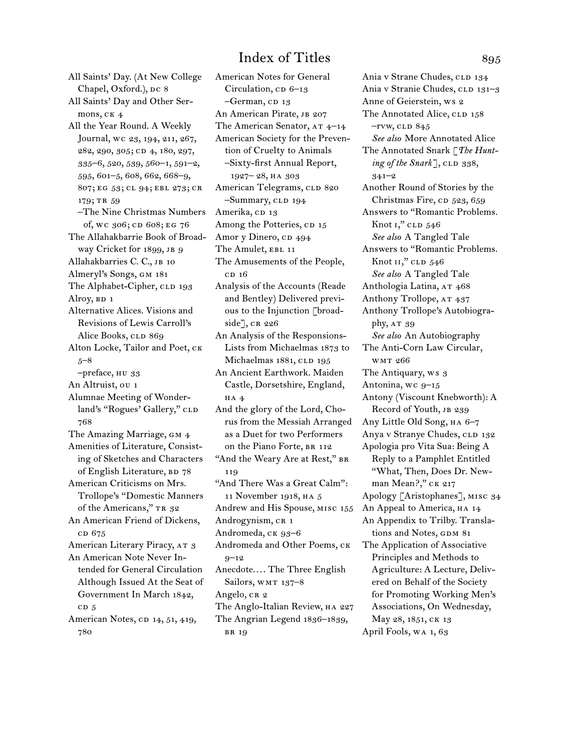# Index of Titles

All Saints' Day. (At New College Chapel, Oxford.), DC 8
All Saints' Day and Other Sermons, CK 4
All the Year Round. A Weekly Journal, WC 23, 194, 211, 267, 282, 290, 305; CD 4, 180, 297, 335–6, 520, 539, 560–1, 591–2, 595, 601–5, 608, 662, 668–9, 807; EG 53; CL 94; EBL 273; CR 179; TR 59
–The Nine Christmas Numbers of, WC 306; CD 608; EG 76
The Allahakbarrie Book of Broadway Cricket for 1899, JB 9
Allahakbarries C. C., JB 10
Almeryl's Songs, GM 181
The Alphabet-Cipher, CLD 193
Alroy, BD 1
Alternative Alices. Visions and Revisions of Lewis Carroll's Alice Books, CLD 869
Alton Locke, Tailor and Poet, CK 5–8
–preface, HU 33
An Altruist, OU 1
Alumnae Meeting of Wonderland's "Rogues' Gallery," CLD 768
The Amazing Marriage, GM 4
Amenities of Literature, Consisting of Sketches and Characters of English Literature, BD 78
American Criticisms on Mrs. Trollope's "Domestic Manners of the Americans," TR 32
An American Friend of Dickens, CD 675
American Literary Piracy, AT 3
An American Note Never Intended for General Circulation Although Issued At the Seat of Government In March 1842, CD 5
American Notes, CD 14, 51, 419, 780
American Notes for General Circulation, CD 6–13
–German, CD 13
An American Pirate, JB 207
The American Senator, AT 4–14
American Society for the Prevention of Cruelty to Animals –Sixty-first Annual Report, 1927– 28, HA 303
American Telegrams, CLD 820
–Summary, CLD 194
Amerika, CD 13
Among the Potteries, CD 15
Amor y Dinero, CD 494
The Amulet, EBL 11
The Amusements of the People, CD 16
Analysis of the Accounts (Reade and Bentley) Delivered previous to the Injunction [broadside], CR 226
An Analysis of the Responsions-Lists from Michaelmas 1873 to Michaelmas 1881, CLD 195
An Ancient Earthwork. Maiden Castle, Dorsetshire, England, HA 4
And the glory of the Lord, Chorus from the Messiah Arranged as a Duet for two Performers on the Piano Forte, BR 112
"And the Weary Are at Rest," BR 119
"And There Was a Great Calm": 11 November 1918, HA 5
Andrew and His Spouse, MISC 155
Androgynism, CR 1
Andromeda, CK 93–6
Andromeda and Other Poems, CK 9–12
Anecdote.... The Three English Sailors, WMT 137–8
Angelo, CR 2
The Anglo-Italian Review, HA 227
The Angrian Legend 1836–1839, BR 19
Ania v Strane Chudes, CLD 134
Ania v Stranie Chudes, CLD 131–3
Anne of Geierstein, WS 2
The Annotated Alice, CLD 158
–RVW, CLD 845
*See also* More Annotated Alice
The Annotated Snark [*The Hunting of the Snark*], CLD 338, 341–2
Another Round of Stories by the Christmas Fire, CD 523, 659
Answers to "Romantic Problems. Knot I," CLD 546
*See also* A Tangled Tale
Answers to "Romantic Problems. Knot II," CLD 546
*See also* A Tangled Tale
Anthologia Latina, AT 468
Anthony Trollope, AT 437
Anthony Trollope's Autobiography, AT 39
*See also* An Autobiography
The Anti-Corn Law Circular, WMT 266
The Antiquary, WS 3
Antonina, WC 9–15
Antony (Viscount Knebworth): A Record of Youth, JB 239
Any Little Old Song, HA 6–7
Anya v Stranye Chudes, CLD 132
Apologia pro Vita Sua: Being A Reply to a Pamphlet Entitled "What, Then, Does Dr. Newman Mean?," CK 217
Apology [Aristophanes], MISC 34
An Appeal to America, HA 14
An Appendix to Trilby. Translations and Notes, GDM 81
The Application of Associative Principles and Methods to Agriculture: A Lecture, Delivered on Behalf of the Society for Promoting Working Men's Associations, On Wednesday, May 28, 1851, CK 13
April Fools, WA 1, 63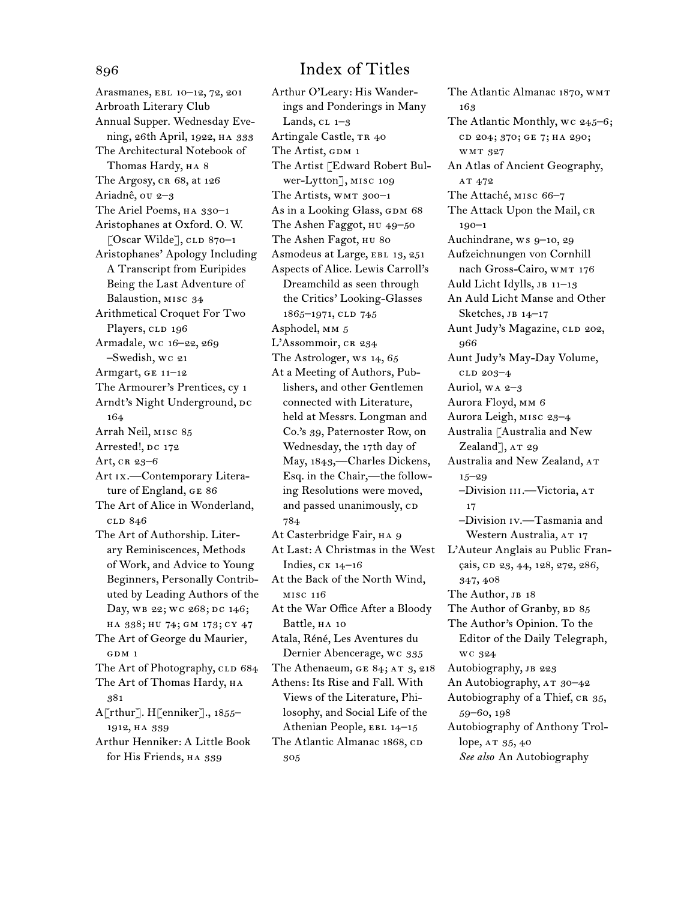# Index of Titles

Arasmanes, EBL 10–12, 72, 201
Arbroath Literary Club Annual Supper. Wednesday Evening, 26th April, 1922, HA 333
The Architectural Notebook of Thomas Hardy, HA 8
The Argosy, CR 68, at 126
Ariadnê, OU 2–3
The Ariel Poems, HA 330–1
Aristophanes at Oxford. O. W. [Oscar Wilde], CLD 870–1
Aristophanes' Apology Including A Transcript from Euripides Being the Last Adventure of Balaustion, MISC 34
Arithmetical Croquet For Two Players, CLD 196
Armadale, WC 16–22, 269
–Swedish, WC 21
Armgart, GE 11–12
The Armourer's Prentices, CY 1
Arndt's Night Underground, DC 164
Arrah Neil, MISC 85
Arrested!, DC 172
Art, CR 23–6
Art IX.—Contemporary Literature of England, GE 86
The Art of Alice in Wonderland, CLD 846
The Art of Authorship. Literary Reminiscences, Methods of Work, and Advice to Young Beginners, Personally Contributed by Leading Authors of the Day, WB 22; WC 268; DC 146; HA 338; HU 74; GM 173; CY 47
The Art of George du Maurier, GDM 1
The Art of Photography, CLD 684
The Art of Thomas Hardy, HA 381
A[rthur]. H[enniker]., 1855–1912, HA 339
Arthur Henniker: A Little Book for His Friends, HA 339
Arthur O'Leary: His Wanderings and Ponderings in Many Lands, CL 1–3
Artingale Castle, TR 40
The Artist, GDM 1
The Artist [Edward Robert Bulwer-Lytton], MISC 109
The Artists, WMT 300–1
As in a Looking Glass, GDM 68
The Ashen Faggot, HU 49–50
The Ashen Fagot, HU 80
Asmodeus at Large, EBL 13, 251
Aspects of Alice. Lewis Carroll's Dreamchild as seen through the Critics' Looking-Glasses 1865–1971, CLD 745
Asphodel, MM 5
L'Assommoir, CR 234
The Astrologer, WS 14, 65
At a Meeting of Authors, Publishers, and other Gentlemen connected with Literature, held at Messrs. Longman and Co.'s 39, Paternoster Row, on Wednesday, the 17th day of May, 1843,—Charles Dickens, Esq. in the Chair,—the following Resolutions were moved, and passed unanimously, CD 784
At Casterbridge Fair, HA 9
At Last: A Christmas in the West Indies, CK 14–16
At the Back of the North Wind, MISC 116
At the War Office After a Bloody Battle, HA 10
Atala, Réné, Les Aventures du Dernier Abencerage, WC 335
The Athenaeum, GE 84; AT 3, 218
Athens: Its Rise and Fall. With Views of the Literature, Philosophy, and Social Life of the Athenian People, EBL 14–15
The Atlantic Almanac 1868, CD 305
The Atlantic Almanac 1870, WMT 163
The Atlantic Monthly, WC 245–6; CD 204; 370; GE 7; HA 290; WMT 327
An Atlas of Ancient Geography, AT 472
The Attaché, MISC 66–7
The Attack Upon the Mail, CR 190–1
Auchindrane, WS 9–10, 29
Aufzeichnungen von Cornhill nach Gross-Cairo, WMT 176
Auld Licht Idylls, JB 11–13
An Auld Licht Manse and Other Sketches, JB 14–17
Aunt Judy's Magazine, CLD 202, 966
Aunt Judy's May-Day Volume, CLD 203–4
Auriol, WA 2–3
Aurora Floyd, MM 6
Aurora Leigh, MISC 23–4
Australia [Australia and New Zealand], AT 29
Australia and New Zealand, AT 15–29
–Division III.—Victoria, AT 17
–Division IV.—Tasmania and Western Australia, AT 17
L'Auteur Anglais au Public Français, CD 23, 44, 128, 272, 286, 347, 408
The Author, JB 18
The Author of Granby, BD 85
The Author's Opinion. To the Editor of the Daily Telegraph, WC 324
Autobiography, JB 223
An Autobiography, AT 30–42
Autobiography of a Thief, CR 35, 59–60, 198
Autobiography of Anthony Trollope, AT 35, 40
*See also* An Autobiography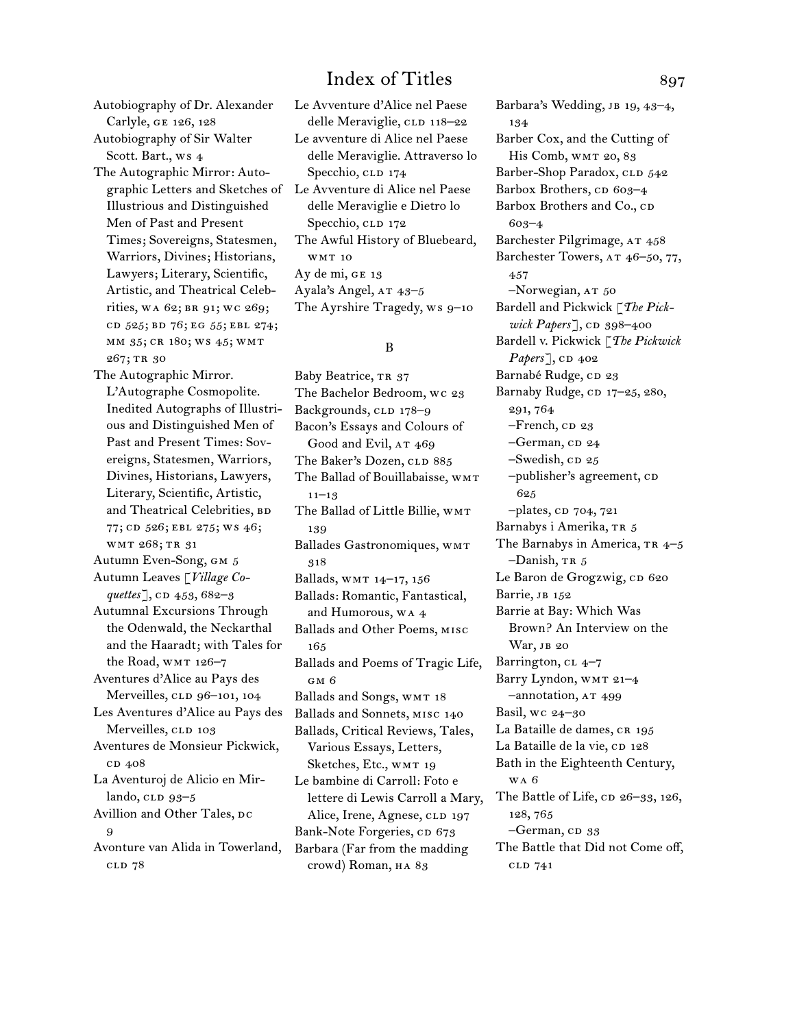Autobiography of Dr. Alexander Carlyle, GE 126, 128

Autobiography of Sir Walter Scott. Bart., WS 4

The Autographic Mirror: Autographic Letters and Sketches of Illustrious and Distinguished Men of Past and Present Times; Sovereigns, Statesmen, Warriors, Divines; Historians, Lawyers; Literary, Scientific, Artistic, and Theatrical Celebrities, WA 62; BR 91; WC 269; CD 525; BD 76; EG 55; EBL 274; MM 35; CR 180; WS 45; WMT 267; TR 30

The Autographic Mirror. L'Autographe Cosmopolite. Inedited Autographs of Illustrious and Distinguished Men of Past and Present Times: Sovereigns, Statesmen, Warriors, Divines, Historians, Lawyers, Literary, Scientific, Artistic, and Theatrical Celebrities, BD 77; CD 526; EBL 275; WS 46; WMT 268; TR 31

Autumn Even-Song, GM 5

Autumn Leaves [*Village Coquettes*], CD 453, 682–3

Autumnal Excursions Through the Odenwald, the Neckarthal and the Haaradt; with Tales for the Road, WMT 126–7

Aventures d'Alice au Pays des Merveilles, CLD 96–101, 104

Les Aventures d'Alice au Pays des Merveilles, CLD 103

Aventures de Monsieur Pickwick, CD 408

La Aventuroj de Alicio en Mirlando, CLD 93–5

Avillion and Other Tales, DC 9

Avonture van Alida in Towerland, CLD 78

Le Avventure d'Alice nel Paese delle Meraviglie, CLD 118–22

Le avventure di Alice nel Paese delle Meraviglie. Attraverso lo Specchio, CLD 174

Le Avventure di Alice nel Paese delle Meraviglie e Dietro lo Specchio, CLD 172

The Awful History of Bluebeard, WMT 10

Ay de mi, GE 13

Ayala's Angel, AT 43–5

The Ayrshire Tragedy, WS 9–10

B

Baby Beatrice, TR 37

The Bachelor Bedroom, WC 23

Backgrounds, CLD 178–9

Bacon's Essays and Colours of Good and Evil, AT 469

The Baker's Dozen, CLD 885

The Ballad of Bouillabaisse, WMT 11–13

The Ballad of Little Billie, WMT 139

Ballades Gastronomiques, WMT 318

Ballads, WMT 14–17, 156

Ballads: Romantic, Fantastical, and Humorous, WA 4

Ballads and Other Poems, MISC 165

Ballads and Poems of Tragic Life, GM 6

Ballads and Songs, WMT 18

Ballads and Sonnets, MISC 140

Ballads, Critical Reviews, Tales, Various Essays, Letters, Sketches, Etc., WMT 19

Le bambine di Carroll: Foto e lettere di Lewis Carroll a Mary, Alice, Irene, Agnese, CLD 197

Bank-Note Forgeries, CD 673

Barbara (Far from the madding crowd) Roman, HA 83

Barbara's Wedding, JB 19, 43–4, 134

Barber Cox, and the Cutting of His Comb, WMT 20, 83

Barber-Shop Paradox, CLD 542

Barbox Brothers, CD 603–4

Barbox Brothers and Co., CD 603–4

Barchester Pilgrimage, AT 458

Barchester Towers, AT 46–50, 77, 457
–Norwegian, AT 50

Bardell and Pickwick [*The Pickwick Papers*], CD 398–400

Bardell v. Pickwick [*The Pickwick Papers*], CD 402

Barnabé Rudge, CD 23

Barnaby Rudge, CD 17–25, 280, 291, 764
–French, CD 23
–German, CD 24
–Swedish, CD 25
–publisher's agreement, CD 625
–plates, CD 704, 721

Barnabys i Amerika, TR 5

The Barnabys in America, TR 4–5
–Danish, TR 5

Le Baron de Grogzwig, CD 620

Barrie, JB 152

Barrie at Bay: Which Was Brown? An Interview on the War, JB 20

Barrington, CL 4–7

Barry Lyndon, WMT 21–4
–annotation, AT 499

Basil, WC 24–30

La Bataille de dames, CR 195

La Bataille de la vie, CD 128

Bath in the Eighteenth Century, WA 6

The Battle of Life, CD 26–33, 126, 128, 765
–German, CD 33

The Battle that Did not Come off, CLD 741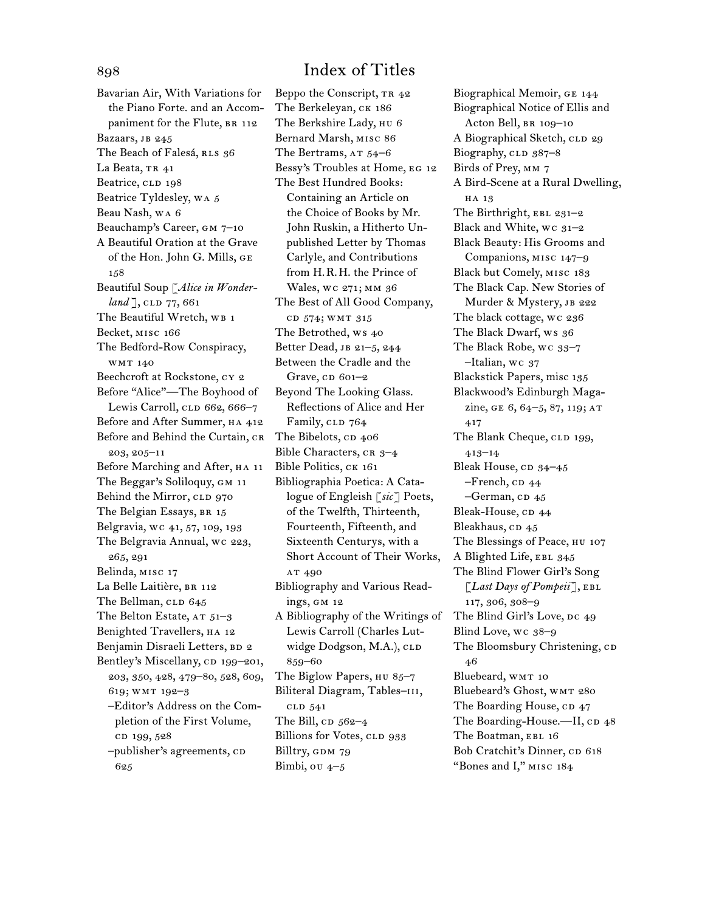# Index of Titles

Bavarian Air, With Variations for the Piano Forte. and an Accompaniment for the Flute, BR 112
Bazaars, JB 245
The Beach of Falesá, RLS 36
La Beata, TR 41
Beatrice, CLD 198
Beatrice Tyldesley, WA 5
Beau Nash, WA 6
Beauchamp's Career, GM 7–10
A Beautiful Oration at the Grave of the Hon. John G. Mills, GE 158
Beautiful Soup [*Alice in Wonderland*], CLD 77, 661
The Beautiful Wretch, WB 1
Becket, MISC 166
The Bedford-Row Conspiracy, WMT 140
Beechcroft at Rockstone, CY 2
Before "Alice"—The Boyhood of Lewis Carroll, CLD 662, 666–7
Before and After Summer, HA 412
Before and Behind the Curtain, CR 203, 205–11
Before Marching and After, HA 11
The Beggar's Soliloquy, GM 11
Behind the Mirror, CLD 970
The Belgian Essays, BR 15
Belgravia, WC 41, 57, 109, 193
The Belgravia Annual, WC 223, 265, 291
Belinda, MISC 17
La Belle Laitière, BR 112
The Bellman, CLD 645
The Belton Estate, AT 51–3
Benighted Travellers, HA 12
Benjamin Disraeli Letters, BD 2
Bentley's Miscellany, CD 199–201, 203, 350, 428, 479–80, 528, 609, 619; WMT 192–3
–Editor's Address on the Completion of the First Volume, CD 199, 528
–publisher's agreements, CD 625

Beppo the Conscript, TR 42
The Berkeleyan, CK 186
The Berkshire Lady, HU 6
Bernard Marsh, MISC 86
The Bertrams, AT 54–6
Bessy's Troubles at Home, EG 12
The Best Hundred Books: Containing an Article on the Choice of Books by Mr. John Ruskin, a Hitherto Unpublished Letter by Thomas Carlyle, and Contributions from H. R. H. the Prince of Wales, WC 271; MM 36
The Best of All Good Company, CD 574; WMT 315
The Betrothed, WS 40
Better Dead, JB 21–5, 244
Between the Cradle and the Grave, CD 601–2
Beyond The Looking Glass. Reflections of Alice and Her Family, CLD 764
The Bibelots, CD 406
Bible Characters, CR 3–4
Bible Politics, CK 161
Bibliographia Poetica: A Catalogue of Engleish [*sic*] Poets, of the Twelfth, Thirteenth, Fourteenth, Fifteenth, and Sixteenth Centurys, with a Short Account of Their Works, AT 490
Bibliography and Various Readings, GM 12
A Bibliography of the Writings of Lewis Carroll (Charles Lutwidge Dodgson, M.A.), CLD 859–60
The Biglow Papers, HU 85–7
Biliteral Diagram, Tables–III, CLD 541
The Bill, CD 562–4
Billions for Votes, CLD 933
Billtry, GDM 79
Bimbi, OU 4–5

Biographical Memoir, GE 144
Biographical Notice of Ellis and Acton Bell, BR 109–10
A Biographical Sketch, CLD 29
Biography, CLD 387–8
Birds of Prey, MM 7
A Bird-Scene at a Rural Dwelling, HA 13
The Birthright, EBL 231–2
Black and White, WC 31–2
Black Beauty: His Grooms and Companions, MISC 147–9
Black but Comely, MISC 183
The Black Cap. New Stories of Murder & Mystery, JB 222
The black cottage, WC 236
The Black Dwarf, WS 36
The Black Robe, WC 33–7
–Italian, WC 37
Blackstick Papers, misc 135
Blackwood's Edinburgh Magazine, GE 6, 64–5, 87, 119; AT 417
The Blank Cheque, CLD 199, 413–14
Bleak House, CD 34–45
–French, CD 44
–German, CD 45
Bleak-House, CD 44
Bleakhaus, CD 45
The Blessings of Peace, HU 107
A Blighted Life, EBL 345
The Blind Flower Girl's Song [*Last Days of Pompeii*], EBL 117, 306, 308–9
The Blind Girl's Love, DC 49
Blind Love, WC 38–9
The Bloomsbury Christening, CD 46
Bluebeard, WMT 10
Bluebeard's Ghost, WMT 280
The Boarding House, CD 47
The Boarding-House.—II, CD 48
The Boatman, EBL 16
Bob Cratchit's Dinner, CD 618
"Bones and I," MISC 184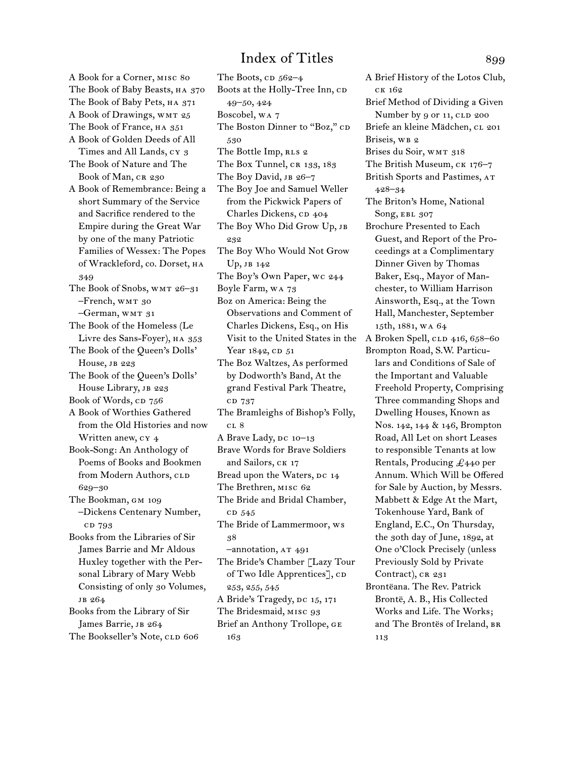# Index of Titles

A Book for a Corner, MISC 80
The Book of Baby Beasts, HA 370
The Book of Baby Pets, HA 371
A Book of Drawings, WMT 25
The Book of France, HA 351
A Book of Golden Deeds of All Times and All Lands, CY 3
The Book of Nature and The Book of Man, CR 230
A Book of Remembrance: Being a short Summary of the Service and Sacrifice rendered to the Empire during the Great War by one of the many Patriotic Families of Wessex: The Popes of Wrackleford, co. Dorset, HA 349
The Book of Snobs, WMT 26–31
–French, WMT 30
–German, WMT 31
The Book of the Homeless (Le Livre des Sans-Foyer), HA 353
The Book of the Queen's Dolls' House, JB 223
The Book of the Queen's Dolls' House Library, JB 223
Book of Words, CD 756
A Book of Worthies Gathered from the Old Histories and now Written anew, CY 4
Book-Song: An Anthology of Poems of Books and Bookmen from Modern Authors, CLD 629–30
The Bookman, GM 109
–Dickens Centenary Number, CD 793
Books from the Libraries of Sir James Barrie and Mr Aldous Huxley together with the Personal Library of Mary Webb Consisting of only 30 Volumes, JB 264
Books from the Library of Sir James Barrie, JB 264
The Bookseller's Note, CLD 606
The Boots, CD 562–4
Boots at the Holly-Tree Inn, CD 49–50, 424
Boscobel, WA 7
The Boston Dinner to "Boz," CD 530
The Bottle Imp, RLS 2
The Box Tunnel, CR 133, 183
The Boy David, JB 26–7
The Boy Joe and Samuel Weller from the Pickwick Papers of Charles Dickens, CD 404
The Boy Who Did Grow Up, JB 232
The Boy Who Would Not Grow Up, JB 142
The Boy's Own Paper, WC 244
Boyle Farm, WA 73
Boz on America: Being the Observations and Comment of Charles Dickens, Esq., on His Visit to the United States in the Year 1842, CD 51
The Boz Waltzes, As performed by Dodworth's Band, At the grand Festival Park Theatre, CD 737
The Bramleighs of Bishop's Folly, CL 8
A Brave Lady, DC 10–13
Brave Words for Brave Soldiers and Sailors, CK 17
Bread upon the Waters, DC 14
The Brethren, MISC 62
The Bride and Bridal Chamber, CD 545
The Bride of Lammermoor, WS 38
–annotation, AT 491
The Bride's Chamber [Lazy Tour of Two Idle Apprentices], CD 253, 255, 545
A Bride's Tragedy, DC 15, 171
The Bridesmaid, MISC 93
Brief an Anthony Trollope, GE 163
A Brief History of the Lotos Club, CK 162
Brief Method of Dividing a Given Number by 9 or 11, CLD 200
Briefe an kleine Mädchen, CL 201
Briseis, WB 2
Brises du Soir, WMT 318
The British Museum, CK 176–7
British Sports and Pastimes, AT 428–34
The Briton's Home, National Song, EBL 307
Brochure Presented to Each Guest, and Report of the Proceedings at a Complimentary Dinner Given by Thomas Baker, Esq., Mayor of Manchester, to William Harrison Ainsworth, Esq., at the Town Hall, Manchester, September 15th, 1881, WA 64
A Broken Spell, CLD 416, 658–60
Brompton Road, S.W. Particulars and Conditions of Sale of the Important and Valuable Freehold Property, Comprising Three commanding Shops and Dwelling Houses, Known as Nos. 142, 144 & 146, Brompton Road, All Let on short Leases to responsible Tenants at low Rentals, Producing £440 per Annum. Which Will be Offered for Sale by Auction, by Messrs. Mabbett & Edge At the Mart, Tokenhouse Yard, Bank of England, E.C., On Thursday, the 30th day of June, 1892, at One o'Clock Precisely (unless Previously Sold by Private Contract), CR 231
Brontëana. The Rev. Patrick Brontë, A. B., His Collected Works and Life. The Works; and The Brontës of Ireland, BR 113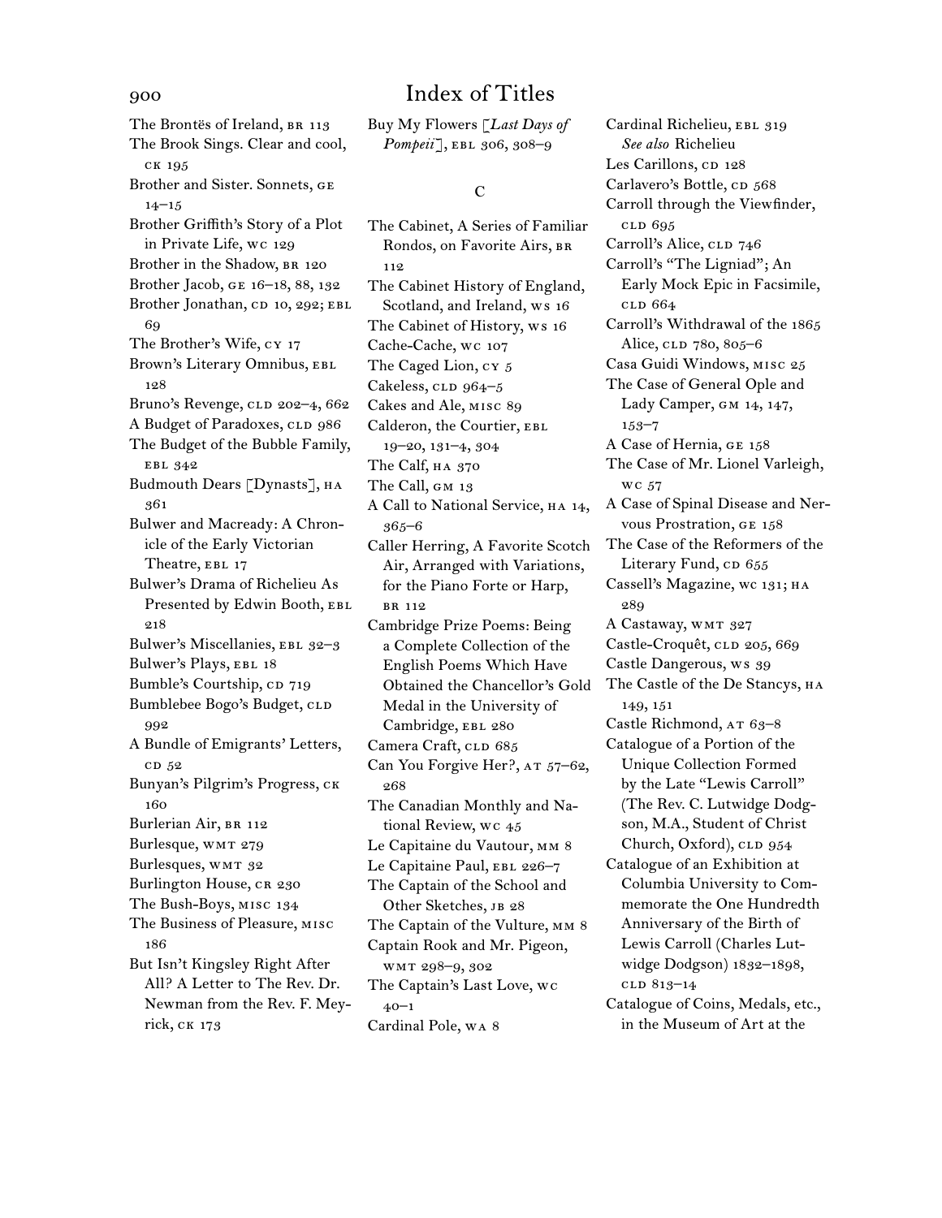# Index of Titles

The Brontës of Ireland, BR 113
The Brook Sings. Clear and cool, CK 195
Brother and Sister. Sonnets, GE 14–15
Brother Griffith's Story of a Plot in Private Life, WC 129
Brother in the Shadow, BR 120
Brother Jacob, GE 16–18, 88, 132
Brother Jonathan, CD 10, 292; EBL 69
The Brother's Wife, CY 17
Brown's Literary Omnibus, EBL 128
Bruno's Revenge, CLD 202–4, 662
A Budget of Paradoxes, CLD 986
The Budget of the Bubble Family, EBL 342
Budmouth Dears [Dynasts], HA 361
Bulwer and Macready: A Chronicle of the Early Victorian Theatre, EBL 17
Bulwer's Drama of Richelieu As Presented by Edwin Booth, EBL 218
Bulwer's Miscellanies, EBL 32–3
Bulwer's Plays, EBL 18
Bumble's Courtship, CD 719
Bumblebee Bogo's Budget, CLD 992
A Bundle of Emigrants' Letters, CD 52
Bunyan's Pilgrim's Progress, CK 160
Burlerian Air, BR 112
Burlesque, WMT 279
Burlesques, WMT 32
Burlington House, CR 230
The Bush-Boys, MISC 134
The Business of Pleasure, MISC 186
But Isn't Kingsley Right After All? A Letter to The Rev. Dr. Newman from the Rev. F. Meyrick, CK 173
Buy My Flowers [*Last Days of Pompeii*], EBL 306, 308–9

## C

The Cabinet, A Series of Familiar Rondos, on Favorite Airs, BR 112
The Cabinet History of England, Scotland, and Ireland, WS 16
The Cabinet of History, WS 16
Cache-Cache, WC 107
The Caged Lion, CY 5
Cakeless, CLD 964–5
Cakes and Ale, MISC 89
Calderon, the Courtier, EBL 19–20, 131–4, 304
The Calf, HA 370
The Call, GM 13
A Call to National Service, HA 14, 365–6
Caller Herring, A Favorite Scotch Air, Arranged with Variations, for the Piano Forte or Harp, BR 112
Cambridge Prize Poems: Being a Complete Collection of the English Poems Which Have Obtained the Chancellor's Gold Medal in the University of Cambridge, EBL 280
Camera Craft, CLD 685
Can You Forgive Her?, AT 57–62, 268
The Canadian Monthly and National Review, WC 45
Le Capitaine du Vautour, MM 8
Le Capitaine Paul, EBL 226–7
The Captain of the School and Other Sketches, JB 28
The Captain of the Vulture, MM 8
Captain Rook and Mr. Pigeon, WMT 298–9, 302
The Captain's Last Love, WC 40–1
Cardinal Pole, WA 8
Cardinal Richelieu, EBL 319
*See also* Richelieu
Les Carillons, CD 128
Carlavero's Bottle, CD 568
Carroll through the Viewfinder, CLD 695
Carroll's Alice, CLD 746
Carroll's "The Ligniad"; An Early Mock Epic in Facsimile, CLD 664
Carroll's Withdrawal of the 1865 Alice, CLD 780, 805–6
Casa Guidi Windows, MISC 25
The Case of General Ople and Lady Camper, GM 14, 147, 153–7
A Case of Hernia, GE 158
The Case of Mr. Lionel Varleigh, WC 57
A Case of Spinal Disease and Nervous Prostration, GE 158
The Case of the Reformers of the Literary Fund, CD 655
Cassell's Magazine, WC 131; HA 289
A Castaway, WMT 327
Castle-Croquêt, CLD 205, 669
Castle Dangerous, WS 39
The Castle of the De Stancys, HA 149, 151
Castle Richmond, AT 63–8
Catalogue of a Portion of the Unique Collection Formed by the Late "Lewis Carroll" (The Rev. C. Lutwidge Dodgson, M.A., Student of Christ Church, Oxford), CLD 954
Catalogue of an Exhibition at Columbia University to Commemorate the One Hundredth Anniversary of the Birth of Lewis Carroll (Charles Lutwidge Dodgson) 1832–1898, CLD 813–14
Catalogue of Coins, Medals, etc., in the Museum of Art at the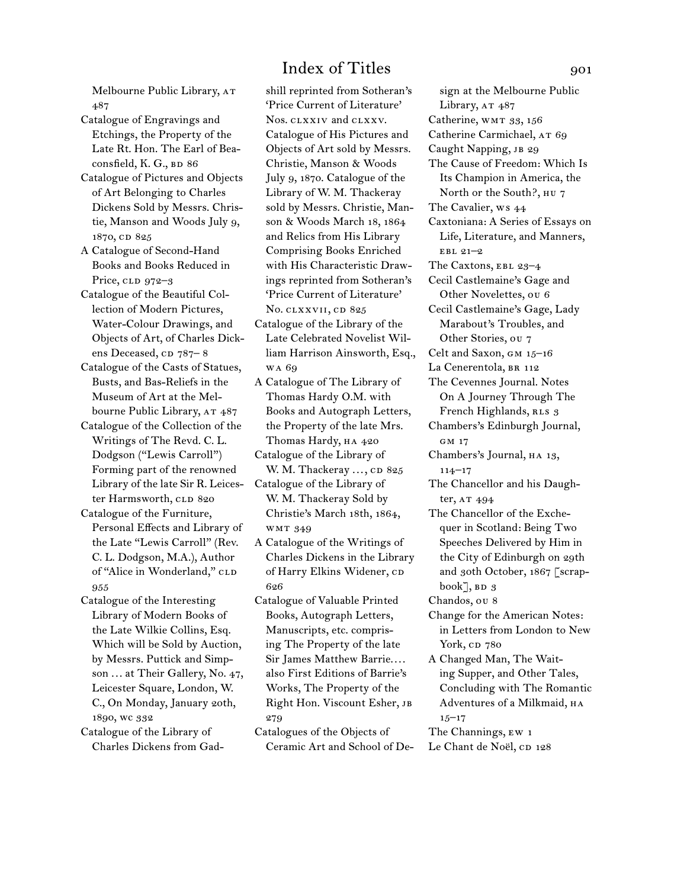Melbourne Public Library, AT 487

Catalogue of Engravings and Etchings, the Property of the Late Rt. Hon. The Earl of Beaconsfield, K. G., BD 86

Catalogue of Pictures and Objects of Art Belonging to Charles Dickens Sold by Messrs. Christie, Manson and Woods July 9, 1870, CD 825

A Catalogue of Second-Hand Books and Books Reduced in Price, CLD 972–3

Catalogue of the Beautiful Collection of Modern Pictures, Water-Colour Drawings, and Objects of Art, of Charles Dickens Deceased, CD 787– 8

Catalogue of the Casts of Statues, Busts, and Bas-Reliefs in the Museum of Art at the Melbourne Public Library, AT 487

Catalogue of the Collection of the Writings of The Revd. C. L. Dodgson ("Lewis Carroll") Forming part of the renowned Library of the late Sir R. Leicester Harmsworth, CLD 820

Catalogue of the Furniture, Personal Effects and Library of the Late "Lewis Carroll" (Rev. C. L. Dodgson, M.A.), Author of "Alice in Wonderland," CLD 955

Catalogue of the Interesting Library of Modern Books of the Late Wilkie Collins, Esq. Which will be Sold by Auction, by Messrs. Puttick and Simpson … at Their Gallery, No. 47, Leicester Square, London, W. C., On Monday, January 20th, 1890, WC 332

Catalogue of the Library of Charles Dickens from Gadshill reprinted from Sotheran's 'Price Current of Literature' Nos. CLXXIV and CLXXV. Catalogue of His Pictures and Objects of Art sold by Messrs. Christie, Manson & Woods July 9, 1870. Catalogue of the Library of W. M. Thackeray sold by Messrs. Christie, Manson & Woods March 18, 1864 and Relics from His Library Comprising Books Enriched with His Characteristic Drawings reprinted from Sotheran's 'Price Current of Literature' No. CLXXVII, CD 825

Catalogue of the Library of the Late Celebrated Novelist William Harrison Ainsworth, Esq., WA 69

A Catalogue of The Library of Thomas Hardy O.M. with Books and Autograph Letters, the Property of the late Mrs. Thomas Hardy, HA 420

Catalogue of the Library of W. M. Thackeray …, CD 825

Catalogue of the Library of W. M. Thackeray Sold by Christie's March 18th, 1864, WMT 349

A Catalogue of the Writings of Charles Dickens in the Library of Harry Elkins Widener, CD 626

Catalogue of Valuable Printed Books, Autograph Letters, Manuscripts, etc. comprising The Property of the late Sir James Matthew Barrie.… also First Editions of Barrie's Works, The Property of the Right Hon. Viscount Esher, JB 279

Catalogues of the Objects of Ceramic Art and School of Design at the Melbourne Public Library, AT 487

Catherine, WMT 33, 156

Catherine Carmichael, AT 69

Caught Napping, JB 29

The Cause of Freedom: Which Is Its Champion in America, the North or the South?, HU 7

The Cavalier, WS 44

Caxtoniana: A Series of Essays on Life, Literature, and Manners, EBL 21–2

The Caxtons, EBL 23–4

Cecil Castlemaine's Gage and Other Novelettes, OU 6

Cecil Castlemaine's Gage, Lady Marabout's Troubles, and Other Stories, OU 7

Celt and Saxon, GM 15–16

La Cenerentola, BR 112

The Cevennes Journal. Notes On A Journey Through The French Highlands, RLS 3

Chambers's Edinburgh Journal, GM 17

Chambers's Journal, HA 13, 114–17

The Chancellor and his Daughter, AT 494

The Chancellor of the Exchequer in Scotland: Being Two Speeches Delivered by Him in the City of Edinburgh on 29th and 30th October, 1867 [scrapbook], BD 3

Chandos, OU 8

Change for the American Notes: in Letters from London to New York, CD 780

A Changed Man, The Waiting Supper, and Other Tales, Concluding with The Romantic Adventures of a Milkmaid, HA 15–17

The Channings, EW 1

Le Chant de Noël, CD 128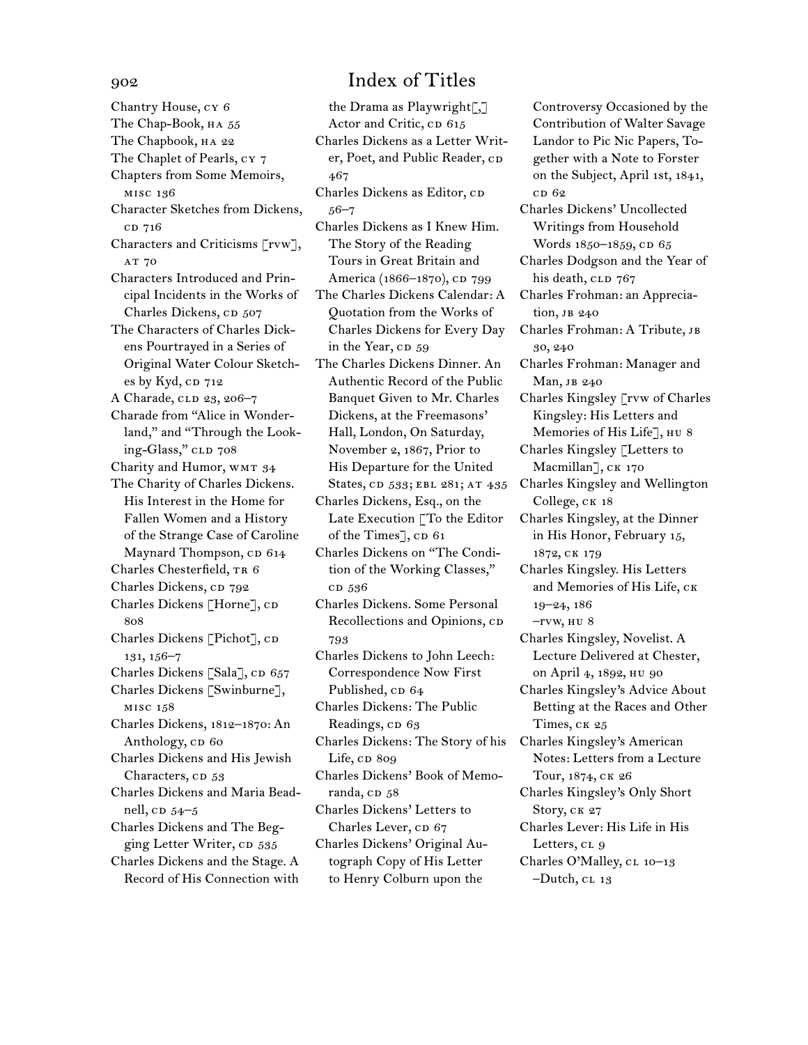# Index of Titles

Chantry House, CY 6
The Chap-Book, HA 55
The Chapbook, HA 22
The Chaplet of Pearls, CY 7
Chapters from Some Memoirs, MISC 136
Character Sketches from Dickens, CD 716
Characters and Criticisms [rvw], AT 70
Characters Introduced and Principal Incidents in the Works of Charles Dickens, CD 507
The Characters of Charles Dickens Pourtrayed in a Series of Original Water Colour Sketches by Kyd, CD 712
A Charade, CLD 23, 206–7
Charade from "Alice in Wonderland," and "Through the Looking-Glass," CLD 708
Charity and Humor, WMT 34
The Charity of Charles Dickens. His Interest in the Home for Fallen Women and a History of the Strange Case of Caroline Maynard Thompson, CD 614
Charles Chesterfield, TR 6
Charles Dickens, CD 792
Charles Dickens [Horne], CD 808
Charles Dickens [Pichot], CD 131, 156–7
Charles Dickens [Sala], CD 657
Charles Dickens [Swinburne], MISC 158
Charles Dickens, 1812–1870: An Anthology, CD 60
Charles Dickens and His Jewish Characters, CD 53
Charles Dickens and Maria Beadnell, CD 54–5
Charles Dickens and The Begging Letter Writer, CD 535
Charles Dickens and the Stage. A Record of His Connection with the Drama as Playwright[,] Actor and Critic, CD 615
Charles Dickens as a Letter Writer, Poet, and Public Reader, CD 467
Charles Dickens as Editor, CD 56–7
Charles Dickens as I Knew Him. The Story of the Reading Tours in Great Britain and America (1866–1870), CD 799
The Charles Dickens Calendar: A Quotation from the Works of Charles Dickens for Every Day in the Year, CD 59
The Charles Dickens Dinner. An Authentic Record of the Public Banquet Given to Mr. Charles Dickens, at the Freemasons' Hall, London, On Saturday, November 2, 1867, Prior to His Departure for the United States, CD 533; EBL 281; AT 435
Charles Dickens, Esq., on the Late Execution [To the Editor of the Times], CD 61
Charles Dickens on "The Condition of the Working Classes," CD 536
Charles Dickens. Some Personal Recollections and Opinions, CD 793
Charles Dickens to John Leech: Correspondence Now First Published, CD 64
Charles Dickens: The Public Readings, CD 63
Charles Dickens: The Story of his Life, CD 809
Charles Dickens' Book of Memoranda, CD 58
Charles Dickens' Letters to Charles Lever, CD 67
Charles Dickens' Original Autograph Copy of His Letter to Henry Colburn upon the Controversy Occasioned by the Contribution of Walter Savage Landor to Pic Nic Papers, Together with a Note to Forster on the Subject, April 1st, 1841, CD 62
Charles Dickens' Uncollected Writings from Household Words 1850–1859, CD 65
Charles Dodgson and the Year of his death, CLD 767
Charles Frohman: an Appreciation, JB 240
Charles Frohman: A Tribute, JB 30, 240
Charles Frohman: Manager and Man, JB 240
Charles Kingsley [rvw of Charles Kingsley: His Letters and Memories of His Life], HU 8
Charles Kingsley [Letters to Macmillan], CK 170
Charles Kingsley and Wellington College, CK 18
Charles Kingsley, at the Dinner in His Honor, February 15, 1872, CK 179
Charles Kingsley. His Letters and Memories of His Life, CK 19–24, 186
–rvw, HU 8
Charles Kingsley, Novelist. A Lecture Delivered at Chester, on April 4, 1892, HU 90
Charles Kingsley's Advice About Betting at the Races and Other Times, CK 25
Charles Kingsley's American Notes: Letters from a Lecture Tour, 1874, CK 26
Charles Kingsley's Only Short Story, CK 27
Charles Lever: His Life in His Letters, CL 9
Charles O'Malley, CL 10–13
–Dutch, CL 13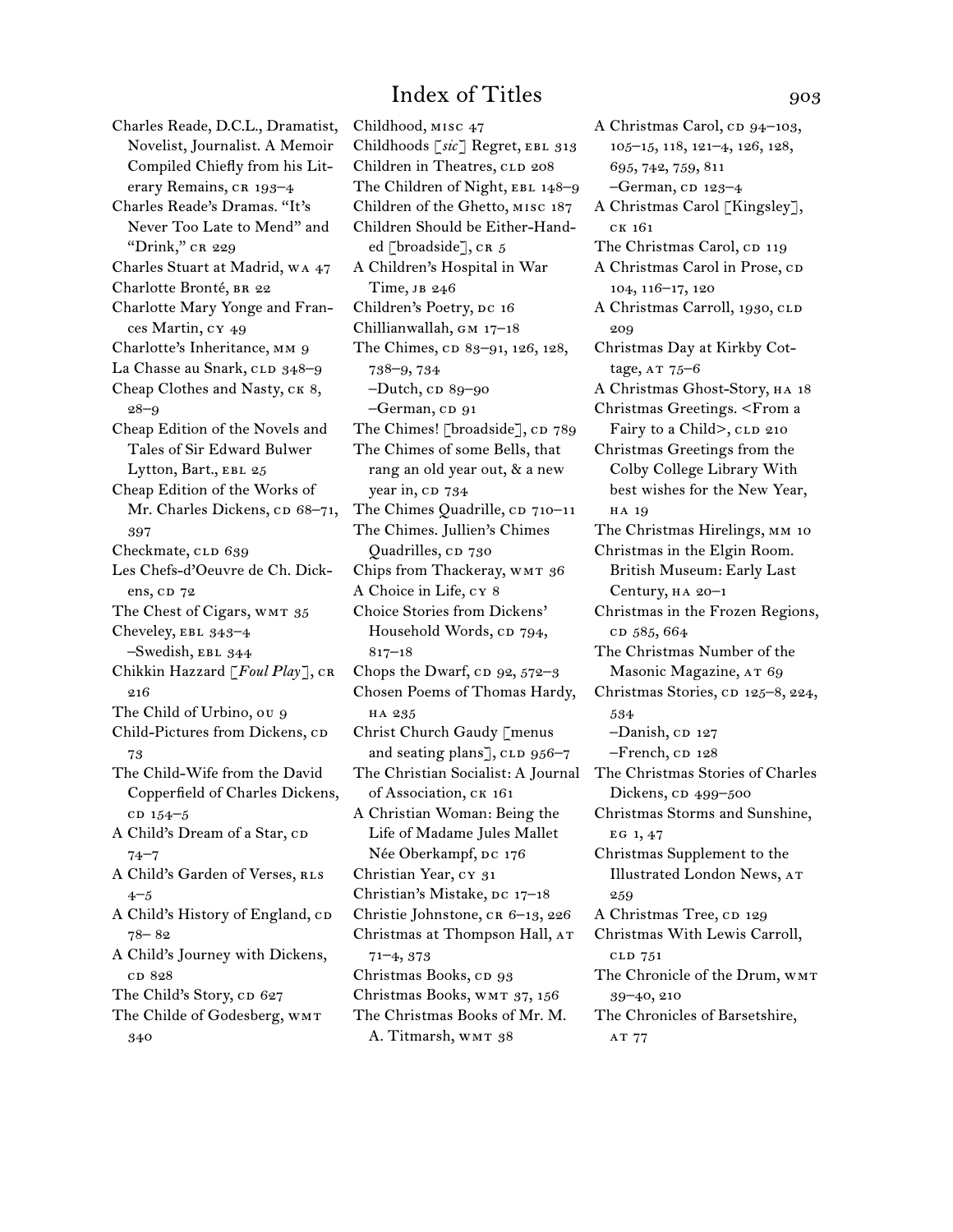# Index of Titles

Charles Reade, D.C.L., Dramatist, Novelist, Journalist. A Memoir Compiled Chiefly from his Literary Remains, CR 193–4
Charles Reade's Dramas. "It's Never Too Late to Mend" and "Drink," CR 229
Charles Stuart at Madrid, WA 47
Charlotte Brontë, BR 22
Charlotte Mary Yonge and Frances Martin, CY 49
Charlotte's Inheritance, MM 9
La Chasse au Snark, CLD 348–9
Cheap Clothes and Nasty, CK 8, 28–9
Cheap Edition of the Novels and Tales of Sir Edward Bulwer Lytton, Bart., EBL 25
Cheap Edition of the Works of Mr. Charles Dickens, CD 68–71, 397
Checkmate, CLD 639
Les Chefs-d'Oeuvre de Ch. Dickens, CD 72
The Chest of Cigars, WMT 35
Cheveley, EBL 343–4
–Swedish, EBL 344
Chikkin Hazzard [*Foul Play*], CR 216
The Child of Urbino, OU 9
Child-Pictures from Dickens, CD 73
The Child-Wife from the David Copperfield of Charles Dickens, CD 154–5
A Child's Dream of a Star, CD 74–7
A Child's Garden of Verses, RLS 4–5
A Child's History of England, CD 78– 82
A Child's Journey with Dickens, CD 828
The Child's Story, CD 627
The Childe of Godesberg, WMT 340
Childhood, MISC 47
Childhoods [*sic*] Regret, EBL 313
Children in Theatres, CLD 208
The Children of Night, EBL 148–9
Children of the Ghetto, MISC 187
Children Should be Either-Handed [broadside], CR 5
A Children's Hospital in War Time, JB 246
Children's Poetry, DC 16
Chillianwallah, GM 17–18
The Chimes, CD 83–91, 126, 128, 738–9, 734
–Dutch, CD 89–90
–German, CD 91
The Chimes! [broadside], CD 789
The Chimes of some Bells, that rang an old year out, & a new year in, CD 734
The Chimes Quadrille, CD 710–11
The Chimes. Jullien's Chimes Quadrilles, CD 730
Chips from Thackeray, WMT 36
A Choice in Life, CY 8
Choice Stories from Dickens' Household Words, CD 794, 817–18
Chops the Dwarf, CD 92, 572–3
Chosen Poems of Thomas Hardy, HA 235
Christ Church Gaudy [menus and seating plans], CLD 956–7
The Christian Socialist: A Journal of Association, CK 161
A Christian Woman: Being the Life of Madame Jules Mallet Née Oberkampf, DC 176
Christian Year, CY 31
Christian's Mistake, DC 17–18
Christie Johnstone, CR 6–13, 226
Christmas at Thompson Hall, AT 71–4, 373
Christmas Books, CD 93
Christmas Books, WMT 37, 156
The Christmas Books of Mr. M. A. Titmarsh, WMT 38
A Christmas Carol, CD 94–103, 105–15, 118, 121–4, 126, 128, 695, 742, 759, 811
–German, CD 123–4
A Christmas Carol [Kingsley], CK 161
The Christmas Carol, CD 119
A Christmas Carol in Prose, CD 104, 116–17, 120
A Christmas Carroll, 1930, CLD 209
Christmas Day at Kirkby Cottage, AT 75–6
A Christmas Ghost-Story, HA 18
Christmas Greetings. <From a Fairy to a Child>, CLD 210
Christmas Greetings from the Colby College Library With best wishes for the New Year, HA 19
The Christmas Hirelings, MM 10
Christmas in the Elgin Room. British Museum: Early Last Century, HA 20–1
Christmas in the Frozen Regions, CD 585, 664
The Christmas Number of the Masonic Magazine, AT 69
Christmas Stories, CD 125–8, 224, 534
–Danish, CD 127
–French, CD 128
The Christmas Stories of Charles Dickens, CD 499–500
Christmas Storms and Sunshine, EG 1, 47
Christmas Supplement to the Illustrated London News, AT 259
A Christmas Tree, CD 129
Christmas With Lewis Carroll, CLD 751
The Chronicle of the Drum, WMT 39–40, 210
The Chronicles of Barsetshire, AT 77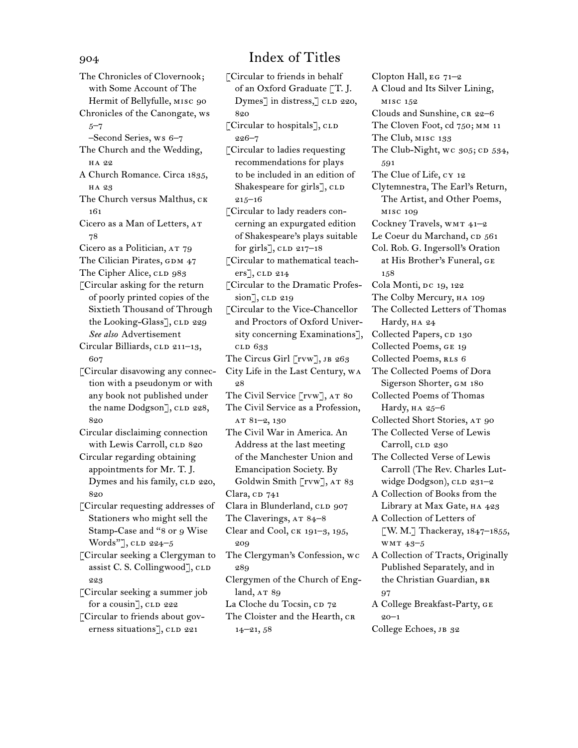# Index of Titles

The Chronicles of Clovernook; with Some Account of The Hermit of Bellyfulle, MISC 90
Chronicles of the Canongate, WS 5–7
–Second Series, WS 6–7
The Church and the Wedding, HA 22
A Church Romance. Circa 1835, HA 23
The Church versus Malthus, CK 161
Cicero as a Man of Letters, AT 78
Cicero as a Politician, AT 79
The Cilician Pirates, GDM 47
The Cipher Alice, CLD 983
[Circular asking for the return of poorly printed copies of the Sixtieth Thousand of Through the Looking-Glass], CLD 229
*See also* Advertisement
Circular Billiards, CLD 211–13, 607
[Circular disavowing any connection with a pseudonym or with any book not published under the name Dodgson], CLD 228, 820
Circular disclaiming connection with Lewis Carroll, CLD 820
Circular regarding obtaining appointments for Mr. T. J. Dymes and his family, CLD 220, 820
[Circular requesting addresses of Stationers who might sell the Stamp-Case and "8 or 9 Wise Words"], CLD 224–5
[Circular seeking a Clergyman to assist C. S. Collingwood], CLD 223
[Circular seeking a summer job for a cousin], CLD 222
[Circular to friends about governess situations], CLD 221
[Circular to friends in behalf of an Oxford Graduate [T. J. Dymes] in distress,] CLD 220, 820
[Circular to hospitals], CLD 226–7
[Circular to ladies requesting recommendations for plays to be included in an edition of Shakespeare for girls], CLD 215–16
[Circular to lady readers concerning an expurgated edition of Shakespeare's plays suitable for girls], CLD 217–18
[Circular to mathematical teachers], CLD 214
[Circular to the Dramatic Profession], CLD 219
[Circular to the Vice-Chancellor and Proctors of Oxford University concerning Examinations], CLD 633
The Circus Girl [RVW], JB 263
City Life in the Last Century, WA 28
The Civil Service [RVW], AT 80
The Civil Service as a Profession, AT 81–2, 130
The Civil War in America. An Address at the last meeting of the Manchester Union and Emancipation Society. By Goldwin Smith [RVW], AT 83
Clara, CD 741
Clara in Blunderland, CLD 907
The Claverings, AT 84–8
Clear and Cool, CK 191–3, 195, 209
The Clergyman's Confession, WC 289
Clergymen of the Church of England, AT 89
La Cloche du Tocsin, CD 72
The Cloister and the Hearth, CR 14–21, 58
Clopton Hall, EG 71–2
A Cloud and Its Silver Lining, MISC 152
Clouds and Sunshine, CR 22–6
The Cloven Foot, CD 750; MM 11
The Club, MISC 133
The Club-Night, WC 305; CD 534, 591
The Clue of Life, CY 12
Clytemnestra, The Earl's Return, The Artist, and Other Poems, MISC 109
Cockney Travels, WMT 41–2
Le Coeur du Marchand, CD 561
Col. Rob. G. Ingersoll's Oration at His Brother's Funeral, GE 158
Cola Monti, DC 19, 122
The Colby Mercury, HA 109
The Collected Letters of Thomas Hardy, HA 24
Collected Papers, CD 130
Collected Poems, GE 19
Collected Poems, RLS 6
The Collected Poems of Dora Sigerson Shorter, GM 180
Collected Poems of Thomas Hardy, HA 25–6
Collected Short Stories, AT 90
The Collected Verse of Lewis Carroll, CLD 230
The Collected Verse of Lewis Carroll (The Rev. Charles Lutwidge Dodgson), CLD 231–2
A Collection of Books from the Library at Max Gate, HA 423
A Collection of Letters of [W. M.] Thackeray, 1847–1855, WMT 43–5
A Collection of Tracts, Originally Published Separately, and in the Christian Guardian, BR 97
A College Breakfast-Party, GE 20–1
College Echoes, JB 32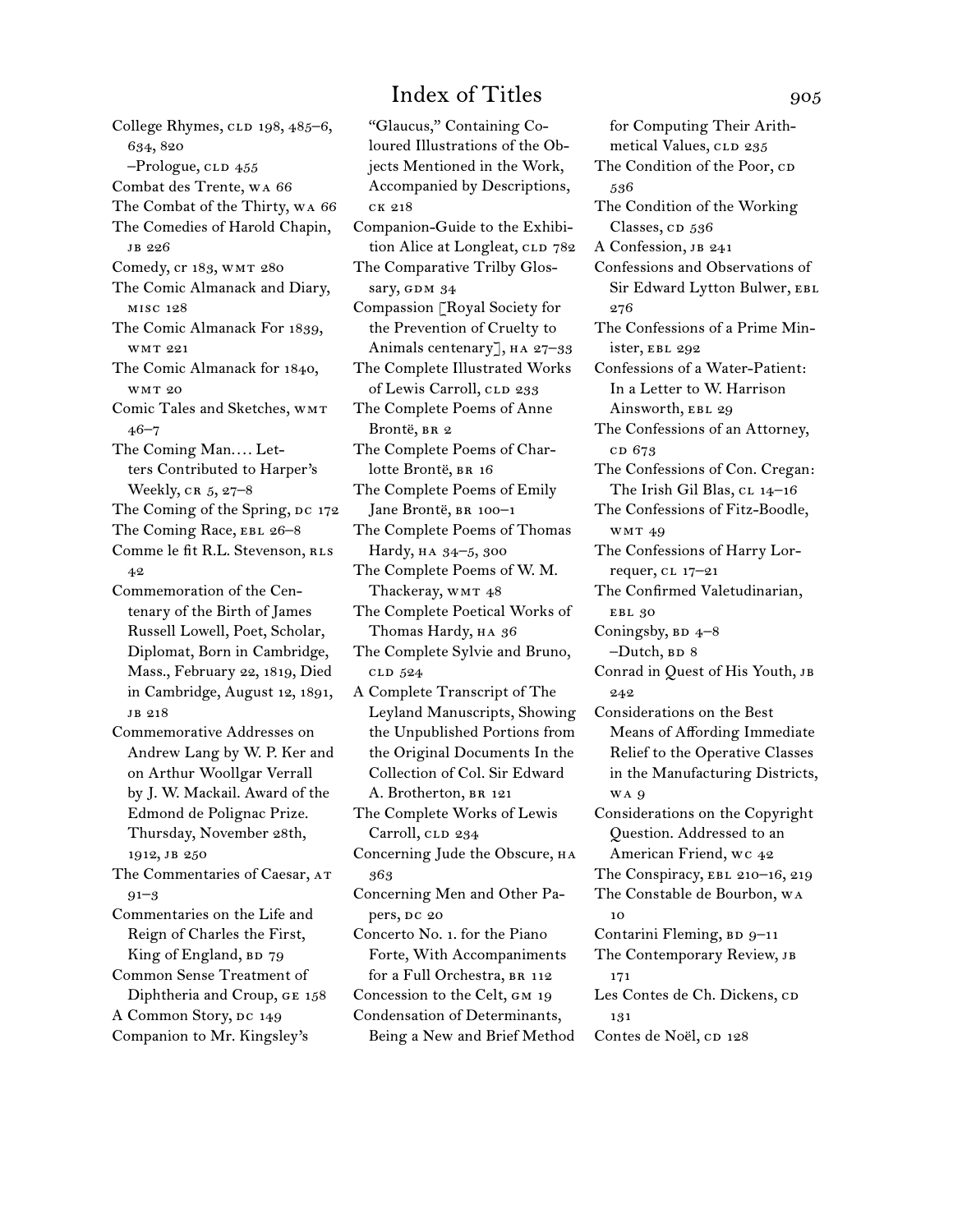# Index of Titles

College Rhymes, CLD 198, 485–6, 634, 820
–Prologue, CLD 455
Combat des Trente, WA 66
The Combat of the Thirty, WA 66
The Comedies of Harold Chapin, JB 226
Comedy, cr 183, WMT 280
The Comic Almanack and Diary, MISC 128
The Comic Almanack For 1839, WMT 221
The Comic Almanack for 1840, WMT 20
Comic Tales and Sketches, WMT 46–7
The Coming Man.… Letters Contributed to Harper's Weekly, CR 5, 27–8
The Coming of the Spring, DC 172
The Coming Race, EBL 26–8
Comme le fit R.L. Stevenson, RLS 42
Commemoration of the Centenary of the Birth of James Russell Lowell, Poet, Scholar, Diplomat, Born in Cambridge, Mass., February 22, 1819, Died in Cambridge, August 12, 1891, JB 218
Commemorative Addresses on Andrew Lang by W. P. Ker and on Arthur Woollgar Verrall by J. W. Mackail. Award of the Edmond de Polignac Prize. Thursday, November 28th, 1912, JB 250
The Commentaries of Caesar, AT 91–3
Commentaries on the Life and Reign of Charles the First, King of England, BD 79
Common Sense Treatment of Diphtheria and Croup, GE 158
A Common Story, DC 149
Companion to Mr. Kingsley's "Glaucus," Containing Coloured Illustrations of the Objects Mentioned in the Work, Accompanied by Descriptions, CK 218
Companion-Guide to the Exhibition Alice at Longleat, CLD 782
The Comparative Trilby Glossary, GDM 34
Compassion [Royal Society for the Prevention of Cruelty to Animals centenary], HA 27–33
The Complete Illustrated Works of Lewis Carroll, CLD 233
The Complete Poems of Anne Brontë, BR 2
The Complete Poems of Charlotte Brontë, BR 16
The Complete Poems of Emily Jane Brontë, BR 100–1
The Complete Poems of Thomas Hardy, HA 34–5, 300
The Complete Poems of W. M. Thackeray, WMT 48
The Complete Poetical Works of Thomas Hardy, HA 36
The Complete Sylvie and Bruno, CLD 524
A Complete Transcript of The Leyland Manuscripts, Showing the Unpublished Portions from the Original Documents In the Collection of Col. Sir Edward A. Brotherton, BR 121
The Complete Works of Lewis Carroll, CLD 234
Concerning Jude the Obscure, HA 363
Concerning Men and Other Papers, DC 20
Concerto No. 1. for the Piano Forte, With Accompaniments for a Full Orchestra, BR 112
Concession to the Celt, GM 19
Condensation of Determinants, Being a New and Brief Method for Computing Their Arithmetical Values, CLD 235
The Condition of the Poor, CD 536
The Condition of the Working Classes, CD 536
A Confession, JB 241
Confessions and Observations of Sir Edward Lytton Bulwer, EBL 276
The Confessions of a Prime Minister, EBL 292
Confessions of a Water-Patient: In a Letter to W. Harrison Ainsworth, EBL 29
The Confessions of an Attorney, CD 673
The Confessions of Con. Cregan: The Irish Gil Blas, CL 14–16
The Confessions of Fitz-Boodle, WMT 49
The Confessions of Harry Lorrequer, CL 17–21
The Confirmed Valetudinarian, EBL 30
Coningsby, BD 4–8
–Dutch, BD 8
Conrad in Quest of His Youth, JB 242
Considerations on the Best Means of Affording Immediate Relief to the Operative Classes in the Manufacturing Districts, WA 9
Considerations on the Copyright Question. Addressed to an American Friend, WC 42
The Conspiracy, EBL 210–16, 219
The Constable de Bourbon, WA 10
Contarini Fleming, BD 9–11
The Contemporary Review, JB 171
Les Contes de Ch. Dickens, CD 131
Contes de Noël, CD 128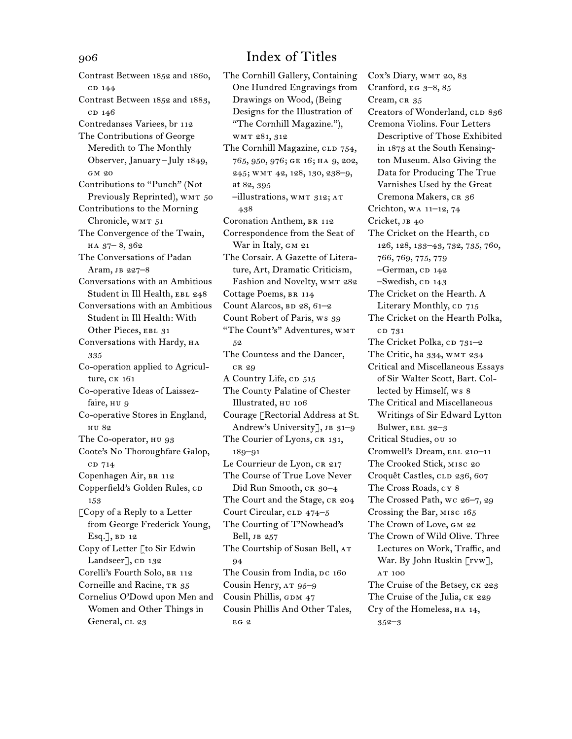# Index of Titles

Contrast Between 1852 and 1860, CD 144
Contrast Between 1852 and 1883, CD 146
Contredanses Variees, br 112
The Contributions of George Meredith to The Monthly Observer, January – July 1849, GM 20
Contributions to "Punch" (Not Previously Reprinted), WMT 50
Contributions to the Morning Chronicle, WMT 51
The Convergence of the Twain, HA 37– 8, 362
The Conversations of Padan Aram, JB 227–8
Conversations with an Ambitious Student in Ill Health, EBL 248
Conversations with an Ambitious Student in Ill Health: With Other Pieces, EBL 31
Conversations with Hardy, HA 335
Co-operation applied to Agriculture, CK 161
Co-operative Ideas of Laissez-faire, HU 9
Co-operative Stores in England, HU 82
The Co-operator, HU 93
Coote's No Thoroughfare Galop, CD 714
Copenhagen Air, BR 112
Copperfield's Golden Rules, CD 153
[Copy of a Reply to a Letter from George Frederick Young, Esq.], BD 12
Copy of Letter [to Sir Edwin Landseer], CD 132
Corelli's Fourth Solo, BR 112
Corneille and Racine, TR 35
Cornelius O'Dowd upon Men and Women and Other Things in General, CL 23
The Cornhill Gallery, Containing One Hundred Engravings from Drawings on Wood, (Being Designs for the Illustration of "The Cornhill Magazine."), WMT 281, 312
The Cornhill Magazine, CLD 754, 765, 950, 976; GE 16; HA 9, 202, 245; WMT 42, 128, 130, 238–9, at 82, 395
–illustrations, WMT 312; AT 438
Coronation Anthem, BR 112
Correspondence from the Seat of War in Italy, GM 21
The Corsair. A Gazette of Literature, Art, Dramatic Criticism, Fashion and Novelty, WMT 282
Cottage Poems, BR 114
Count Alarcos, BD 28, 61–2
Count Robert of Paris, WS 39
"The Count's" Adventures, WMT 52
The Countess and the Dancer, CR 29
A Country Life, CD 515
The County Palatine of Chester Illustrated, HU 106
Courage [Rectorial Address at St. Andrew's University], JB 31–9
The Courier of Lyons, CR 131, 189–91
Le Courrieur de Lyon, CR 217
The Course of True Love Never Did Run Smooth, CR 30–4
The Court and the Stage, CR 204
Court Circular, CLD 474–5
The Courting of T'Nowhead's Bell, JB 257
The Courtship of Susan Bell, AT 94
The Cousin from India, DC 160
Cousin Henry, AT 95–9
Cousin Phillis, GDM 47
Cousin Phillis And Other Tales, EG 2
Cox's Diary, WMT 20, 83
Cranford, EG 3–8, 85
Cream, CR 35
Creators of Wonderland, CLD 836
Cremona Violins. Four Letters Descriptive of Those Exhibited in 1873 at the South Kensington Museum. Also Giving the Data for Producing The True Varnishes Used by the Great Cremona Makers, CR 36
Crichton, WA 11–12, 74
Cricket, JB 40
The Cricket on the Hearth, CD 126, 128, 133–43, 732, 735, 760, 766, 769, 775, 779
–German, CD 142
–Swedish, CD 143
The Cricket on the Hearth. A Literary Monthly, CD 715
The Cricket on the Hearth Polka, CD 731
The Cricket Polka, CD 731–2
The Critic, ha 334, WMT 234
Critical and Miscellaneous Essays of Sir Walter Scott, Bart. Collected by Himself, WS 8
The Critical and Miscellaneous Writings of Sir Edward Lytton Bulwer, EBL 32–3
Critical Studies, OU 10
Cromwell's Dream, EBL 210–11
The Crooked Stick, MISC 20
Croquêt Castles, CLD 236, 607
The Cross Roads, CY 8
The Crossed Path, WC 26–7, 29
Crossing the Bar, MISC 165
The Crown of Love, GM 22
The Crown of Wild Olive. Three Lectures on Work, Traffic, and War. By John Ruskin [rvw], AT 100
The Cruise of the Betsey, CK 223
The Cruise of the Julia, CK 229
Cry of the Homeless, HA 14, 352–3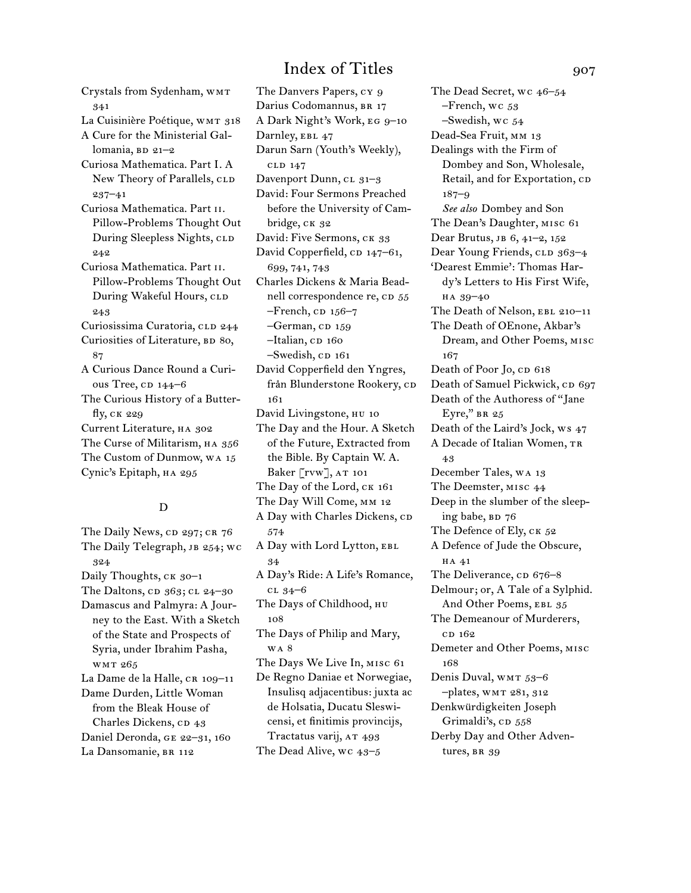Crystals from Sydenham, WMT 341
La Cuisinière Poétique, WMT 318
A Cure for the Ministerial Gallomania, BD 21–2
Curiosa Mathematica. Part I. A New Theory of Parallels, CLD 237–41
Curiosa Mathematica. Part II. Pillow-Problems Thought Out During Sleepless Nights, CLD 242
Curiosa Mathematica. Part II. Pillow-Problems Thought Out During Wakeful Hours, CLD 243
Curiosissima Curatoria, CLD 244
Curiosities of Literature, BD 80, 87
A Curious Dance Round a Curious Tree, CD 144–6
The Curious History of a Butterfly, CK 229
Current Literature, HA 302
The Curse of Militarism, HA 356
The Custom of Dunmow, WA 15
Cynic's Epitaph, HA 295

## D

The Daily News, CD 297; CR 76
The Daily Telegraph, JB 254; WC 324
Daily Thoughts, CK 30–1
The Daltons, CD 363; CL 24–30
Damascus and Palmyra: A Journey to the East. With a Sketch of the State and Prospects of Syria, under Ibrahim Pasha, WMT 265
La Dame de la Halle, CR 109–11
Dame Durden, Little Woman from the Bleak House of Charles Dickens, CD 43
Daniel Deronda, GE 22–31, 160
La Dansomanie, BR 112
The Danvers Papers, CY 9
Darius Codomannus, BR 17
A Dark Night's Work, EG 9–10
Darnley, EBL 47
Darun Sarn (Youth's Weekly), CLD 147
Davenport Dunn, CL 31–3
David: Four Sermons Preached before the University of Cambridge, CK 32
David: Five Sermons, CK 33
David Copperfield, CD 147–61, 699, 741, 743
Charles Dickens & Maria Beadnell correspondence re, CD 55
–French, CD 156–7
–German, CD 159
–Italian, CD 160
–Swedish, CD 161
David Copperfield den Yngres, från Blunderstone Rookery, CD 161
David Livingstone, HU 10
The Day and the Hour. A Sketch of the Future, Extracted from the Bible. By Captain W. A. Baker [RVW], AT 101
The Day of the Lord, CK 161
The Day Will Come, MM 12
A Day with Charles Dickens, CD 574
A Day with Lord Lytton, EBL 34
A Day's Ride: A Life's Romance, CL 34–6
The Days of Childhood, HU 108
The Days of Philip and Mary, WA 8
The Days We Live In, MISC 61
De Regno Daniae et Norwegiae, Insulisq adjacentibus: juxta ac de Holsatia, Ducatu Sleswicensi, et finitimis provincijs, Tractatus varij, AT 493
The Dead Alive, WC 43–5
The Dead Secret, WC 46–54
–French, WC 53
–Swedish, WC 54
Dead-Sea Fruit, MM 13
Dealings with the Firm of Dombey and Son, Wholesale, Retail, and for Exportation, CD 187–9
*See also* Dombey and Son
The Dean's Daughter, MISC 61
Dear Brutus, JB 6, 41–2, 152
Dear Young Friends, CLD 363–4
'Dearest Emmie': Thomas Hardy's Letters to His First Wife, HA 39–40
The Death of Nelson, EBL 210–11
The Death of OEnone, Akbar's Dream, and Other Poems, MISC 167
Death of Poor Jo, CD 618
Death of Samuel Pickwick, CD 697
Death of the Authoress of "Jane Eyre," BR 25
Death of the Laird's Jock, WS 47
A Decade of Italian Women, TR 43
December Tales, WA 13
The Deemster, MISC 44
Deep in the slumber of the sleeping babe, BD 76
The Defence of Ely, CK 52
A Defence of Jude the Obscure, HA 41
The Deliverance, CD 676–8
Delmour; or, A Tale of a Sylphid. And Other Poems, EBL 35
The Demeanour of Murderers, CD 162
Demeter and Other Poems, MISC 168
Denis Duval, WMT 53–6
–plates, WMT 281, 312
Denkwürdigkeiten Joseph Grimaldi's, CD 558
Derby Day and Other Adventures, BR 39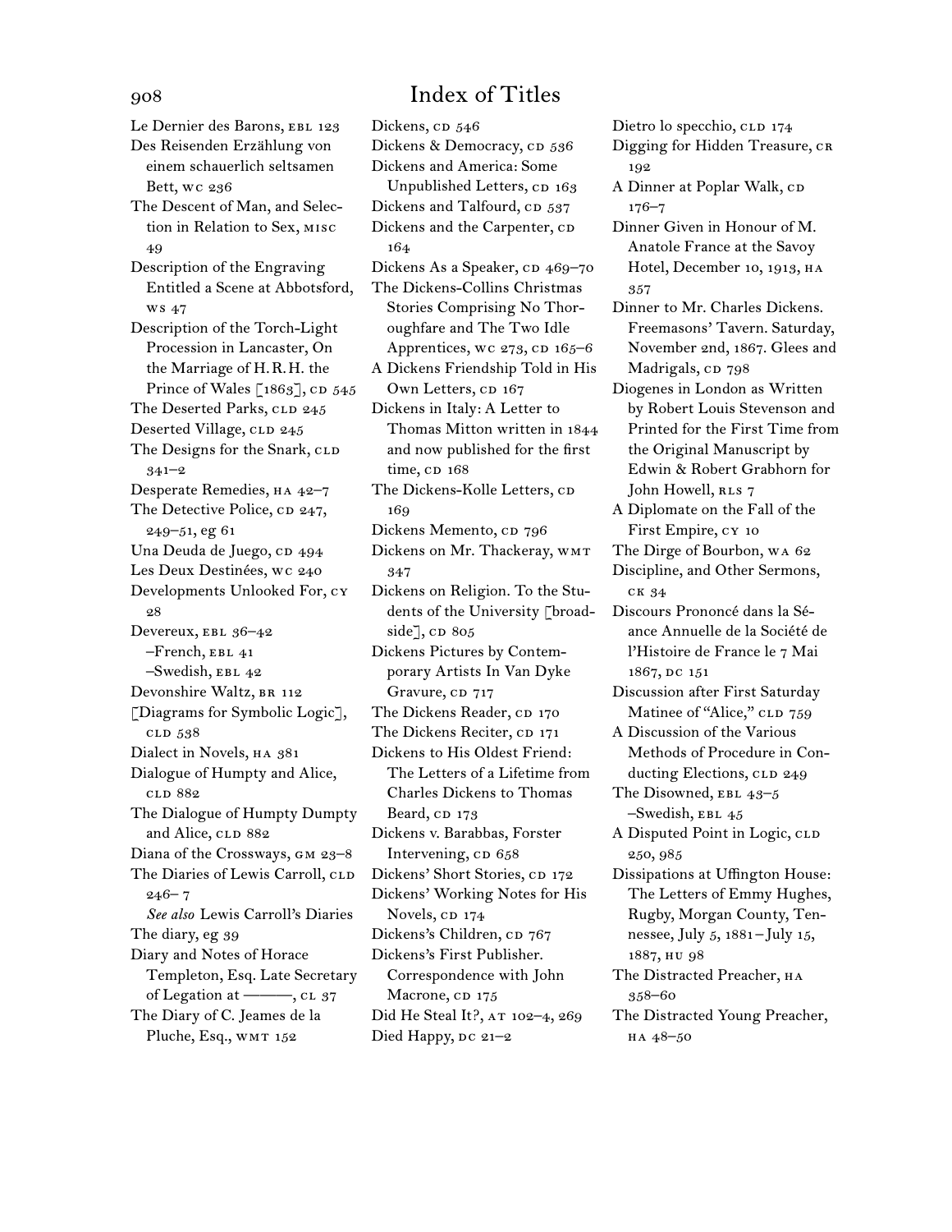# Index of Titles

Le Dernier des Barons, EBL 123
Des Reisenden Erzählung von einem schauerlich seltsamen Bett, WC 236
The Descent of Man, and Selection in Relation to Sex, MISC 49
Description of the Engraving Entitled a Scene at Abbotsford, WS 47
Description of the Torch-Light Procession in Lancaster, On the Marriage of H.R.H. the Prince of Wales [1863], CD 545
The Deserted Parks, CLD 245
Deserted Village, CLD 245
The Designs for the Snark, CLD 341–2
Desperate Remedies, HA 42–7
The Detective Police, CD 247, 249–51, EG 61
Una Deuda de Juego, CD 494
Les Deux Destinées, WC 240
Developments Unlooked For, CY 28
Devereux, EBL 36–42
–French, EBL 41
–Swedish, EBL 42
Devonshire Waltz, BR 112
[Diagrams for Symbolic Logic], CLD 538
Dialect in Novels, HA 381
Dialogue of Humpty and Alice, CLD 882
The Dialogue of Humpty Dumpty and Alice, CLD 882
Diana of the Crossways, GM 23–8
The Diaries of Lewis Carroll, CLD 246– 7
*See also* Lewis Carroll's Diaries
The diary, EG 39
Diary and Notes of Horace Templeton, Esq. Late Secretary of Legation at ———, CL 37
The Diary of C. Jeames de la Pluche, Esq., WMT 152
Dickens, CD 546
Dickens & Democracy, CD 536
Dickens and America: Some Unpublished Letters, CD 163
Dickens and Talfourd, CD 537
Dickens and the Carpenter, CD 164
Dickens As a Speaker, CD 469–70
The Dickens-Collins Christmas Stories Comprising No Thoroughfare and The Two Idle Apprentices, WC 273, CD 165–6
A Dickens Friendship Told in His Own Letters, CD 167
Dickens in Italy: A Letter to Thomas Mitton written in 1844 and now published for the first time, CD 168
The Dickens-Kolle Letters, CD 169
Dickens Memento, CD 796
Dickens on Mr. Thackeray, WMT 347
Dickens on Religion. To the Students of the University [broadside], CD 805
Dickens Pictures by Contemporary Artists In Van Dyke Gravure, CD 717
The Dickens Reader, CD 170
The Dickens Reciter, CD 171
Dickens to His Oldest Friend: The Letters of a Lifetime from Charles Dickens to Thomas Beard, CD 173
Dickens v. Barabbas, Forster Intervening, CD 658
Dickens' Short Stories, CD 172
Dickens' Working Notes for His Novels, CD 174
Dickens's Children, CD 767
Dickens's First Publisher. Correspondence with John Macrone, CD 175
Did He Steal It?, AT 102–4, 269
Died Happy, DC 21–2
Dietro lo specchio, CLD 174
Digging for Hidden Treasure, CR 192
A Dinner at Poplar Walk, CD 176–7
Dinner Given in Honour of M. Anatole France at the Savoy Hotel, December 10, 1913, HA 357
Dinner to Mr. Charles Dickens. Freemasons' Tavern. Saturday, November 2nd, 1867. Glees and Madrigals, CD 798
Diogenes in London as Written by Robert Louis Stevenson and Printed for the First Time from the Original Manuscript by Edwin & Robert Grabhorn for John Howell, RLS 7
A Diplomate on the Fall of the First Empire, CY 10
The Dirge of Bourbon, WA 62
Discipline, and Other Sermons, CK 34
Discours Prononcé dans la Séance Annuelle de la Société de l'Histoire de France le 7 Mai 1867, DC 151
Discussion after First Saturday Matinee of "Alice," CLD 759
A Discussion of the Various Methods of Procedure in Conducting Elections, CLD 249
The Disowned, EBL 43–5
–Swedish, EBL 45
A Disputed Point in Logic, CLD 250, 985
Dissipations at Uffington House: The Letters of Emmy Hughes, Rugby, Morgan County, Tennessee, July 5, 1881–July 15, 1887, HU 98
The Distracted Preacher, HA 358–60
The Distracted Young Preacher, HA 48–50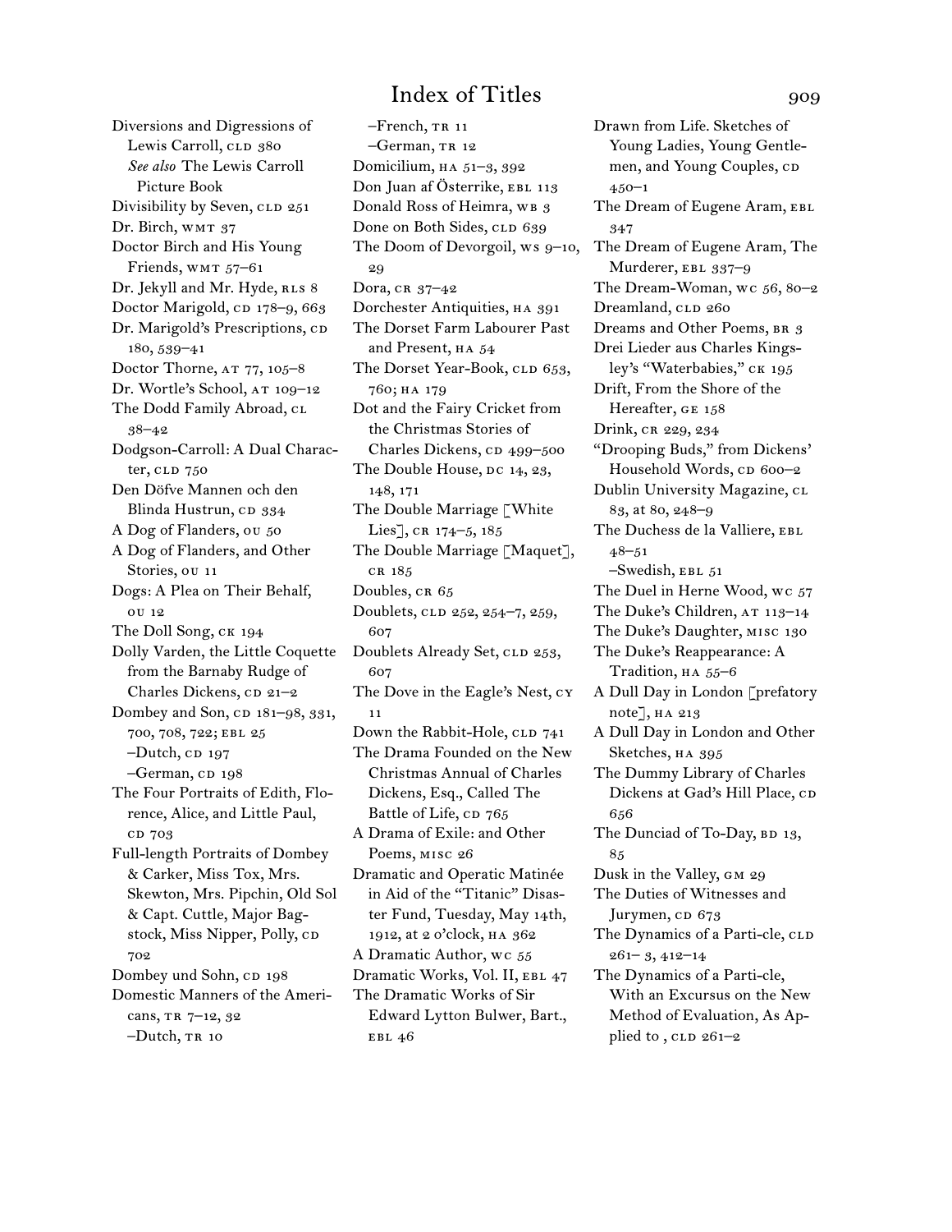Diversions and Digressions of Lewis Carroll, CLD 380
*See also* The Lewis Carroll Picture Book
Divisibility by Seven, CLD 251
Dr. Birch, WMT 37
Doctor Birch and His Young Friends, WMT 57–61
Dr. Jekyll and Mr. Hyde, RLS 8
Doctor Marigold, CD 178–9, 663
Dr. Marigold's Prescriptions, CD 180, 539–41
Doctor Thorne, AT 77, 105–8
Dr. Wortle's School, AT 109–12
The Dodd Family Abroad, CL 38–42
Dodgson-Carroll: A Dual Character, CLD 750
Den Döfve Mannen och den Blinda Hustrun, CD 334
A Dog of Flanders, OU 50
A Dog of Flanders, and Other Stories, OU 11
Dogs: A Plea on Their Behalf, OU 12
The Doll Song, CK 194
Dolly Varden, the Little Coquette from the Barnaby Rudge of Charles Dickens, CD 21–2
Dombey and Son, CD 181–98, 331, 700, 708, 722; EBL 25
–Dutch, CD 197
–German, CD 198
The Four Portraits of Edith, Florence, Alice, and Little Paul, CD 703
Full-length Portraits of Dombey & Carker, Miss Tox, Mrs. Skewton, Mrs. Pipchin, Old Sol & Capt. Cuttle, Major Bagstock, Miss Nipper, Polly, CD 702
Dombey und Sohn, CD 198
Domestic Manners of the Americans, TR 7–12, 32
–Dutch, TR 10
–French, TR 11
–German, TR 12
Domicilium, HA 51–3, 392
Don Juan af Österrike, EBL 113
Donald Ross of Heimra, WB 3
Done on Both Sides, CLD 639
The Doom of Devorgoil, WS 9–10, 29
Dora, CR 37–42
Dorchester Antiquities, HA 391
The Dorset Farm Labourer Past and Present, HA 54
The Dorset Year-Book, CLD 653, 760; HA 179
Dot and the Fairy Cricket from the Christmas Stories of Charles Dickens, CD 499–500
The Double House, DC 14, 23, 148, 171
The Double Marriage [White Lies], CR 174–5, 185
The Double Marriage [Maquet], CR 185
Doubles, CR 65
Doublets, CLD 252, 254–7, 259, 607
Doublets Already Set, CLD 253, 607
The Dove in the Eagle's Nest, CY 11
Down the Rabbit-Hole, CLD 741
The Drama Founded on the New Christmas Annual of Charles Dickens, Esq., Called The Battle of Life, CD 765
A Drama of Exile: and Other Poems, MISC 26
Dramatic and Operatic Matinée in Aid of the "Titanic" Disaster Fund, Tuesday, May 14th, 1912, at 2 o'clock, HA 362
A Dramatic Author, WC 55
Dramatic Works, Vol. II, EBL 47
The Dramatic Works of Sir Edward Lytton Bulwer, Bart., EBL 46
Drawn from Life. Sketches of Young Ladies, Young Gentlemen, and Young Couples, CD 450–1
The Dream of Eugene Aram, EBL 347
The Dream of Eugene Aram, The Murderer, EBL 337–9
The Dream-Woman, WC 56, 80–2
Dreamland, CLD 260
Dreams and Other Poems, BR 3
Drei Lieder aus Charles Kingsley's "Waterbabies," CK 195
Drift, From the Shore of the Hereafter, GE 158
Drink, CR 229, 234
"Drooping Buds," from Dickens' Household Words, CD 600–2
Dublin University Magazine, CL 83, at 80, 248–9
The Duchess de la Valliere, EBL 48–51
–Swedish, EBL 51
The Duel in Herne Wood, WC 57
The Duke's Children, AT 113–14
The Duke's Daughter, MISC 130
The Duke's Reappearance: A Tradition, HA 55–6
A Dull Day in London [prefatory note], HA 213
A Dull Day in London and Other Sketches, HA 395
The Dummy Library of Charles Dickens at Gad's Hill Place, CD 656
The Dunciad of To-Day, BD 13, 85
Dusk in the Valley, GM 29
The Duties of Witnesses and Jurymen, CD 673
The Dynamics of a Parti-cle, CLD 261– 3, 412–14
The Dynamics of a Parti-cle, With an Excursus on the New Method of Evaluation, As Applied to , CLD 261–2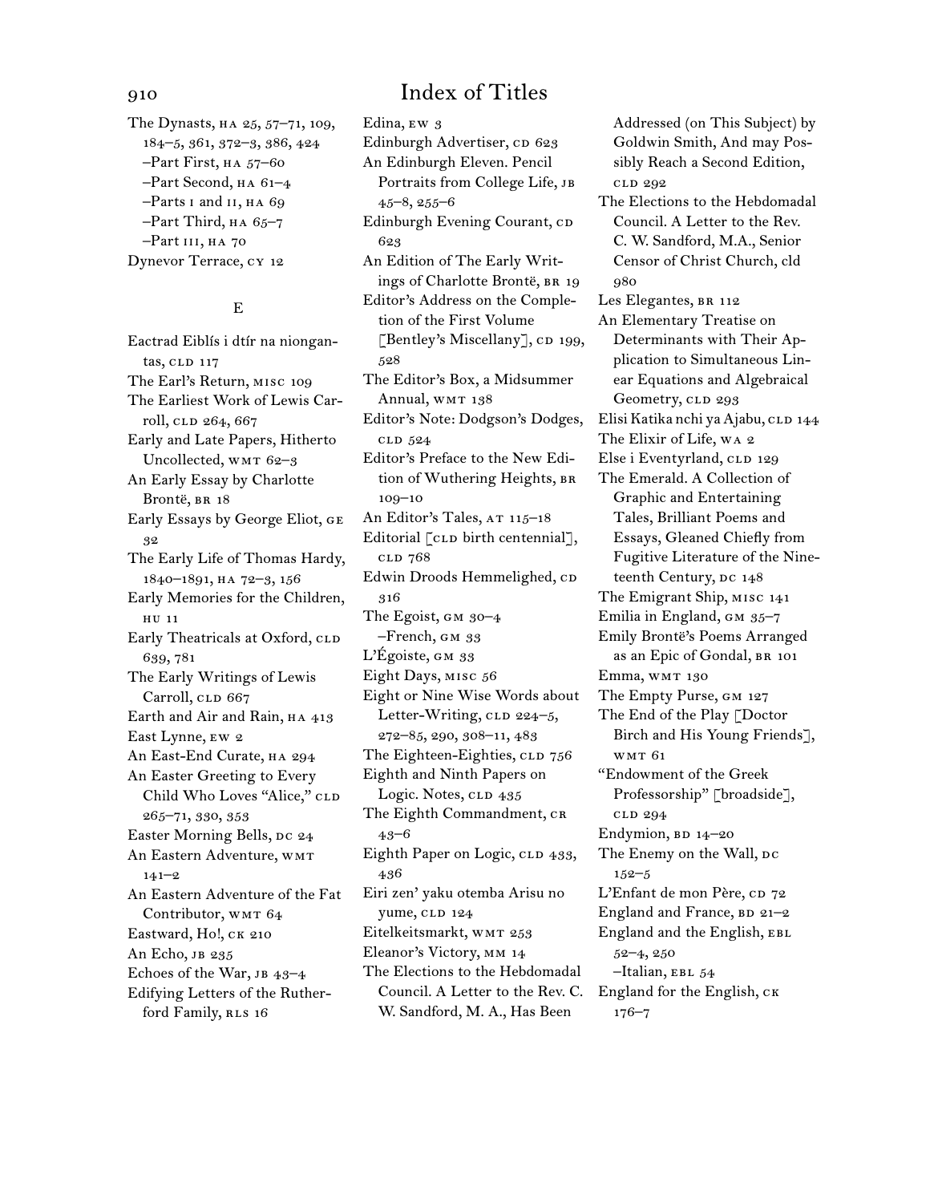# Index of Titles

The Dynasts, HA 25, 57–71, 109, 184–5, 361, 372–3, 386, 424
–Part First, HA 57–60
–Part Second, HA 61–4
–Parts I and II, HA 69
–Part Third, HA 65–7
–Part III, HA 70
Dynevor Terrace, CY 12

## E

Eactrad Eiblís i dtír na niongantas, CLD 117
The Earl's Return, MISC 109
The Earliest Work of Lewis Carroll, CLD 264, 667
Early and Late Papers, Hitherto Uncollected, WMT 62–3
An Early Essay by Charlotte Brontë, BR 18
Early Essays by George Eliot, GE 32
The Early Life of Thomas Hardy, 1840–1891, HA 72–3, 156
Early Memories for the Children, HU 11
Early Theatricals at Oxford, CLD 639, 781
The Early Writings of Lewis Carroll, CLD 667
Earth and Air and Rain, HA 413
East Lynne, EW 2
An East-End Curate, HA 294
An Easter Greeting to Every Child Who Loves "Alice," CLD 265–71, 330, 353
Easter Morning Bells, DC 24
An Eastern Adventure, WMT 141–2
An Eastern Adventure of the Fat Contributor, WMT 64
Eastward, Ho!, CK 210
An Echo, JB 235
Echoes of the War, JB 43–4
Edifying Letters of the Rutherford Family, RLS 16
Edina, EW 3
Edinburgh Advertiser, CD 623
An Edinburgh Eleven. Pencil Portraits from College Life, JB 45–8, 255–6
Edinburgh Evening Courant, CD 623
An Edition of The Early Writings of Charlotte Brontë, BR 19
Editor's Address on the Completion of the First Volume [Bentley's Miscellany], CD 199, 528
The Editor's Box, a Midsummer Annual, WMT 138
Editor's Note: Dodgson's Dodges, CLD 524
Editor's Preface to the New Edition of Wuthering Heights, BR 109–10
An Editor's Tales, AT 115–18
Editorial [CLD birth centennial], CLD 768
Edwin Droods Hemmeligheder, CD 316
The Egoist, GM 30–4
–French, GM 33
L'Égoiste, GM 33
Eight Days, MISC 56
Eight or Nine Wise Words about Letter-Writing, CLD 224–5, 272–85, 290, 308–11, 483
The Eighteen-Eighties, CLD 756
Eighth and Ninth Papers on Logic. Notes, CLD 435
The Eighth Commandment, CR 43–6
Eighth Paper on Logic, CLD 433, 436
Eiri zen' yaku otemba Arisu no yume, CLD 124
Eitelkeitsmarkt, WMT 253
Eleanor's Victory, MM 14
The Elections to the Hebdomadal Council. A Letter to the Rev. C. W. Sandford, M. A., Has Been Addressed (on This Subject) by Goldwin Smith, And may Possibly Reach a Second Edition, CLD 292
The Elections to the Hebdomadal Council. A Letter to the Rev. C. W. Sandford, M.A., Senior Censor of Christ Church, cld 980
Les Elegantes, BR 112
An Elementary Treatise on Determinants with Their Application to Simultaneous Linear Equations and Algebraical Geometry, CLD 293
Elisi Katika nchi ya Ajabu, CLD 144
The Elixir of Life, WA 2
Else i Eventyrland, CLD 129
The Emerald. A Collection of Graphic and Entertaining Tales, Brilliant Poems and Essays, Gleaned Chiefly from Fugitive Literature of the Nineteenth Century, DC 148
The Emigrant Ship, MISC 141
Emilia in England, GM 35–7
Emily Brontë's Poems Arranged as an Epic of Gondal, BR 101
Emma, WMT 130
The Empty Purse, GM 127
The End of the Play [Doctor Birch and His Young Friends], WMT 61
"Endowment of the Greek Professorship" [broadside], CLD 294
Endymion, BD 14–20
The Enemy on the Wall, DC 152–5
L'Enfant de mon Père, CD 72
England and France, BD 21–2
England and the English, EBL 52–4, 250
–Italian, EBL 54
England for the English, CK 176–7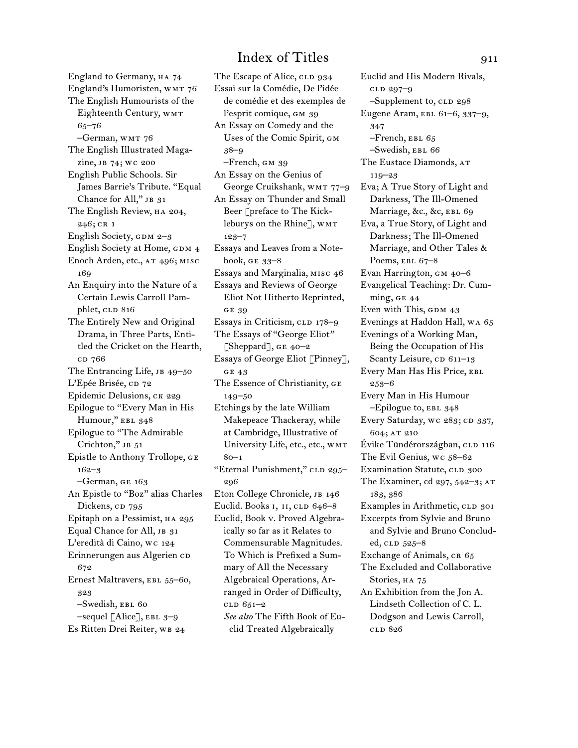England to Germany, HA 74
England's Humoristen, WMT 76
The English Humourists of the Eighteenth Century, WMT 65–76
–German, WMT 76
The English Illustrated Magazine, JB 74; WC 200
English Public Schools. Sir James Barrie's Tribute. "Equal Chance for All," JB 31
The English Review, HA 204, 246; CR 1
English Society, GDM 2–3
English Society at Home, GDM 4
Enoch Arden, etc., AT 496; MISC 169
An Enquiry into the Nature of a Certain Lewis Carroll Pamphlet, CLD 816
The Entirely New and Original Drama, in Three Parts, Entitled the Cricket on the Hearth, CD 766
The Entrancing Life, JB 49–50
L'Epée Brisée, CD 72
Epidemic Delusions, CK 229
Epilogue to "Every Man in His Humour," EBL 348
Epilogue to "The Admirable Crichton," JB 51
Epistle to Anthony Trollope, GE 162–3
–German, GE 163
An Epistle to "Boz" alias Charles Dickens, CD 795
Epitaph on a Pessimist, HA 295
Equal Chance for All, JB 31
L'eredità di Caino, WC 124
Erinnerungen aus Algerien CD 672
Ernest Maltravers, EBL 55–60, 323
–Swedish, EBL 60
–sequel [Alice], EBL 3–9
Es Ritten Drei Reiter, WB 24
The Escape of Alice, CLD 934
Essai sur la Comédie, De l'idée de comédie et des exemples de l'esprit comique, GM 39
An Essay on Comedy and the Uses of the Comic Spirit, GM 38–9
–French, GM 39
An Essay on the Genius of George Cruikshank, WMT 77–9
An Essay on Thunder and Small Beer [preface to The Kickleburys on the Rhine], WMT 123–7
Essays and Leaves from a Notebook, GE 33–8
Essays and Marginalia, MISC 46
Essays and Reviews of George Eliot Not Hitherto Reprinted, GE 39
Essays in Criticism, CLD 178–9
The Essays of "George Eliot" [Sheppard], GE 40–2
Essays of George Eliot [Pinney], GE 43
The Essence of Christianity, GE 149–50
Etchings by the late William Makepeace Thackeray, while at Cambridge, Illustrative of University Life, etc., etc., WMT 80–1
"Eternal Punishment," CLD 295–296
Eton College Chronicle, JB 146
Euclid. Books I, II, CLD 646–8
Euclid, Book V. Proved Algebraically so far as it Relates to Commensurable Magnitudes. To Which is Prefixed a Summary of All the Necessary Algebraical Operations, Arranged in Order of Difficulty, CLD 651–2
*See also* The Fifth Book of Euclid Treated Algebraically
Euclid and His Modern Rivals, CLD 297–9
–Supplement to, CLD 298
Eugene Aram, EBL 61–6, 337–9, 347
–French, EBL 65
–Swedish, EBL 66
The Eustace Diamonds, AT 119–23
Eva; A True Story of Light and Darkness, The Ill-Omened Marriage, &c., &c, EBL 69
Eva, a True Story, of Light and Darkness; The Ill-Omened Marriage, and Other Tales & Poems, EBL 67–8
Evan Harrington, GM 40–6
Evangelical Teaching: Dr. Cumming, GE 44
Even with This, GDM 43
Evenings at Haddon Hall, WA 65
Evenings of a Working Man, Being the Occupation of His Scanty Leisure, CD 611–13
Every Man Has His Price, EBL 253–6
Every Man in His Humour
–Epilogue to, EBL 348
Every Saturday, WC 283; CD 337, 604; AT 210
Évike Tündérországban, CLD 116
The Evil Genius, WC 58–62
Examination Statute, CLD 300
The Examiner, cd 297, 542–3; AT 183, 386
Examples in Arithmetic, CLD 301
Excerpts from Sylvie and Bruno and Sylvie and Bruno Concluded, CLD 525–8
Exchange of Animals, CR 65
The Excluded and Collaborative Stories, HA 75
An Exhibition from the Jon A. Lindseth Collection of C. L. Dodgson and Lewis Carroll, CLD 826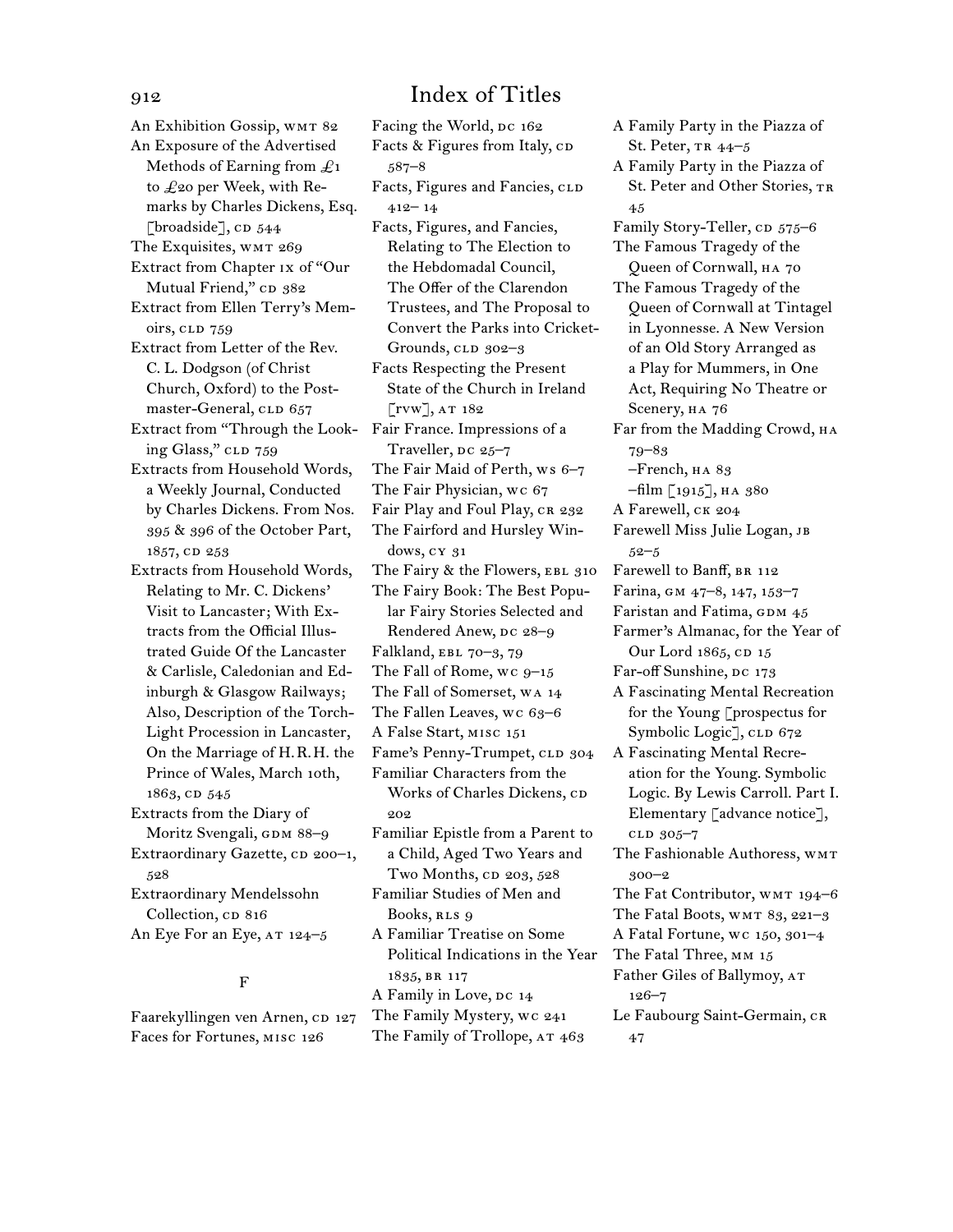An Exhibition Gossip, WMT 82
An Exposure of the Advertised Methods of Earning from £1 to £20 per Week, with Remarks by Charles Dickens, Esq. [broadside], CD 544
The Exquisites, WMT 269
Extract from Chapter IX of "Our Mutual Friend," CD 382
Extract from Ellen Terry's Memoirs, CLD 759
Extract from Letter of the Rev. C. L. Dodgson (of Christ Church, Oxford) to the Postmaster-General, CLD 657
Extract from "Through the Looking Glass," CLD 759
Extracts from Household Words, a Weekly Journal, Conducted by Charles Dickens. From Nos. 395 & 396 of the October Part, 1857, CD 253
Extracts from Household Words, Relating to Mr. C. Dickens' Visit to Lancaster; With Extracts from the Official Illustrated Guide Of the Lancaster & Carlisle, Caledonian and Edinburgh & Glasgow Railways; Also, Description of the Torch-Light Procession in Lancaster, On the Marriage of H.R.H. the Prince of Wales, March 10th, 1863, CD 545
Extracts from the Diary of Moritz Svengali, GDM 88–9
Extraordinary Gazette, CD 200–1, 528
Extraordinary Mendelssohn Collection, CD 816
An Eye For an Eye, AT 124–5

## F

Faarekyllingen ven Arnen, CD 127
Faces for Fortunes, MISC 126
Facing the World, DC 162
Facts & Figures from Italy, CD 587–8
Facts, Figures and Fancies, CLD 412–14
Facts, Figures, and Fancies, Relating to The Election to the Hebdomadal Council, The Offer of the Clarendon Trustees, and The Proposal to Convert the Parks into Cricket-Grounds, CLD 302–3
Facts Respecting the Present State of the Church in Ireland [RVW], AT 182
Fair France. Impressions of a Traveller, DC 25–7
The Fair Maid of Perth, WS 6–7
The Fair Physician, WC 67
Fair Play and Foul Play, CR 232
The Fairford and Hursley Windows, CY 31
The Fairy & the Flowers, EBL 310
The Fairy Book: The Best Popular Fairy Stories Selected and Rendered Anew, DC 28–9
Falkland, EBL 70–3, 79
The Fall of Rome, WC 9–15
The Fall of Somerset, WA 14
The Fallen Leaves, WC 63–6
A False Start, MISC 151
Fame's Penny-Trumpet, CLD 304
Familiar Characters from the Works of Charles Dickens, CD 202
Familiar Epistle from a Parent to a Child, Aged Two Years and Two Months, CD 203, 528
Familiar Studies of Men and Books, RLS 9
A Familiar Treatise on Some Political Indications in the Year 1835, BR 117
A Family in Love, DC 14
The Family Mystery, WC 241
The Family of Trollope, AT 463
A Family Party in the Piazza of St. Peter, TR 44–5
A Family Party in the Piazza of St. Peter and Other Stories, TR 45
Family Story-Teller, CD 575–6
The Famous Tragedy of the Queen of Cornwall, HA 70
The Famous Tragedy of the Queen of Cornwall at Tintagel in Lyonnesse. A New Version of an Old Story Arranged as a Play for Mummers, in One Act, Requiring No Theatre or Scenery, HA 76
Far from the Madding Crowd, HA 79–83
–French, HA 83
–film [1915], HA 380
A Farewell, CK 204
Farewell Miss Julie Logan, JB 52–5
Farewell to Banff, BR 112
Farina, GM 47–8, 147, 153–7
Faristan and Fatima, GDM 45
Farmer's Almanac, for the Year of Our Lord 1865, CD 15
Far-off Sunshine, DC 173
A Fascinating Mental Recreation for the Young [prospectus for Symbolic Logic], CLD 672
A Fascinating Mental Recreation for the Young. Symbolic Logic. By Lewis Carroll. Part I. Elementary [advance notice], CLD 305–7
The Fashionable Authoress, WMT 300–2
The Fat Contributor, WMT 194–6
The Fatal Boots, WMT 83, 221–3
A Fatal Fortune, WC 150, 301–4
The Fatal Three, MM 15
Father Giles of Ballymoy, AT 126–7
Le Faubourg Saint-Germain, CR 47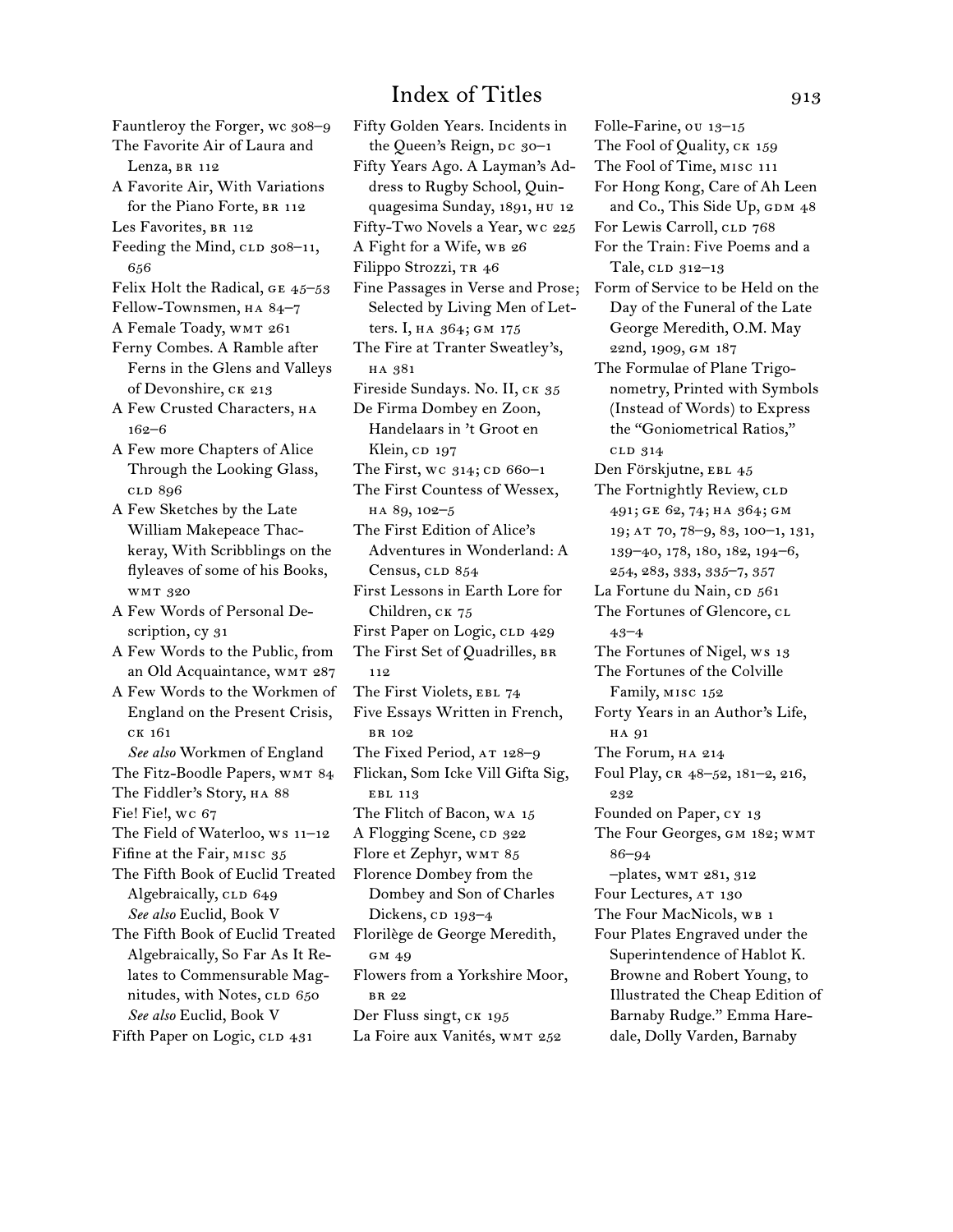# Index of Titles

Fauntleroy the Forger, wc 308–9
The Favorite Air of Laura and Lenza, br 112
A Favorite Air, With Variations for the Piano Forte, br 112
Les Favorites, br 112
Feeding the Mind, cld 308–11, 656
Felix Holt the Radical, ge 45–53
Fellow-Townsmen, ha 84–7
A Female Toady, wmt 261
Ferny Combes. A Ramble after Ferns in the Glens and Valleys of Devonshire, ck 213
A Few Crusted Characters, ha 162–6
A Few more Chapters of Alice Through the Looking Glass, cld 896
A Few Sketches by the Late William Makepeace Thackeray, With Scribblings on the flyleaves of some of his Books, wmt 320
A Few Words of Personal Description, cy 31
A Few Words to the Public, from an Old Acquaintance, wmt 287
A Few Words to the Workmen of England on the Present Crisis, ck 161
*See also* Workmen of England
The Fitz-Boodle Papers, wmt 84
The Fiddler's Story, ha 88
Fie! Fie!, wc 67
The Field of Waterloo, ws 11–12
Fifine at the Fair, misc 35
The Fifth Book of Euclid Treated Algebraically, cld 649
*See also* Euclid, Book V
The Fifth Book of Euclid Treated Algebraically, So Far As It Relates to Commensurable Magnitudes, with Notes, cld 650
*See also* Euclid, Book V
Fifth Paper on Logic, cld 431
Fifty Golden Years. Incidents in the Queen's Reign, dc 30–1
Fifty Years Ago. A Layman's Address to Rugby School, Quinquagesima Sunday, 1891, hu 12
Fifty-Two Novels a Year, wc 225
A Fight for a Wife, wb 26
Filippo Strozzi, tr 46
Fine Passages in Verse and Prose; Selected by Living Men of Letters. I, ha 364; gm 175
The Fire at Tranter Sweatley's, ha 381
Fireside Sundays. No. II, ck 35
De Firma Dombey en Zoon, Handelaars in 't Groot en Klein, cd 197
The First, wc 314; cd 660–1
The First Countess of Wessex, ha 89, 102–5
The First Edition of Alice's Adventures in Wonderland: A Census, cld 854
First Lessons in Earth Lore for Children, ck 75
First Paper on Logic, cld 429
The First Set of Quadrilles, br 112
The First Violets, ebl 74
Five Essays Written in French, br 102
The Fixed Period, at 128–9
Flickan, Som Icke Vill Gifta Sig, ebl 113
The Flitch of Bacon, wa 15
A Flogging Scene, cd 322
Flore et Zephyr, wmt 85
Florence Dombey from the Dombey and Son of Charles Dickens, cd 193–4
Florilège de George Meredith, gm 49
Flowers from a Yorkshire Moor, br 22
Der Fluss singt, ck 195
La Foire aux Vanités, wmt 252
Folle-Farine, ou 13–15
The Fool of Quality, ck 159
The Fool of Time, misc 111
For Hong Kong, Care of Ah Leen and Co., This Side Up, gdm 48
For Lewis Carroll, cld 768
For the Train: Five Poems and a Tale, cld 312–13
Form of Service to be Held on the Day of the Funeral of the Late George Meredith, O.M. May 22nd, 1909, gm 187
The Formulae of Plane Trigonometry, Printed with Symbols (Instead of Words) to Express the "Goniometrical Ratios," cld 314
Den Förskjutne, ebl 45
The Fortnightly Review, cld 491; ge 62, 74; ha 364; gm 19; at 70, 78–9, 83, 100–1, 131, 139–40, 178, 180, 182, 194–6, 254, 283, 333, 335–7, 357
La Fortune du Nain, cd 561
The Fortunes of Glencore, cl 43–4
The Fortunes of Nigel, ws 13
The Fortunes of the Colville Family, misc 152
Forty Years in an Author's Life, ha 91
The Forum, ha 214
Foul Play, cr 48–52, 181–2, 216, 232
Founded on Paper, cy 13
The Four Georges, gm 182; wmt 86–94
–plates, wmt 281, 312
Four Lectures, at 130
The Four MacNicols, wb 1
Four Plates Engraved under the Superintendence of Hablot K. Browne and Robert Young, to Illustrated the Cheap Edition of Barnaby Rudge." Emma Haredale, Dolly Varden, Barnaby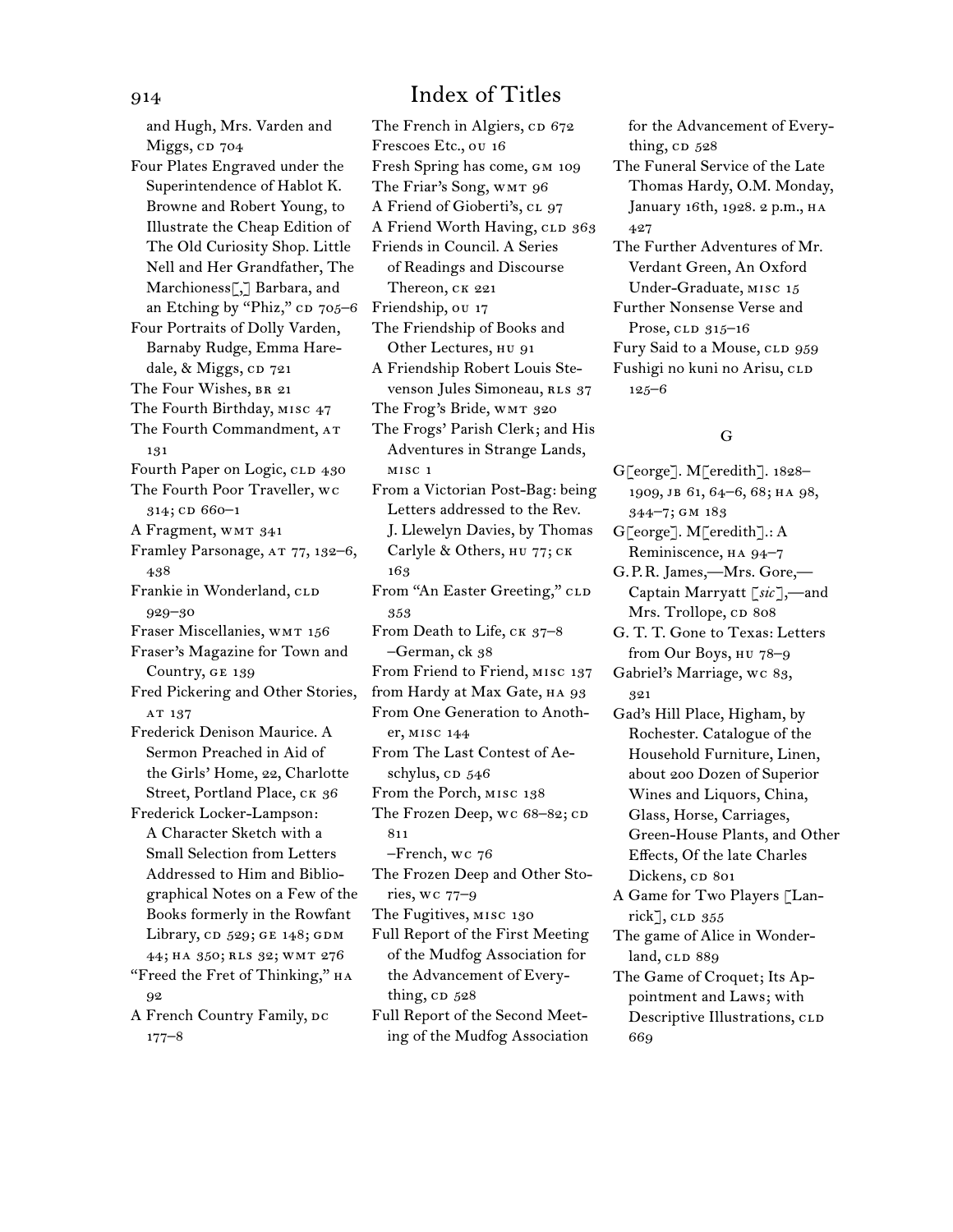and Hugh, Mrs. Varden and Miggs, CD 704

Four Plates Engraved under the Superintendence of Hablot K. Browne and Robert Young, to Illustrate the Cheap Edition of The Old Curiosity Shop. Little Nell and Her Grandfather, The Marchioness[,] Barbara, and an Etching by "Phiz," CD 705–6

Four Portraits of Dolly Varden, Barnaby Rudge, Emma Haredale, & Miggs, CD 721

The Four Wishes, BR 21

The Fourth Birthday, MISC 47

The Fourth Commandment, AT 131

Fourth Paper on Logic, CLD 430

The Fourth Poor Traveller, WC 314; CD 660–1

A Fragment, WMT 341

Framley Parsonage, AT 77, 132–6, 438

Frankie in Wonderland, CLD 929–30

Fraser Miscellanies, WMT 156

Fraser's Magazine for Town and Country, GE 139

Fred Pickering and Other Stories, AT 137

Frederick Denison Maurice. A Sermon Preached in Aid of the Girls' Home, 22, Charlotte Street, Portland Place, CK 36

Frederick Locker-Lampson: A Character Sketch with a Small Selection from Letters Addressed to Him and Bibliographical Notes on a Few of the Books formerly in the Rowfant Library, CD 529; GE 148; GDM 44; HA 350; RLS 32; WMT 276

"Freed the Fret of Thinking," HA 92

A French Country Family, DC 177–8

The French in Algiers, CD 672

Frescoes Etc., OU 16

Fresh Spring has come, GM 109

The Friar's Song, WMT 96

A Friend of Gioberti's, CL 97

A Friend Worth Having, CLD 363

Friends in Council. A Series of Readings and Discourse Thereon, CK 221

Friendship, OU 17

The Friendship of Books and Other Lectures, HU 91

A Friendship Robert Louis Stevenson Jules Simoneau, RLS 37

The Frog's Bride, WMT 320

The Frogs' Parish Clerk; and His Adventures in Strange Lands, MISC 1

From a Victorian Post-Bag: being Letters addressed to the Rev. J. Llewelyn Davies, by Thomas Carlyle & Others, HU 77; CK 163

From "An Easter Greeting," CLD 353

From Death to Life, CK 37–8
–German, CK 38

From Friend to Friend, MISC 137

from Hardy at Max Gate, HA 93

From One Generation to Another, MISC 144

From The Last Contest of Aeschylus, CD 546

From the Porch, MISC 138

The Frozen Deep, WC 68–82; CD 811
–French, WC 76

The Frozen Deep and Other Stories, WC 77–9

The Fugitives, MISC 130

Full Report of the First Meeting of the Mudfog Association for the Advancement of Everything, CD 528

Full Report of the Second Meeting of the Mudfog Association for the Advancement of Everything, CD 528

The Funeral Service of the Late Thomas Hardy, O.M. Monday, January 16th, 1928. 2 p.m., HA 427

The Further Adventures of Mr. Verdant Green, An Oxford Under-Graduate, MISC 15

Further Nonsense Verse and Prose, CLD 315–16

Fury Said to a Mouse, CLD 959

Fushigi no kuni no Arisu, CLD 125–6

## G

G[eorge]. M[eredith]. 1828–1909, JB 61, 64–6, 68; HA 98, 344–7; GM 183

G[eorge]. M[eredith].: A Reminiscence, HA 94–7

G.P.R. James,—Mrs. Gore,—Captain Marryatt [*sic*],—and Mrs. Trollope, CD 808

G. T. T. Gone to Texas: Letters from Our Boys, HU 78–9

Gabriel's Marriage, WC 83, 321

Gad's Hill Place, Higham, by Rochester. Catalogue of the Household Furniture, Linen, about 200 Dozen of Superior Wines and Liquors, China, Glass, Horse, Carriages, Green-House Plants, and Other Effects, Of the late Charles Dickens, CD 801

A Game for Two Players [Lanrick], CLD 355

The game of Alice in Wonderland, CLD 889

The Game of Croquet; Its Appointment and Laws; with Descriptive Illustrations, CLD 669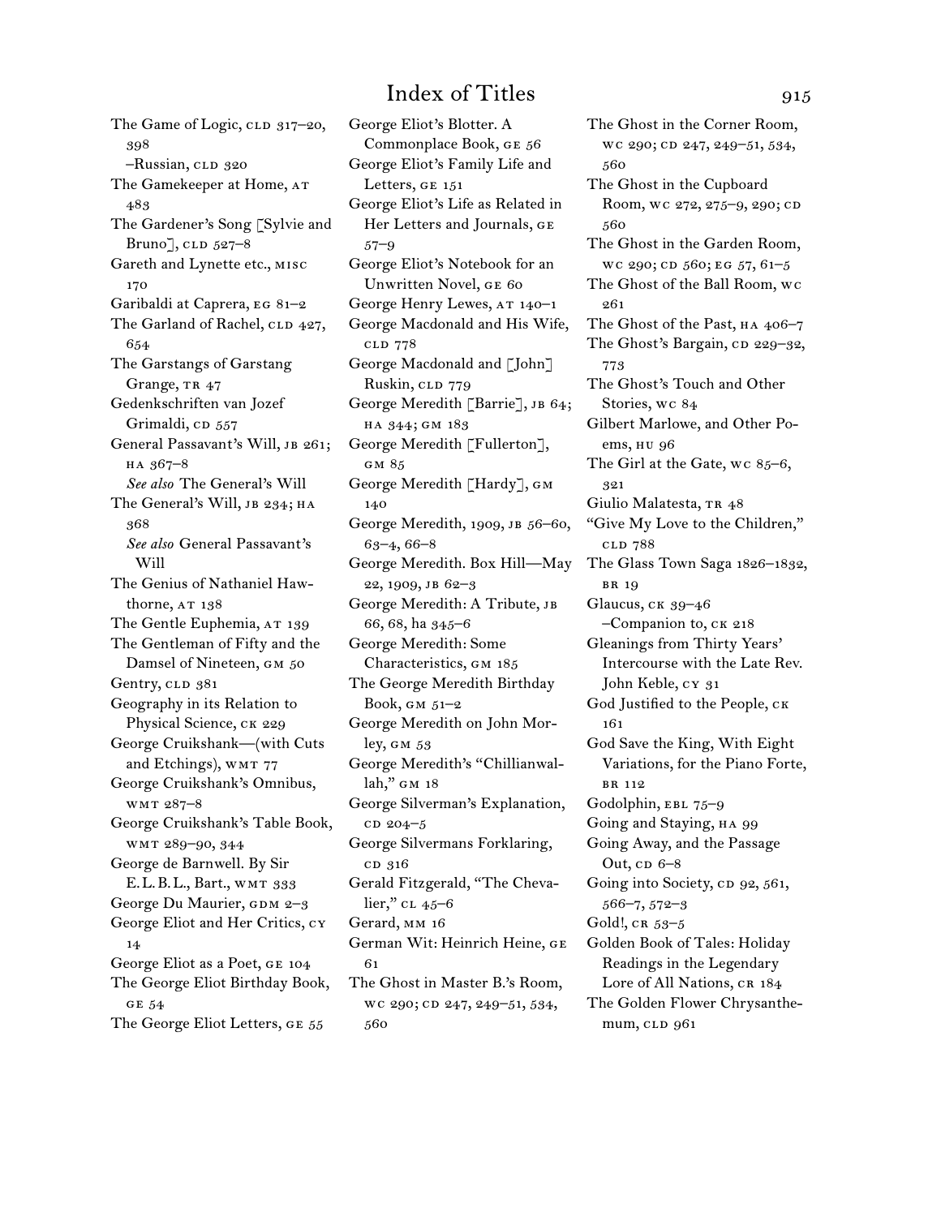# Index of Titles

The Game of Logic, CLD 317–20, 398
–Russian, CLD 320
The Gamekeeper at Home, AT 483
The Gardener's Song [Sylvie and Bruno], CLD 527–8
Gareth and Lynette etc., MISC 170
Garibaldi at Caprera, EG 81–2
The Garland of Rachel, CLD 427, 654
The Garstangs of Garstang Grange, TR 47
Gedenkschriften van Jozef Grimaldi, CD 557
General Passavant's Will, JB 261; HA 367–8
*See also* The General's Will
The General's Will, JB 234; HA 368
*See also* General Passavant's Will
The Genius of Nathaniel Hawthorne, AT 138
The Gentle Euphemia, AT 139
The Gentleman of Fifty and the Damsel of Nineteen, GM 50
Gentry, CLD 381
Geography in its Relation to Physical Science, CK 229
George Cruikshank—(with Cuts and Etchings), WMT 77
George Cruikshank's Omnibus, WMT 287–8
George Cruikshank's Table Book, WMT 289–90, 344
George de Barnwell. By Sir E.L.B.L., Bart., WMT 333
George Du Maurier, GDM 2–3
George Eliot and Her Critics, CY 14
George Eliot as a Poet, GE 104
The George Eliot Birthday Book, GE 54
The George Eliot Letters, GE 55
George Eliot's Blotter. A Commonplace Book, GE 56
George Eliot's Family Life and Letters, GE 151
George Eliot's Life as Related in Her Letters and Journals, GE 57–9
George Eliot's Notebook for an Unwritten Novel, GE 60
George Henry Lewes, AT 140–1
George Macdonald and His Wife, CLD 778
George Macdonald and [John] Ruskin, CLD 779
George Meredith [Barrie], JB 64; HA 344; GM 183
George Meredith [Fullerton], GM 85
George Meredith [Hardy], GM 140
George Meredith, 1909, JB 56–60, 63–4, 66–8
George Meredith. Box Hill—May 22, 1909, JB 62–3
George Meredith: A Tribute, JB 66, 68, ha 345–6
George Meredith: Some Characteristics, GM 185
The George Meredith Birthday Book, GM 51–2
George Meredith on John Morley, GM 53
George Meredith's "Chillianwallah," GM 18
George Silverman's Explanation, CD 204–5
George Silvermans Forklaring, CD 316
Gerald Fitzgerald, "The Chevalier," CL 45–6
Gerard, MM 16
German Wit: Heinrich Heine, GE 61
The Ghost in Master B.'s Room, WC 290; CD 247, 249–51, 534, 560
The Ghost in the Corner Room, WC 290; CD 247, 249–51, 534, 560
The Ghost in the Cupboard Room, WC 272, 275–9, 290; CD 560
The Ghost in the Garden Room, WC 290; CD 560; EG 57, 61–5
The Ghost of the Ball Room, WC 261
The Ghost of the Past, HA 406–7
The Ghost's Bargain, CD 229–32, 773
The Ghost's Touch and Other Stories, WC 84
Gilbert Marlowe, and Other Poems, HU 96
The Girl at the Gate, WC 85–6, 321
Giulio Malatesta, TR 48
"Give My Love to the Children," CLD 788
The Glass Town Saga 1826–1832, BR 19
Glaucus, CK 39–46
–Companion to, CK 218
Gleanings from Thirty Years' Intercourse with the Late Rev. John Keble, CY 31
God Justified to the People, CK 161
God Save the King, With Eight Variations, for the Piano Forte, BR 112
Godolphin, EBL 75–9
Going and Staying, HA 99
Going Away, and the Passage Out, CD 6–8
Going into Society, CD 92, 561, 566–7, 572–3
Gold!, CR 53–5
Golden Book of Tales: Holiday Readings in the Legendary Lore of All Nations, CR 184
The Golden Flower Chrysanthemum, CLD 961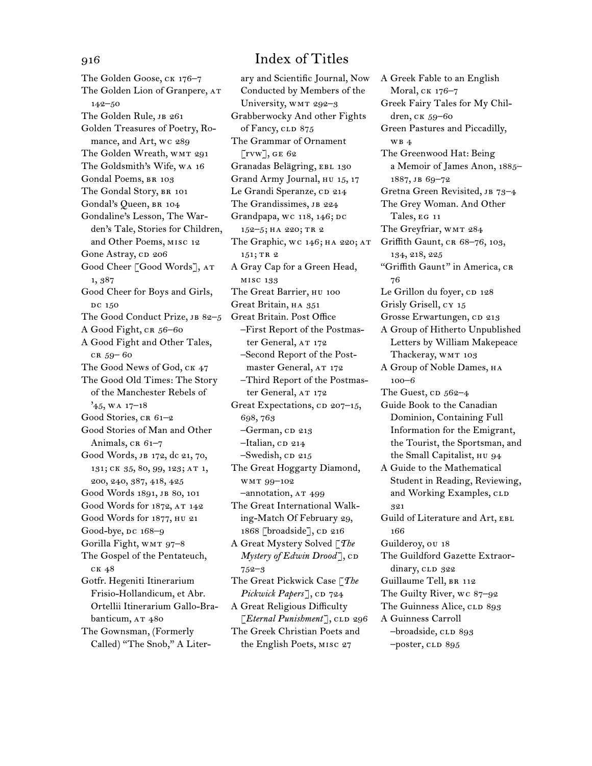# Index of Titles

The Golden Goose, CK 176–7
The Golden Lion of Granpere, AT 142–50
The Golden Rule, JB 261
Golden Treasures of Poetry, Romance, and Art, WC 289
The Golden Wreath, WMT 291
The Goldsmith's Wife, WA 16
Gondal Poems, BR 103
The Gondal Story, BR 101
Gondal's Queen, BR 104
Gondaline's Lesson, The Warden's Tale, Stories for Children, and Other Poems, MISC 12
Gone Astray, CD 206
Good Cheer [Good Words], AT 1, 387
Good Cheer for Boys and Girls, DC 150
The Good Conduct Prize, JB 82–5
A Good Fight, CR 56–60
A Good Fight and Other Tales, CR 59– 60
The Good News of God, CK 47
The Good Old Times: The Story of the Manchester Rebels of '45, WA 17–18
Good Stories, CR 61–2
Good Stories of Man and Other Animals, CR 61–7
Good Words, JB 172, dc 21, 70, 131; CK 35, 80, 99, 123; AT 1, 200, 240, 387, 418, 425
Good Words 1891, JB 80, 101
Good Words for 1872, AT 142
Good Words for 1877, HU 21
Good-bye, DC 168–9
Gorilla Fight, WMT 97–8
The Gospel of the Pentateuch, CK 48
Gotfr. Hegeniti Itinerarium Frisio-Hollandicum, et Abr. Ortellii Itinerarium Gallo-Brabanticum, AT 480
The Gownsman, (Formerly Called) "The Snob," A Literary and Scientific Journal, Now Conducted by Members of the University, WMT 292–3
Grabberwocky And other Fights of Fancy, CLD 875
The Grammar of Ornament [RVW], GE 62
Granadas Belägring, EBL 130
Grand Army Journal, HU 15, 17
Le Grandi Speranze, CD 214
The Grandissimes, JB 224
Grandpapa, WC 118, 146; DC 152–5; HA 220; TR 2
The Graphic, WC 146; HA 220; AT 151; TR 2
A Gray Cap for a Green Head, MISC 133
The Great Barrier, HU 100
Great Britain, HA 351
Great Britain. Post Office
–First Report of the Postmaster General, AT 172
–Second Report of the Postmaster General, AT 172
–Third Report of the Postmaster General, AT 172
Great Expectations, CD 207–15, 698, 763
–German, CD 213
–Italian, CD 214
–Swedish, CD 215
The Great Hoggarty Diamond, WMT 99–102
–annotation, AT 499
The Great International Walking-Match Of February 29, 1868 [broadside], CD 216
A Great Mystery Solved [*The Mystery of Edwin Drood*], CD 752–3
The Great Pickwick Case [*The Pickwick Papers*], CD 724
A Great Religious Difficulty [*Eternal Punishment*], CLD 296
The Greek Christian Poets and the English Poets, MISC 27
A Greek Fable to an English Moral, CK 176–7
Greek Fairy Tales for My Children, CK 59–60
Green Pastures and Piccadilly, WB 4
The Greenwood Hat: Being a Memoir of James Anon, 1885–1887, JB 69–72
Gretna Green Revisited, JB 73–4
The Grey Woman. And Other Tales, EG 11
The Greyfriar, WMT 284
Griffith Gaunt, CR 68–76, 103, 134, 218, 225
"Griffith Gaunt" in America, CR 76
Le Grillon du foyer, CD 128
Grisly Grisell, CY 15
Grosse Erwartungen, CD 213
A Group of Hitherto Unpublished Letters by William Makepeace Thackeray, WMT 103
A Group of Noble Dames, HA 100–6
The Guest, CD 562–4
Guide Book to the Canadian Dominion, Containing Full Information for the Emigrant, the Tourist, the Sportsman, and the Small Capitalist, HU 94
A Guide to the Mathematical Student in Reading, Reviewing, and Working Examples, CLD 321
Guild of Literature and Art, EBL 166
Guilderoy, OU 18
The Guildford Gazette Extraordinary, CLD 322
Guillaume Tell, BR 112
The Guilty River, WC 87–92
The Guinness Alice, CLD 893
A Guinness Carroll
–broadside, CLD 893
–poster, CLD 895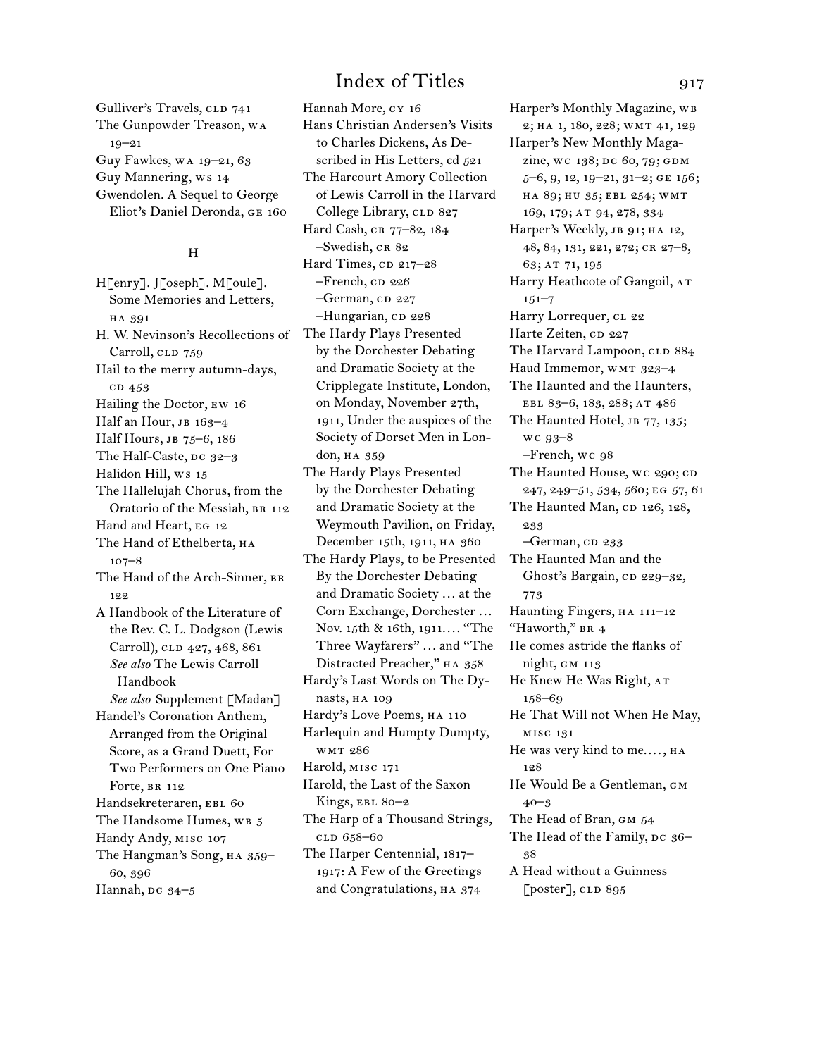Gulliver's Travels, CLD 741
The Gunpowder Treason, WA 19–21
Guy Fawkes, WA 19–21, 63
Guy Mannering, WS 14
Gwendolen. A Sequel to George Eliot's Daniel Deronda, GE 160

## H

H[enry]. J[oseph]. M[oule]. Some Memories and Letters, HA 391
H. W. Nevinson's Recollections of Carroll, CLD 759
Hail to the merry autumn-days, CD 453
Hailing the Doctor, EW 16
Half an Hour, JB 163–4
Half Hours, JB 75–6, 186
The Half-Caste, DC 32–3
Halidon Hill, WS 15
The Hallelujah Chorus, from the Oratorio of the Messiah, BR 112
Hand and Heart, EG 12
The Hand of Ethelberta, HA 107–8
The Hand of the Arch-Sinner, BR 122
A Handbook of the Literature of the Rev. C. L. Dodgson (Lewis Carroll), CLD 427, 468, 861
*See also* The Lewis Carroll Handbook
*See also* Supplement [Madan]
Handel's Coronation Anthem, Arranged from the Original Score, as a Grand Duett, For Two Performers on One Piano Forte, BR 112
Handsekreteraren, EBL 60
The Handsome Humes, WB 5
Handy Andy, MISC 107
The Hangman's Song, HA 359–60, 396
Hannah, DC 34–5
Hannah More, CY 16
Hans Christian Andersen's Visits to Charles Dickens, As Described in His Letters, CD 521
The Harcourt Amory Collection of Lewis Carroll in the Harvard College Library, CLD 827
Hard Cash, CR 77–82, 184
–Swedish, CR 82
Hard Times, CD 217–28
–French, CD 226
–German, CD 227
–Hungarian, CD 228
The Hardy Plays Presented by the Dorchester Debating and Dramatic Society at the Cripplegate Institute, London, on Monday, November 27th, 1911, Under the auspices of the Society of Dorset Men in London, HA 359
The Hardy Plays Presented by the Dorchester Debating and Dramatic Society at the Weymouth Pavilion, on Friday, December 15th, 1911, HA 360
The Hardy Plays, to be Presented By the Dorchester Debating and Dramatic Society … at the Corn Exchange, Dorchester … Nov. 15th & 16th, 1911.… "The Three Wayfarers" … and "The Distracted Preacher," HA 358
Hardy's Last Words on The Dynasts, HA 109
Hardy's Love Poems, HA 110
Harlequin and Humpty Dumpty, WMT 286
Harold, MISC 171
Harold, the Last of the Saxon Kings, EBL 80–2
The Harp of a Thousand Strings, CLD 658–60
The Harper Centennial, 1817–1917: A Few of the Greetings and Congratulations, HA 374
Harper's Monthly Magazine, WB 2; HA 1, 180, 228; WMT 41, 129
Harper's New Monthly Magazine, WC 138; DC 60, 79; GDM 5–6, 9, 12, 19–21, 31–2; GE 156; HA 89; HU 35; EBL 254; WMT 169, 179; AT 94, 278, 334
Harper's Weekly, JB 91; HA 12, 48, 84, 131, 221, 272; CR 27–8, 63; AT 71, 195
Harry Heathcote of Gangoil, AT 151–7
Harry Lorrequer, CL 22
Harte Zeiten, CD 227
The Harvard Lampoon, CLD 884
Haud Immemor, WMT 323–4
The Haunted and the Haunters, EBL 83–6, 183, 288; AT 486
The Haunted Hotel, JB 77, 135; WC 93–8
–French, WC 98
The Haunted House, WC 290; CD 247, 249–51, 534, 560; EG 57, 61
The Haunted Man, CD 126, 128, 233
–German, CD 233
The Haunted Man and the Ghost's Bargain, CD 229–32, 773
Haunting Fingers, HA 111–12
"Haworth," BR 4
He comes astride the flanks of night, GM 113
He Knew He Was Right, AT 158–69
He That Will not When He May, MISC 131
He was very kind to me…., HA 128
He Would Be a Gentleman, GM 40–3
The Head of Bran, GM 54
The Head of the Family, DC 36–38
A Head without a Guinness [poster], CLD 895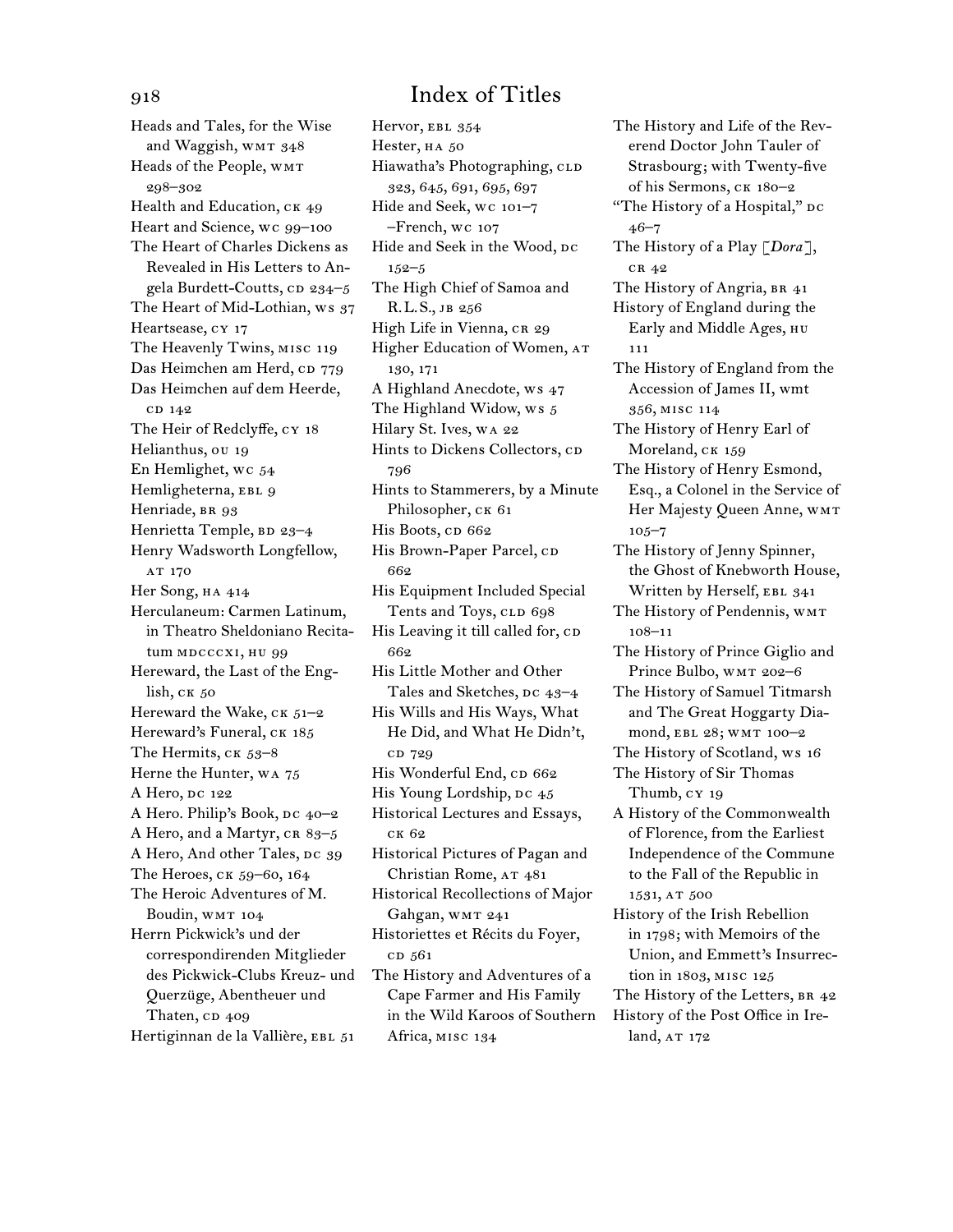# Index of Titles

Heads and Tales, for the Wise and Waggish, WMT 348
Heads of the People, WMT 298–302
Health and Education, CK 49
Heart and Science, WC 99–100
The Heart of Charles Dickens as Revealed in His Letters to Angela Burdett-Coutts, CD 234–5
The Heart of Mid-Lothian, WS 37
Heartsease, CY 17
The Heavenly Twins, MISC 119
Das Heimchen am Herd, CD 779
Das Heimchen auf dem Heerde, CD 142
The Heir of Redclyffe, CY 18
Helianthus, OU 19
En Hemlighet, WC 54
Hemligheterna, EBL 9
Henriade, BR 93
Henrietta Temple, BD 23–4
Henry Wadsworth Longfellow, AT 170
Her Song, HA 414
Herculaneum: Carmen Latinum, in Theatro Sheldoniano Recitatum MDCCCXI, HU 99
Hereward, the Last of the English, CK 50
Hereward the Wake, CK 51–2
Hereward's Funeral, CK 185
The Hermits, CK 53–8
Herne the Hunter, WA 75
A Hero, DC 122
A Hero. Philip's Book, DC 40–2
A Hero, and a Martyr, CR 83–5
A Hero, And other Tales, DC 39
The Heroes, CK 59–60, 164
The Heroic Adventures of M. Boudin, WMT 104
Herrn Pickwick's und der correspondirenden Mitglieder des Pickwick-Clubs Kreuz- und Querzüge, Abentheuer und Thaten, CD 409
Hertiginnan de la Vallière, EBL 51
Hervor, EBL 354
Hester, HA 50
Hiawatha's Photographing, CLD 323, 645, 691, 695, 697
Hide and Seek, WC 101–7
–French, WC 107
Hide and Seek in the Wood, DC 152–5
The High Chief of Samoa and R.L.S., JB 256
High Life in Vienna, CR 29
Higher Education of Women, AT 130, 171
A Highland Anecdote, WS 47
The Highland Widow, WS 5
Hilary St. Ives, WA 22
Hints to Dickens Collectors, CD 796
Hints to Stammerers, by a Minute Philosopher, CK 61
His Boots, CD 662
His Brown-Paper Parcel, CD 662
His Equipment Included Special Tents and Toys, CLD 698
His Leaving it till called for, CD 662
His Little Mother and Other Tales and Sketches, DC 43–4
His Wills and His Ways, What He Did, and What He Didn't, CD 729
His Wonderful End, CD 662
His Young Lordship, DC 45
Historical Lectures and Essays, CK 62
Historical Pictures of Pagan and Christian Rome, AT 481
Historical Recollections of Major Gahgan, WMT 241
Historiettes et Récits du Foyer, CD 561
The History and Adventures of a Cape Farmer and His Family in the Wild Karoos of Southern Africa, MISC 134
The History and Life of the Reverend Doctor John Tauler of Strasbourg; with Twenty-five of his Sermons, CK 180–2
"The History of a Hospital," DC 46–7
The History of a Play [*Dora*], CR 42
The History of Angria, BR 41
History of England during the Early and Middle Ages, HU 111
The History of England from the Accession of James II, wmt 356, MISC 114
The History of Henry Earl of Moreland, CK 159
The History of Henry Esmond, Esq., a Colonel in the Service of Her Majesty Queen Anne, WMT 105–7
The History of Jenny Spinner, the Ghost of Knebworth House, Written by Herself, EBL 341
The History of Pendennis, WMT 108–11
The History of Prince Giglio and Prince Bulbo, WMT 202–6
The History of Samuel Titmarsh and The Great Hoggarty Diamond, EBL 28; WMT 100–2
The History of Scotland, WS 16
The History of Sir Thomas Thumb, CY 19
A History of the Commonwealth of Florence, from the Earliest Independence of the Commune to the Fall of the Republic in 1531, AT 500
History of the Irish Rebellion in 1798; with Memoirs of the Union, and Emmett's Insurrection in 1803, MISC 125
The History of the Letters, BR 42
History of the Post Office in Ireland, AT 172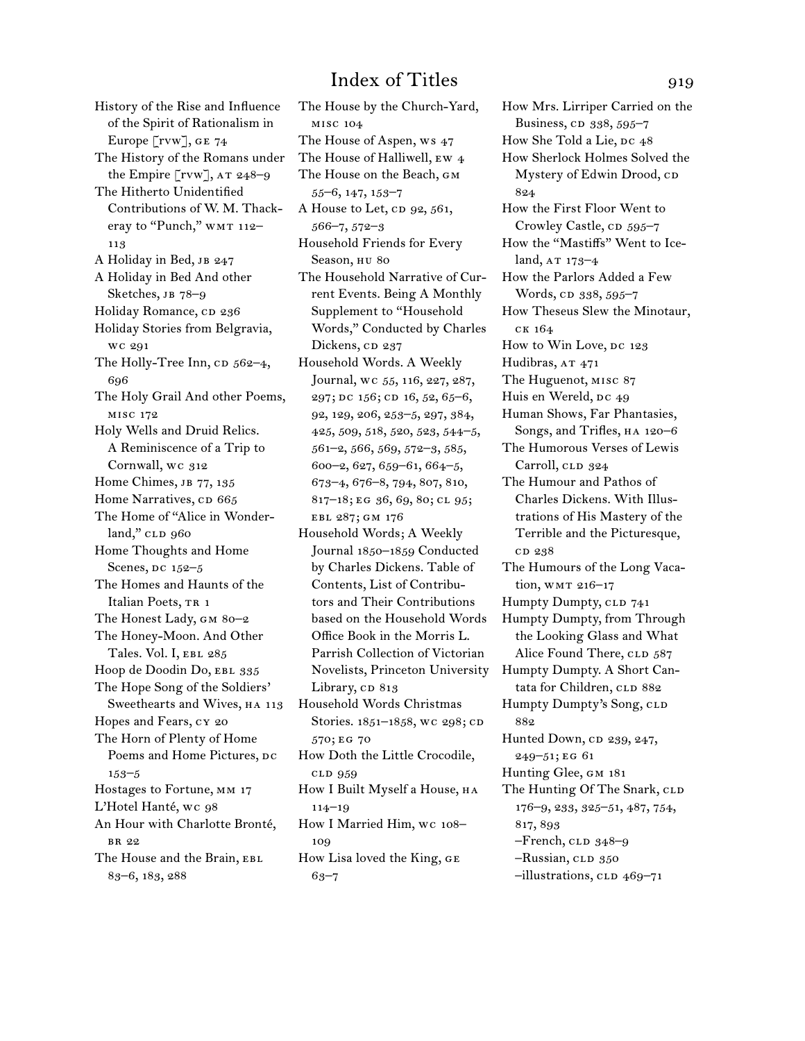# Index of Titles

History of the Rise and Influence of the Spirit of Rationalism in Europe [rvw], GE 74
The History of the Romans under the Empire [rvw], AT 248–9
The Hitherto Unidentified Contributions of W. M. Thackeray to "Punch," WMT 112–113
A Holiday in Bed, JB 247
A Holiday in Bed And other Sketches, JB 78–9
Holiday Romance, CD 236
Holiday Stories from Belgravia, WC 291
The Holly-Tree Inn, CD 562–4, 696
The Holy Grail And other Poems, MISC 172
Holy Wells and Druid Relics. A Reminiscence of a Trip to Cornwall, WC 312
Home Chimes, JB 77, 135
Home Narratives, CD 665
The Home of "Alice in Wonderland," CLD 960
Home Thoughts and Home Scenes, DC 152–5
The Homes and Haunts of the Italian Poets, TR 1
The Honest Lady, GM 80–2
The Honey-Moon. And Other Tales. Vol. I, EBL 285
Hoop de Doodin Do, EBL 335
The Hope Song of the Soldiers' Sweethearts and Wives, HA 113
Hopes and Fears, CY 20
The Horn of Plenty of Home Poems and Home Pictures, DC 153–5
Hostages to Fortune, MM 17
L'Hotel Hanté, WC 98
An Hour with Charlotte Bronté, BR 22
The House and the Brain, EBL 83–6, 183, 288
The House by the Church-Yard, MISC 104
The House of Aspen, WS 47
The House of Halliwell, EW 4
The House on the Beach, GM 55–6, 147, 153–7
A House to Let, CD 92, 561, 566–7, 572–3
Household Friends for Every Season, HU 80
The Household Narrative of Current Events. Being A Monthly Supplement to "Household Words," Conducted by Charles Dickens, CD 237
Household Words. A Weekly Journal, WC 55, 116, 227, 287, 297; DC 156; CD 16, 52, 65–6, 92, 129, 206, 253–5, 297, 384, 425, 509, 518, 520, 523, 544–5, 561–2, 566, 569, 572–3, 585, 600–2, 627, 659–61, 664–5, 673–4, 676–8, 794, 807, 810, 817–18; EG 36, 69, 80; CL 95; EBL 287; GM 176
Household Words; A Weekly Journal 1850–1859 Conducted by Charles Dickens. Table of Contents, List of Contributors and Their Contributions based on the Household Words Office Book in the Morris L. Parrish Collection of Victorian Novelists, Princeton University Library, CD 813
Household Words Christmas Stories. 1851–1858, WC 298; CD 570; EG 70
How Doth the Little Crocodile, CLD 959
How I Built Myself a House, HA 114–19
How I Married Him, WC 108–109
How Lisa loved the King, GE 63–7
How Mrs. Lirriper Carried on the Business, CD 338, 595–7
How She Told a Lie, DC 48
How Sherlock Holmes Solved the Mystery of Edwin Drood, CD 824
How the First Floor Went to Crowley Castle, CD 595–7
How the "Mastiffs" Went to Iceland, AT 173–4
How the Parlors Added a Few Words, CD 338, 595–7
How Theseus Slew the Minotaur, CK 164
How to Win Love, DC 123
Hudibras, AT 471
The Huguenot, MISC 87
Huis en Wereld, DC 49
Human Shows, Far Phantasies, Songs, and Trifles, HA 120–6
The Humorous Verses of Lewis Carroll, CLD 324
The Humour and Pathos of Charles Dickens. With Illustrations of His Mastery of the Terrible and the Picturesque, CD 238
The Humours of the Long Vacation, WMT 216–17
Humpty Dumpty, CLD 741
Humpty Dumpty, from Through the Looking Glass and What Alice Found There, CLD 587
Humpty Dumpty. A Short Cantata for Children, CLD 882
Humpty Dumpty's Song, CLD 882
Hunted Down, CD 239, 247, 249–51; EG 61
Hunting Glee, GM 181
The Hunting Of The Snark, CLD 176–9, 233, 325–51, 487, 754, 817, 893
–French, CLD 348–9
–Russian, CLD 350
–illustrations, CLD 469–71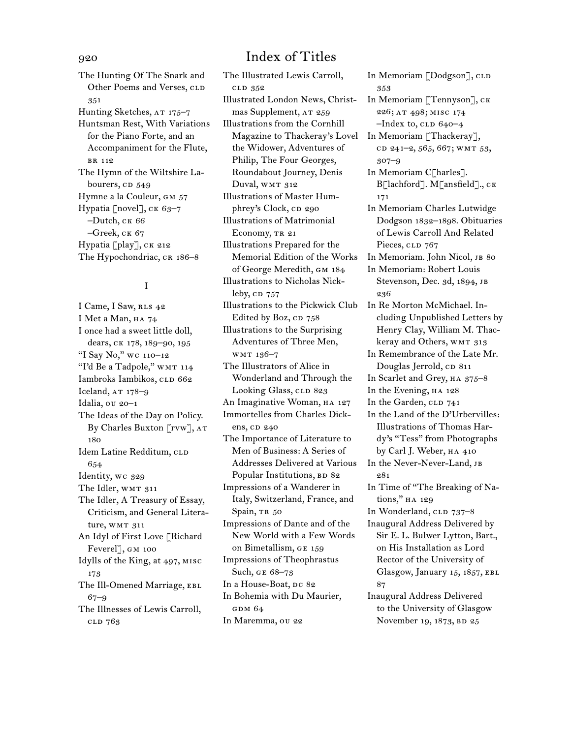The Hunting Of The Snark and Other Poems and Verses, CLD 351

Hunting Sketches, AT 175–7

Huntsman Rest, With Variations for the Piano Forte, and an Accompaniment for the Flute, BR 112

The Hymn of the Wiltshire Labourers, CD 549

Hymne a la Couleur, GM 57

Hypatia [novel], CK 63–7
 –Dutch, CK 66
 –Greek, CK 67

Hypatia [play], CK 212

The Hypochondriac, CR 186–8

## I

I Came, I Saw, RLS 42

I Met a Man, HA 74

I once had a sweet little doll, dears, CK 178, 189–90, 195

"I Say No," WC 110–12

"I'd Be a Tadpole," WMT 114

Iambroks Iambikos, CLD 662

Iceland, AT 178–9

Idalia, OU 20–1

The Ideas of the Day on Policy. By Charles Buxton [rvw], AT 180

Idem Latine Redditum, CLD 654

Identity, WC 329

The Idler, WMT 311

The Idler, A Treasury of Essay, Criticism, and General Literature, WMT 311

An Idyl of First Love [Richard Feverel], GM 100

Idylls of the King, at 497, MISC 173

The Ill-Omened Marriage, EBL 67–9

The Illnesses of Lewis Carroll, CLD 763

The Illustrated Lewis Carroll, CLD 352

Illustrated London News, Christmas Supplement, AT 259

Illustrations from the Cornhill Magazine to Thackeray's Lovel the Widower, Adventures of Philip, The Four Georges, Roundabout Journey, Denis Duval, WMT 312

Illustrations of Master Humphrey's Clock, CD 290

Illustrations of Matrimonial Economy, TR 21

Illustrations Prepared for the Memorial Edition of the Works of George Meredith, GM 184

Illustrations to Nicholas Nickleby, CD 757

Illustrations to the Pickwick Club Edited by Boz, CD 758

Illustrations to the Surprising Adventures of Three Men, WMT 136–7

The Illustrators of Alice in Wonderland and Through the Looking Glass, CLD 823

An Imaginative Woman, HA 127

Immortelles from Charles Dickens, CD 240

The Importance of Literature to Men of Business: A Series of Addresses Delivered at Various Popular Institutions, BD 82

Impressions of a Wanderer in Italy, Switzerland, France, and Spain, TR 50

Impressions of Dante and of the New World with a Few Words on Bimetallism, GE 159

Impressions of Theophrastus Such, GE 68–73

In a House-Boat, DC 82

In Bohemia with Du Maurier, GDM 64

In Maremma, OU 22

In Memoriam [Dodgson], CLD 353

In Memoriam [Tennyson], CK 226; AT 498; MISC 174
 –Index to, CLD 640–4

In Memoriam [Thackeray], CD 241–2, 565, 667; WMT 53, 307–9

In Memoriam C[harles]. B[lachford]. M[ansfield]., CK 171

In Memoriam Charles Lutwidge Dodgson 1832–1898. Obituaries of Lewis Carroll And Related Pieces, CLD 767

In Memoriam. John Nicol, JB 80

In Memoriam: Robert Louis Stevenson, Dec. 3d, 1894, JB 236

In Re Morton McMichael. Including Unpublished Letters by Henry Clay, William M. Thackeray and Others, WMT 313

In Remembrance of the Late Mr. Douglas Jerrold, CD 811

In Scarlet and Grey, HA 375–8

In the Evening, HA 128

In the Garden, CLD 741

In the Land of the D'Urbervilles: Illustrations of Thomas Hardy's "Tess" from Photographs by Carl J. Weber, HA 410

In the Never-Never-Land, JB 281

In Time of "The Breaking of Nations," HA 129

In Wonderland, CLD 737–8

Inaugural Address Delivered by Sir E. L. Bulwer Lytton, Bart., on His Installation as Lord Rector of the University of Glasgow, January 15, 1857, EBL 87

Inaugural Address Delivered to the University of Glasgow November 19, 1873, BD 25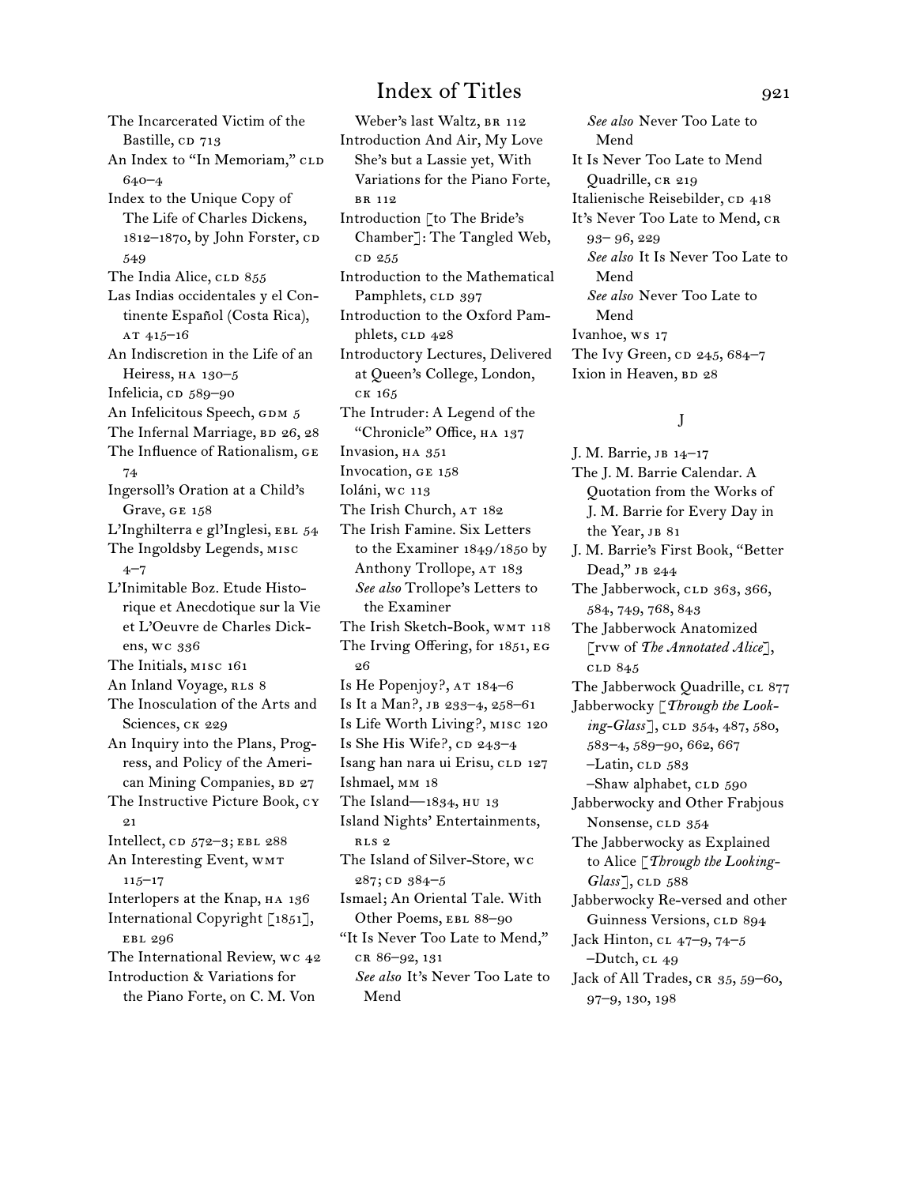The Incarcerated Victim of the Bastille, CD 713
An Index to "In Memoriam," CLD 640–4
Index to the Unique Copy of The Life of Charles Dickens, 1812–1870, by John Forster, CD 549
The India Alice, CLD 855
Las Indias occidentales y el Continente Español (Costa Rica), AT 415–16
An Indiscretion in the Life of an Heiress, HA 130–5
Infelicia, CD 589–90
An Infelicitous Speech, GDM 5
The Infernal Marriage, BD 26, 28
The Influence of Rationalism, GE 74
Ingersoll's Oration at a Child's Grave, GE 158
L'Inghilterra e gl'Inglesi, EBL 54
The Ingoldsby Legends, MISC 4–7
L'Inimitable Boz. Etude Historique et Anecdotique sur la Vie et L'Oeuvre de Charles Dickens, WC 336
The Initials, MISC 161
An Inland Voyage, RLS 8
The Inosculation of the Arts and Sciences, CK 229
An Inquiry into the Plans, Progress, and Policy of the American Mining Companies, BD 27
The Instructive Picture Book, CY 21
Intellect, CD 572–3; EBL 288
An Interesting Event, WMT 115–17
Interlopers at the Knap, HA 136
International Copyright [1851], EBL 296
The International Review, WC 42
Introduction & Variations for the Piano Forte, on C. M. Von Weber's last Waltz, BR 112
Introduction And Air, My Love She's but a Lassie yet, With Variations for the Piano Forte, BR 112
Introduction [to The Bride's Chamber]: The Tangled Web, CD 255
Introduction to the Mathematical Pamphlets, CLD 397
Introduction to the Oxford Pamphlets, CLD 428
Introductory Lectures, Delivered at Queen's College, London, CK 165
The Intruder: A Legend of the "Chronicle" Office, HA 137
Invasion, HA 351
Invocation, GE 158
Ioláni, WC 113
The Irish Church, AT 182
The Irish Famine. Six Letters to the Examiner 1849/1850 by Anthony Trollope, AT 183
*See also* Trollope's Letters to the Examiner
The Irish Sketch-Book, WMT 118
The Irving Offering, for 1851, EG 26
Is He Popenjoy?, AT 184–6
Is It a Man?, JB 233–4, 258–61
Is Life Worth Living?, MISC 120
Is She His Wife?, CD 243–4
Isang han nara ui Erisu, CLD 127
Ishmael, MM 18
The Island—1834, HU 13
Island Nights' Entertainments, RLS 2
The Island of Silver-Store, WC 287; CD 384–5
Ismael; An Oriental Tale. With Other Poems, EBL 88–90
"It Is Never Too Late to Mend," CR 86–92, 131
*See also* It's Never Too Late to Mend
*See also* Never Too Late to Mend
It Is Never Too Late to Mend Quadrille, CR 219
Italienische Reisebilder, CD 418
It's Never Too Late to Mend, CR 93– 96, 229
*See also* It Is Never Too Late to Mend
*See also* Never Too Late to Mend
Ivanhoe, WS 17
The Ivy Green, CD 245, 684–7
Ixion in Heaven, BD 28

## J

J. M. Barrie, JB 14–17
The J. M. Barrie Calendar. A Quotation from the Works of J. M. Barrie for Every Day in the Year, JB 81
J. M. Barrie's First Book, "Better Dead," JB 244
The Jabberwock, CLD 363, 366, 584, 749, 768, 843
The Jabberwock Anatomized [rvw of *The Annotated Alice*], CLD 845
The Jabberwock Quadrille, CL 877
Jabberwocky [*Through the Looking-Glass*], CLD 354, 487, 580, 583–4, 589–90, 662, 667
–Latin, CLD 583
–Shaw alphabet, CLD 590
Jabberwocky and Other Frabjous Nonsense, CLD 354
The Jabberwocky as Explained to Alice [*Through the Looking-Glass*], CLD 588
Jabberwocky Re-versed and other Guinness Versions, CLD 894
Jack Hinton, CL 47–9, 74–5
–Dutch, CL 49
Jack of All Trades, CR 35, 59–60, 97–9, 130, 198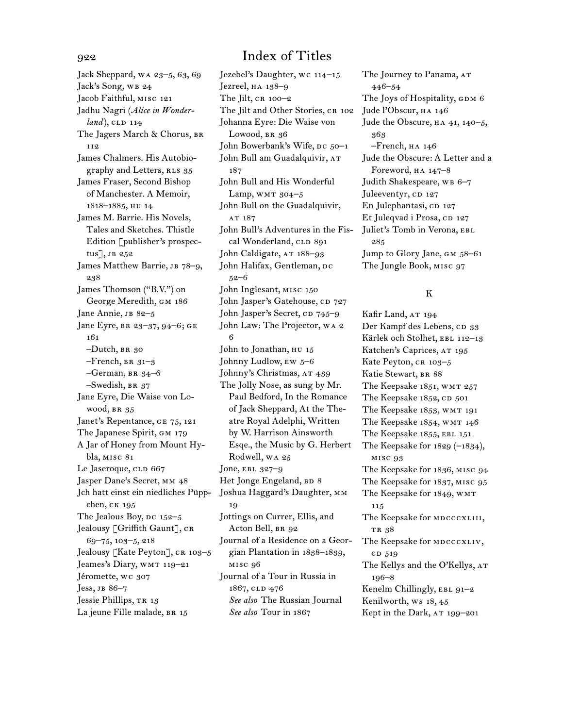# Index of Titles

Jack Sheppard, WA 23–5, 63, 69
Jack's Song, WB 24
Jacob Faithful, MISC 121
Jadhu Nagri (*Alice in Wonderland*), CLD 114
The Jagers March & Chorus, BR 112
James Chalmers. His Autobiography and Letters, RLS 35
James Fraser, Second Bishop of Manchester. A Memoir, 1818–1885, HU 14
James M. Barrie. His Novels, Tales and Sketches. Thistle Edition [publisher's prospectus], JB 252
James Matthew Barrie, JB 78–9, 238
James Thomson ("B.V.") on George Meredith, GM 186
Jane Annie, JB 82–5
Jane Eyre, BR 23–37, 94–6; GE 161
–Dutch, BR 30
–French, BR 31–3
–German, BR 34–6
–Swedish, BR 37
Jane Eyre, Die Waise von Lowood, BR 35
Janet's Repentance, GE 75, 121
The Japanese Spirit, GM 179
A Jar of Honey from Mount Hybla, MISC 81
Le Jaseroque, CLD 667
Jasper Dane's Secret, MM 48
Jch hatt einst ein niedliches Püppchen, CK 195
The Jealous Boy, DC 152–5
Jealousy [Griffith Gaunt], CR 69–75, 103–5, 218
Jealousy [Kate Peyton], CR 103–5
Jeames's Diary, WMT 119–21
Jéromette, WC 307
Jess, JB 86–7
Jessie Phillips, TR 13
La jeune Fille malade, BR 15
Jezebel's Daughter, WC 114–15
Jezreel, HA 138–9
The Jilt, CR 100–2
The Jilt and Other Stories, CR 102
Johanna Eyre: Die Waise von Lowood, BR 36
John Bowerbank's Wife, DC 50–1
John Bull am Guadalquivir, AT 187
John Bull and His Wonderful Lamp, WMT 304–5
John Bull on the Guadalquivir, AT 187
John Bull's Adventures in the Fiscal Wonderland, CLD 891
John Caldigate, AT 188–93
John Halifax, Gentleman, DC 52–6
John Inglesant, MISC 150
John Jasper's Gatehouse, CD 727
John Jasper's Secret, CD 745–9
John Law: The Projector, WA 26
John to Jonathan, HU 15
Johnny Ludlow, EW 5–6
Johnny's Christmas, AT 439
The Jolly Nose, as sung by Mr. Paul Bedford, In the Romance of Jack Sheppard, At the Theatre Royal Adelphi, Written by W. Harrison Ainsworth Esqe., the Music by G. Herbert Rodwell, WA 25
Jone, EBL 327–9
Het Jonge Engeland, BD 8
Joshua Haggard's Daughter, MM 19
Jottings on Currer, Ellis, and Acton Bell, BR 92
Journal of a Residence on a Georgian Plantation in 1838–1839, MISC 96
Journal of a Tour in Russia in 1867, CLD 476
*See also* The Russian Journal
*See also* Tour in 1867
The Journey to Panama, AT 446–54
The Joys of Hospitality, GDM 6
Jude l'Obscur, HA 146
Jude the Obscure, HA 41, 140–5, 363
–French, HA 146
Jude the Obscure: A Letter and a Foreword, HA 147–8
Judith Shakespeare, WB 6–7
Juleeventyr, CD 127
En Julephantasi, CD 127
Et Juleqvad i Prosa, CD 127
Juliet's Tomb in Verona, EBL 285
Jump to Glory Jane, GM 58–61
The Jungle Book, MISC 97

## K

Kafir Land, AT 194
Der Kampf des Lebens, CD 33
Kärlek och Stolhet, EBL 112–13
Katchen's Caprices, AT 195
Kate Peyton, CR 103–5
Katie Stewart, BR 88
The Keepsake 1851, WMT 257
The Keepsake 1852, CD 501
The Keepsake 1853, WMT 191
The Keepsake 1854, WMT 146
The Keepsake 1855, EBL 151
The Keepsake for 1829 (–1834), MISC 93
The Keepsake for 1836, MISC 94
The Keepsake for 1837, MISC 95
The Keepsake for 1849, WMT 115
The Keepsake for MDCCCXLIII, TR 38
The Keepsake for MDCCCXLIV, CD 519
The Kellys and the O'Kellys, AT 196–8
Kenelm Chillingly, EBL 91–2
Kenilworth, WS 18, 45
Kept in the Dark, AT 199–201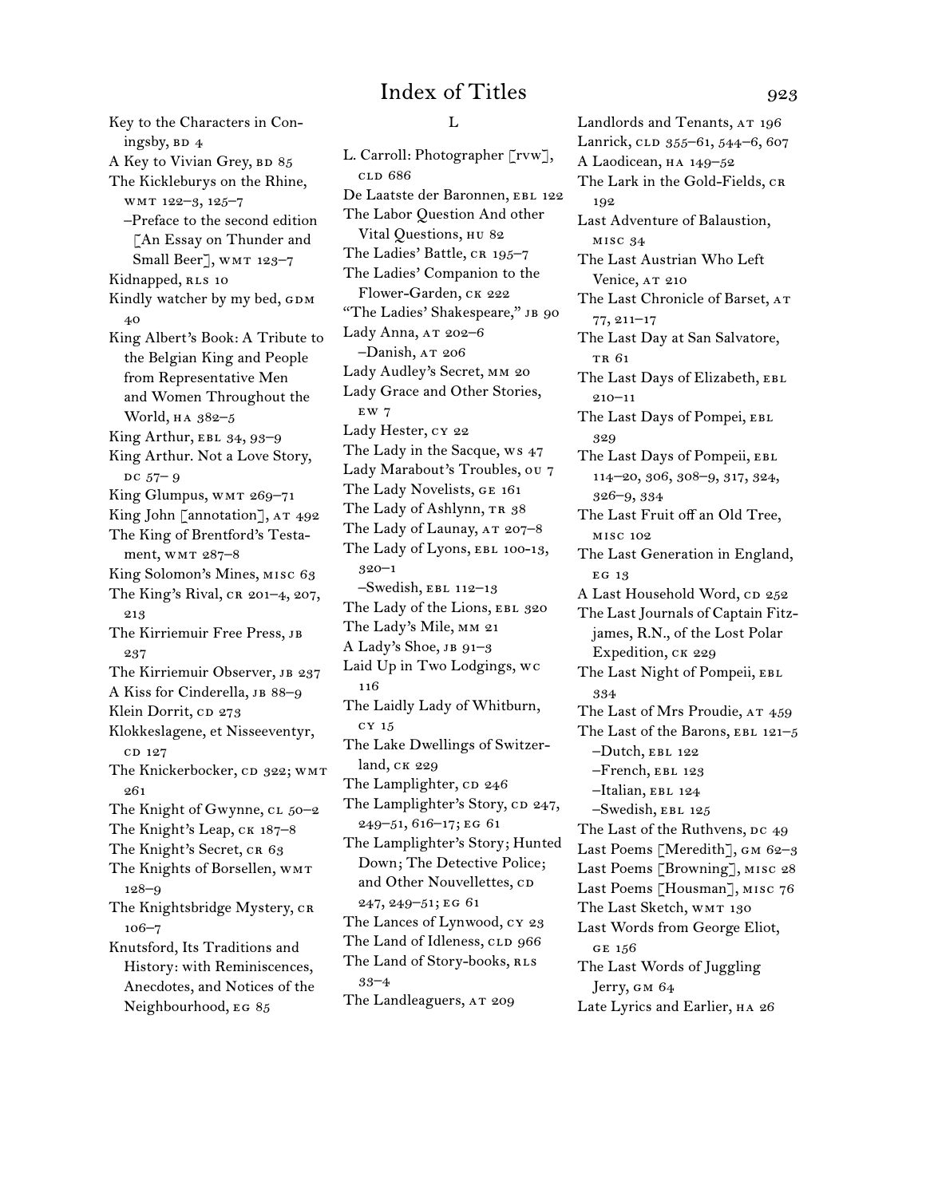# Index of Titles

Key to the Characters in Coningsby, BD 4
A Key to Vivian Grey, BD 85
The Kickleburys on the Rhine, WMT 122–3, 125–7
–Preface to the second edition [An Essay on Thunder and Small Beer], WMT 123–7
Kidnapped, RLS 10
Kindly watcher by my bed, GDM 40
King Albert's Book: A Tribute to the Belgian King and People from Representative Men and Women Throughout the World, HA 382–5
King Arthur, EBL 34, 93–9
King Arthur. Not a Love Story, DC 57– 9
King Glumpus, WMT 269–71
King John [annotation], AT 492
The King of Brentford's Testament, WMT 287–8
King Solomon's Mines, MISC 63
The King's Rival, CR 201–4, 207, 213
The Kirriemuir Free Press, JB 237
The Kirriemuir Observer, JB 237
A Kiss for Cinderella, JB 88–9
Klein Dorrit, CD 273
Klokkeslagene, et Nisseeventyr, CD 127
The Knickerbocker, CD 322; WMT 261
The Knight of Gwynne, CL 50–2
The Knight's Leap, CK 187–8
The Knight's Secret, CR 63
The Knights of Borsellen, WMT 128–9
The Knightsbridge Mystery, CR 106–7
Knutsford, Its Traditions and History: with Reminiscences, Anecdotes, and Notices of the Neighbourhood, EG 85

## L

L. Carroll: Photographer [RVW], CLD 686
De Laatste der Baronnen, EBL 122
The Labor Question And other Vital Questions, HU 82
The Ladies' Battle, CR 195–7
The Ladies' Companion to the Flower-Garden, CK 222
"The Ladies' Shakespeare," JB 90
Lady Anna, AT 202–6
–Danish, AT 206
Lady Audley's Secret, MM 20
Lady Grace and Other Stories, EW 7
Lady Hester, CY 22
The Lady in the Sacque, WS 47
Lady Marabout's Troubles, OU 7
The Lady Novelists, GE 161
The Lady of Ashlynn, TR 38
The Lady of Launay, AT 207–8
The Lady of Lyons, EBL 100-13, 320–1
–Swedish, EBL 112–13
The Lady of the Lions, EBL 320
The Lady's Mile, MM 21
A Lady's Shoe, JB 91–3
Laid Up in Two Lodgings, WC 116
The Laidly Lady of Whitburn, CY 15
The Lake Dwellings of Switzerland, CK 229
The Lamplighter, CD 246
The Lamplighter's Story, CD 247, 249–51, 616–17; EG 61
The Lamplighter's Story; Hunted Down; The Detective Police; and Other Nouvellettes, CD 247, 249–51; EG 61
The Lances of Lynwood, CY 23
The Land of Idleness, CLD 966
The Land of Story-books, RLS 33–4
The Landleaguers, AT 209
Landlords and Tenants, AT 196
Lanrick, CLD 355–61, 544–6, 607
A Laodicean, HA 149–52
The Lark in the Gold-Fields, CR 192
Last Adventure of Balaustion, MISC 34
The Last Austrian Who Left Venice, AT 210
The Last Chronicle of Barset, AT 77, 211–17
The Last Day at San Salvatore, TR 61
The Last Days of Elizabeth, EBL 210–11
The Last Days of Pompei, EBL 329
The Last Days of Pompeii, EBL 114–20, 306, 308–9, 317, 324, 326–9, 334
The Last Fruit off an Old Tree, MISC 102
The Last Generation in England, EG 13
A Last Household Word, CD 252
The Last Journals of Captain Fitzjames, R.N., of the Lost Polar Expedition, CK 229
The Last Night of Pompeii, EBL 334
The Last of Mrs Proudie, AT 459
The Last of the Barons, EBL 121–5
–Dutch, EBL 122
–French, EBL 123
–Italian, EBL 124
–Swedish, EBL 125
The Last of the Ruthvens, DC 49
Last Poems [Meredith], GM 62–3
Last Poems [Browning], MISC 28
Last Poems [Housman], MISC 76
The Last Sketch, WMT 130
Last Words from George Eliot, GE 156
The Last Words of Juggling Jerry, GM 64
Late Lyrics and Earlier, HA 26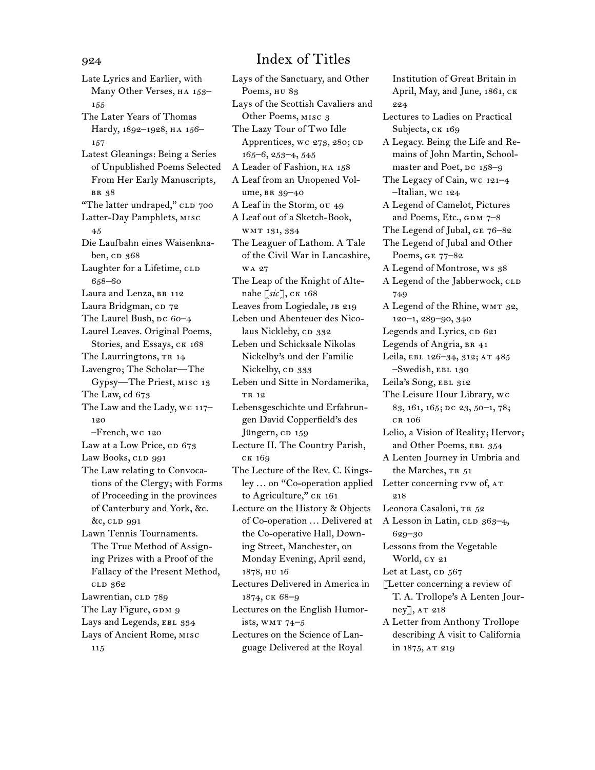# Index of Titles

Late Lyrics and Earlier, with Many Other Verses, HA 153–155
The Later Years of Thomas Hardy, 1892–1928, HA 156–157
Latest Gleanings: Being a Series of Unpublished Poems Selected From Her Early Manuscripts, BR 38
"The latter undraped," CLD 700
Latter-Day Pamphlets, MISC 45
Die Laufbahn eines Waisenknaben, CD 368
Laughter for a Lifetime, CLD 658–60
Laura and Lenza, BR 112
Laura Bridgman, CD 72
The Laurel Bush, DC 60–4
Laurel Leaves. Original Poems, Stories, and Essays, CK 168
The Laurringtons, TR 14
Lavengro; The Scholar—The Gypsy—The Priest, MISC 13
The Law, cd 673
The Law and the Lady, WC 117–120
–French, WC 120
Law at a Low Price, CD 673
Law Books, CLD 991
The Law relating to Convocations of the Clergy; with Forms of Proceeding in the provinces of Canterbury and York, &c. &c, CLD 991
Lawn Tennis Tournaments. The True Method of Assigning Prizes with a Proof of the Fallacy of the Present Method, CLD 362
Lawrentian, CLD 789
The Lay Figure, GDM 9
Lays and Legends, EBL 334
Lays of Ancient Rome, MISC 115
Lays of the Sanctuary, and Other Poems, HU 83
Lays of the Scottish Cavaliers and Other Poems, MISC 3
The Lazy Tour of Two Idle Apprentices, WC 273, 280; CD 165–6, 253–4, 545
A Leader of Fashion, HA 158
A Leaf from an Unopened Volume, BR 39–40
A Leaf in the Storm, OU 49
A Leaf out of a Sketch-Book, WMT 131, 334
The Leaguer of Lathom. A Tale of the Civil War in Lancashire, WA 27
The Leap of the Knight of Altenahe [*sic*], CK 168
Leaves from Logiedale, JB 219
Leben und Abenteuer des Nicolaus Nickleby, CD 332
Leben und Schicksale Nikolas Nickelby's und der Familie Nickelby, CD 333
Leben und Sitte in Nordamerika, TR 12
Lebensgeschichte und Erfahrungen David Copperfield's des Jüngern, CD 159
Lecture II. The Country Parish, CK 169
The Lecture of the Rev. C. Kingsley … on "Co-operation applied to Agriculture," CK 161
Lecture on the History & Objects of Co-operation … Delivered at the Co-operative Hall, Downing Street, Manchester, on Monday Evening, April 22nd, 1878, HU 16
Lectures Delivered in America in 1874, CK 68–9
Lectures on the English Humorists, WMT 74–5
Lectures on the Science of Language Delivered at the Royal Institution of Great Britain in April, May, and June, 1861, CK 224
Lectures to Ladies on Practical Subjects, CK 169
A Legacy. Being the Life and Remains of John Martin, Schoolmaster and Poet, DC 158–9
The Legacy of Cain, WC 121–4
–Italian, WC 124
A Legend of Camelot, Pictures and Poems, Etc., GDM 7–8
The Legend of Jubal, GE 76–82
The Legend of Jubal and Other Poems, GE 77–82
A Legend of Montrose, WS 38
A Legend of the Jabberwock, CLD 749
A Legend of the Rhine, WMT 32, 120–1, 289–90, 340
Legends and Lyrics, CD 621
Legends of Angria, BR 41
Leila, EBL 126–34, 312; AT 485
–Swedish, EBL 130
Leila's Song, EBL 312
The Leisure Hour Library, WC 83, 161, 165; DC 23, 50–1, 78; CR 106
Lelio, a Vision of Reality; Hervor; and Other Poems, EBL 354
A Lenten Journey in Umbria and the Marches, TR 51
Letter concerning rvw of, AT 218
Leonora Casaloni, TR 52
A Lesson in Latin, CLD 363–4, 629–30
Lessons from the Vegetable World, CY 21
Let at Last, CD 567
[Letter concerning a review of T. A. Trollope's A Lenten Journey], AT 218
A Letter from Anthony Trollope describing A visit to California in 1875, AT 219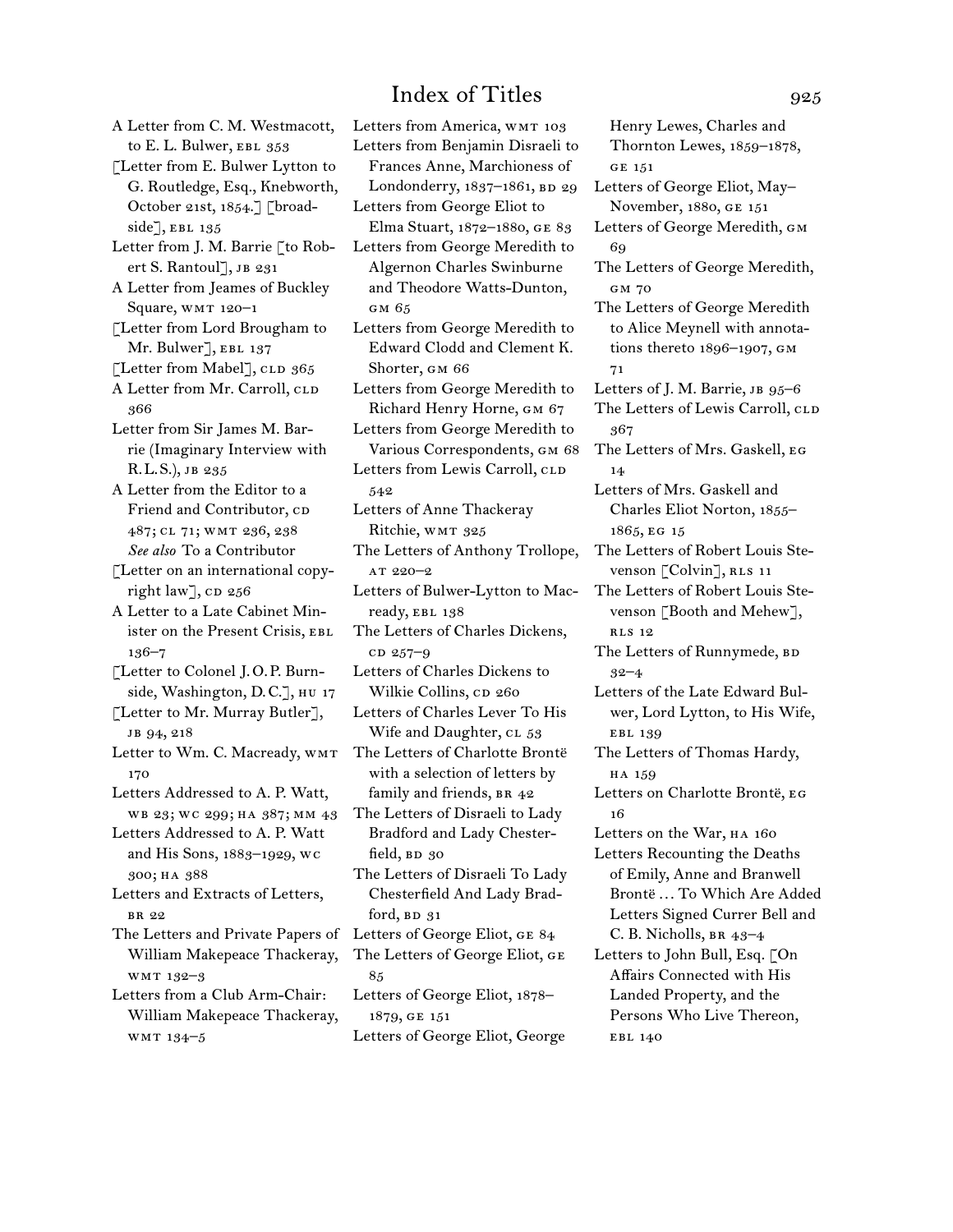# Index of Titles

A Letter from C. M. Westmacott, to E. L. Bulwer, EBL 353

[Letter from E. Bulwer Lytton to G. Routledge, Esq., Knebworth, October 21st, 1854.] [broadside], EBL 135

Letter from J. M. Barrie [to Robert S. Rantoul], JB 231

A Letter from Jeames of Buckley Square, WMT 120–1

[Letter from Lord Brougham to Mr. Bulwer], EBL 137

[Letter from Mabel], CLD 365

A Letter from Mr. Carroll, CLD 366

Letter from Sir James M. Barrie (Imaginary Interview with R.L.S.), JB 235

A Letter from the Editor to a Friend and Contributor, CD 487; CL 71; WMT 236, 238
*See also* To a Contributor

[Letter on an international copyright law], CD 256

A Letter to a Late Cabinet Minister on the Present Crisis, EBL 136–7

[Letter to Colonel J. O. P. Burnside, Washington, D. C.], HU 17

[Letter to Mr. Murray Butler], JB 94, 218

Letter to Wm. C. Macready, WMT 170

Letters Addressed to A. P. Watt, WB 23; WC 299; HA 387; MM 43

Letters Addressed to A. P. Watt and His Sons, 1883–1929, WC 300; HA 388

Letters and Extracts of Letters, BR 22

The Letters and Private Papers of William Makepeace Thackeray, WMT 132–3

Letters from a Club Arm-Chair: William Makepeace Thackeray, WMT 134–5

Letters from America, WMT 103

Letters from Benjamin Disraeli to Frances Anne, Marchioness of Londonderry, 1837–1861, BD 29

Letters from George Eliot to Elma Stuart, 1872–1880, GE 83

Letters from George Meredith to Algernon Charles Swinburne and Theodore Watts-Dunton, GM 65

Letters from George Meredith to Edward Clodd and Clement K. Shorter, GM 66

Letters from George Meredith to Richard Henry Horne, GM 67

Letters from George Meredith to Various Correspondents, GM 68

Letters from Lewis Carroll, CLD 542

Letters of Anne Thackeray Ritchie, WMT 325

The Letters of Anthony Trollope, AT 220–2

Letters of Bulwer-Lytton to Macready, EBL 138

The Letters of Charles Dickens, CD 257–9

Letters of Charles Dickens to Wilkie Collins, CD 260

Letters of Charles Lever To His Wife and Daughter, CL 53

The Letters of Charlotte Brontë with a selection of letters by family and friends, BR 42

The Letters of Disraeli to Lady Bradford and Lady Chesterfield, BD 30

The Letters of Disraeli To Lady Chesterfield And Lady Bradford, BD 31

Letters of George Eliot, GE 84

The Letters of George Eliot, GE 85

Letters of George Eliot, 1878–1879, GE 151

Letters of George Eliot, George Henry Lewes, Charles and Thornton Lewes, 1859–1878, GE 151

Letters of George Eliot, May–November, 1880, GE 151

Letters of George Meredith, GM 69

The Letters of George Meredith, GM 70

The Letters of George Meredith to Alice Meynell with annotations thereto 1896–1907, GM 71

Letters of J. M. Barrie, JB 95–6

The Letters of Lewis Carroll, CLD 367

The Letters of Mrs. Gaskell, EG 14

Letters of Mrs. Gaskell and Charles Eliot Norton, 1855–1865, EG 15

The Letters of Robert Louis Stevenson [Colvin], RLS 11

The Letters of Robert Louis Stevenson [Booth and Mehew], RLS 12

The Letters of Runnymede, BD 32–4

Letters of the Late Edward Bulwer, Lord Lytton, to His Wife, EBL 139

The Letters of Thomas Hardy, HA 159

Letters on Charlotte Brontë, EG 16

Letters on the War, HA 160

Letters Recounting the Deaths of Emily, Anne and Branwell Brontë … To Which Are Added Letters Signed Currer Bell and C. B. Nicholls, BR 43–4

Letters to John Bull, Esq. [On Affairs Connected with His Landed Property, and the Persons Who Live Thereon, EBL 140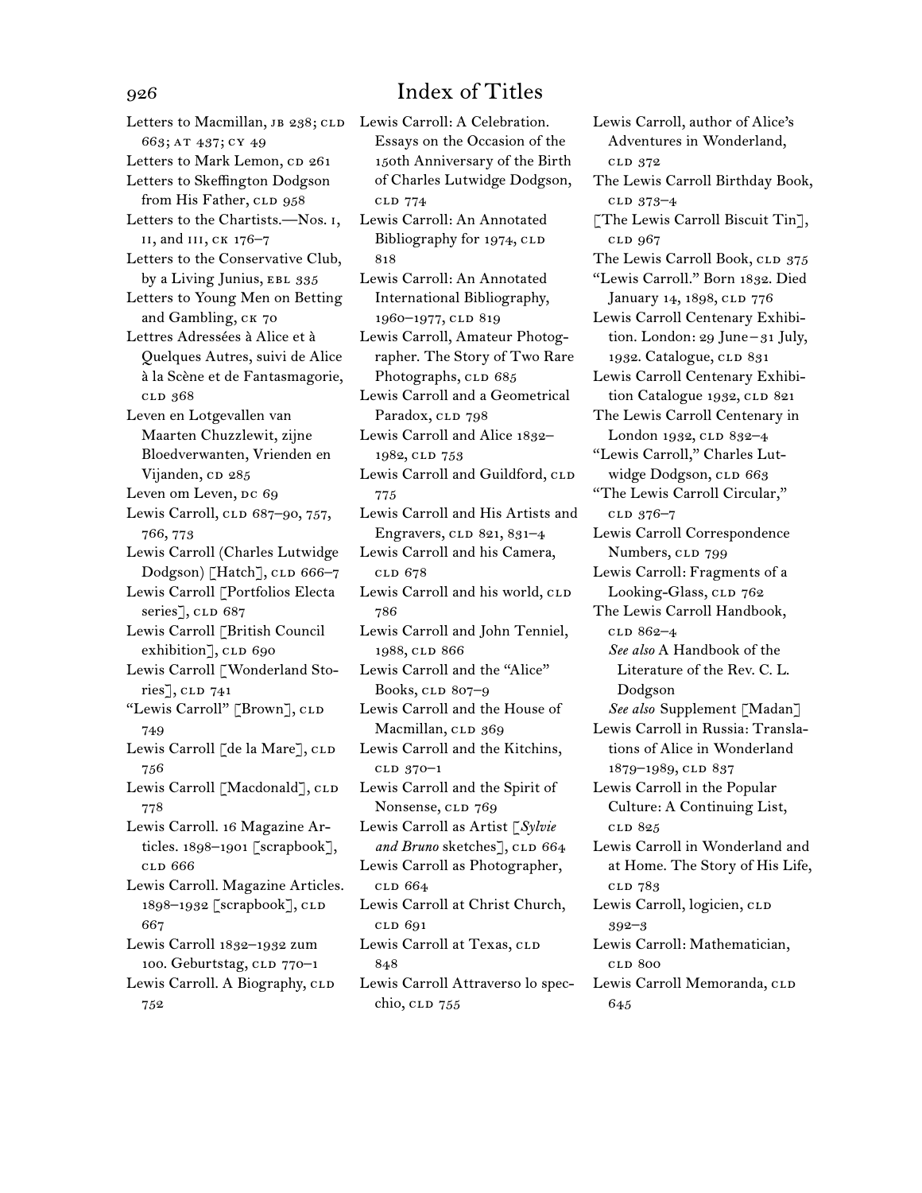# Index of Titles

Letters to Macmillan, JB 238; CLD 663; AT 437; CY 49
Letters to Mark Lemon, CD 261
Letters to Skeffington Dodgson from His Father, CLD 958
Letters to the Chartists.—Nos. I, II, and III, CK 176–7
Letters to the Conservative Club, by a Living Junius, EBL 335
Letters to Young Men on Betting and Gambling, CK 70
Lettres Adressées à Alice et à Quelques Autres, suivi de Alice à la Scène et de Fantasmagorie, CLD 368
Leven en Lotgevallen van Maarten Chuzzlewit, zijne Bloedverwanten, Vrienden en Vijanden, CD 285
Leven om Leven, DC 69
Lewis Carroll, CLD 687–90, 757, 766, 773
Lewis Carroll (Charles Lutwidge Dodgson) [Hatch], CLD 666–7
Lewis Carroll [Portfolios Electa series], CLD 687
Lewis Carroll [British Council exhibition], CLD 690
Lewis Carroll [Wonderland Stories], CLD 741
"Lewis Carroll" [Brown], CLD 749
Lewis Carroll [de la Mare], CLD 756
Lewis Carroll [Macdonald], CLD 778
Lewis Carroll. 16 Magazine Articles. 1898–1901 [scrapbook], CLD 666
Lewis Carroll. Magazine Articles. 1898–1932 [scrapbook], CLD 667
Lewis Carroll 1832–1932 zum 100. Geburtstag, CLD 770–1
Lewis Carroll. A Biography, CLD 752
Lewis Carroll: A Celebration. Essays on the Occasion of the 150th Anniversary of the Birth of Charles Lutwidge Dodgson, CLD 774
Lewis Carroll: An Annotated Bibliography for 1974, CLD 818
Lewis Carroll: An Annotated International Bibliography, 1960–1977, CLD 819
Lewis Carroll, Amateur Photographer. The Story of Two Rare Photographs, CLD 685
Lewis Carroll and a Geometrical Paradox, CLD 798
Lewis Carroll and Alice 1832–1982, CLD 753
Lewis Carroll and Guildford, CLD 775
Lewis Carroll and His Artists and Engravers, CLD 821, 831–4
Lewis Carroll and his Camera, CLD 678
Lewis Carroll and his world, CLD 786
Lewis Carroll and John Tenniel, 1988, CLD 866
Lewis Carroll and the "Alice" Books, CLD 807–9
Lewis Carroll and the House of Macmillan, CLD 369
Lewis Carroll and the Kitchins, CLD 370–1
Lewis Carroll and the Spirit of Nonsense, CLD 769
Lewis Carroll as Artist [*Sylvie and Bruno* sketches], CLD 664
Lewis Carroll as Photographer, CLD 664
Lewis Carroll at Christ Church, CLD 691
Lewis Carroll at Texas, CLD 848
Lewis Carroll Attraverso lo specchio, CLD 755
Lewis Carroll, author of Alice's Adventures in Wonderland, CLD 372
The Lewis Carroll Birthday Book, CLD 373–4
[The Lewis Carroll Biscuit Tin], CLD 967
The Lewis Carroll Book, CLD 375
"Lewis Carroll." Born 1832. Died January 14, 1898, CLD 776
Lewis Carroll Centenary Exhibition. London: 29 June–31 July, 1932. Catalogue, CLD 831
Lewis Carroll Centenary Exhibition Catalogue 1932, CLD 821
The Lewis Carroll Centenary in London 1932, CLD 832–4
"Lewis Carroll," Charles Lutwidge Dodgson, CLD 663
"The Lewis Carroll Circular," CLD 376–7
Lewis Carroll Correspondence Numbers, CLD 799
Lewis Carroll: Fragments of a Looking-Glass, CLD 762
The Lewis Carroll Handbook, CLD 862–4
  *See also* A Handbook of the Literature of the Rev. C. L. Dodgson
  *See also* Supplement [Madan]
Lewis Carroll in Russia: Translations of Alice in Wonderland 1879–1989, CLD 837
Lewis Carroll in the Popular Culture: A Continuing List, CLD 825
Lewis Carroll in Wonderland and at Home. The Story of His Life, CLD 783
Lewis Carroll, logicien, CLD 392–3
Lewis Carroll: Mathematician, CLD 800
Lewis Carroll Memoranda, CLD 645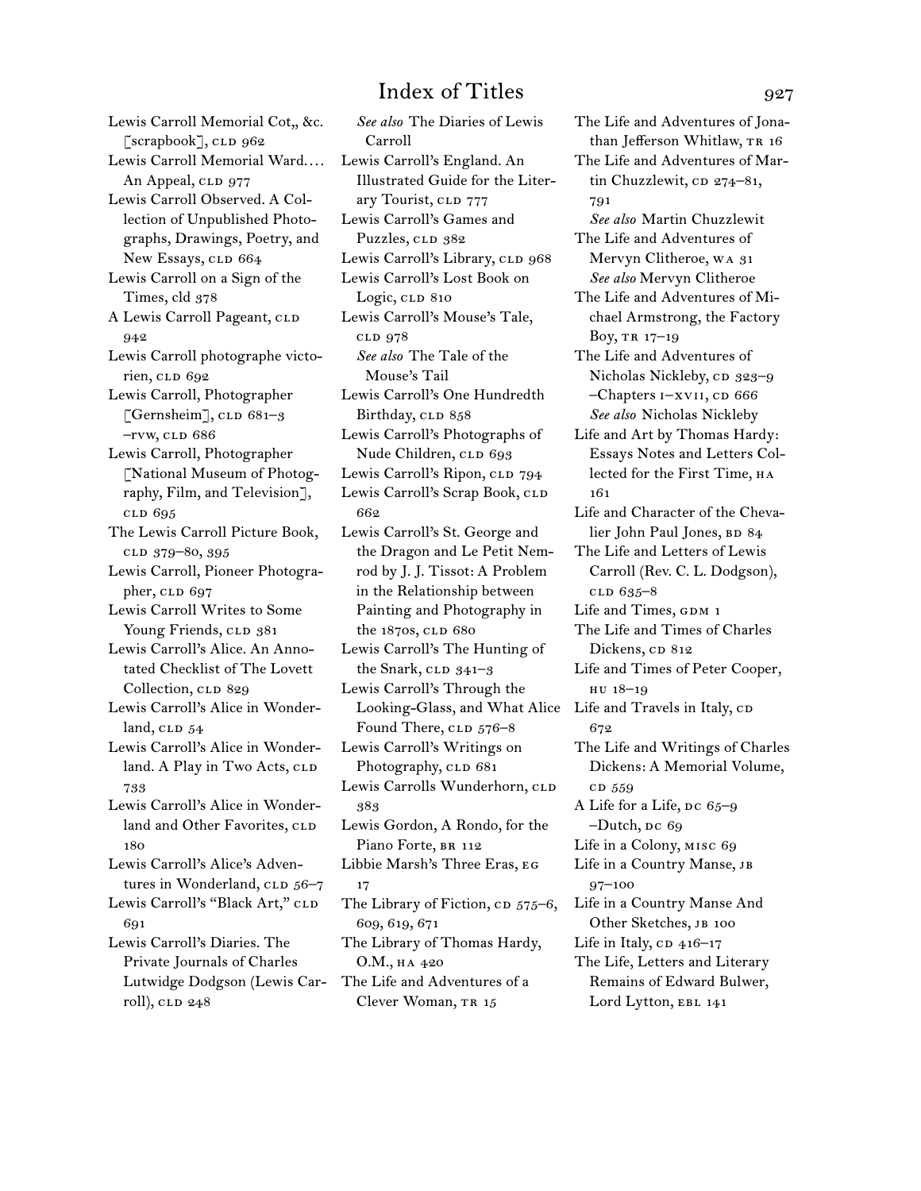# Index of Titles

Lewis Carroll Memorial Cot,, &c. [scrapbook], CLD 962
Lewis Carroll Memorial Ward.... An Appeal, CLD 977
Lewis Carroll Observed. A Collection of Unpublished Photographs, Drawings, Poetry, and New Essays, CLD 664
Lewis Carroll on a Sign of the Times, cld 378
A Lewis Carroll Pageant, CLD 942
Lewis Carroll photographe victorien, CLD 692
Lewis Carroll, Photographer [Gernsheim], CLD 681–3
–rvw, CLD 686
Lewis Carroll, Photographer [National Museum of Photography, Film, and Television], CLD 695
The Lewis Carroll Picture Book, CLD 379–80, 395
Lewis Carroll, Pioneer Photographer, CLD 697
Lewis Carroll Writes to Some Young Friends, CLD 381
Lewis Carroll's Alice. An Annotated Checklist of The Lovett Collection, CLD 829
Lewis Carroll's Alice in Wonderland, CLD 54
Lewis Carroll's Alice in Wonderland. A Play in Two Acts, CLD 733
Lewis Carroll's Alice in Wonderland and Other Favorites, CLD 180
Lewis Carroll's Alice's Adventures in Wonderland, CLD 56–7
Lewis Carroll's "Black Art," CLD 691
Lewis Carroll's Diaries. The Private Journals of Charles Lutwidge Dodgson (Lewis Carroll), CLD 248
*See also* The Diaries of Lewis Carroll
Lewis Carroll's England. An Illustrated Guide for the Literary Tourist, CLD 777
Lewis Carroll's Games and Puzzles, CLD 382
Lewis Carroll's Library, CLD 968
Lewis Carroll's Lost Book on Logic, CLD 810
Lewis Carroll's Mouse's Tale, CLD 978
*See also* The Tale of the Mouse's Tail
Lewis Carroll's One Hundredth Birthday, CLD 858
Lewis Carroll's Photographs of Nude Children, CLD 693
Lewis Carroll's Ripon, CLD 794
Lewis Carroll's Scrap Book, CLD 662
Lewis Carroll's St. George and the Dragon and Le Petit Nemrod by J. J. Tissot: A Problem in the Relationship between Painting and Photography in the 1870s, CLD 680
Lewis Carroll's The Hunting of the Snark, CLD 341–3
Lewis Carroll's Through the Looking-Glass, and What Alice Found There, CLD 576–8
Lewis Carroll's Writings on Photography, CLD 681
Lewis Carrolls Wunderhorn, CLD 383
Lewis Gordon, A Rondo, for the Piano Forte, BR 112
Libbie Marsh's Three Eras, EG 17
The Library of Fiction, CD 575–6, 609, 619, 671
The Library of Thomas Hardy, O.M., HA 420
The Life and Adventures of a Clever Woman, TR 15
The Life and Adventures of Jonathan Jefferson Whitlaw, TR 16
The Life and Adventures of Martin Chuzzlewit, CD 274–81, 791
*See also* Martin Chuzzlewit
The Life and Adventures of Mervyn Clitheroe, WA 31
*See also* Mervyn Clitheroe
The Life and Adventures of Michael Armstrong, the Factory Boy, TR 17–19
The Life and Adventures of Nicholas Nickleby, CD 323–9
–Chapters I–XVII, CD 666
*See also* Nicholas Nickleby
Life and Art by Thomas Hardy: Essays Notes and Letters Collected for the First Time, HA 161
Life and Character of the Chevalier John Paul Jones, BD 84
The Life and Letters of Lewis Carroll (Rev. C. L. Dodgson), CLD 635–8
Life and Times, GDM 1
The Life and Times of Charles Dickens, CD 812
Life and Times of Peter Cooper, HU 18–19
Life and Travels in Italy, CD 672
The Life and Writings of Charles Dickens: A Memorial Volume, CD 559
A Life for a Life, DC 65–9
–Dutch, DC 69
Life in a Colony, MISC 69
Life in a Country Manse, JB 97–100
Life in a Country Manse And Other Sketches, JB 100
Life in Italy, CD 416–17
The Life, Letters and Literary Remains of Edward Bulwer, Lord Lytton, EBL 141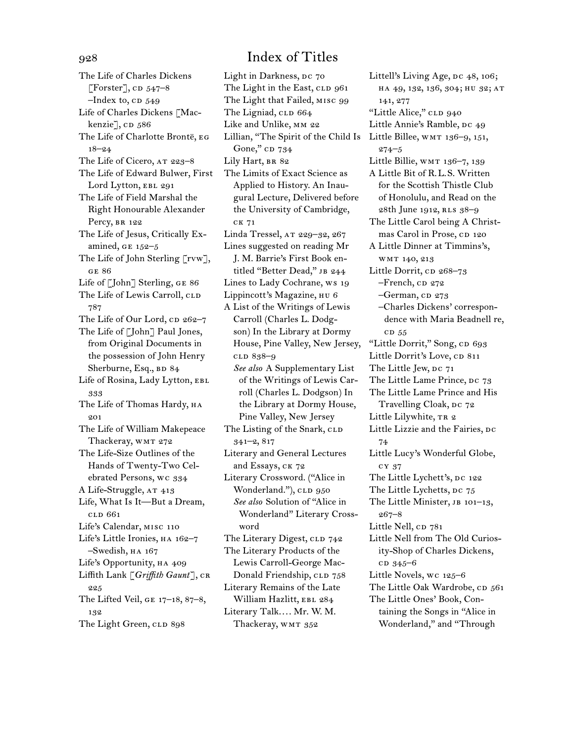# Index of Titles

The Life of Charles Dickens [Forster], CD 547–8
–Index to, CD 549
Life of Charles Dickens [Mackenzie], CD 586
The Life of Charlotte Brontë, EG 18–24
The Life of Cicero, AT 223–8
The Life of Edward Bulwer, First Lord Lytton, EBL 291
The Life of Field Marshal the Right Honourable Alexander Percy, BR 122
The Life of Jesus, Critically Examined, GE 152–5
The Life of John Sterling [rvw], GE 86
Life of [John] Sterling, GE 86
The Life of Lewis Carroll, CLD 787
The Life of Our Lord, CD 262–7
The Life of [John] Paul Jones, from Original Documents in the possession of John Henry Sherburne, Esq., BD 84
Life of Rosina, Lady Lytton, EBL 333
The Life of Thomas Hardy, HA 201
The Life of William Makepeace Thackeray, WMT 272
The Life-Size Outlines of the Hands of Twenty-Two Celebrated Persons, WC 334
A Life-Struggle, AT 413
Life, What Is It—But a Dream, CLD 661
Life's Calendar, MISC 110
Life's Little Ironies, HA 162–7
–Swedish, HA 167
Life's Opportunity, HA 409
Liffith Lank [*Griffith Gaunt*], CR 225
The Lifted Veil, GE 17–18, 87–8, 132
The Light Green, CLD 898
Light in Darkness, DC 70
The Light in the East, CLD 961
The Light that Failed, MISC 99
The Ligniad, CLD 664
Like and Unlike, MM 22
Lillian, "The Spirit of the Child Is Gone," CD 734
Lily Hart, BR 82
The Limits of Exact Science as Applied to History. An Inaugural Lecture, Delivered before the University of Cambridge, CK 71
Linda Tressel, AT 229–32, 267
Lines suggested on reading Mr J. M. Barrie's First Book entitled "Better Dead," JB 244
Lines to Lady Cochrane, WS 19
Lippincott's Magazine, HU 6
A List of the Writings of Lewis Carroll (Charles L. Dodgson) In the Library at Dormy House, Pine Valley, New Jersey, CLD 838–9
*See also* A Supplementary List of the Writings of Lewis Carroll (Charles L. Dodgson) In the Library at Dormy House, Pine Valley, New Jersey
The Listing of the Snark, CLD 341–2, 817
Literary and General Lectures and Essays, CK 72
Literary Crossword. ("Alice in Wonderland."), CLD 950
*See also* Solution of "Alice in Wonderland" Literary Crossword
The Literary Digest, CLD 742
The Literary Products of the Lewis Carroll-George MacDonald Friendship, CLD 758
Literary Remains of the Late William Hazlitt, EBL 284
Literary Talk.… Mr. W. M. Thackeray, WMT 352
Littell's Living Age, DC 48, 106; HA 49, 132, 136, 304; HU 32; AT 141, 277
"Little Alice," CLD 940
Little Annie's Ramble, DC 49
Little Billee, WMT 136–9, 151, 274–5
Little Billie, WMT 136–7, 139
A Little Bit of R.L.S. Written for the Scottish Thistle Club of Honolulu, and Read on the 28th June 1912, RLS 38–9
The Little Carol being A Christmas Carol in Prose, CD 120
A Little Dinner at Timmins's, WMT 140, 213
Little Dorrit, CD 268–73
–French, CD 272
–German, CD 273
–Charles Dickens' correspondence with Maria Beadnell re, CD 55
"Little Dorrit," Song, CD 693
Little Dorrit's Love, CD 811
The Little Jew, DC 71
The Little Lame Prince, DC 73
The Little Lame Prince and His Travelling Cloak, DC 72
Little Lilywhite, TR 2
Little Lizzie and the Fairies, DC 74
Little Lucy's Wonderful Globe, CY 37
The Little Lychett's, DC 122
The Little Lychetts, DC 75
The Little Minister, JB 101–13, 267–8
Little Nell, CD 781
Little Nell from The Old Curiosity-Shop of Charles Dickens, CD 345–6
Little Novels, WC 125–6
The Little Oak Wardrobe, CD 561
The Little Ones' Book, Containing the Songs in "Alice in Wonderland," and "Through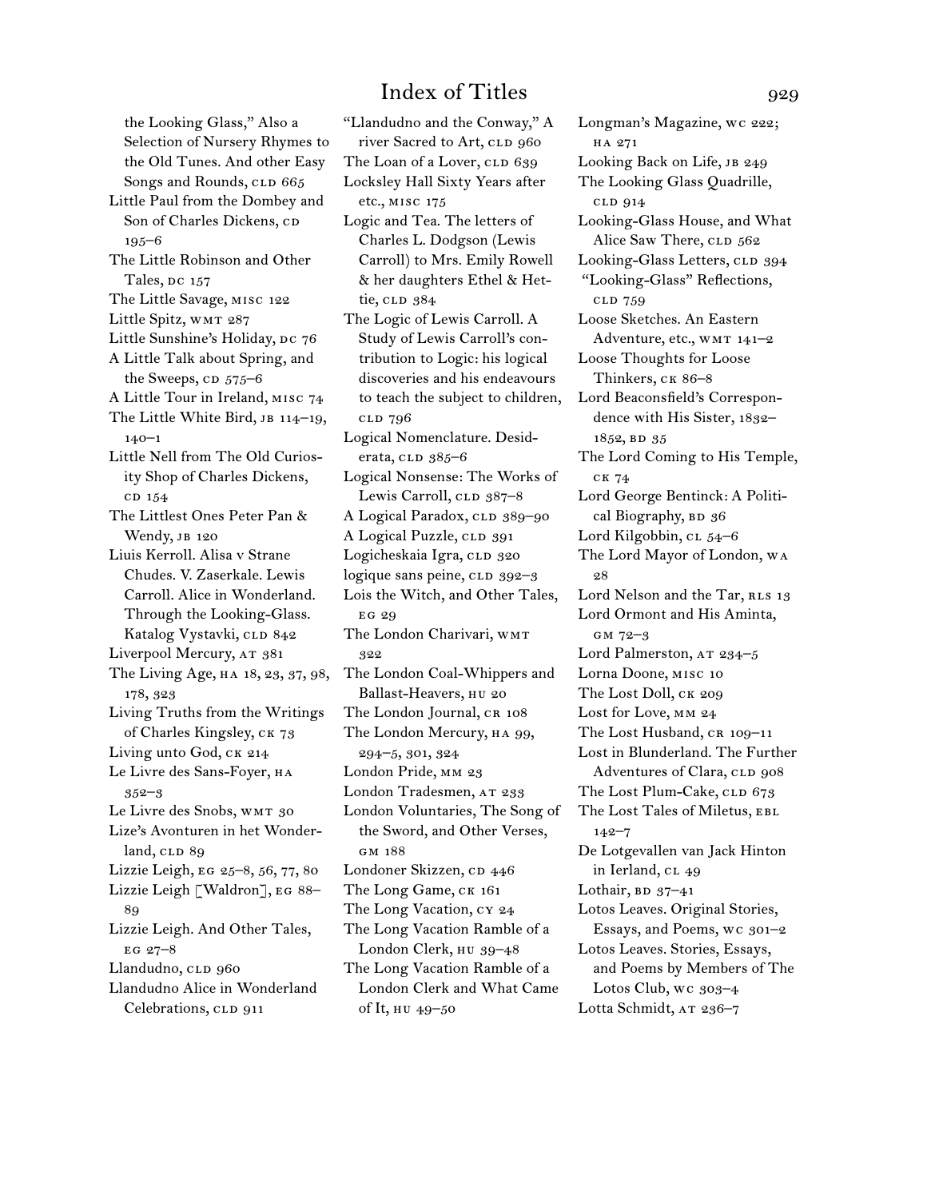the Looking Glass," Also a Selection of Nursery Rhymes to the Old Tunes. And other Easy Songs and Rounds, CLD 665

Little Paul from the Dombey and Son of Charles Dickens, CD 195–6

The Little Robinson and Other Tales, DC 157

The Little Savage, MISC 122

Little Spitz, WMT 287

Little Sunshine's Holiday, DC 76

A Little Talk about Spring, and the Sweeps, CD 575–6

A Little Tour in Ireland, MISC 74

The Little White Bird, JB 114–19, 140–1

Little Nell from The Old Curiosity Shop of Charles Dickens, CD 154

The Littlest Ones Peter Pan & Wendy, JB 120

Liuis Kerroll. Alisa v Strane Chudes. V. Zaserkale. Lewis Carroll. Alice in Wonderland. Through the Looking-Glass. Katalog Vystavki, CLD 842

Liverpool Mercury, AT 381

The Living Age, HA 18, 23, 37, 98, 178, 323

Living Truths from the Writings of Charles Kingsley, CK 73

Living unto God, CK 214

Le Livre des Sans-Foyer, HA 352–3

Le Livre des Snobs, WMT 30

Lize's Avonturen in het Wonderland, CLD 89

Lizzie Leigh, EG 25–8, 56, 77, 80

Lizzie Leigh [Waldron], EG 88–89

Lizzie Leigh. And Other Tales, EG 27–8

Llandudno, CLD 960

Llandudno Alice in Wonderland Celebrations, CLD 911

"Llandudno and the Conway," A river Sacred to Art, CLD 960

The Loan of a Lover, CLD 639

Locksley Hall Sixty Years after etc., MISC 175

Logic and Tea. The letters of Charles L. Dodgson (Lewis Carroll) to Mrs. Emily Rowell & her daughters Ethel & Hettie, CLD 384

The Logic of Lewis Carroll. A Study of Lewis Carroll's contribution to Logic: his logical discoveries and his endeavours to teach the subject to children, CLD 796

Logical Nomenclature. Desiderata, CLD 385–6

Logical Nonsense: The Works of Lewis Carroll, CLD 387–8

A Logical Paradox, CLD 389–90

A Logical Puzzle, CLD 391

Logicheskaia Igra, CLD 320

logique sans peine, CLD 392–3

Lois the Witch, and Other Tales, EG 29

The London Charivari, WMT 322

The London Coal-Whippers and Ballast-Heavers, HU 20

The London Journal, CR 108

The London Mercury, HA 99, 294–5, 301, 324

London Pride, MM 23

London Tradesmen, AT 233

London Voluntaries, The Song of the Sword, and Other Verses, GM 188

Londoner Skizzen, CD 446

The Long Game, CK 161

The Long Vacation, CY 24

The Long Vacation Ramble of a London Clerk, HU 39–48

The Long Vacation Ramble of a London Clerk and What Came of It, HU 49–50

Longman's Magazine, WC 222; HA 271

Looking Back on Life, JB 249

The Looking Glass Quadrille, CLD 914

Looking-Glass House, and What Alice Saw There, CLD 562

Looking-Glass Letters, CLD 394

"Looking-Glass" Reflections, CLD 759

Loose Sketches. An Eastern Adventure, etc., WMT 141–2

Loose Thoughts for Loose Thinkers, CK 86–8

Lord Beaconsfield's Correspondence with His Sister, 1832–1852, BD 35

The Lord Coming to His Temple, CK 74

Lord George Bentinck: A Political Biography, BD 36

Lord Kilgobbin, CL 54–6

The Lord Mayor of London, WA 28

Lord Nelson and the Tar, RLS 13

Lord Ormont and His Aminta, GM 72–3

Lord Palmerston, AT 234–5

Lorna Doone, MISC 10

The Lost Doll, CK 209

Lost for Love, MM 24

The Lost Husband, CR 109–11

Lost in Blunderland. The Further Adventures of Clara, CLD 908

The Lost Plum-Cake, CLD 673

The Lost Tales of Miletus, EBL 142–7

De Lotgevallen van Jack Hinton in Ierland, CL 49

Lothair, BD 37–41

Lotos Leaves. Original Stories, Essays, and Poems, WC 301–2

Lotos Leaves. Stories, Essays, and Poems by Members of The Lotos Club, WC 303–4

Lotta Schmidt, AT 236–7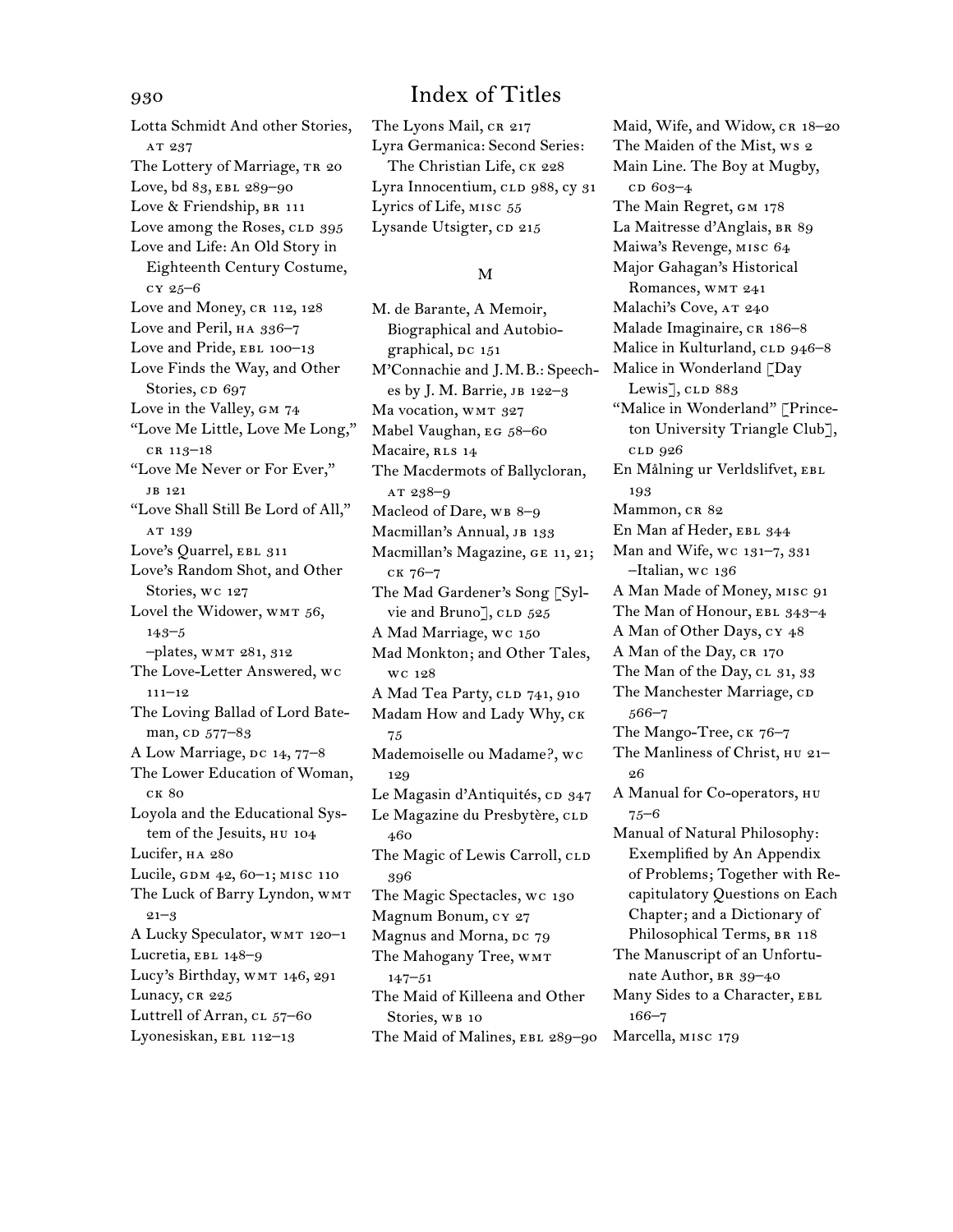# Index of Titles

Lotta Schmidt And other Stories, AT 237
The Lottery of Marriage, TR 20
Love, bd 83, EBL 289–90
Love & Friendship, BR 111
Love among the Roses, CLD 395
Love and Life: An Old Story in Eighteenth Century Costume, CY 25–6
Love and Money, CR 112, 128
Love and Peril, HA 336–7
Love and Pride, EBL 100–13
Love Finds the Way, and Other Stories, CD 697
Love in the Valley, GM 74
"Love Me Little, Love Me Long," CR 113–18
"Love Me Never or For Ever," JB 121
"Love Shall Still Be Lord of All," AT 139
Love's Quarrel, EBL 311
Love's Random Shot, and Other Stories, WC 127
Lovel the Widower, WMT 56, 143–5
–plates, WMT 281, 312
The Love-Letter Answered, WC 111–12
The Loving Ballad of Lord Bateman, CD 577–83
A Low Marriage, DC 14, 77–8
The Lower Education of Woman, CK 80
Loyola and the Educational System of the Jesuits, HU 104
Lucifer, HA 280
Lucile, GDM 42, 60–1; MISC 110
The Luck of Barry Lyndon, WMT 21–3
A Lucky Speculator, WMT 120–1
Lucretia, EBL 148–9
Lucy's Birthday, WMT 146, 291
Lunacy, CR 225
Luttrell of Arran, CL 57–60
Lyonesiskan, EBL 112–13
The Lyons Mail, CR 217
Lyra Germanica: Second Series: The Christian Life, CK 228
Lyra Innocentium, CLD 988, CY 31
Lyrics of Life, MISC 55
Lysande Utsigter, CD 215

## M

M. de Barante, A Memoir, Biographical and Autobiographical, DC 151
M'Connachie and J.M.B.: Speeches by J. M. Barrie, JB 122–3
Ma vocation, WMT 327
Mabel Vaughan, EG 58–60
Macaire, RLS 14
The Macdermots of Ballycloran, AT 238–9
Macleod of Dare, WB 8–9
Macmillan's Annual, JB 133
Macmillan's Magazine, GE 11, 21; CK 76–7
The Mad Gardener's Song [Sylvie and Bruno], CLD 525
A Mad Marriage, WC 150
Mad Monkton; and Other Tales, WC 128
A Mad Tea Party, CLD 741, 910
Madam How and Lady Why, CK 75
Mademoiselle ou Madame?, WC 129
Le Magasin d'Antiquités, CD 347
Le Magazine du Presbytère, CLD 460
The Magic of Lewis Carroll, CLD 396
The Magic Spectacles, WC 130
Magnum Bonum, CY 27
Magnus and Morna, DC 79
The Mahogany Tree, WMT 147–51
The Maid of Killeena and Other Stories, WB 10
The Maid of Malines, EBL 289–90
Maid, Wife, and Widow, CR 18–20
The Maiden of the Mist, WS 2
Main Line. The Boy at Mugby, CD 603–4
The Main Regret, GM 178
La Maitresse d'Anglais, BR 89
Maiwa's Revenge, MISC 64
Major Gahagan's Historical Romances, WMT 241
Malachi's Cove, AT 240
Malade Imaginaire, CR 186–8
Malice in Kulturland, CLD 946–8
Malice in Wonderland [Day Lewis], CLD 883
"Malice in Wonderland" [Princeton University Triangle Club], CLD 926
En Målning ur Verldslifvet, EBL 193
Mammon, CR 82
En Man af Heder, EBL 344
Man and Wife, WC 131–7, 331
–Italian, WC 136
A Man Made of Money, MISC 91
The Man of Honour, EBL 343–4
A Man of Other Days, CY 48
A Man of the Day, CR 170
The Man of the Day, CL 31, 33
The Manchester Marriage, CD 566–7
The Mango-Tree, CK 76–7
The Manliness of Christ, HU 21–26
A Manual for Co-operators, HU 75–6
Manual of Natural Philosophy: Exemplified by An Appendix of Problems; Together with Recapitulatory Questions on Each Chapter; and a Dictionary of Philosophical Terms, BR 118
The Manuscript of an Unfortunate Author, BR 39–40
Many Sides to a Character, EBL 166–7
Marcella, MISC 179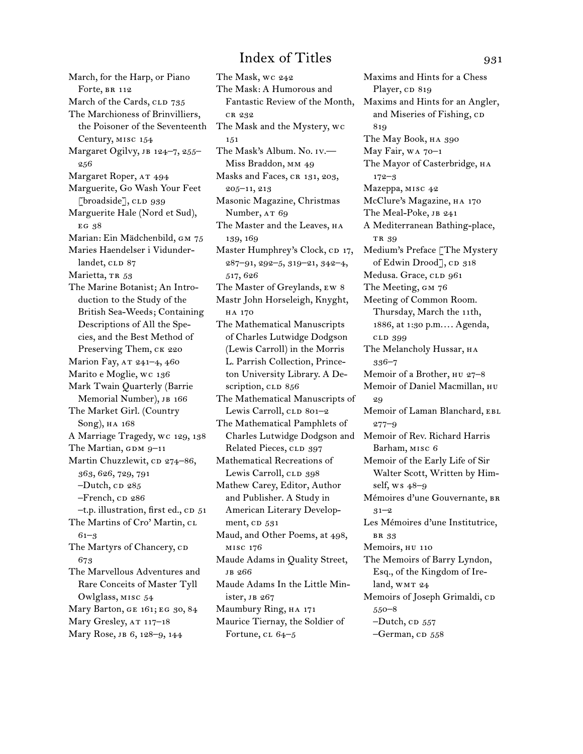March, for the Harp, or Piano Forte, BR 112
March of the Cards, CLD 735
The Marchioness of Brinvilliers, the Poisoner of the Seventeenth Century, MISC 154
Margaret Ogilvy, JB 124–7, 255–256
Margaret Roper, AT 494
Marguerite, Go Wash Your Feet [broadside], CLD 939
Marguerite Hale (Nord et Sud), EG 38
Marian: Ein Mädchenbild, GM 75
Maries Haendelser i Vidunderlandet, CLD 87
Marietta, TR 53
The Marine Botanist; An Introduction to the Study of the British Sea-Weeds; Containing Descriptions of All the Species, and the Best Method of Preserving Them, CK 220
Marion Fay, AT 241–4, 460
Marito e Moglie, WC 136
Mark Twain Quarterly (Barrie Memorial Number), JB 166
The Market Girl. (Country Song), HA 168
A Marriage Tragedy, WC 129, 138
The Martian, GDM 9–11
Martin Chuzzlewit, CD 274–86, 363, 626, 729, 791
–Dutch, CD 285
–French, CD 286
–t.p. illustration, first ed., CD 51
The Martins of Cro' Martin, CL 61–3
The Martyrs of Chancery, CD 673
The Marvellous Adventures and Rare Conceits of Master Tyll Owlglass, MISC 54
Mary Barton, GE 161; EG 30, 84
Mary Gresley, AT 117–18
Mary Rose, JB 6, 128–9, 144
The Mask, WC 242
The Mask: A Humorous and Fantastic Review of the Month, CR 232
The Mask and the Mystery, WC 151
The Mask's Album. No. IV.—Miss Braddon, MM 49
Masks and Faces, CR 131, 203, 205–11, 213
Masonic Magazine, Christmas Number, AT 69
The Master and the Leaves, HA 139, 169
Master Humphrey's Clock, CD 17, 287–91, 292–5, 319–21, 342–4, 517, 626
The Master of Greylands, EW 8
Mastr John Horseleigh, Knyght, HA 170
The Mathematical Manuscripts of Charles Lutwidge Dodgson (Lewis Carroll) in the Morris L. Parrish Collection, Princeton University Library. A Description, CLD 856
The Mathematical Manuscripts of Lewis Carroll, CLD 801–2
The Mathematical Pamphlets of Charles Lutwidge Dodgson and Related Pieces, CLD 397
Mathematical Recreations of Lewis Carroll, CLD 398
Mathew Carey, Editor, Author and Publisher. A Study in American Literary Development, CD 531
Maud, and Other Poems, at 498, MISC 176
Maude Adams in Quality Street, JB 266
Maude Adams In the Little Minister, JB 267
Maumbury Ring, HA 171
Maurice Tiernay, the Soldier of Fortune, CL 64–5
Maxims and Hints for a Chess Player, CD 819
Maxims and Hints for an Angler, and Miseries of Fishing, CD 819
The May Book, HA 390
May Fair, WA 70–1
The Mayor of Casterbridge, HA 172–3
Mazeppa, MISC 42
McClure's Magazine, HA 170
The Meal-Poke, JB 241
A Mediterranean Bathing-place, TR 39
Medium's Preface [The Mystery of Edwin Drood], CD 318
Medusa. Grace, CLD 961
The Meeting, GM 76
Meeting of Common Room. Thursday, March the 11th, 1886, at 1:30 p.m.… Agenda, CLD 399
The Melancholy Hussar, HA 336–7
Memoir of a Brother, HU 27–8
Memoir of Daniel Macmillan, HU 29
Memoir of Laman Blanchard, EBL 277–9
Memoir of Rev. Richard Harris Barham, MISC 6
Memoir of the Early Life of Sir Walter Scott, Written by Himself, WS 48–9
Mémoires d'une Gouvernante, BR 31–2
Les Mémoires d'une Institutrice, BR 33
Memoirs, HU 110
The Memoirs of Barry Lyndon, Esq., of the Kingdom of Ireland, WMT 24
Memoirs of Joseph Grimaldi, CD 550–8
–Dutch, CD 557
–German, CD 558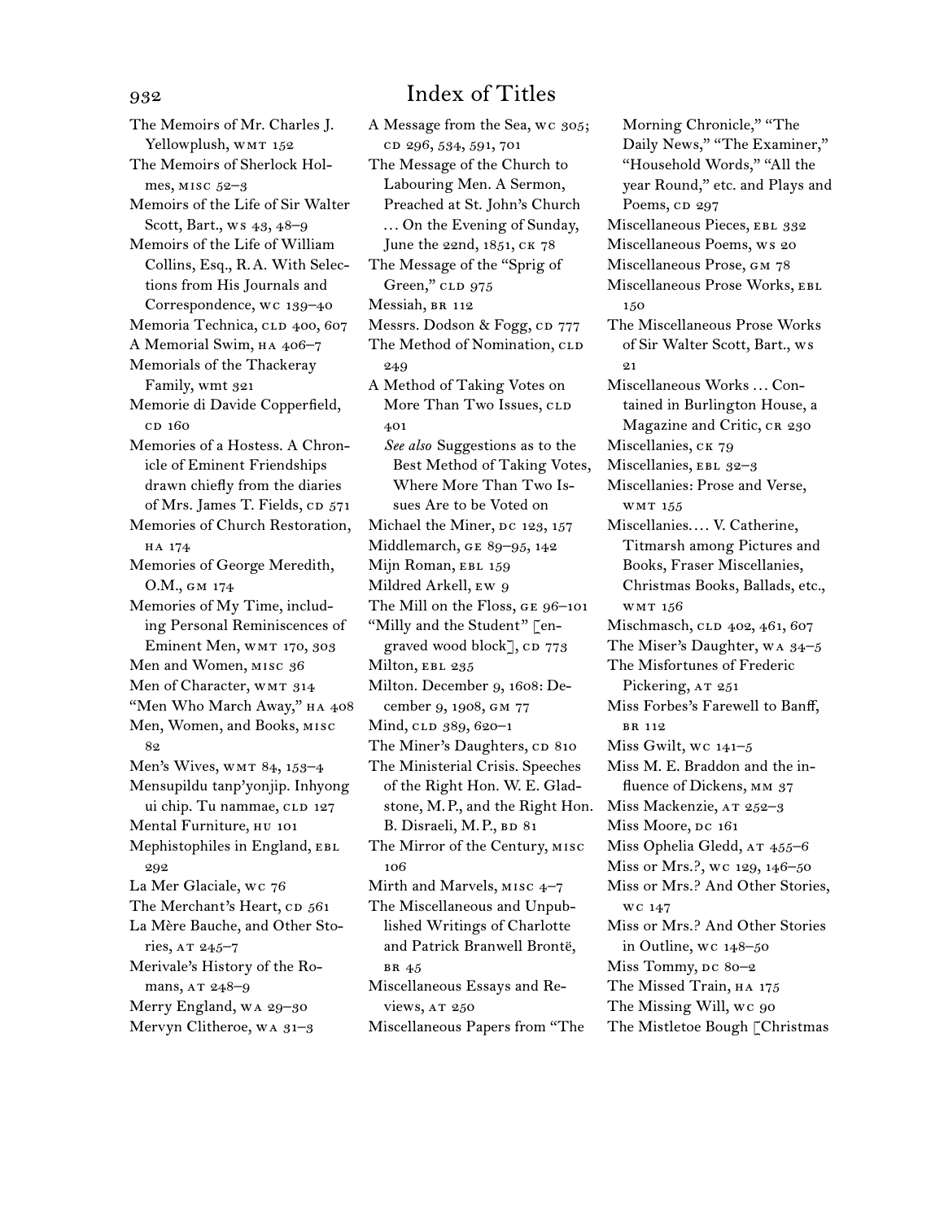# Index of Titles

The Memoirs of Mr. Charles J. Yellowplush, WMT 152
The Memoirs of Sherlock Holmes, MISC 52–3
Memoirs of the Life of Sir Walter Scott, Bart., WS 43, 48–9
Memoirs of the Life of William Collins, Esq., R.A. With Selections from His Journals and Correspondence, WC 139–40
Memoria Technica, CLD 400, 607
A Memorial Swim, HA 406–7
Memorials of the Thackeray Family, wmt 321
Memorie di Davide Copperfield, CD 160
Memories of a Hostess. A Chronicle of Eminent Friendships drawn chiefly from the diaries of Mrs. James T. Fields, CD 571
Memories of Church Restoration, HA 174
Memories of George Meredith, O.M., GM 174
Memories of My Time, including Personal Reminiscences of Eminent Men, WMT 170, 303
Men and Women, MISC 36
Men of Character, WMT 314
"Men Who March Away," HA 408
Men, Women, and Books, MISC 82
Men's Wives, WMT 84, 153–4
Mensupildu tanp'yonjip. Inhyong ui chip. Tu nammae, CLD 127
Mental Furniture, HU 101
Mephistophiles in England, EBL 292
La Mer Glaciale, WC 76
The Merchant's Heart, CD 561
La Mère Bauche, and Other Stories, AT 245–7
Merivale's History of the Romans, AT 248–9
Merry England, WA 29–30
Mervyn Clitheroe, WA 31–3
A Message from the Sea, WC 305; CD 296, 534, 591, 701
The Message of the Church to Labouring Men. A Sermon, Preached at St. John's Church … On the Evening of Sunday, June the 22nd, 1851, CK 78
The Message of the "Sprig of Green," CLD 975
Messiah, BR 112
Messrs. Dodson & Fogg, CD 777
The Method of Nomination, CLD 249
A Method of Taking Votes on More Than Two Issues, CLD 401
*See also* Suggestions as to the Best Method of Taking Votes, Where More Than Two Issues Are to be Voted on
Michael the Miner, DC 123, 157
Middlemarch, GE 89–95, 142
Mijn Roman, EBL 159
Mildred Arkell, EW 9
The Mill on the Floss, GE 96–101
"Milly and the Student" [engraved wood block], CD 773
Milton, EBL 235
Milton. December 9, 1608: December 9, 1908, GM 77
Mind, CLD 389, 620–1
The Miner's Daughters, CD 810
The Ministerial Crisis. Speeches of the Right Hon. W. E. Gladstone, M.P., and the Right Hon. B. Disraeli, M.P., BD 81
The Mirror of the Century, MISC 106
Mirth and Marvels, MISC 4–7
The Miscellaneous and Unpublished Writings of Charlotte and Patrick Branwell Brontë, BR 45
Miscellaneous Essays and Reviews, AT 250
Miscellaneous Papers from "The Morning Chronicle," "The Daily News," "The Examiner," "Household Words," "All the year Round," etc. and Plays and Poems, CD 297
Miscellaneous Pieces, EBL 332
Miscellaneous Poems, WS 20
Miscellaneous Prose, GM 78
Miscellaneous Prose Works, EBL 150
The Miscellaneous Prose Works of Sir Walter Scott, Bart., WS 21
Miscellaneous Works … Contained in Burlington House, a Magazine and Critic, CR 230
Miscellanies, CK 79
Miscellanies, EBL 32–3
Miscellanies: Prose and Verse, WMT 155
Miscellanies.… V. Catherine, Titmarsh among Pictures and Books, Fraser Miscellanies, Christmas Books, Ballads, etc., WMT 156
Mischmasch, CLD 402, 461, 607
The Miser's Daughter, WA 34–5
The Misfortunes of Frederic Pickering, AT 251
Miss Forbes's Farewell to Banff, BR 112
Miss Gwilt, WC 141–5
Miss M. E. Braddon and the influence of Dickens, MM 37
Miss Mackenzie, AT 252–3
Miss Moore, DC 161
Miss Ophelia Gledd, AT 455–6
Miss or Mrs.?, WC 129, 146–50
Miss or Mrs.? And Other Stories, WC 147
Miss or Mrs.? And Other Stories in Outline, WC 148–50
Miss Tommy, DC 80–2
The Missed Train, HA 175
The Missing Will, WC 90
The Mistletoe Bough [Christmas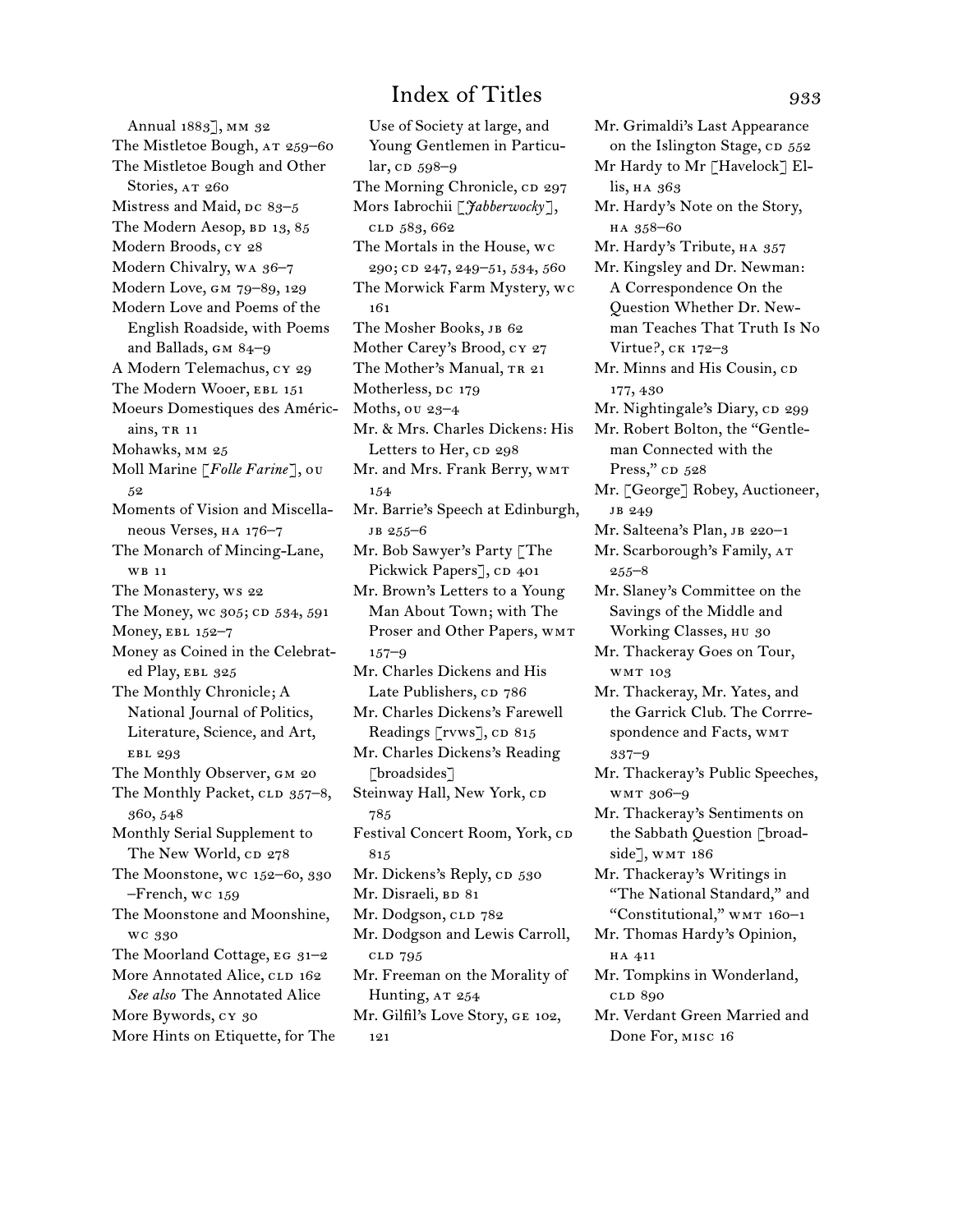Annual 1883], MM 32
The Mistletoe Bough, AT 259–60
The Mistletoe Bough and Other Stories, AT 260
Mistress and Maid, DC 83–5
The Modern Aesop, BD 13, 85
Modern Broods, CY 28
Modern Chivalry, WA 36–7
Modern Love, GM 79–89, 129
Modern Love and Poems of the English Roadside, with Poems and Ballads, GM 84–9
A Modern Telemachus, CY 29
The Modern Wooer, EBL 151
Moeurs Domestiques des Américains, TR 11
Mohawks, MM 25
Moll Marine [*Folle Farine*], OU 52
Moments of Vision and Miscellaneous Verses, HA 176–7
The Monarch of Mincing-Lane, WB 11
The Monastery, WS 22
The Money, WC 305; CD 534, 591
Money, EBL 152–7
Money as Coined in the Celebrated Play, EBL 325
The Monthly Chronicle; A National Journal of Politics, Literature, Science, and Art, EBL 293
The Monthly Observer, GM 20
The Monthly Packet, CLD 357–8, 360, 548
Monthly Serial Supplement to The New World, CD 278
The Moonstone, WC 152–60, 330
–French, WC 159
The Moonstone and Moonshine, WC 330
The Moorland Cottage, EG 31–2
More Annotated Alice, CLD 162
*See also* The Annotated Alice
More Bywords, CY 30
More Hints on Etiquette, for The Use of Society at large, and Young Gentlemen in Particular, CD 598–9
The Morning Chronicle, CD 297
Mors Iabrochii [*Jabberwocky*], CLD 583, 662
The Mortals in the House, WC 290; CD 247, 249–51, 534, 560
The Morwick Farm Mystery, WC 161
The Mosher Books, JB 62
Mother Carey's Brood, CY 27
The Mother's Manual, TR 21
Motherless, DC 179
Moths, OU 23–4
Mr. & Mrs. Charles Dickens: His Letters to Her, CD 298
Mr. and Mrs. Frank Berry, WMT 154
Mr. Barrie's Speech at Edinburgh, JB 255–6
Mr. Bob Sawyer's Party [The Pickwick Papers], CD 401
Mr. Brown's Letters to a Young Man About Town; with The Proser and Other Papers, WMT 157–9
Mr. Charles Dickens and His Late Publishers, CD 786
Mr. Charles Dickens's Farewell Readings [rvws], CD 815
Mr. Charles Dickens's Reading [broadsides]
Steinway Hall, New York, CD 785
Festival Concert Room, York, CD 815
Mr. Dickens's Reply, CD 530
Mr. Disraeli, BD 81
Mr. Dodgson, CLD 782
Mr. Dodgson and Lewis Carroll, CLD 795
Mr. Freeman on the Morality of Hunting, AT 254
Mr. Gilfil's Love Story, GE 102, 121
Mr. Grimaldi's Last Appearance on the Islington Stage, CD 552
Mr Hardy to Mr [Havelock] Ellis, HA 363
Mr. Hardy's Note on the Story, HA 358–60
Mr. Hardy's Tribute, HA 357
Mr. Kingsley and Dr. Newman: A Correspondence On the Question Whether Dr. Newman Teaches That Truth Is No Virtue?, CK 172–3
Mr. Minns and His Cousin, CD 177, 430
Mr. Nightingale's Diary, CD 299
Mr. Robert Bolton, the "Gentleman Connected with the Press," CD 528
Mr. [George] Robey, Auctioneer, JB 249
Mr. Salteena's Plan, JB 220–1
Mr. Scarborough's Family, AT 255–8
Mr. Slaney's Committee on the Savings of the Middle and Working Classes, HU 30
Mr. Thackeray Goes on Tour, WMT 103
Mr. Thackeray, Mr. Yates, and the Garrick Club. The Corrrespondence and Facts, WMT 337–9
Mr. Thackeray's Public Speeches, WMT 306–9
Mr. Thackeray's Sentiments on the Sabbath Question [broadside], WMT 186
Mr. Thackeray's Writings in "The National Standard," and "Constitutional," WMT 160–1
Mr. Thomas Hardy's Opinion, HA 411
Mr. Tompkins in Wonderland, CLD 890
Mr. Verdant Green Married and Done For, MISC 16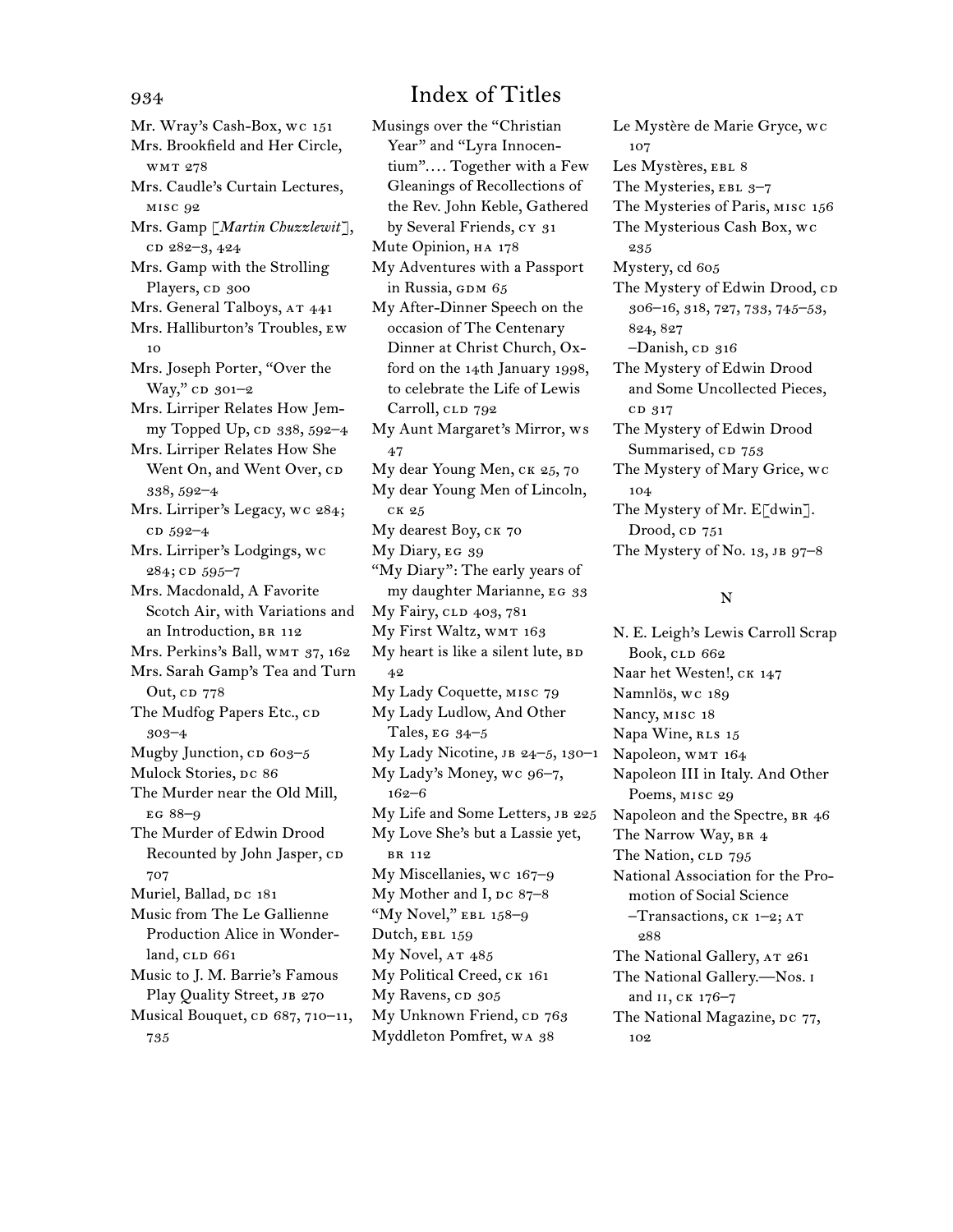# Index of Titles

Mr. Wray's Cash-Box, WC 151
Mrs. Brookfield and Her Circle, WMT 278
Mrs. Caudle's Curtain Lectures, MISC 92
Mrs. Gamp [*Martin Chuzzlewit*], CD 282–3, 424
Mrs. Gamp with the Strolling Players, CD 300
Mrs. General Talboys, AT 441
Mrs. Halliburton's Troubles, EW 10
Mrs. Joseph Porter, "Over the Way," CD 301–2
Mrs. Lirriper Relates How Jemmy Topped Up, CD 338, 592–4
Mrs. Lirriper Relates How She Went On, and Went Over, CD 338, 592–4
Mrs. Lirriper's Legacy, WC 284; CD 592–4
Mrs. Lirriper's Lodgings, WC 284; CD 595–7
Mrs. Macdonald, A Favorite Scotch Air, with Variations and an Introduction, BR 112
Mrs. Perkins's Ball, WMT 37, 162
Mrs. Sarah Gamp's Tea and Turn Out, CD 778
The Mudfog Papers Etc., CD 303–4
Mugby Junction, CD 603–5
Mulock Stories, DC 86
The Murder near the Old Mill, EG 88–9
The Murder of Edwin Drood Recounted by John Jasper, CD 707
Muriel, Ballad, DC 181
Music from The Le Gallienne Production Alice in Wonderland, CLD 661
Music to J. M. Barrie's Famous Play Quality Street, JB 270
Musical Bouquet, CD 687, 710–11, 735
Musings over the "Christian Year" and "Lyra Innocentium"…. Together with a Few Gleanings of Recollections of the Rev. John Keble, Gathered by Several Friends, CY 31
Mute Opinion, HA 178
My Adventures with a Passport in Russia, GDM 65
My After-Dinner Speech on the occasion of The Centenary Dinner at Christ Church, Oxford on the 14th January 1998, to celebrate the Life of Lewis Carroll, CLD 792
My Aunt Margaret's Mirror, WS 47
My dear Young Men, CK 25, 70
My dear Young Men of Lincoln, CK 25
My dearest Boy, CK 70
My Diary, EG 39
"My Diary": The early years of my daughter Marianne, EG 33
My Fairy, CLD 403, 781
My First Waltz, WMT 163
My heart is like a silent lute, BD 42
My Lady Coquette, MISC 79
My Lady Ludlow, And Other Tales, EG 34–5
My Lady Nicotine, JB 24–5, 130–1
My Lady's Money, WC 96–7, 162–6
My Life and Some Letters, JB 225
My Love She's but a Lassie yet, BR 112
My Miscellanies, WC 167–9
My Mother and I, DC 87–8
"My Novel," EBL 158–9
Dutch, EBL 159
My Novel, AT 485
My Political Creed, CK 161
My Ravens, CD 305
My Unknown Friend, CD 763
Myddleton Pomfret, WA 38
Le Mystère de Marie Gryce, WC 107
Les Mystères, EBL 8
The Mysteries, EBL 3–7
The Mysteries of Paris, MISC 156
The Mysterious Cash Box, WC 235
Mystery, cd 605
The Mystery of Edwin Drood, CD 306–16, 318, 727, 733, 745–53, 824, 827
–Danish, CD 316
The Mystery of Edwin Drood and Some Uncollected Pieces, CD 317
The Mystery of Edwin Drood Summarised, CD 753
The Mystery of Mary Grice, WC 104
The Mystery of Mr. E[dwin]. Drood, CD 751
The Mystery of No. 13, JB 97–8

## N

N. E. Leigh's Lewis Carroll Scrap Book, CLD 662
Naar het Westen!, CK 147
Namnlös, WC 189
Nancy, MISC 18
Napa Wine, RLS 15
Napoleon, WMT 164
Napoleon III in Italy. And Other Poems, MISC 29
Napoleon and the Spectre, BR 46
The Narrow Way, BR 4
The Nation, CLD 795
National Association for the Promotion of Social Science
–Transactions, CK 1–2; AT 288
The National Gallery, AT 261
The National Gallery.—Nos. I and II, CK 176–7
The National Magazine, DC 77, 102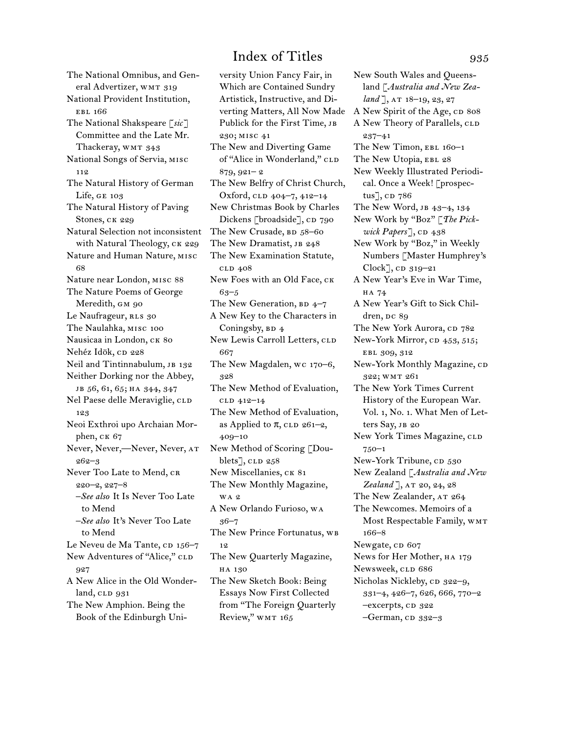The National Omnibus, and General Advertizer, WMT 319

National Provident Institution, EBL 166

The National Shakspeare [*sic*] Committee and the Late Mr. Thackeray, WMT 343

National Songs of Servia, MISC 112

The Natural History of German Life, GE 103

The Natural History of Paving Stones, CK 229

Natural Selection not inconsistent with Natural Theology, CK 229

Nature and Human Nature, MISC 68

Nature near London, MISC 88

The Nature Poems of George Meredith, GM 90

Le Naufrageur, RLS 30

The Naulahka, MISC 100

Nausicaa in London, CK 80

Nehéz Idök, CD 228

Neil and Tintinnabulum, JB 132

Neither Dorking nor the Abbey, JB 56, 61, 65; HA 344, 347

Nel Paese delle Meraviglie, CLD 123

Neoi Exthroi upo Archaian Morphen, CK 67

Never, Never,—Never, Never, AT 262–3

Never Too Late to Mend, CR 220–2, 227–8
 –*See also* It Is Never Too Late to Mend
 –*See also* It's Never Too Late to Mend

Le Neveu de Ma Tante, CD 156–7

New Adventures of "Alice," CLD 927

A New Alice in the Old Wonderland, CLD 931

The New Amphion. Being the Book of the Edinburgh University Union Fancy Fair, in Which are Contained Sundry Artistick, Instructive, and Diverting Matters, All Now Made Publick for the First Time, JB 230; MISC 41

The New and Diverting Game of "Alice in Wonderland," CLD 879, 921–2

The New Belfry of Christ Church, Oxford, CLD 404–7, 412–14

New Christmas Book by Charles Dickens [broadside], CD 790

The New Crusade, BD 58–60

The New Dramatist, JB 248

The New Examination Statute, CLD 408

New Foes with an Old Face, CK 63–5

The New Generation, BD 4–7

A New Key to the Characters in Coningsby, BD 4

New Lewis Carroll Letters, CLD 667

The New Magdalen, WC 170–6, 328

The New Method of Evaluation, CLD 412–14

The New Method of Evaluation, as Applied to π, CLD 261–2, 409–10

New Method of Scoring [Doublets], CLD 258

New Miscellanies, CK 81

The New Monthly Magazine, WA 2

A New Orlando Furioso, WA 36–7

The New Prince Fortunatus, WB 12

The New Quarterly Magazine, HA 130

The New Sketch Book: Being Essays Now First Collected from "The Foreign Quarterly Review," WMT 165

New South Wales and Queensland [*Australia and New Zealand*], AT 18–19, 23, 27

A New Spirit of the Age, CD 808

A New Theory of Parallels, CLD 237–41

The New Timon, EBL 160–1

The New Utopia, EBL 28

New Weekly Illustrated Periodical. Once a Week! [prospectus], CD 786

The New Word, JB 43–4, 134

New Work by "Boz" [*The Pickwick Papers*], CD 438

New Work by "Boz," in Weekly Numbers [Master Humphrey's Clock], CD 319–21

A New Year's Eve in War Time, HA 74

A New Year's Gift to Sick Children, DC 89

The New York Aurora, CD 782

New-York Mirror, CD 453, 515; EBL 309, 312

New-York Monthly Magazine, CD 322; WMT 261

The New York Times Current History of the European War. Vol. 1, No. 1. What Men of Letters Say, JB 20

New York Times Magazine, CLD 750–1

New-York Tribune, CD 530

New Zealand [*Australia and New Zealand*], AT 20, 24, 28

The New Zealander, AT 264

The Newcomes. Memoirs of a Most Respectable Family, WMT 166–8

Newgate, CD 607

News for Her Mother, HA 179

Newsweek, CLD 686

Nicholas Nickleby, CD 322–9, 331–4, 426–7, 626, 666, 770–2
 –excerpts, CD 322
 –German, CD 332–3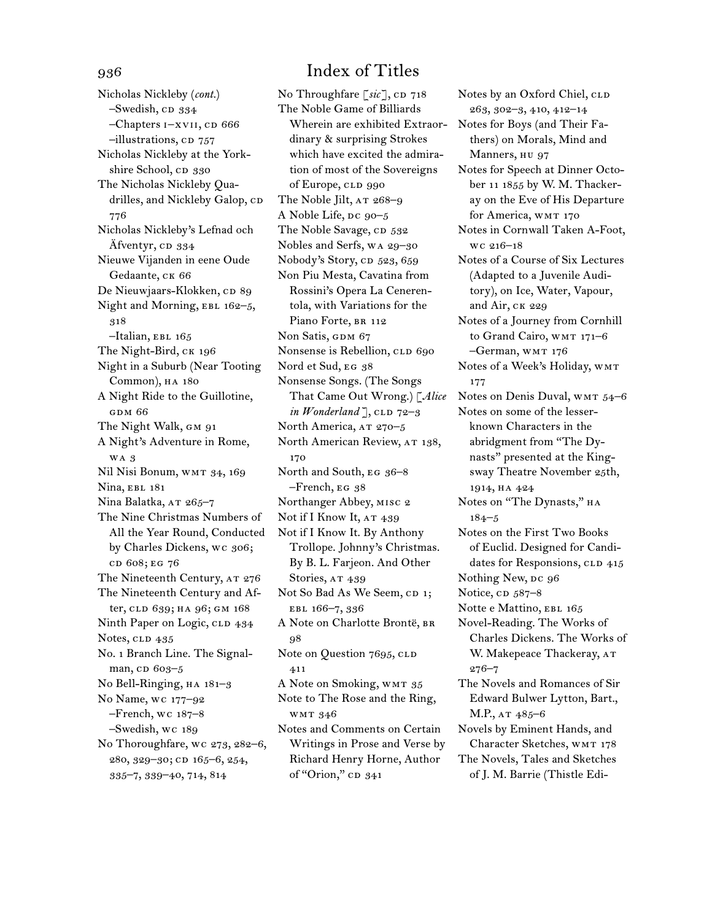# Index of Titles

Nicholas Nickleby (*cont.*)
–Swedish, CD 334
–Chapters I–XVII, CD 666
–illustrations, CD 757

Nicholas Nickleby at the Yorkshire School, CD 330

The Nicholas Nickleby Quadrilles, and Nickleby Galop, CD 776

Nicholas Nickleby's Lefnad och Äfventyr, CD 334

Nieuwe Vijanden in eene Oude Gedaante, CK 66

De Nieuwjaars-Klokken, CD 89

Night and Morning, EBL 162–5, 318
–Italian, EBL 165

The Night-Bird, CK 196

Night in a Suburb (Near Tooting Common), HA 180

A Night Ride to the Guillotine, GDM 66

The Night Walk, GM 91

A Night's Adventure in Rome, WA 3

Nil Nisi Bonum, WMT 34, 169

Nina, EBL 181

Nina Balatka, AT 265–7

The Nine Christmas Numbers of All the Year Round, Conducted by Charles Dickens, WC 306; CD 608; EG 76

The Nineteenth Century, AT 276

The Nineteenth Century and After, CLD 639; HA 96; GM 168

Ninth Paper on Logic, CLD 434

Notes, CLD 435

No. 1 Branch Line. The Signalman, CD 603–5

No Bell-Ringing, HA 181–3

No Name, WC 177–92
–French, WC 187–8
–Swedish, WC 189

No Thoroughfare, WC 273, 282–6, 280, 329–30; CD 165–6, 254, 335–7, 339–40, 714, 814

No Throughfare [*sic*], CD 718

The Noble Game of Billiards Wherein are exhibited Extraordinary & surprising Strokes which have excited the admiration of most of the Sovereigns of Europe, CLD 990

The Noble Jilt, AT 268–9

A Noble Life, DC 90–5

The Noble Savage, CD 532

Nobles and Serfs, WA 29–30

Nobody's Story, CD 523, 659

Non Piu Mesta, Cavatina from Rossini's Opera La Cenerentola, with Variations for the Piano Forte, BR 112

Non Satis, GDM 67

Nonsense is Rebellion, CLD 690

Nord et Sud, EG 38

Nonsense Songs. (The Songs That Came Out Wrong.) [*Alice in Wonderland*], CLD 72–3

North America, AT 270–5

North American Review, AT 138, 170

North and South, EG 36–8
–French, EG 38

Northanger Abbey, MISC 2

Not if I Know It, AT 439

Not if I Know It. By Anthony Trollope. Johnny's Christmas. By B. L. Farjeon. And Other Stories, AT 439

Not So Bad As We Seem, CD 1; EBL 166–7, 336

A Note on Charlotte Brontë, BR 98

Note on Question 7695, CLD 411

A Note on Smoking, WMT 35

Note to The Rose and the Ring, WMT 346

Notes and Comments on Certain Writings in Prose and Verse by Richard Henry Horne, Author of "Orion," CD 341

Notes by an Oxford Chiel, CLD 263, 302–3, 410, 412–14

Notes for Boys (and Their Fathers) on Morals, Mind and Manners, HU 97

Notes for Speech at Dinner October 11 1855 by W. M. Thackeray on the Eve of His Departure for America, WMT 170

Notes in Cornwall Taken A-Foot, WC 216–18

Notes of a Course of Six Lectures (Adapted to a Juvenile Auditory), on Ice, Water, Vapour, and Air, CK 229

Notes of a Journey from Cornhill to Grand Cairo, WMT 171–6
–German, WMT 176

Notes of a Week's Holiday, WMT 177

Notes on Denis Duval, WMT 54–6

Notes on some of the lesser-known Characters in the abridgment from "The Dynasts" presented at the Kingsway Theatre November 25th, 1914, HA 424

Notes on "The Dynasts," HA 184–5

Notes on the First Two Books of Euclid. Designed for Candidates for Responsions, CLD 415

Nothing New, DC 96

Notice, CD 587–8

Notte e Mattino, EBL 165

Novel-Reading. The Works of Charles Dickens. The Works of W. Makepeace Thackeray, AT 276–7

The Novels and Romances of Sir Edward Bulwer Lytton, Bart., M.P., AT 485–6

Novels by Eminent Hands, and Character Sketches, WMT 178

The Novels, Tales and Sketches of J. M. Barrie (Thistle Edi-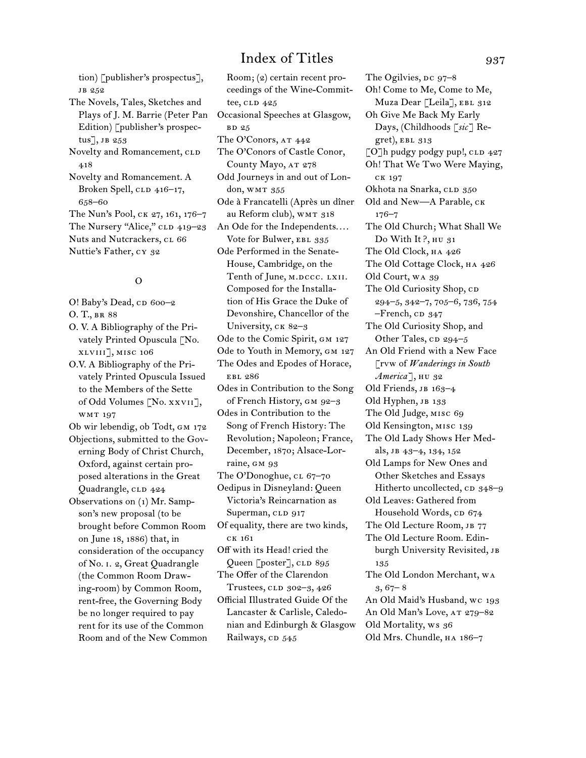# Index of Titles

tion) [publisher's prospectus], JB 252

The Novels, Tales, Sketches and Plays of J. M. Barrie (Peter Pan Edition) [publisher's prospectus], JB 253

Novelty and Romancement, CLD 418

Novelty and Romancement. A Broken Spell, CLD 416–17, 658–60

The Nun's Pool, CK 27, 161, 176–7

The Nursery "Alice," CLD 419–23

Nuts and Nutcrackers, CL 66

Nuttie's Father, CY 32

## O

O! Baby's Dead, CD 600–2

O. T., BR 88

O. V. A Bibliography of the Privately Printed Opuscula [No. XLVIII], MISC 106

O.V. A Bibliography of the Privately Printed Opuscula Issued to the Members of the Sette of Odd Volumes [No. XXVII], WMT 197

Ob wir lebendig, ob Todt, GM 172

Objections, submitted to the Governing Body of Christ Church, Oxford, against certain proposed alterations in the Great Quadrangle, CLD 424

Observations on (1) Mr. Sampson's new proposal (to be brought before Common Room on June 18, 1886) that, in consideration of the occupancy of No. I. 2, Great Quadrangle (the Common Room Drawing-room) by Common Room, rent-free, the Governing Body be no longer required to pay rent for its use of the Common Room and of the New Common Room; (2) certain recent proceedings of the Wine-Committee, CLD 425

Occasional Speeches at Glasgow, BD 25

The O'Conors, AT 442

The O'Conors of Castle Conor, County Mayo, AT 278

Odd Journeys in and out of London, WMT 355

Ode à Francatelli (Après un dîner au Reform club), WMT 318

An Ode for the Independents.... Vote for Bulwer, EBL 335

Ode Performed in the Senate-House, Cambridge, on the Tenth of June, M.DCCC. LXII. Composed for the Installation of His Grace the Duke of Devonshire, Chancellor of the University, CK 82–3

Ode to the Comic Spirit, GM 127

Ode to Youth in Memory, GM 127

The Odes and Epodes of Horace, EBL 286

Odes in Contribution to the Song of French History, GM 92–3

Odes in Contribution to the Song of French History: The Revolution; Napoleon; France, December, 1870; Alsace-Lorraine, GM 93

The O'Donoghue, CL 67–70

Oedipus in Disneyland: Queen Victoria's Reincarnation as Superman, CLD 917

Of equality, there are two kinds, CK 161

Off with its Head! cried the Queen [poster], CLD 895

The Offer of the Clarendon Trustees, CLD 302–3, 426

Official Illustrated Guide Of the Lancaster & Carlisle, Caledonian and Edinburgh & Glasgow Railways, CD 545

The Ogilvies, DC 97–8

Oh! Come to Me, Come to Me, Muza Dear [Leila], EBL 312

Oh Give Me Back My Early Days, (Childhoods [*sic*] Regret), EBL 313

[O]h pudgy podgy pup!, CLD 427

Oh! That We Two Were Maying, CK 197

Okhota na Snarka, CLD 350

Old and New—A Parable, CK 176–7

The Old Church; What Shall We Do With It?, HU 31

The Old Clock, HA 426

The Old Cottage Clock, HA 426

Old Court, WA 39

The Old Curiosity Shop, CD 294–5, 342–7, 705–6, 736, 754 –French, CD 347

The Old Curiosity Shop, and Other Tales, CD 294–5

An Old Friend with a New Face [rvw of *Wanderings in South America*], HU 32

Old Friends, JB 163–4

Old Hyphen, JB 133

The Old Judge, MISC 69

Old Kensington, MISC 139

The Old Lady Shows Her Medals, JB 43–4, 134, 152

Old Lamps for New Ones and Other Sketches and Essays Hitherto uncollected, CD 348–9

Old Leaves: Gathered from Household Words, CD 674

The Old Lecture Room, JB 77

The Old Lecture Room. Edinburgh University Revisited, JB 135

The Old London Merchant, WA 3, 67–8

An Old Maid's Husband, WC 193

An Old Man's Love, AT 279–82

Old Mortality, WS 36

Old Mrs. Chundle, HA 186–7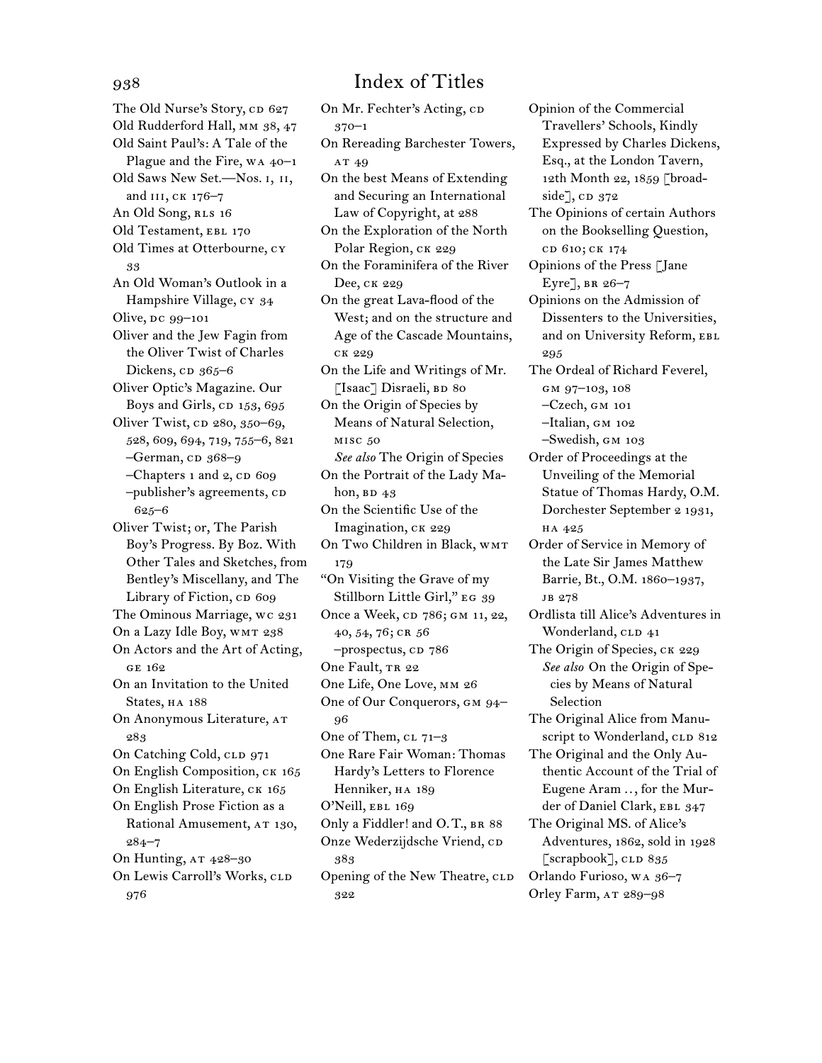# Index of Titles

The Old Nurse's Story, CD 627
Old Rudderford Hall, MM 38, 47
Old Saint Paul's: A Tale of the Plague and the Fire, WA 40–1
Old Saws New Set.—Nos. I, II, and III, CK 176–7
An Old Song, RLS 16
Old Testament, EBL 170
Old Times at Otterbourne, CY 33
An Old Woman's Outlook in a Hampshire Village, CY 34
Olive, DC 99–101
Oliver and the Jew Fagin from the Oliver Twist of Charles Dickens, CD 365–6
Oliver Optic's Magazine. Our Boys and Girls, CD 153, 695
Oliver Twist, CD 280, 350–69, 528, 609, 694, 719, 755–6, 821
–German, CD 368–9
–Chapters 1 and 2, CD 609
–publisher's agreements, CD 625–6
Oliver Twist; or, The Parish Boy's Progress. By Boz. With Other Tales and Sketches, from Bentley's Miscellany, and The Library of Fiction, CD 609
The Ominous Marriage, WC 231
On a Lazy Idle Boy, WMT 238
On Actors and the Art of Acting, GE 162
On an Invitation to the United States, HA 188
On Anonymous Literature, AT 283
On Catching Cold, CLD 971
On English Composition, CK 165
On English Literature, CK 165
On English Prose Fiction as a Rational Amusement, AT 130, 284–7
On Hunting, AT 428–30
On Lewis Carroll's Works, CLD 976
On Mr. Fechter's Acting, CD 370–1
On Rereading Barchester Towers, AT 49
On the best Means of Extending and Securing an International Law of Copyright, AT 288
On the Exploration of the North Polar Region, CK 229
On the Foraminifera of the River Dee, CK 229
On the great Lava-flood of the West; and on the structure and Age of the Cascade Mountains, CK 229
On the Life and Writings of Mr. [Isaac] Disraeli, BD 80
On the Origin of Species by Means of Natural Selection, MISC 50
*See also* The Origin of Species
On the Portrait of the Lady Mahon, BD 43
On the Scientific Use of the Imagination, CK 229
On Two Children in Black, WMT 179
"On Visiting the Grave of my Stillborn Little Girl," EG 39
Once a Week, CD 786; GM 11, 22, 40, 54, 76; CR 56
–prospectus, CD 786
One Fault, TR 22
One Life, One Love, MM 26
One of Our Conquerors, GM 94–96
One of Them, CL 71–3
One Rare Fair Woman: Thomas Hardy's Letters to Florence Henniker, HA 189
O'Neill, EBL 169
Only a Fiddler! and O.T., BR 88
Onze Wederzijdsche Vriend, CD 383
Opening of the New Theatre, CLD 322
Opinion of the Commercial Travellers' Schools, Kindly Expressed by Charles Dickens, Esq., at the London Tavern, 12th Month 22, 1859 [broadside], CD 372
The Opinions of certain Authors on the Bookselling Question, CD 610; CK 174
Opinions of the Press [Jane Eyre], BR 26–7
Opinions on the Admission of Dissenters to the Universities, and on University Reform, EBL 295
The Ordeal of Richard Feverel, GM 97–103, 108
–Czech, GM 101
–Italian, GM 102
–Swedish, GM 103
Order of Proceedings at the Unveiling of the Memorial Statue of Thomas Hardy, O.M. Dorchester September 2 1931, HA 425
Order of Service in Memory of the Late Sir James Matthew Barrie, Bt., O.M. 1860–1937, JB 278
Ordlista till Alice's Adventures in Wonderland, CLD 41
The Origin of Species, CK 229
*See also* On the Origin of Species by Means of Natural Selection
The Original Alice from Manuscript to Wonderland, CLD 812
The Original and the Only Authentic Account of the Trial of Eugene Aram .., for the Murder of Daniel Clark, EBL 347
The Original MS. of Alice's Adventures, 1862, sold in 1928 [scrapbook], CLD 835
Orlando Furioso, WA 36–7
Orley Farm, AT 289–98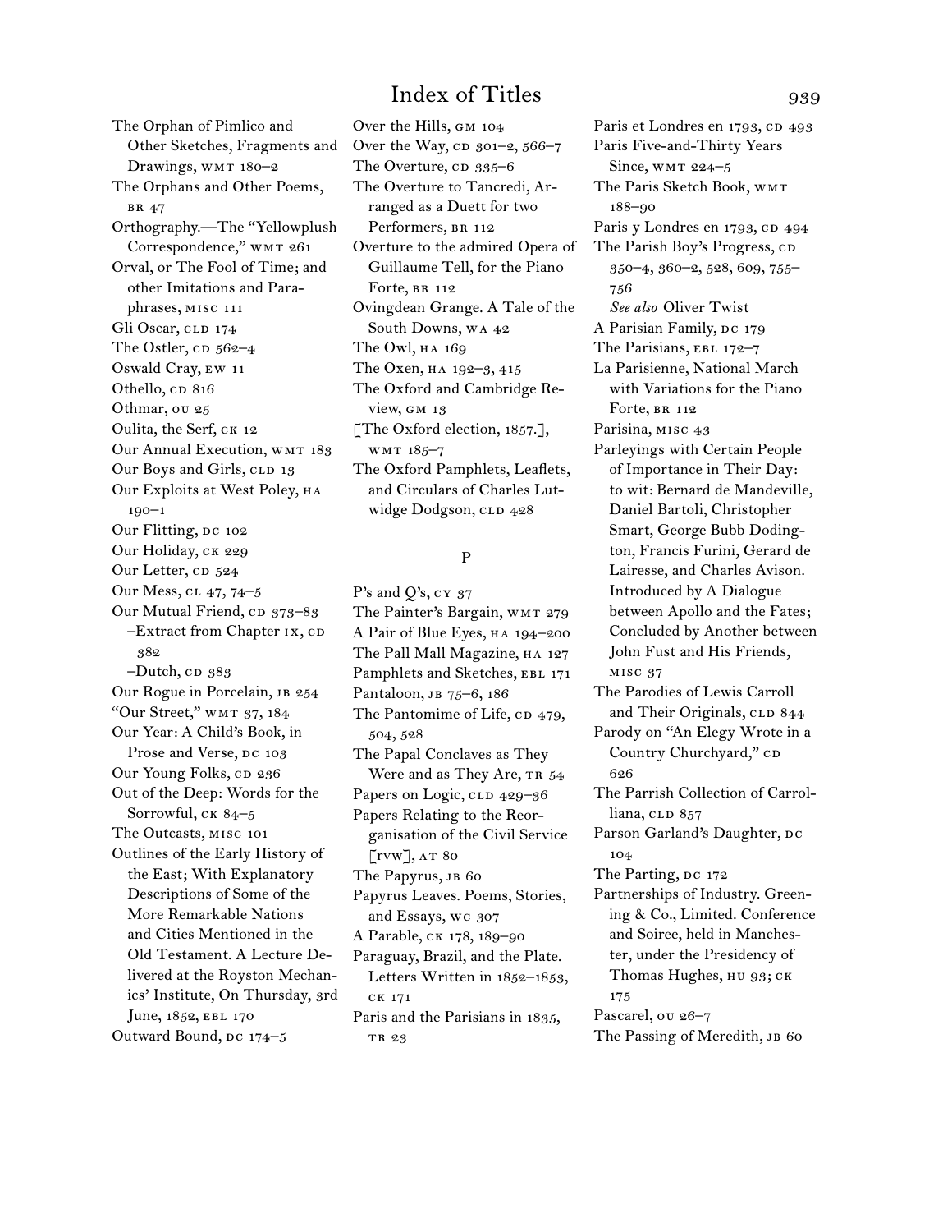The Orphan of Pimlico and Other Sketches, Fragments and Drawings, WMT 180–2
The Orphans and Other Poems, BR 47
Orthography.—The "Yellowplush Correspondence," WMT 261
Orval, or The Fool of Time; and other Imitations and Paraphrases, MISC 111
Gli Oscar, CLD 174
The Ostler, CD 562–4
Oswald Cray, EW 11
Othello, CD 816
Othmar, OU 25
Oulita, the Serf, CK 12
Our Annual Execution, WMT 183
Our Boys and Girls, CLD 13
Our Exploits at West Poley, HA 190–1
Our Flitting, DC 102
Our Holiday, CK 229
Our Letter, CD 524
Our Mess, CL 47, 74–5
Our Mutual Friend, CD 373–83
–Extract from Chapter IX, CD 382
–Dutch, CD 383
Our Rogue in Porcelain, JB 254
"Our Street," WMT 37, 184
Our Year: A Child's Book, in Prose and Verse, DC 103
Our Young Folks, CD 236
Out of the Deep: Words for the Sorrowful, CK 84–5
The Outcasts, MISC 101
Outlines of the Early History of the East; With Explanatory Descriptions of Some of the More Remarkable Nations and Cities Mentioned in the Old Testament. A Lecture Delivered at the Royston Mechanics' Institute, On Thursday, 3rd June, 1852, EBL 170
Outward Bound, DC 174–5
Over the Hills, GM 104
Over the Way, CD 301–2, 566–7
The Overture, CD 335–6
The Overture to Tancredi, Arranged as a Duett for two Performers, BR 112
Overture to the admired Opera of Guillaume Tell, for the Piano Forte, BR 112
Ovingdean Grange. A Tale of the South Downs, WA 42
The Owl, HA 169
The Oxen, HA 192–3, 415
The Oxford and Cambridge Review, GM 13
[The Oxford election, 1857.], WMT 185–7
The Oxford Pamphlets, Leaflets, and Circulars of Charles Lutwidge Dodgson, CLD 428

## P

P's and Q's, CY 37
The Painter's Bargain, WMT 279
A Pair of Blue Eyes, HA 194–200
The Pall Mall Magazine, HA 127
Pamphlets and Sketches, EBL 171
Pantaloon, JB 75–6, 186
The Pantomime of Life, CD 479, 504, 528
The Papal Conclaves as They Were and as They Are, TR 54
Papers on Logic, CLD 429–36
Papers Relating to the Reorganisation of the Civil Service [RVW], AT 80
The Papyrus, JB 60
Papyrus Leaves. Poems, Stories, and Essays, WC 307
A Parable, CK 178, 189–90
Paraguay, Brazil, and the Plate. Letters Written in 1852–1853, CK 171
Paris and the Parisians in 1835, TR 23
Paris et Londres en 1793, CD 493
Paris Five-and-Thirty Years Since, WMT 224–5
The Paris Sketch Book, WMT 188–90
Paris y Londres en 1793, CD 494
The Parish Boy's Progress, CD 350–4, 360–2, 528, 609, 755–756
*See also* Oliver Twist
A Parisian Family, DC 179
The Parisians, EBL 172–7
La Parisienne, National March with Variations for the Piano Forte, BR 112
Parisina, MISC 43
Parleyings with Certain People of Importance in Their Day: to wit: Bernard de Mandeville, Daniel Bartoli, Christopher Smart, George Bubb Dodington, Francis Furini, Gerard de Lairesse, and Charles Avison. Introduced by A Dialogue between Apollo and the Fates; Concluded by Another between John Fust and His Friends, MISC 37
The Parodies of Lewis Carroll and Their Originals, CLD 844
Parody on "An Elegy Wrote in a Country Churchyard," CD 626
The Parrish Collection of Carrolliana, CLD 857
Parson Garland's Daughter, DC 104
The Parting, DC 172
Partnerships of Industry. Greening & Co., Limited. Conference and Soiree, held in Manchester, under the Presidency of Thomas Hughes, HU 93; CK 175
Pascarel, OU 26–7
The Passing of Meredith, JB 60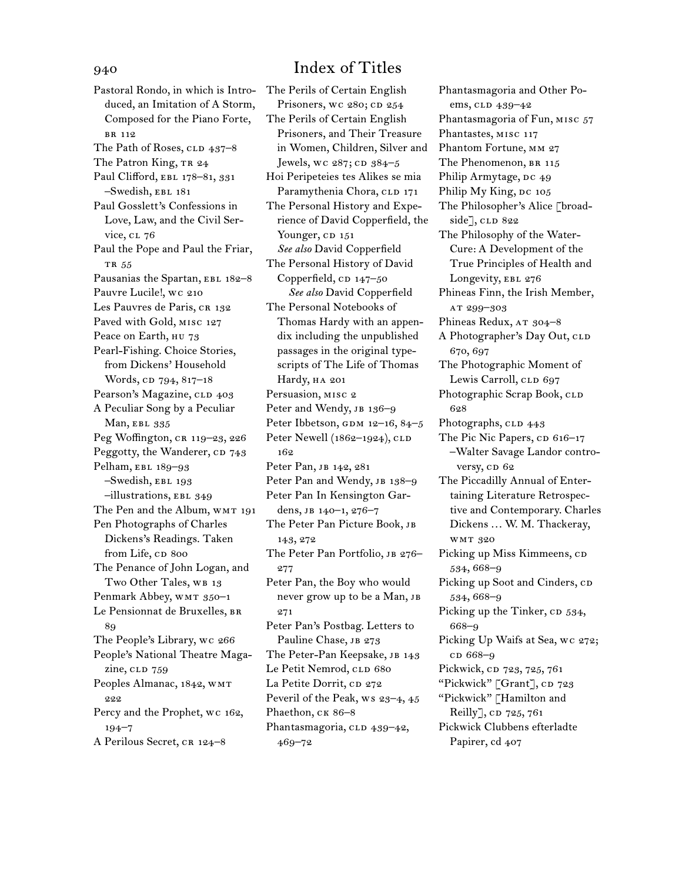# Index of Titles

Pastoral Rondo, in which is Introduced, an Imitation of A Storm, Composed for the Piano Forte, BR 112
The Path of Roses, CLD 437–8
The Patron King, TR 24
Paul Clifford, EBL 178–81, 331
–Swedish, EBL 181
Paul Gosslett's Confessions in Love, Law, and the Civil Service, CL 76
Paul the Pope and Paul the Friar, TR 55
Pausanias the Spartan, EBL 182–8
Pauvre Lucile!, WC 210
Les Pauvres de Paris, CR 132
Paved with Gold, MISC 127
Peace on Earth, HU 73
Pearl-Fishing. Choice Stories, from Dickens' Household Words, CD 794, 817–18
Pearson's Magazine, CLD 403
A Peculiar Song by a Peculiar Man, EBL 335
Peg Woffington, CR 119–23, 226
Peggotty, the Wanderer, CD 743
Pelham, EBL 189–93
–Swedish, EBL 193
–illustrations, EBL 349
The Pen and the Album, WMT 191
Pen Photographs of Charles Dickens's Readings. Taken from Life, CD 800
The Penance of John Logan, and Two Other Tales, WB 13
Penmark Abbey, WMT 350–1
Le Pensionnat de Bruxelles, BR 89
The People's Library, WC 266
People's National Theatre Magazine, CLD 759
Peoples Almanac, 1842, WMT 222
Percy and the Prophet, WC 162, 194–7
A Perilous Secret, CR 124–8
The Perils of Certain English Prisoners, WC 280; CD 254
The Perils of Certain English Prisoners, and Their Treasure in Women, Children, Silver and Jewels, WC 287; CD 384–5
Hoi Peripeteies tes Alikes se mia Paramythenia Chora, CLD 171
The Personal History and Experience of David Copperfield, the Younger, CD 151
*See also* David Copperfield
The Personal History of David Copperfield, CD 147–50
*See also* David Copperfield
The Personal Notebooks of Thomas Hardy with an appendix including the unpublished passages in the original typescripts of The Life of Thomas Hardy, HA 201
Persuasion, MISC 2
Peter and Wendy, JB 136–9
Peter Ibbetson, GDM 12–16, 84–5
Peter Newell (1862–1924), CLD 162
Peter Pan, JB 142, 281
Peter Pan and Wendy, JB 138–9
Peter Pan In Kensington Gardens, JB 140–1, 276–7
The Peter Pan Picture Book, JB 143, 272
The Peter Pan Portfolio, JB 276–277
Peter Pan, the Boy who would never grow up to be a Man, JB 271
Peter Pan's Postbag. Letters to Pauline Chase, JB 273
The Peter-Pan Keepsake, JB 143
Le Petit Nemrod, CLD 680
La Petite Dorrit, CD 272
Peveril of the Peak, WS 23–4, 45
Phaethon, CK 86–8
Phantasmagoria, CLD 439–42, 469–72
Phantasmagoria and Other Poems, CLD 439–42
Phantasmagoria of Fun, MISC 57
Phantastes, MISC 117
Phantom Fortune, MM 27
The Phenomenon, BR 115
Philip Armytage, DC 49
Philip My King, DC 105
The Philosopher's Alice [broadside], CLD 822
The Philosophy of the Water-Cure: A Development of the True Principles of Health and Longevity, EBL 276
Phineas Finn, the Irish Member, AT 299–303
Phineas Redux, AT 304–8
A Photographer's Day Out, CLD 670, 697
The Photographic Moment of Lewis Carroll, CLD 697
Photographic Scrap Book, CLD 628
Photographs, CLD 443
The Pic Nic Papers, CD 616–17
–Walter Savage Landor controversy, CD 62
The Piccadilly Annual of Entertaining Literature Retrospective and Contemporary. Charles Dickens … W. M. Thackeray, WMT 320
Picking up Miss Kimmeens, CD 534, 668–9
Picking up Soot and Cinders, CD 534, 668–9
Picking up the Tinker, CD 534, 668–9
Picking Up Waifs at Sea, WC 272; CD 668–9
Pickwick, CD 723, 725, 761
"Pickwick" [Grant], CD 723
"Pickwick" [Hamilton and Reilly], CD 725, 761
Pickwick Clubbens efterladte Papirer, cd 407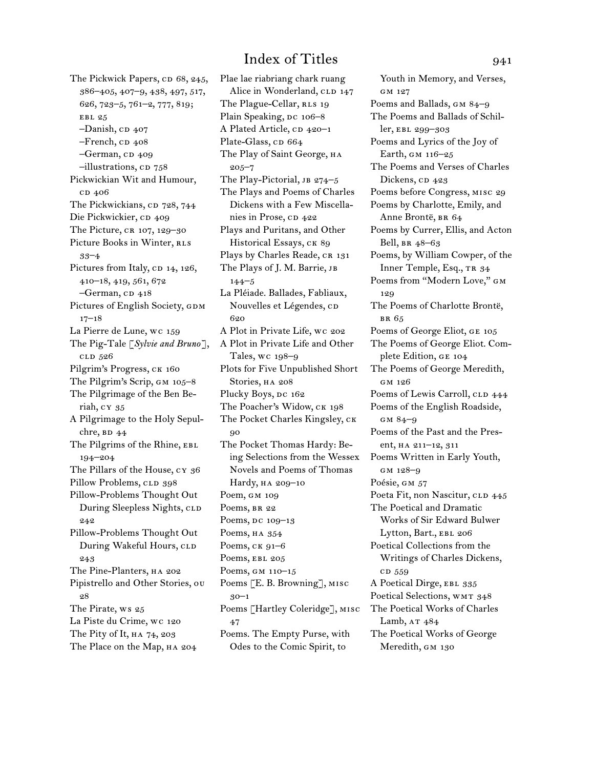# Index of Titles

The Pickwick Papers, CD 68, 245, 386–405, 407–9, 438, 497, 517, 626, 723–5, 761–2, 777, 819; EBL 25
–Danish, CD 407
–French, CD 408
–German, CD 409
–illustrations, CD 758
Pickwickian Wit and Humour, CD 406
The Pickwickians, CD 728, 744
Die Pickwickier, CD 409
The Picture, CR 107, 129–30
Picture Books in Winter, RLS 33–4
Pictures from Italy, CD 14, 126, 410–18, 419, 561, 672
–German, CD 418
Pictures of English Society, GDM 17–18
La Pierre de Lune, WC 159
The Pig-Tale [*Sylvie and Bruno*], CLD 526
Pilgrim's Progress, CK 160
The Pilgrim's Scrip, GM 105–8
The Pilgrimage of the Ben Beriah, CY 35
A Pilgrimage to the Holy Sepulchre, BD 44
The Pilgrims of the Rhine, EBL 194–204
The Pillars of the House, CY 36
Pillow Problems, CLD 398
Pillow-Problems Thought Out During Sleepless Nights, CLD 242
Pillow-Problems Thought Out During Wakeful Hours, CLD 243
The Pine-Planters, HA 202
Pipistrello and Other Stories, OU 28
The Pirate, WS 25
La Piste du Crime, WC 120
The Pity of It, HA 74, 203
The Place on the Map, HA 204
Plae lae riabriang chark ruang Alice in Wonderland, CLD 147
The Plague-Cellar, RLS 19
Plain Speaking, DC 106–8
A Plated Article, CD 420–1
Plate-Glass, CD 664
The Play of Saint George, HA 205–7
The Play-Pictorial, JB 274–5
The Plays and Poems of Charles Dickens with a Few Miscellanies in Prose, CD 422
Plays and Puritans, and Other Historical Essays, CK 89
Plays by Charles Reade, CR 131
The Plays of J. M. Barrie, JB 144–5
La Pléiade. Ballades, Fabliaux, Nouvelles et Légendes, CD 620
A Plot in Private Life, WC 202
A Plot in Private Life and Other Tales, WC 198–9
Plots for Five Unpublished Short Stories, HA 208
Plucky Boys, DC 162
The Poacher's Widow, CK 198
The Pocket Charles Kingsley, CK 90
The Pocket Thomas Hardy: Being Selections from the Wessex Novels and Poems of Thomas Hardy, HA 209–10
Poem, GM 109
Poems, BR 22
Poems, DC 109–13
Poems, HA 354
Poems, CK 91–6
Poems, EBL 205
Poems, GM 110–15
Poems [E. B. Browning], MISC 30–1
Poems [Hartley Coleridge], MISC 47
Poems. The Empty Purse, with Odes to the Comic Spirit, to Youth in Memory, and Verses, GM 127
Poems and Ballads, GM 84–9
The Poems and Ballads of Schiller, EBL 299–303
Poems and Lyrics of the Joy of Earth, GM 116–25
The Poems and Verses of Charles Dickens, CD 423
Poems before Congress, MISC 29
Poems by Charlotte, Emily, and Anne Brontë, BR 64
Poems by Currer, Ellis, and Acton Bell, BR 48–63
Poems, by William Cowper, of the Inner Temple, Esq., TR 34
Poems from "Modern Love," GM 129
The Poems of Charlotte Brontë, BR 65
Poems of George Eliot, GE 105
The Poems of George Eliot. Complete Edition, GE 104
The Poems of George Meredith, GM 126
Poems of Lewis Carroll, CLD 444
Poems of the English Roadside, GM 84–9
Poems of the Past and the Present, HA 211–12, 311
Poems Written in Early Youth, GM 128–9
Poésie, GM 57
Poeta Fit, non Nascitur, CLD 445
The Poetical and Dramatic Works of Sir Edward Bulwer Lytton, Bart., EBL 206
Poetical Collections from the Writings of Charles Dickens, CD 559
A Poetical Dirge, EBL 335
Poetical Selections, WMT 348
The Poetical Works of Charles Lamb, AT 484
The Poetical Works of George Meredith, GM 130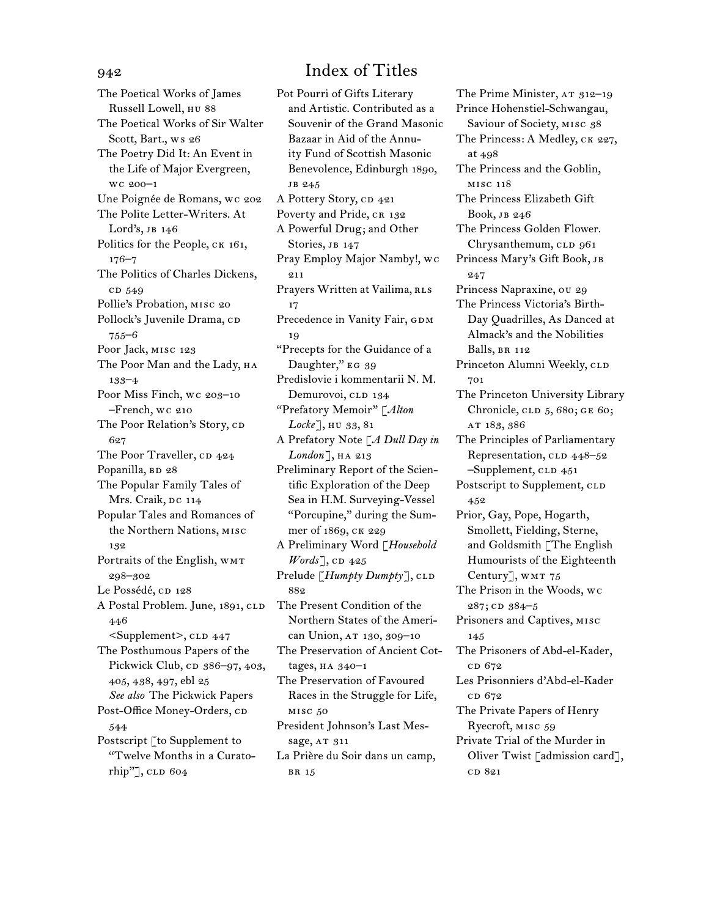# Index of Titles

The Poetical Works of James Russell Lowell, HU 88
The Poetical Works of Sir Walter Scott, Bart., WS 26
The Poetry Did It: An Event in the Life of Major Evergreen, WC 200–1
Une Poignée de Romans, WC 202
The Polite Letter-Writers. At Lord's, JB 146
Politics for the People, CK 161, 176–7
The Politics of Charles Dickens, CD 549
Pollie's Probation, MISC 20
Pollock's Juvenile Drama, CD 755–6
Poor Jack, MISC 123
The Poor Man and the Lady, HA 133–4
Poor Miss Finch, WC 203–10
–French, WC 210
The Poor Relation's Story, CD 627
The Poor Traveller, CD 424
Popanilla, BD 28
The Popular Family Tales of Mrs. Craik, DC 114
Popular Tales and Romances of the Northern Nations, MISC 132
Portraits of the English, WMT 298–302
Le Possédé, CD 128
A Postal Problem. June, 1891, CLD 446
<Supplement>, CLD 447
The Posthumous Papers of the Pickwick Club, CD 386–97, 403, 405, 438, 497, ebl 25
*See also* The Pickwick Papers
Post-Office Money-Orders, CD 544
Postscript [to Supplement to "Twelve Months in a Curatorhip"], CLD 604
Pot Pourri of Gifts Literary and Artistic. Contributed as a Souvenir of the Grand Masonic Bazaar in Aid of the Annuity Fund of Scottish Masonic Benevolence, Edinburgh 1890, JB 245
A Pottery Story, CD 421
Poverty and Pride, CR 132
A Powerful Drug; and Other Stories, JB 147
Pray Employ Major Namby!, WC 211
Prayers Written at Vailima, RLS 17
Precedence in Vanity Fair, GDM 19
"Precepts for the Guidance of a Daughter," EG 39
Predislovie i kommentarii N. M. Demurovoi, CLD 134
"Prefatory Memoir" [*Alton Locke*], HU 33, 81
A Prefatory Note [*A Dull Day in London*], HA 213
Preliminary Report of the Scientific Exploration of the Deep Sea in H.M. Surveying-Vessel "Porcupine," during the Summer of 1869, CK 229
A Preliminary Word [*Household Words*], CD 425
Prelude [*Humpty Dumpty*], CLD 882
The Present Condition of the Northern States of the American Union, AT 130, 309–10
The Preservation of Ancient Cottages, HA 340–1
The Preservation of Favoured Races in the Struggle for Life, MISC 50
President Johnson's Last Message, AT 311
La Prière du Soir dans un camp, BR 15
The Prime Minister, AT 312–19
Prince Hohenstiel-Schwangau, Saviour of Society, MISC 38
The Princess: A Medley, CK 227, AT 498
The Princess and the Goblin, MISC 118
The Princess Elizabeth Gift Book, JB 246
The Princess Golden Flower. Chrysanthemum, CLD 961
Princess Mary's Gift Book, JB 247
Princess Napraxine, OU 29
The Princess Victoria's Birth-Day Quadrilles, As Danced at Almack's and the Nobilities Balls, BR 112
Princeton Alumni Weekly, CLD 701
The Princeton University Library Chronicle, CLD 5, 680; GE 60; AT 183, 386
The Principles of Parliamentary Representation, CLD 448–52
–Supplement, CLD 451
Postscript to Supplement, CLD 452
Prior, Gay, Pope, Hogarth, Smollett, Fielding, Sterne, and Goldsmith [The English Humourists of the Eighteenth Century], WMT 75
The Prison in the Woods, WC 287; CD 384–5
Prisoners and Captives, MISC 145
The Prisoners of Abd-el-Kader, CD 672
Les Prisonniers d'Abd-el-Kader CD 672
The Private Papers of Henry Ryecroft, MISC 59
Private Trial of the Murder in Oliver Twist [admission card], CD 821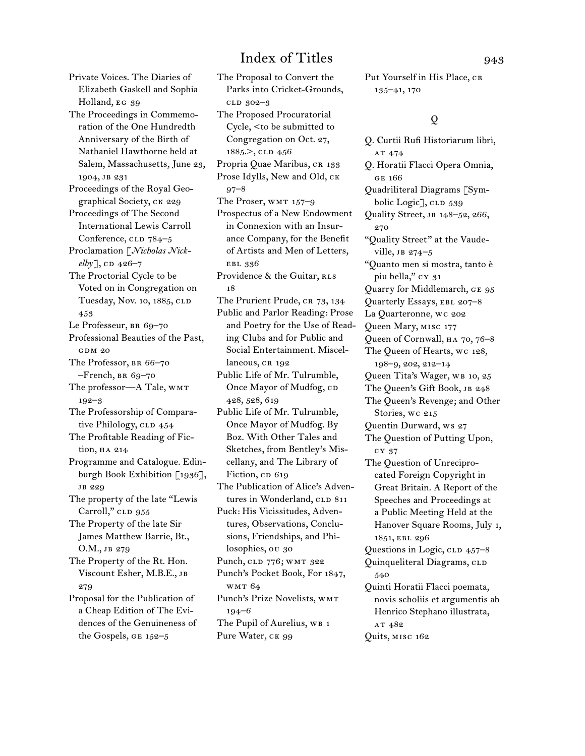Private Voices. The Diaries of Elizabeth Gaskell and Sophia Holland, EG 39

The Proceedings in Commemoration of the One Hundredth Anniversary of the Birth of Nathaniel Hawthorne held at Salem, Massachusetts, June 23, 1904, JB 231

Proceedings of the Royal Geographical Society, CK 229

Proceedings of The Second International Lewis Carroll Conference, CLD 784–5

Proclamation [*Nicholas Nickelby*], CD 426–7

The Proctorial Cycle to be Voted on in Congregation on Tuesday, Nov. 10, 1885, CLD 453

Le Professeur, BR 69–70

Professional Beauties of the Past, GDM 20

The Professor, BR 66–70
 –French, BR 69–70

The professor—A Tale, WMT 192–3

The Professorship of Comparative Philology, CLD 454

The Profitable Reading of Fiction, HA 214

Programme and Catalogue. Edinburgh Book Exhibition [1936], JB 229

The property of the late "Lewis Carroll," CLD 955

The Property of the late Sir James Matthew Barrie, Bt., O.M., JB 279

The Property of the Rt. Hon. Viscount Esher, M.B.E., JB 279

Proposal for the Publication of a Cheap Edition of The Evidences of the Genuineness of the Gospels, GE 152–5

The Proposal to Convert the Parks into Cricket-Grounds, CLD 302–3

The Proposed Procuratorial Cycle, <to be submitted to Congregation on Oct. 27, 1885.>, CLD 456

Propria Quae Maribus, CR 133

Prose Idylls, New and Old, CK 97–8

The Proser, WMT 157–9

Prospectus of a New Endowment in Connexion with an Insurance Company, for the Benefit of Artists and Men of Letters, EBL 336

Providence & the Guitar, RLS 18

The Prurient Prude, CR 73, 134

Public and Parlor Reading: Prose and Poetry for the Use of Reading Clubs and for Public and Social Entertainment. Miscellaneous, CR 192

Public Life of Mr. Tulrumble, Once Mayor of Mudfog, CD 428, 528, 619

Public Life of Mr. Tulrumble, Once Mayor of Mudfog. By Boz. With Other Tales and Sketches, from Bentley's Miscellany, and The Library of Fiction, CD 619

The Publication of Alice's Adventures in Wonderland, CLD 811

Puck: His Vicissitudes, Adventures, Observations, Conclusions, Friendships, and Philosophies, OU 30

Punch, CLD 776; WMT 322

Punch's Pocket Book, For 1847, WMT 64

Punch's Prize Novelists, WMT 194–6

The Pupil of Aurelius, WB 1

Pure Water, CK 99

Put Yourself in His Place, CR 135–41, 170

## Q

Q. Curtii Rufi Historiarum libri, AT 474

Q. Horatii Flacci Opera Omnia, GE 166

Quadriliteral Diagrams [Symbolic Logic], CLD 539

Quality Street, JB 148–52, 266, 270

"Quality Street" at the Vaudeville, JB 274–5

"Quanto men si mostra, tanto è piu bella," CY 31

Quarry for Middlemarch, GE 95

Quarterly Essays, EBL 207–8

La Quarteronne, WC 202

Queen Mary, MISC 177

Queen of Cornwall, HA 70, 76–8

The Queen of Hearts, WC 128, 198–9, 202, 212–14

Queen Tita's Wager, WB 10, 25

The Queen's Gift Book, JB 248

The Queen's Revenge; and Other Stories, WC 215

Quentin Durward, WS 27

The Question of Putting Upon, CY 37

The Question of Unreciprocated Foreign Copyright in Great Britain. A Report of the Speeches and Proceedings at a Public Meeting Held at the Hanover Square Rooms, July 1, 1851, EBL 296

Questions in Logic, CLD 457–8

Quinqueliteral Diagrams, CLD 540

Quinti Horatii Flacci poemata, novis scholiis et argumentis ab Henrico Stephano illustrata, AT 482

Quits, MISC 162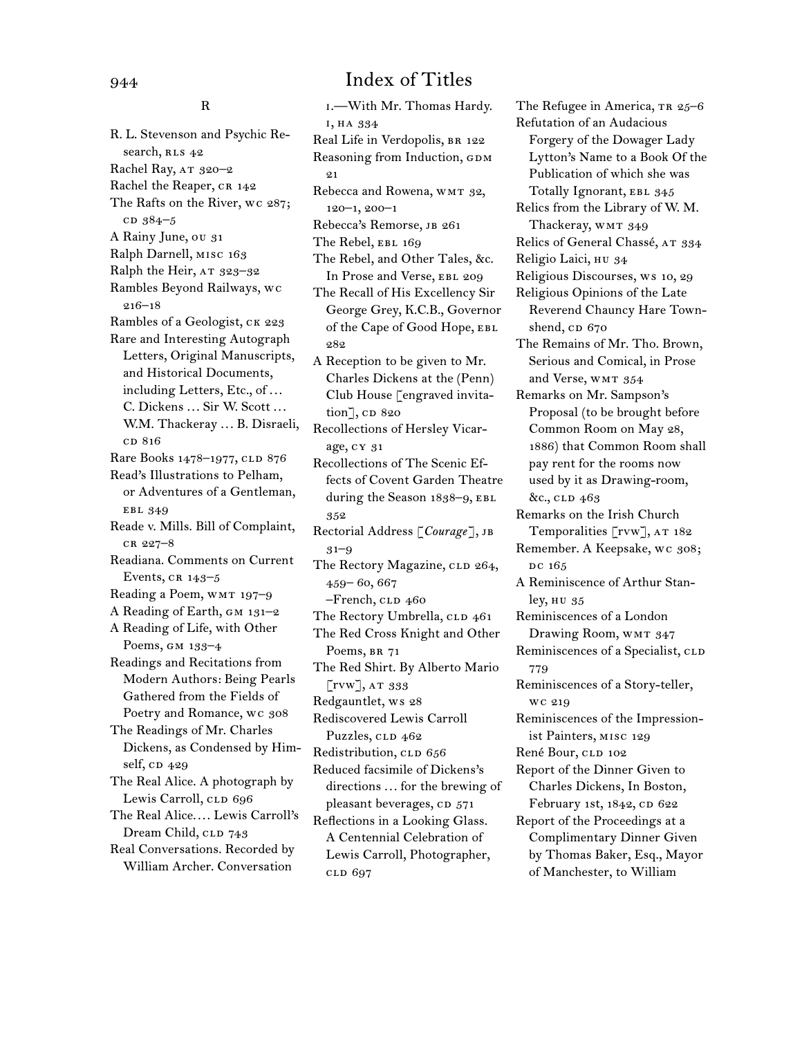## R

R. L. Stevenson and Psychic Research, RLS 42
Rachel Ray, AT 320–2
Rachel the Reaper, CR 142
The Rafts on the River, WC 287; CD 384–5
A Rainy June, OU 31
Ralph Darnell, MISC 163
Ralph the Heir, AT 323–32
Rambles Beyond Railways, WC 216–18
Rambles of a Geologist, CK 223
Rare and Interesting Autograph Letters, Original Manuscripts, and Historical Documents, including Letters, Etc., of … C. Dickens … Sir W. Scott … W.M. Thackeray … B. Disraeli, CD 816
Rare Books 1478–1977, CLD 876
Read's Illustrations to Pelham, or Adventures of a Gentleman, EBL 349
Reade v. Mills. Bill of Complaint, CR 227–8
Readiana. Comments on Current Events, CR 143–5
Reading a Poem, WMT 197–9
A Reading of Earth, GM 131–2
A Reading of Life, with Other Poems, GM 133–4
Readings and Recitations from Modern Authors: Being Pearls Gathered from the Fields of Poetry and Romance, WC 308
The Readings of Mr. Charles Dickens, as Condensed by Himself, CD 429
The Real Alice. A photograph by Lewis Carroll, CLD 696
The Real Alice.… Lewis Carroll's Dream Child, CLD 743
Real Conversations. Recorded by William Archer. Conversation I.—With Mr. Thomas Hardy. I, HA 334
Real Life in Verdopolis, BR 122
Reasoning from Induction, GDM 21
Rebecca and Rowena, WMT 32, 120–1, 200–1
Rebecca's Remorse, JB 261
The Rebel, EBL 169
The Rebel, and Other Tales, &c. In Prose and Verse, EBL 209
The Recall of His Excellency Sir George Grey, K.C.B., Governor of the Cape of Good Hope, EBL 282
A Reception to be given to Mr. Charles Dickens at the (Penn) Club House [engraved invitation], CD 820
Recollections of Hersley Vicarage, CY 31
Recollections of The Scenic Effects of Covent Garden Theatre during the Season 1838–9, EBL 352
Rectorial Address [*Courage*], JB 31–9
The Rectory Magazine, CLD 264, 459– 60, 667
–French, CLD 460
The Rectory Umbrella, CLD 461
The Red Cross Knight and Other Poems, BR 71
The Red Shirt. By Alberto Mario [RVW], AT 333
Redgauntlet, WS 28
Rediscovered Lewis Carroll Puzzles, CLD 462
Redistribution, CLD 656
Reduced facsimile of Dickens's directions … for the brewing of pleasant beverages, CD 571
Reflections in a Looking Glass. A Centennial Celebration of Lewis Carroll, Photographer, CLD 697
The Refugee in America, TR 25–6
Refutation of an Audacious Forgery of the Dowager Lady Lytton's Name to a Book Of the Publication of which she was Totally Ignorant, EBL 345
Relics from the Library of W. M. Thackeray, WMT 349
Relics of General Chassé, AT 334
Religio Laici, HU 34
Religious Discourses, WS 10, 29
Religious Opinions of the Late Reverend Chauncy Hare Townshend, CD 670
The Remains of Mr. Tho. Brown, Serious and Comical, in Prose and Verse, WMT 354
Remarks on Mr. Sampson's Proposal (to be brought before Common Room on May 28, 1886) that Common Room shall pay rent for the rooms now used by it as Drawing-room, &c., CLD 463
Remarks on the Irish Church Temporalities [RVW], AT 182
Remember. A Keepsake, WC 308; DC 165
A Reminiscence of Arthur Stanley, HU 35
Reminiscences of a London Drawing Room, WMT 347
Reminiscences of a Specialist, CLD 779
Reminiscences of a Story-teller, WC 219
Reminiscences of the Impressionist Painters, MISC 129
René Bour, CLD 102
Report of the Dinner Given to Charles Dickens, In Boston, February 1st, 1842, CD 622
Report of the Proceedings at a Complimentary Dinner Given by Thomas Baker, Esq., Mayor of Manchester, to William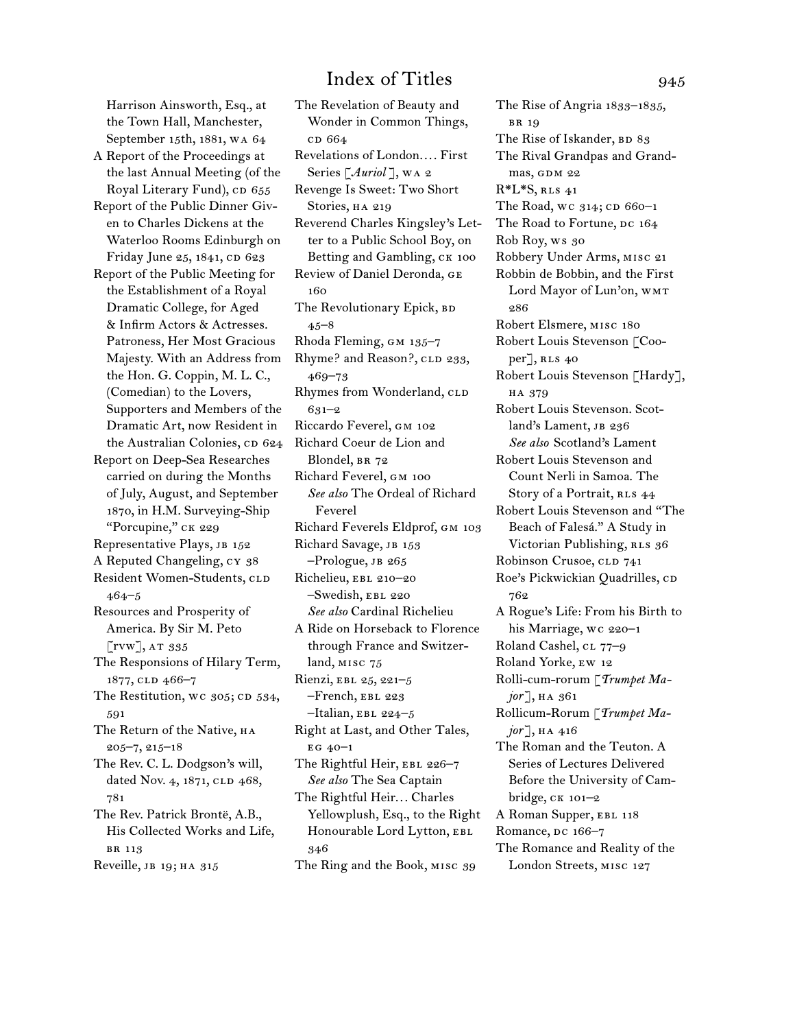Harrison Ainsworth, Esq., at the Town Hall, Manchester, September 15th, 1881, WA 64

A Report of the Proceedings at the last Annual Meeting (of the Royal Literary Fund), CD 655

Report of the Public Dinner Given to Charles Dickens at the Waterloo Rooms Edinburgh on Friday June 25, 1841, CD 623

Report of the Public Meeting for the Establishment of a Royal Dramatic College, for Aged & Infirm Actors & Actresses. Patroness, Her Most Gracious Majesty. With an Address from the Hon. G. Coppin, M. L. C., (Comedian) to the Lovers, Supporters and Members of the Dramatic Art, now Resident in the Australian Colonies, CD 624

Report on Deep-Sea Researches carried on during the Months of July, August, and September 1870, in H.M. Surveying-Ship "Porcupine," CK 229

Representative Plays, JB 152

A Reputed Changeling, CY 38

Resident Women-Students, CLD 464–5

Resources and Prosperity of America. By Sir M. Peto [RVW], AT 335

The Responsions of Hilary Term, 1877, CLD 466–7

The Restitution, WC 305; CD 534, 591

The Return of the Native, HA 205–7, 215–18

The Rev. C. L. Dodgson's will, dated Nov. 4, 1871, CLD 468, 781

The Rev. Patrick Brontë, A.B., His Collected Works and Life, BR 113

Reveille, JB 19; HA 315

The Revelation of Beauty and Wonder in Common Things, CD 664

Revelations of London.… First Series [*Auriol*], WA 2

Revenge Is Sweet: Two Short Stories, HA 219

Reverend Charles Kingsley's Letter to a Public School Boy, on Betting and Gambling, CK 100

Review of Daniel Deronda, GE 160

The Revolutionary Epick, BD 45–8

Rhoda Fleming, GM 135–7

Rhyme? and Reason?, CLD 233, 469–73

Rhymes from Wonderland, CLD 631–2

Riccardo Feverel, GM 102

Richard Coeur de Lion and Blondel, BR 72

Richard Feverel, GM 100
*See also* The Ordeal of Richard Feverel

Richard Feverels Eldprof, GM 103

Richard Savage, JB 153
–Prologue, JB 265

Richelieu, EBL 210–20
–Swedish, EBL 220
*See also* Cardinal Richelieu

A Ride on Horseback to Florence through France and Switzerland, MISC 75

Rienzi, EBL 25, 221–5
–French, EBL 223
–Italian, EBL 224–5

Right at Last, and Other Tales, EG 40–1

The Rightful Heir, EBL 226–7
*See also* The Sea Captain

The Rightful Heir… Charles Yellowplush, Esq., to the Right Honourable Lord Lytton, EBL 346

The Ring and the Book, MISC 39

The Rise of Angria 1833–1835, BR 19

The Rise of Iskander, BD 83

The Rival Grandpas and Grandmas, GDM 22

R*L*S, RLS 41

The Road, WC 314; CD 660–1

The Road to Fortune, DC 164

Rob Roy, WS 30

Robbery Under Arms, MISC 21

Robbin de Bobbin, and the First Lord Mayor of Lun'on, WMT 286

Robert Elsmere, MISC 180

Robert Louis Stevenson [Cooper], RLS 40

Robert Louis Stevenson [Hardy], HA 379

Robert Louis Stevenson. Scotland's Lament, JB 236
*See also* Scotland's Lament

Robert Louis Stevenson and Count Nerli in Samoa. The Story of a Portrait, RLS 44

Robert Louis Stevenson and "The Beach of Falesá." A Study in Victorian Publishing, RLS 36

Robinson Crusoe, CLD 741

Roe's Pickwickian Quadrilles, CD 762

A Rogue's Life: From his Birth to his Marriage, WC 220–1

Roland Cashel, CL 77–9

Roland Yorke, EW 12

Rolli-cum-rorum [*Trumpet Major*], HA 361

Rollicum-Rorum [*Trumpet Major*], HA 416

The Roman and the Teuton. A Series of Lectures Delivered Before the University of Cambridge, CK 101–2

A Roman Supper, EBL 118

Romance, DC 166–7

The Romance and Reality of the London Streets, MISC 127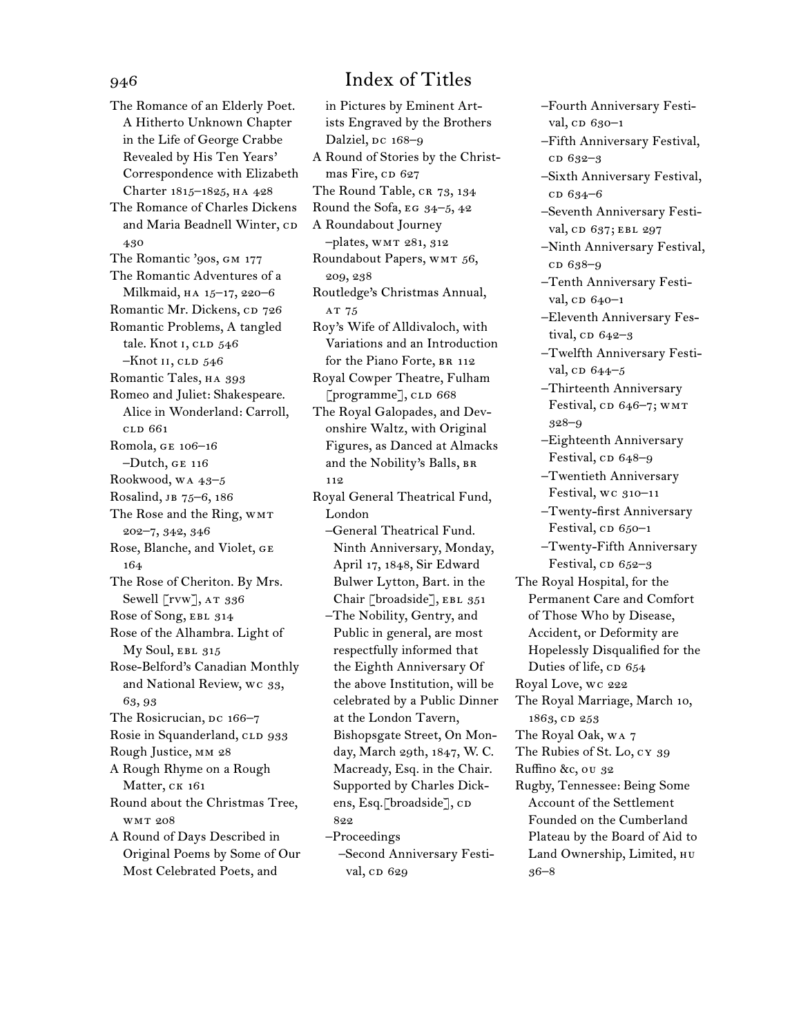# Index of Titles

The Romance of an Elderly Poet. A Hitherto Unknown Chapter in the Life of George Crabbe Revealed by His Ten Years' Correspondence with Elizabeth Charter 1815–1825, HA 428

The Romance of Charles Dickens and Maria Beadnell Winter, CD 430

The Romantic '90s, GM 177

The Romantic Adventures of a Milkmaid, HA 15–17, 220–6

Romantic Mr. Dickens, CD 726

Romantic Problems, A tangled tale. Knot I, CLD 546
–Knot II, CLD 546

Romantic Tales, HA 393

Romeo and Juliet: Shakespeare. Alice in Wonderland: Carroll, CLD 661

Romola, GE 106–16
–Dutch, GE 116

Rookwood, WA 43–5

Rosalind, JB 75–6, 186

The Rose and the Ring, WMT 202–7, 342, 346

Rose, Blanche, and Violet, GE 164

The Rose of Cheriton. By Mrs. Sewell [rvw], AT 336

Rose of Song, EBL 314

Rose of the Alhambra. Light of My Soul, EBL 315

Rose-Belford's Canadian Monthly and National Review, WC 33, 63, 93

The Rosicrucian, DC 166–7

Rosie in Squanderland, CLD 933

Rough Justice, MM 28

A Rough Rhyme on a Rough Matter, CK 161

Round about the Christmas Tree, WMT 208

A Round of Days Described in Original Poems by Some of Our Most Celebrated Poets, and in Pictures by Eminent Artists Engraved by the Brothers Dalziel, DC 168–9

A Round of Stories by the Christmas Fire, CD 627

The Round Table, CR 73, 134

Round the Sofa, EG 34–5, 42

A Roundabout Journey
–plates, WMT 281, 312

Roundabout Papers, WMT 56, 209, 238

Routledge's Christmas Annual, AT 75

Roy's Wife of Alldivaloch, with Variations and an Introduction for the Piano Forte, BR 112

Royal Cowper Theatre, Fulham [programme], CLD 668

The Royal Galopades, and Devonshire Waltz, with Original Figures, as Danced at Almacks and the Nobility's Balls, BR 112

Royal General Theatrical Fund, London
–General Theatrical Fund. Ninth Anniversary, Monday, April 17, 1848, Sir Edward Bulwer Lytton, Bart. in the Chair [broadside], EBL 351
–The Nobility, Gentry, and Public in general, are most respectfully informed that the Eighth Anniversary Of the above Institution, will be celebrated by a Public Dinner at the London Tavern, Bishopsgate Street, On Monday, March 29th, 1847, W. C. Macready, Esq. in the Chair. Supported by Charles Dickens, Esq.[broadside], CD 822
–Proceedings
–Second Anniversary Festival, CD 629
–Fourth Anniversary Festival, CD 630–1
–Fifth Anniversary Festival, CD 632–3
–Sixth Anniversary Festival, CD 634–6
–Seventh Anniversary Festival, CD 637; EBL 297
–Ninth Anniversary Festival, CD 638–9
–Tenth Anniversary Festival, CD 640–1
–Eleventh Anniversary Festival, CD 642–3
–Twelfth Anniversary Festival, CD 644–5
–Thirteenth Anniversary Festival, CD 646–7; WMT 328–9
–Eighteenth Anniversary Festival, CD 648–9
–Twentieth Anniversary Festival, WC 310–11
–Twenty-first Anniversary Festival, CD 650–1
–Twenty-Fifth Anniversary Festival, CD 652–3

The Royal Hospital, for the Permanent Care and Comfort of Those Who by Disease, Accident, or Deformity are Hopelessly Disqualified for the Duties of life, CD 654

Royal Love, WC 222

The Royal Marriage, March 10, 1863, CD 253

The Royal Oak, WA 7

The Rubies of St. Lo, CY 39

Ruffino &c, OU 32

Rugby, Tennessee: Being Some Account of the Settlement Founded on the Cumberland Plateau by the Board of Aid to Land Ownership, Limited, HU 36–8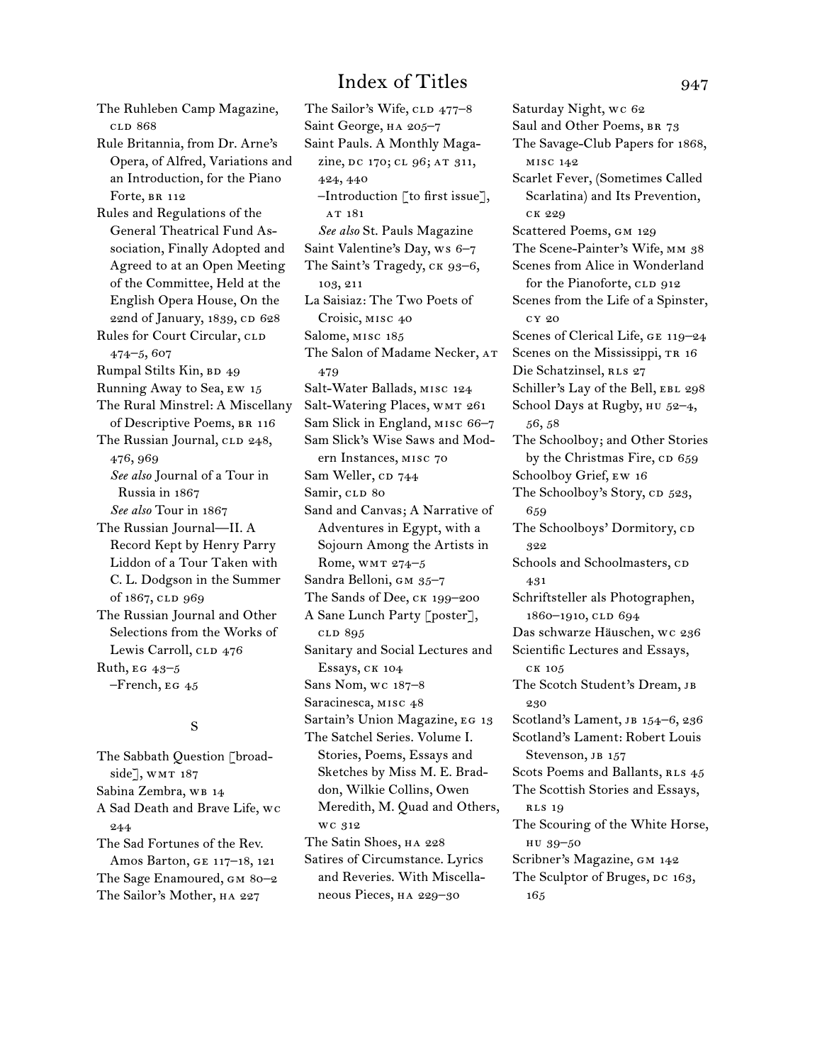The Ruhleben Camp Magazine, CLD 868

Rule Britannia, from Dr. Arne's Opera, of Alfred, Variations and an Introduction, for the Piano Forte, BR 112

Rules and Regulations of the General Theatrical Fund Association, Finally Adopted and Agreed to at an Open Meeting of the Committee, Held at the English Opera House, On the 22nd of January, 1839, CD 628

Rules for Court Circular, CLD 474–5, 607

Rumpal Stilts Kin, BD 49

Running Away to Sea, EW 15

The Rural Minstrel: A Miscellany of Descriptive Poems, BR 116

The Russian Journal, CLD 248, 476, 969
 *See also* Journal of a Tour in Russia in 1867
 *See also* Tour in 1867

The Russian Journal—II. A Record Kept by Henry Parry Liddon of a Tour Taken with C. L. Dodgson in the Summer of 1867, CLD 969

The Russian Journal and Other Selections from the Works of Lewis Carroll, CLD 476

Ruth, EG 43–5
 –French, EG 45

## S

The Sabbath Question [broadside], WMT 187

Sabina Zembra, WB 14

A Sad Death and Brave Life, WC 244

The Sad Fortunes of the Rev. Amos Barton, GE 117–18, 121

The Sage Enamoured, GM 80–2

The Sailor's Mother, HA 227

The Sailor's Wife, CLD 477–8

Saint George, HA 205–7

Saint Pauls. A Monthly Magazine, DC 170; CL 96; AT 311, 424, 440
 –Introduction [to first issue], AT 181
 *See also* St. Pauls Magazine

Saint Valentine's Day, WS 6–7

The Saint's Tragedy, CK 93–6, 103, 211

La Saisiaz: The Two Poets of Croisic, MISC 40

Salome, MISC 185

The Salon of Madame Necker, AT 479

Salt-Water Ballads, MISC 124

Salt-Watering Places, WMT 261

Sam Slick in England, MISC 66–7

Sam Slick's Wise Saws and Modern Instances, MISC 70

Sam Weller, CD 744

Samir, CLD 80

Sand and Canvas; A Narrative of Adventures in Egypt, with a Sojourn Among the Artists in Rome, WMT 274–5

Sandra Belloni, GM 35–7

The Sands of Dee, CK 199–200

A Sane Lunch Party [poster], CLD 895

Sanitary and Social Lectures and Essays, CK 104

Sans Nom, WC 187–8

Saracinesca, MISC 48

Sartain's Union Magazine, EG 13

The Satchel Series. Volume I. Stories, Poems, Essays and Sketches by Miss M. E. Braddon, Wilkie Collins, Owen Meredith, M. Quad and Others, WC 312

The Satin Shoes, HA 228

Satires of Circumstance. Lyrics and Reveries. With Miscellaneous Pieces, HA 229–30

Saturday Night, WC 62

Saul and Other Poems, BR 73

The Savage-Club Papers for 1868, MISC 142

Scarlet Fever, (Sometimes Called Scarlatina) and Its Prevention, CK 229

Scattered Poems, GM 129

The Scene-Painter's Wife, MM 38

Scenes from Alice in Wonderland for the Pianoforte, CLD 912

Scenes from the Life of a Spinster, CY 20

Scenes of Clerical Life, GE 119–24

Scenes on the Mississippi, TR 16

Die Schatzinsel, RLS 27

Schiller's Lay of the Bell, EBL 298

School Days at Rugby, HU 52–4, 56, 58

The Schoolboy; and Other Stories by the Christmas Fire, CD 659

Schoolboy Grief, EW 16

The Schoolboy's Story, CD 523, 659

The Schoolboys' Dormitory, CD 322

Schools and Schoolmasters, CD 431

Schriftsteller als Photographen, 1860–1910, CLD 694

Das schwarze Häuschen, WC 236

Scientific Lectures and Essays, CK 105

The Scotch Student's Dream, JB 230

Scotland's Lament, JB 154–6, 236

Scotland's Lament: Robert Louis Stevenson, JB 157

Scots Poems and Ballants, RLS 45

The Scottish Stories and Essays, RLS 19

The Scouring of the White Horse, HU 39–50

Scribner's Magazine, GM 142

The Sculptor of Bruges, DC 163, 165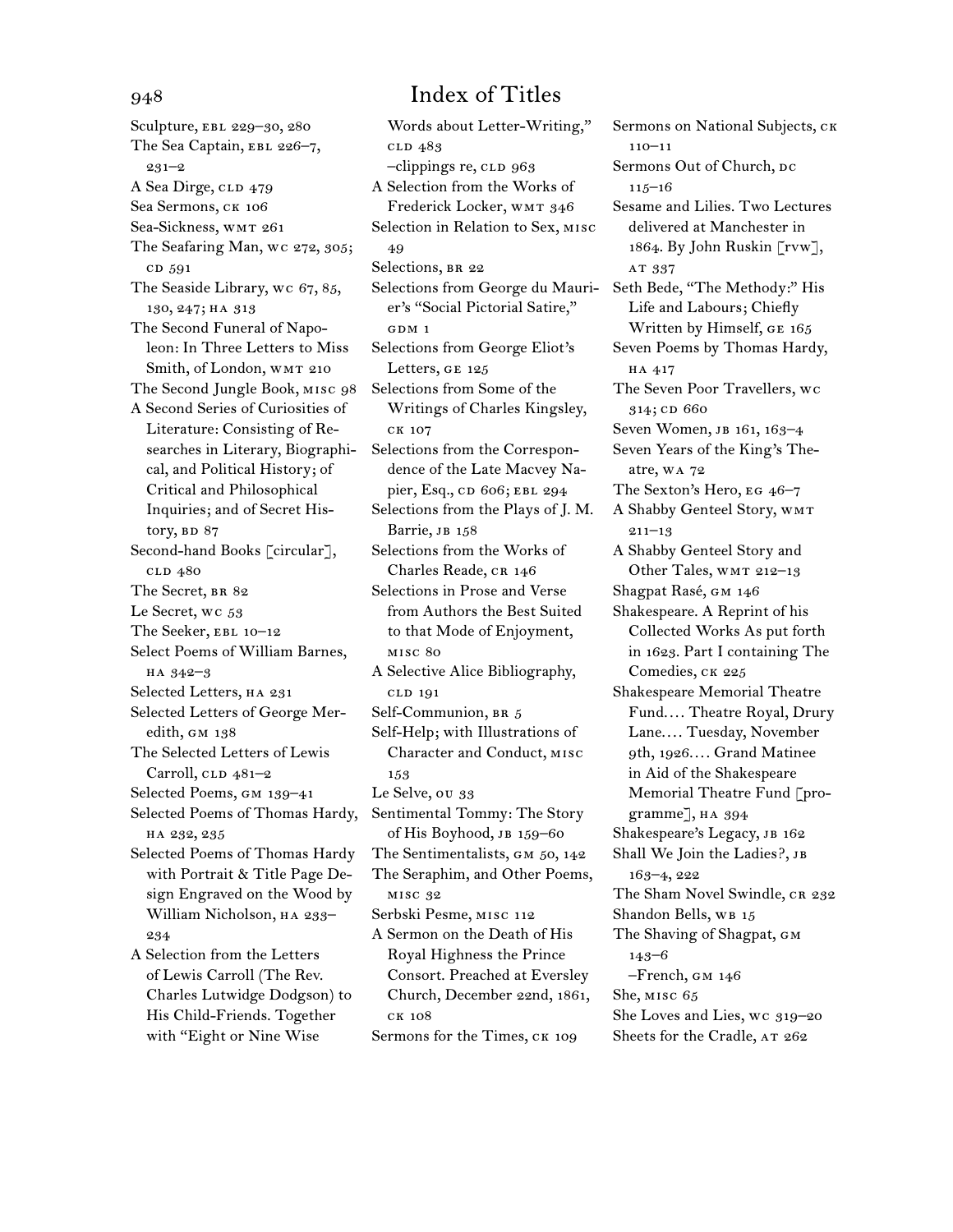# Index of Titles

Sculpture, EBL 229–30, 280
The Sea Captain, EBL 226–7, 231–2
A Sea Dirge, CLD 479
Sea Sermons, CK 106
Sea-Sickness, WMT 261
The Seafaring Man, WC 272, 305; CD 591
The Seaside Library, WC 67, 85, 130, 247; HA 313
The Second Funeral of Napoleon: In Three Letters to Miss Smith, of London, WMT 210
The Second Jungle Book, MISC 98
A Second Series of Curiosities of Literature: Consisting of Researches in Literary, Biographical, and Political History; of Critical and Philosophical Inquiries; and of Secret History, BD 87
Second-hand Books [circular], CLD 480
The Secret, BR 82
Le Secret, WC 53
The Seeker, EBL 10–12
Select Poems of William Barnes, HA 342–3
Selected Letters, HA 231
Selected Letters of George Meredith, GM 138
The Selected Letters of Lewis Carroll, CLD 481–2
Selected Poems, GM 139–41
Selected Poems of Thomas Hardy, HA 232, 235
Selected Poems of Thomas Hardy with Portrait & Title Page Design Engraved on the Wood by William Nicholson, HA 233–234
A Selection from the Letters of Lewis Carroll (The Rev. Charles Lutwidge Dodgson) to His Child-Friends. Together with "Eight or Nine Wise Words about Letter-Writing," CLD 483
–clippings re, CLD 963
A Selection from the Works of Frederick Locker, WMT 346
Selection in Relation to Sex, MISC 49
Selections, BR 22
Selections from George du Maurier's "Social Pictorial Satire," GDM 1
Selections from George Eliot's Letters, GE 125
Selections from Some of the Writings of Charles Kingsley, CK 107
Selections from the Correspondence of the Late Macvey Napier, Esq., CD 606; EBL 294
Selections from the Plays of J. M. Barrie, JB 158
Selections from the Works of Charles Reade, CR 146
Selections in Prose and Verse from Authors the Best Suited to that Mode of Enjoyment, MISC 80
A Selective Alice Bibliography, CLD 191
Self-Communion, BR 5
Self-Help; with Illustrations of Character and Conduct, MISC 153
Le Selve, OU 33
Sentimental Tommy: The Story of His Boyhood, JB 159–60
The Sentimentalists, GM 50, 142
The Seraphim, and Other Poems, MISC 32
Serbski Pesme, MISC 112
A Sermon on the Death of His Royal Highness the Prince Consort. Preached at Eversley Church, December 22nd, 1861, CK 108
Sermons for the Times, CK 109
Sermons on National Subjects, CK 110–11
Sermons Out of Church, DC 115–16
Sesame and Lilies. Two Lectures delivered at Manchester in 1864. By John Ruskin [rvw], AT 337
Seth Bede, "The Methody:" His Life and Labours; Chiefly Written by Himself, GE 165
Seven Poems by Thomas Hardy, HA 417
The Seven Poor Travellers, WC 314; CD 660
Seven Women, JB 161, 163–4
Seven Years of the King's Theatre, WA 72
The Sexton's Hero, EG 46–7
A Shabby Genteel Story, WMT 211–13
A Shabby Genteel Story and Other Tales, WMT 212–13
Shagpat Rasé, GM 146
Shakespeare. A Reprint of his Collected Works As put forth in 1623. Part I containing The Comedies, CK 225
Shakespeare Memorial Theatre Fund.… Theatre Royal, Drury Lane.… Tuesday, November 9th, 1926.… Grand Matinee in Aid of the Shakespeare Memorial Theatre Fund [programme], HA 394
Shakespeare's Legacy, JB 162
Shall We Join the Ladies?, JB 163–4, 222
The Sham Novel Swindle, CR 232
Shandon Bells, WB 15
The Shaving of Shagpat, GM 143–6
–French, GM 146
She, MISC 65
She Loves and Lies, WC 319–20
Sheets for the Cradle, AT 262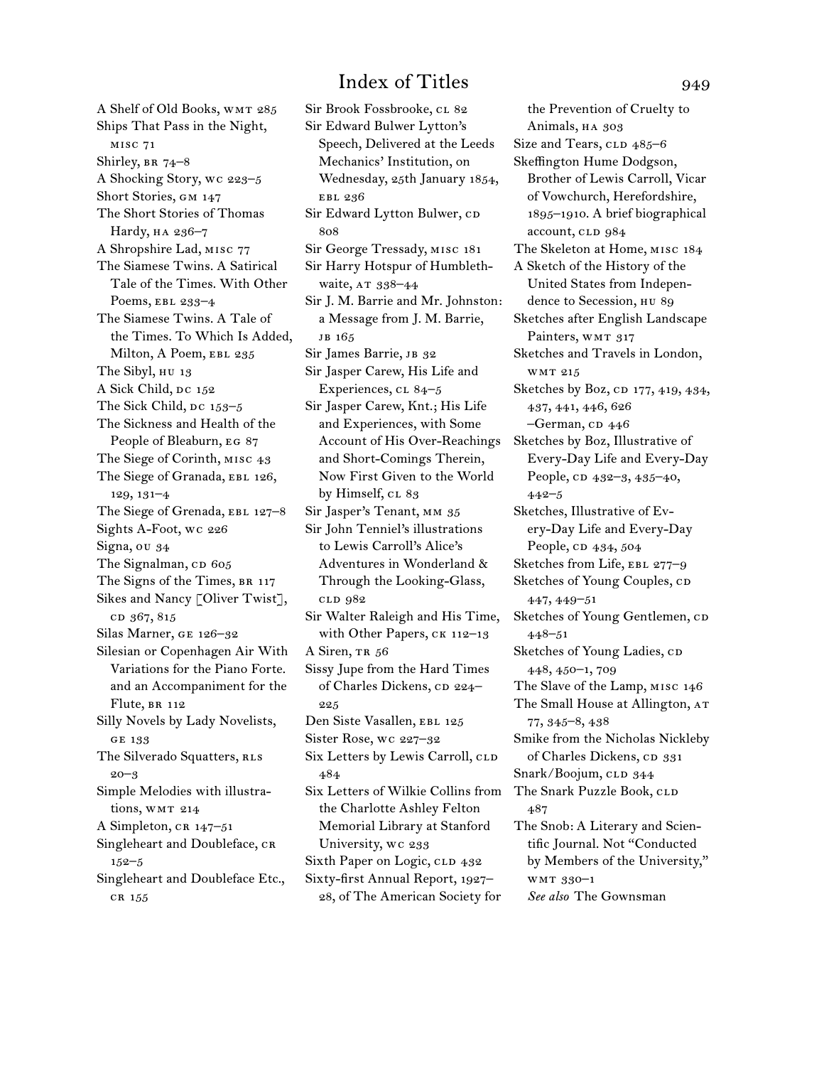# Index of Titles

A Shelf of Old Books, WMT 285
Ships That Pass in the Night, MISC 71
Shirley, BR 74–8
A Shocking Story, WC 223–5
Short Stories, GM 147
The Short Stories of Thomas Hardy, HA 236–7
A Shropshire Lad, MISC 77
The Siamese Twins. A Satirical Tale of the Times. With Other Poems, EBL 233–4
The Siamese Twins. A Tale of the Times. To Which Is Added, Milton, A Poem, EBL 235
The Sibyl, HU 13
A Sick Child, DC 152
The Sick Child, DC 153–5
The Sickness and Health of the People of Bleaburn, EG 87
The Siege of Corinth, MISC 43
The Siege of Granada, EBL 126, 129, 131–4
The Siege of Grenada, EBL 127–8
Sights A-Foot, WC 226
Signa, OU 34
The Signalman, CD 605
The Signs of the Times, BR 117
Sikes and Nancy [Oliver Twist], CD 367, 815
Silas Marner, GE 126–32
Silesian or Copenhagen Air With Variations for the Piano Forte. and an Accompaniment for the Flute, BR 112
Silly Novels by Lady Novelists, GE 133
The Silverado Squatters, RLS 20–3
Simple Melodies with illustrations, WMT 214
A Simpleton, CR 147–51
Singleheart and Doubleface, CR 152–5
Singleheart and Doubleface Etc., CR 155
Sir Brook Fossbrooke, CL 82
Sir Edward Bulwer Lytton's Speech, Delivered at the Leeds Mechanics' Institution, on Wednesday, 25th January 1854, EBL 236
Sir Edward Lytton Bulwer, CD 808
Sir George Tressady, MISC 181
Sir Harry Hotspur of Humblethwaite, AT 338–44
Sir J. M. Barrie and Mr. Johnston: a Message from J. M. Barrie, JB 165
Sir James Barrie, JB 32
Sir Jasper Carew, His Life and Experiences, CL 84–5
Sir Jasper Carew, Knt.; His Life and Experiences, with Some Account of His Over-Reachings and Short-Comings Therein, Now First Given to the World by Himself, CL 83
Sir Jasper's Tenant, MM 35
Sir John Tenniel's illustrations to Lewis Carroll's Alice's Adventures in Wonderland & Through the Looking-Glass, CLD 982
Sir Walter Raleigh and His Time, with Other Papers, CK 112–13
A Siren, TR 56
Sissy Jupe from the Hard Times of Charles Dickens, CD 224–225
Den Siste Vasallen, EBL 125
Sister Rose, WC 227–32
Six Letters by Lewis Carroll, CLD 484
Six Letters of Wilkie Collins from the Charlotte Ashley Felton Memorial Library at Stanford University, WC 233
Sixth Paper on Logic, CLD 432
Sixty-first Annual Report, 1927–28, of The American Society for the Prevention of Cruelty to Animals, HA 303
Size and Tears, CLD 485–6
Skeffington Hume Dodgson, Brother of Lewis Carroll, Vicar of Vowchurch, Herefordshire, 1895–1910. A brief biographical account, CLD 984
The Skeleton at Home, MISC 184
A Sketch of the History of the United States from Independence to Secession, HU 89
Sketches after English Landscape Painters, WMT 317
Sketches and Travels in London, WMT 215
Sketches by Boz, CD 177, 419, 434, 437, 441, 446, 626
–German, CD 446
Sketches by Boz, Illustrative of Every-Day Life and Every-Day People, CD 432–3, 435–40, 442–5
Sketches, Illustrative of Every-Day Life and Every-Day People, CD 434, 504
Sketches from Life, EBL 277–9
Sketches of Young Couples, CD 447, 449–51
Sketches of Young Gentlemen, CD 448–51
Sketches of Young Ladies, CD 448, 450–1, 709
The Slave of the Lamp, MISC 146
The Small House at Allington, AT 77, 345–8, 438
Smike from the Nicholas Nickleby of Charles Dickens, CD 331
Snark/Boojum, CLD 344
The Snark Puzzle Book, CLD 487
The Snob: A Literary and Scientific Journal. Not "Conducted by Members of the University," WMT 330–1
*See also* The Gownsman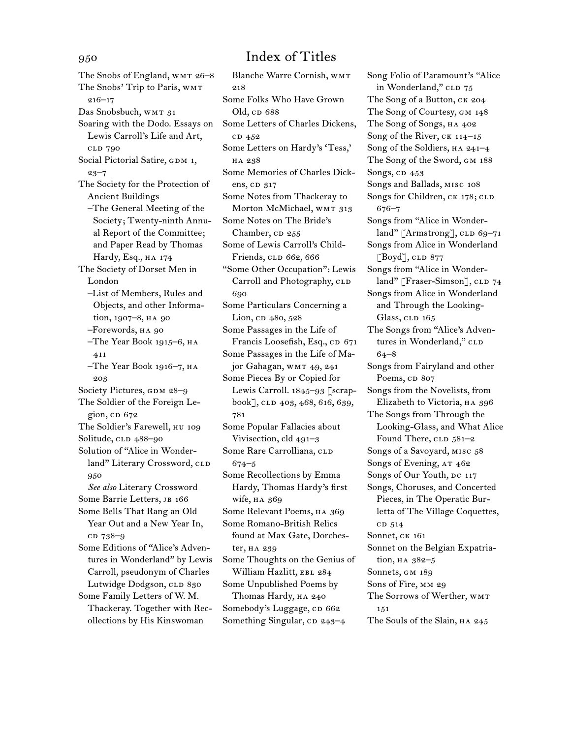# Index of Titles

The Snobs of England, WMT 26–8
The Snobs' Trip to Paris, WMT 216–17
Das Snobsbuch, WMT 31
Soaring with the Dodo. Essays on Lewis Carroll's Life and Art, CLD 790
Social Pictorial Satire, GDM 1, 23–7
The Society for the Protection of Ancient Buildings
–The General Meeting of the Society; Twenty-ninth Annual Report of the Committee; and Paper Read by Thomas Hardy, Esq., HA 174
The Society of Dorset Men in London
–List of Members, Rules and Objects, and other Information, 1907–8, HA 90
–Forewords, HA 90
–The Year Book 1915–6, HA 411
–The Year Book 1916–7, HA 203
Society Pictures, GDM 28–9
The Soldier of the Foreign Legion, CD 672
The Soldier's Farewell, HU 109
Solitude, CLD 488–90
Solution of "Alice in Wonderland" Literary Crossword, CLD 950
*See also* Literary Crossword
Some Barrie Letters, JB 166
Some Bells That Rang an Old Year Out and a New Year In, CD 738–9
Some Editions of "Alice's Adventures in Wonderland" by Lewis Carroll, pseudonym of Charles Lutwidge Dodgson, CLD 830
Some Family Letters of W. M. Thackeray. Together with Recollections by His Kinswoman Blanche Warre Cornish, WMT 218
Some Folks Who Have Grown Old, CD 688
Some Letters of Charles Dickens, CD 452
Some Letters on Hardy's 'Tess,' HA 238
Some Memories of Charles Dickens, CD 317
Some Notes from Thackeray to Morton McMichael, WMT 313
Some Notes on The Bride's Chamber, CD 255
Some of Lewis Carroll's Child-Friends, CLD 662, 666
"Some Other Occupation": Lewis Carroll and Photography, CLD 690
Some Particulars Concerning a Lion, CD 480, 528
Some Passages in the Life of Francis Loosefish, Esq., CD 671
Some Passages in the Life of Major Gahagan, WMT 49, 241
Some Pieces By or Copied for Lewis Carroll. 1845–93 [scrapbook], CLD 403, 468, 616, 639, 781
Some Popular Fallacies about Vivisection, cld 491–3
Some Rare Carrolliana, CLD 674–5
Some Recollections by Emma Hardy, Thomas Hardy's first wife, HA 369
Some Relevant Poems, HA 369
Some Romano-British Relics found at Max Gate, Dorchester, HA 239
Some Thoughts on the Genius of William Hazlitt, EBL 284
Some Unpublished Poems by Thomas Hardy, HA 240
Somebody's Luggage, CD 662
Something Singular, CD 243–4
Song Folio of Paramount's "Alice in Wonderland," CLD 75
The Song of a Button, CK 204
The Song of Courtesy, GM 148
The Song of Songs, HA 402
Song of the River, CK 114–15
Song of the Soldiers, HA 241–4
The Song of the Sword, GM 188
Songs, CD 453
Songs and Ballads, MISC 108
Songs for Children, CK 178; CLD 676–7
Songs from "Alice in Wonderland" [Armstrong], CLD 69–71
Songs from Alice in Wonderland [Boyd], CLD 877
Songs from "Alice in Wonderland" [Fraser-Simson], CLD 74
Songs from Alice in Wonderland and Through the Looking-Glass, CLD 165
The Songs from "Alice's Adventures in Wonderland," CLD 64–8
Songs from Fairyland and other Poems, CD 807
Songs from the Novelists, from Elizabeth to Victoria, HA 396
The Songs from Through the Looking-Glass, and What Alice Found There, CLD 581–2
Songs of a Savoyard, MISC 58
Songs of Evening, AT 462
Songs of Our Youth, DC 117
Songs, Choruses, and Concerted Pieces, in The Operatic Burletta of The Village Coquettes, CD 514
Sonnet, CK 161
Sonnet on the Belgian Expatriation, HA 382–5
Sonnets, GM 189
Sons of Fire, MM 29
The Sorrows of Werther, WMT 151
The Souls of the Slain, HA 245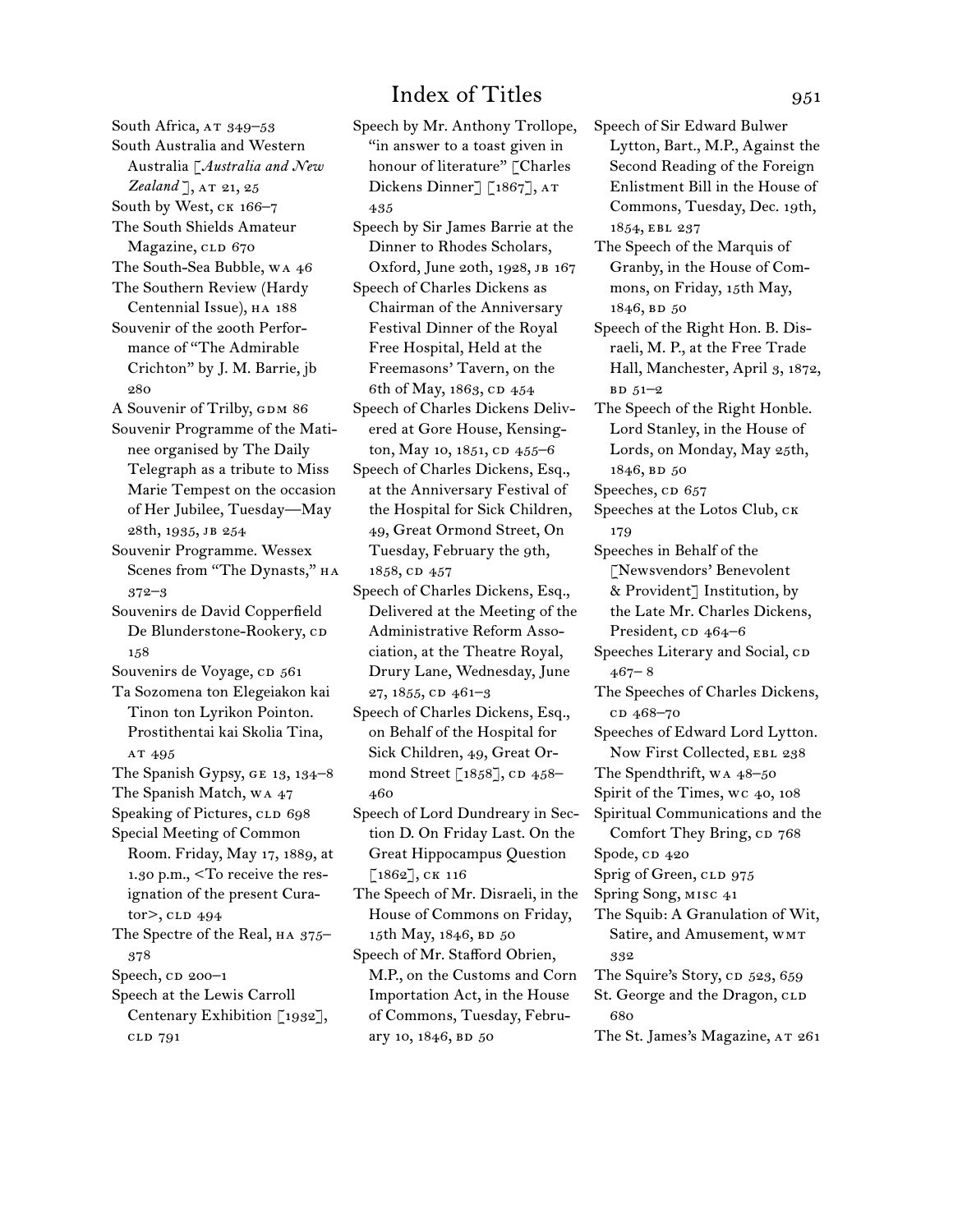# Index of Titles

South Africa, AT 349–53
South Australia and Western Australia [*Australia and New Zealand*], AT 21, 25
South by West, CK 166–7
The South Shields Amateur Magazine, CLD 670
The South-Sea Bubble, WA 46
The Southern Review (Hardy Centennial Issue), HA 188
Souvenir of the 200th Performance of "The Admirable Crichton" by J. M. Barrie, jb 280
A Souvenir of Trilby, GDM 86
Souvenir Programme of the Matinee organised by The Daily Telegraph as a tribute to Miss Marie Tempest on the occasion of Her Jubilee, Tuesday—May 28th, 1935, JB 254
Souvenir Programme. Wessex Scenes from "The Dynasts," HA 372–3
Souvenirs de David Copperfield De Blunderstone-Rookery, CD 158
Souvenirs de Voyage, CD 561
Ta Sozomena ton Elegeiakon kai Tinon ton Lyrikon Pointon. Prostithentai kai Skolia Tina, AT 495
The Spanish Gypsy, GE 13, 134–8
The Spanish Match, WA 47
Speaking of Pictures, CLD 698
Special Meeting of Common Room. Friday, May 17, 1889, at 1.30 p.m., <To receive the resignation of the present Curator>, CLD 494
The Spectre of the Real, HA 375–378
Speech, CD 200–1
Speech at the Lewis Carroll Centenary Exhibition [1932], CLD 791
Speech by Mr. Anthony Trollope, "in answer to a toast given in honour of literature" [Charles Dickens Dinner] [1867], AT 435
Speech by Sir James Barrie at the Dinner to Rhodes Scholars, Oxford, June 20th, 1928, JB 167
Speech of Charles Dickens as Chairman of the Anniversary Festival Dinner of the Royal Free Hospital, Held at the Freemasons' Tavern, on the 6th of May, 1863, CD 454
Speech of Charles Dickens Delivered at Gore House, Kensington, May 10, 1851, CD 455–6
Speech of Charles Dickens, Esq., at the Anniversary Festival of the Hospital for Sick Children, 49, Great Ormond Street, On Tuesday, February the 9th, 1858, CD 457
Speech of Charles Dickens, Esq., Delivered at the Meeting of the Administrative Reform Association, at the Theatre Royal, Drury Lane, Wednesday, June 27, 1855, CD 461–3
Speech of Charles Dickens, Esq., on Behalf of the Hospital for Sick Children, 49, Great Ormond Street [1858], CD 458–460
Speech of Lord Dundreary in Section D. On Friday Last. On the Great Hippocampus Question [1862], CK 116
The Speech of Mr. Disraeli, in the House of Commons on Friday, 15th May, 1846, BD 50
Speech of Mr. Stafford Obrien, M.P., on the Customs and Corn Importation Act, in the House of Commons, Tuesday, February 10, 1846, BD 50
Speech of Sir Edward Bulwer Lytton, Bart., M.P., Against the Second Reading of the Foreign Enlistment Bill in the House of Commons, Tuesday, Dec. 19th, 1854, EBL 237
The Speech of the Marquis of Granby, in the House of Commons, on Friday, 15th May, 1846, BD 50
Speech of the Right Hon. B. Disraeli, M. P., at the Free Trade Hall, Manchester, April 3, 1872, BD 51–2
The Speech of the Right Honble. Lord Stanley, in the House of Lords, on Monday, May 25th, 1846, BD 50
Speeches, CD 657
Speeches at the Lotos Club, CK 179
Speeches in Behalf of the [Newsvendors' Benevolent & Provident] Institution, by the Late Mr. Charles Dickens, President, CD 464–6
Speeches Literary and Social, CD 467– 8
The Speeches of Charles Dickens, CD 468–70
Speeches of Edward Lord Lytton. Now First Collected, EBL 238
The Spendthrift, WA 48–50
Spirit of the Times, WC 40, 108
Spiritual Communications and the Comfort They Bring, CD 768
Spode, CD 420
Sprig of Green, CLD 975
Spring Song, MISC 41
The Squib: A Granulation of Wit, Satire, and Amusement, WMT 332
The Squire's Story, CD 523, 659
St. George and the Dragon, CLD 680
The St. James's Magazine, AT 261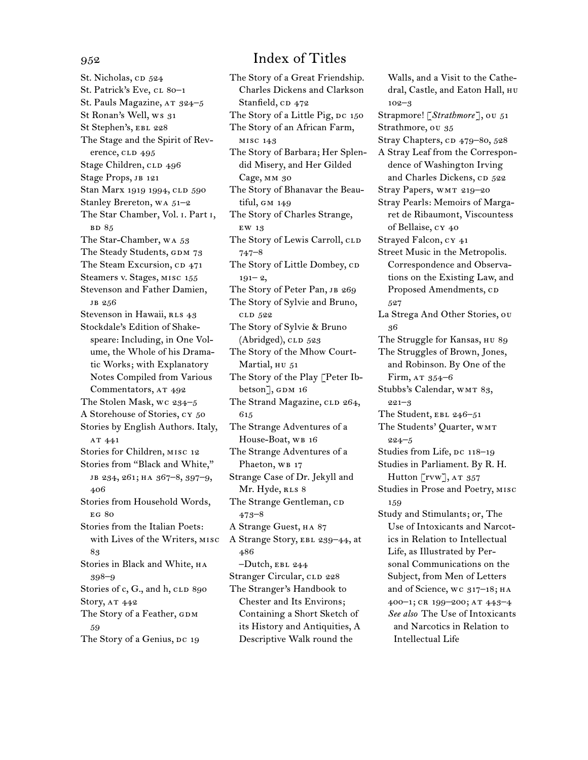## Index of Titles

St. Nicholas, CD 524
St. Patrick's Eve, CL 80–1
St. Pauls Magazine, AT 324–5
St Ronan's Well, WS 31
St Stephen's, EBL 228
The Stage and the Spirit of Reverence, CLD 495
Stage Children, CLD 496
Stage Props, JB 121
Stan Marx 1919 1994, CLD 590
Stanley Brereton, WA 51–2
The Star Chamber, Vol. I. Part I, BD 85
The Star-Chamber, WA 53
The Steady Students, GDM 73
The Steam Excursion, CD 471
Steamers v. Stages, MISC 155
Stevenson and Father Damien, JB 256
Stevenson in Hawaii, RLS 43
Stockdale's Edition of Shakespeare: Including, in One Volume, the Whole of his Dramatic Works; with Explanatory Notes Compiled from Various Commentators, AT 492
The Stolen Mask, WC 234–5
A Storehouse of Stories, CY 50
Stories by English Authors. Italy, AT 441
Stories for Children, MISC 12
Stories from "Black and White," JB 234, 261; HA 367–8, 397–9, 406
Stories from Household Words, EG 80
Stories from the Italian Poets: with Lives of the Writers, MISC 83
Stories in Black and White, HA 398–9
Stories of c, G., and h, CLD 890
Story, AT 442
The Story of a Feather, GDM 59
The Story of a Genius, DC 19
The Story of a Great Friendship. Charles Dickens and Clarkson Stanfield, CD 472
The Story of a Little Pig, DC 150
The Story of an African Farm, MISC 143
The Story of Barbara; Her Splendid Misery, and Her Gilded Cage, MM 30
The Story of Bhanavar the Beautiful, GM 149
The Story of Charles Strange, EW 13
The Story of Lewis Carroll, CLD 747–8
The Story of Little Dombey, CD 191– 2,
The Story of Peter Pan, JB 269
The Story of Sylvie and Bruno, CLD 522
The Story of Sylvie & Bruno (Abridged), CLD 523
The Story of the Mhow Court-Martial, HU 51
The Story of the Play [Peter Ibbetson], GDM 16
The Strand Magazine, CLD 264, 615
The Strange Adventures of a House-Boat, WB 16
The Strange Adventures of a Phaeton, WB 17
Strange Case of Dr. Jekyll and Mr. Hyde, RLS 8
The Strange Gentleman, CD 473–8
A Strange Guest, HA 87
A Strange Story, EBL 239–44, AT 486
–Dutch, EBL 244
Stranger Circular, CLD 228
The Stranger's Handbook to Chester and Its Environs; Containing a Short Sketch of its History and Antiquities, A Descriptive Walk round the Walls, and a Visit to the Cathedral, Castle, and Eaton Hall, HU 102–3
Strapmore! [*Strathmore*], OU 51
Strathmore, OU 35
Stray Chapters, CD 479–80, 528
A Stray Leaf from the Correspondence of Washington Irving and Charles Dickens, CD 522
Stray Papers, WMT 219–20
Stray Pearls: Memoirs of Margaret de Ribaumont, Viscountess of Bellaise, CY 40
Strayed Falcon, CY 41
Street Music in the Metropolis. Correspondence and Observations on the Existing Law, and Proposed Amendments, CD 527
La Strega And Other Stories, OU 36
The Struggle for Kansas, HU 89
The Struggles of Brown, Jones, and Robinson. By One of the Firm, AT 354–6
Stubbs's Calendar, WMT 83, 221–3
The Student, EBL 246–51
The Students' Quarter, WMT 224–5
Studies from Life, DC 118–19
Studies in Parliament. By R. H. Hutton [RVW], AT 357
Studies in Prose and Poetry, MISC 159
Study and Stimulants; or, The Use of Intoxicants and Narcotics in Relation to Intellectual Life, as Illustrated by Personal Communications on the Subject, from Men of Letters and of Science, WC 317–18; HA 400–1; CR 199–200; AT 443–4
*See also* The Use of Intoxicants and Narcotics in Relation to Intellectual Life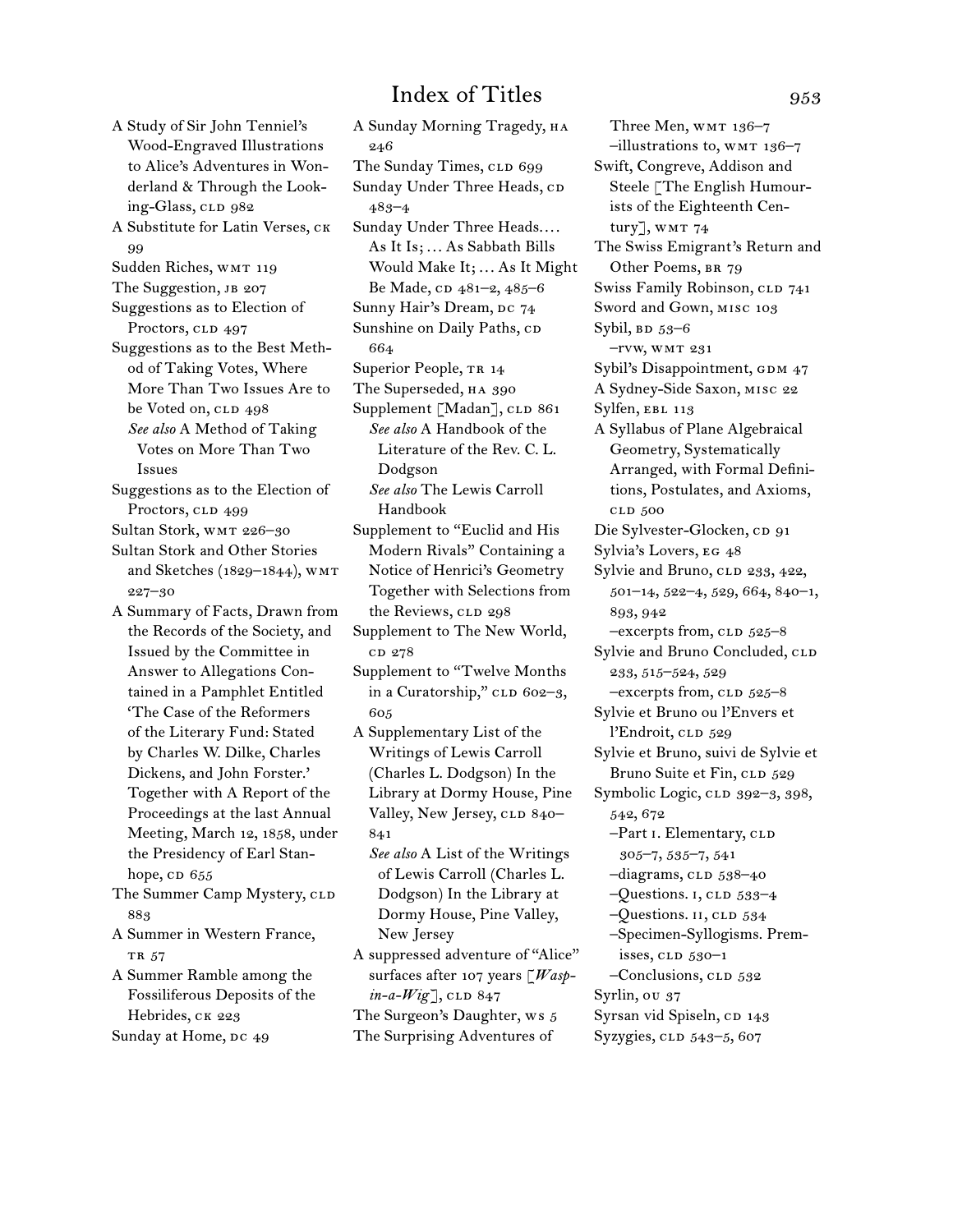# Index of Titles

A Study of Sir John Tenniel's Wood-Engraved Illustrations to Alice's Adventures in Wonderland & Through the Looking-Glass, CLD 982

A Substitute for Latin Verses, CK 99

Sudden Riches, WMT 119

The Suggestion, JB 207

Suggestions as to Election of Proctors, CLD 497

Suggestions as to the Best Method of Taking Votes, Where More Than Two Issues Are to be Voted on, CLD 498
*See also* A Method of Taking Votes on More Than Two Issues

Suggestions as to the Election of Proctors, CLD 499

Sultan Stork, WMT 226–30

Sultan Stork and Other Stories and Sketches (1829–1844), WMT 227–30

A Summary of Facts, Drawn from the Records of the Society, and Issued by the Committee in Answer to Allegations Contained in a Pamphlet Entitled 'The Case of the Reformers of the Literary Fund: Stated by Charles W. Dilke, Charles Dickens, and John Forster.' Together with A Report of the Proceedings at the last Annual Meeting, March 12, 1858, under the Presidency of Earl Stanhope, CD 655

The Summer Camp Mystery, CLD 883

A Summer in Western France, TR 57

A Summer Ramble among the Fossiliferous Deposits of the Hebrides, CK 223

Sunday at Home, DC 49

A Sunday Morning Tragedy, HA 246

The Sunday Times, CLD 699

Sunday Under Three Heads, CD 483–4

Sunday Under Three Heads.... As It Is; ... As Sabbath Bills Would Make It; ... As It Might Be Made, CD 481–2, 485–6

Sunny Hair's Dream, DC 74

Sunshine on Daily Paths, CD 664

Superior People, TR 14

The Superseded, HA 390

Supplement [Madan], CLD 861
*See also* A Handbook of the Literature of the Rev. C. L. Dodgson
*See also* The Lewis Carroll Handbook

Supplement to "Euclid and His Modern Rivals" Containing a Notice of Henrici's Geometry Together with Selections from the Reviews, CLD 298

Supplement to The New World, CD 278

Supplement to "Twelve Months in a Curatorship," CLD 602–3, 605

A Supplementary List of the Writings of Lewis Carroll (Charles L. Dodgson) In the Library at Dormy House, Pine Valley, New Jersey, CLD 840–841
*See also* A List of the Writings of Lewis Carroll (Charles L. Dodgson) In the Library at Dormy House, Pine Valley, New Jersey

A suppressed adventure of "Alice" surfaces after 107 years [*Wasp-in-a-Wig*], CLD 847

The Surgeon's Daughter, WS 5

The Surprising Adventures of Three Men, WMT 136–7
–illustrations to, WMT 136–7

Swift, Congreve, Addison and Steele [The English Humourists of the Eighteenth Century], WMT 74

The Swiss Emigrant's Return and Other Poems, BR 79

Swiss Family Robinson, CLD 741

Sword and Gown, MISC 103

Sybil, BD 53–6
–rvw, WMT 231

Sybil's Disappointment, GDM 47

A Sydney-Side Saxon, MISC 22

Sylfen, EBL 113

A Syllabus of Plane Algebraical Geometry, Systematically Arranged, with Formal Definitions, Postulates, and Axioms, CLD 500

Die Sylvester-Glocken, CD 91

Sylvia's Lovers, EG 48

Sylvie and Bruno, CLD 233, 422, 501–14, 522–4, 529, 664, 840–1, 893, 942
–excerpts from, CLD 525–8

Sylvie and Bruno Concluded, CLD 233, 515–524, 529
–excerpts from, CLD 525–8

Sylvie et Bruno ou l'Envers et l'Endroit, CLD 529

Sylvie et Bruno, suivi de Sylvie et Bruno Suite et Fin, CLD 529

Symbolic Logic, CLD 392–3, 398, 542, 672
–Part I. Elementary, CLD 305–7, 535–7, 541
–diagrams, CLD 538–40
–Questions. I, CLD 533–4
–Questions. II, CLD 534
–Specimen-Syllogisms. Premisses, CLD 530–1
–Conclusions, CLD 532

Syrlin, OU 37

Syrsan vid Spiseln, CD 143

Syzygies, CLD 543–5, 607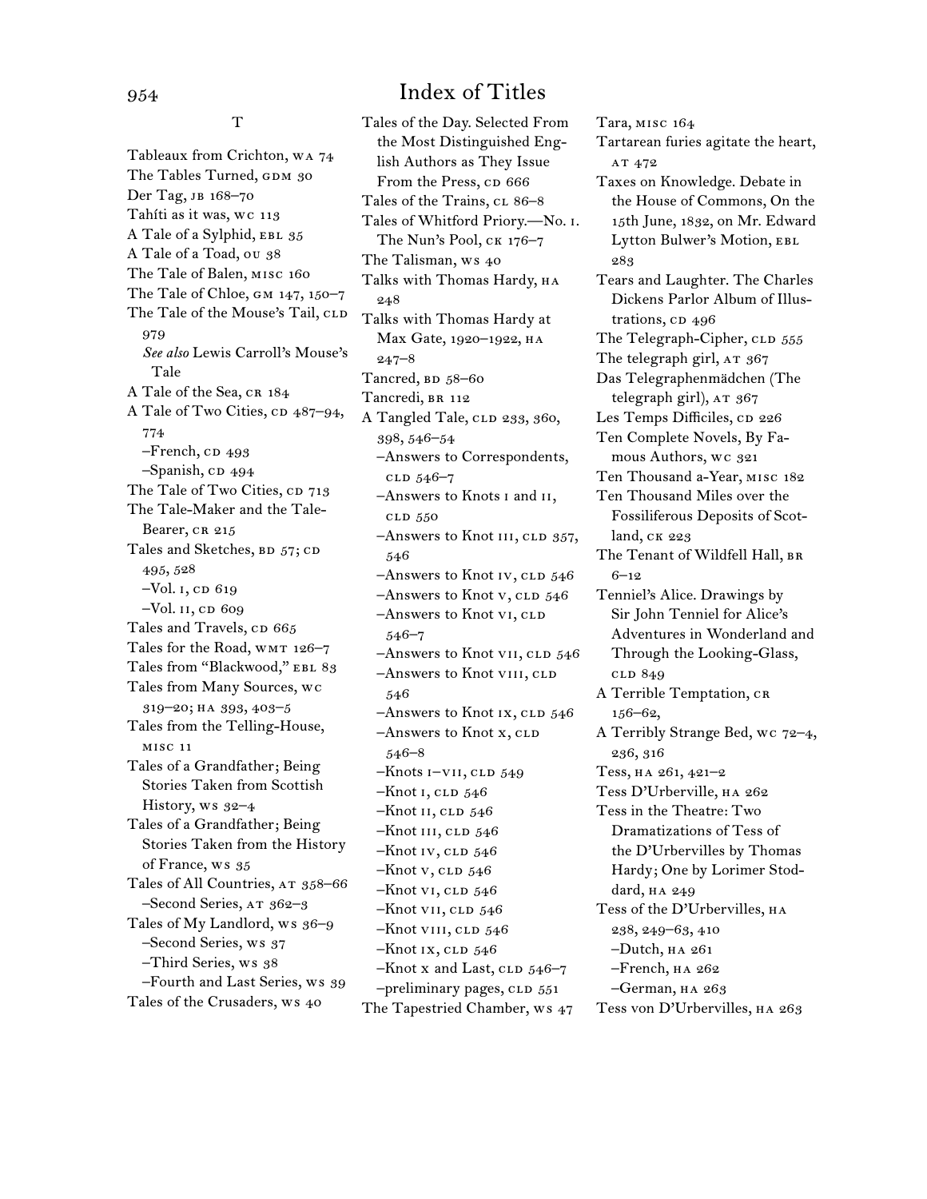# Index of Titles

## T

Tableaux from Crichton, WA 74
The Tables Turned, GDM 30
Der Tag, JB 168–70
Tahíti as it was, WC 113
A Tale of a Sylphid, EBL 35
A Tale of a Toad, OU 38
The Tale of Balen, MISC 160
The Tale of Chloe, GM 147, 150–7
The Tale of the Mouse's Tail, CLD 979
  *See also* Lewis Carroll's Mouse's Tale
A Tale of the Sea, CR 184
A Tale of Two Cities, CD 487–94, 774
  –French, CD 493
  –Spanish, CD 494
The Tale of Two Cities, CD 713
The Tale-Maker and the Tale-Bearer, CR 215
Tales and Sketches, BD 57; CD 495, 528
  –Vol. I, CD 619
  –Vol. II, CD 609
Tales and Travels, CD 665
Tales for the Road, WMT 126–7
Tales from "Blackwood," EBL 83
Tales from Many Sources, WC 319–20; HA 393, 403–5
Tales from the Telling-House, MISC 11
Tales of a Grandfather; Being Stories Taken from Scottish History, WS 32–4
Tales of a Grandfather; Being Stories Taken from the History of France, WS 35
Tales of All Countries, AT 358–66
  –Second Series, AT 362–3
Tales of My Landlord, WS 36–9
  –Second Series, WS 37
  –Third Series, WS 38
  –Fourth and Last Series, WS 39
Tales of the Crusaders, WS 40
Tales of the Day. Selected From the Most Distinguished English Authors as They Issue From the Press, CD 666
Tales of the Trains, CL 86–8
Tales of Whitford Priory.—No. I. The Nun's Pool, CK 176–7
The Talisman, WS 40
Talks with Thomas Hardy, HA 248
Talks with Thomas Hardy at Max Gate, 1920–1922, HA 247–8
Tancred, BD 58–60
Tancredi, BR 112
A Tangled Tale, CLD 233, 360, 398, 546–54
  –Answers to Correspondents, CLD 546–7
  –Answers to Knots I and II, CLD 550
  –Answers to Knot III, CLD 357, 546
  –Answers to Knot IV, CLD 546
  –Answers to Knot V, CLD 546
  –Answers to Knot VI, CLD 546–7
  –Answers to Knot VII, CLD 546
  –Answers to Knot VIII, CLD 546
  –Answers to Knot IX, CLD 546
  –Answers to Knot X, CLD 546–8
  –Knots I–VII, CLD 549
  –Knot I, CLD 546
  –Knot II, CLD 546
  –Knot III, CLD 546
  –Knot IV, CLD 546
  –Knot V, CLD 546
  –Knot VI, CLD 546
  –Knot VII, CLD 546
  –Knot VIII, CLD 546
  –Knot IX, CLD 546
  –Knot X and Last, CLD 546–7
  –preliminary pages, CLD 551
The Tapestried Chamber, WS 47
Tara, MISC 164
Tartarean furies agitate the heart, AT 472
Taxes on Knowledge. Debate in the House of Commons, On the 15th June, 1832, on Mr. Edward Lytton Bulwer's Motion, EBL 283
Tears and Laughter. The Charles Dickens Parlor Album of Illustrations, CD 496
The Telegraph-Cipher, CLD 555
The telegraph girl, AT 367
Das Telegraphenmädchen (The telegraph girl), AT 367
Les Temps Difficiles, CD 226
Ten Complete Novels, By Famous Authors, WC 321
Ten Thousand a-Year, MISC 182
Ten Thousand Miles over the Fossiliferous Deposits of Scotland, CK 223
The Tenant of Wildfell Hall, BR 6–12
Tenniel's Alice. Drawings by Sir John Tenniel for Alice's Adventures in Wonderland and Through the Looking-Glass, CLD 849
A Terrible Temptation, CR 156–62,
A Terribly Strange Bed, WC 72–4, 236, 316
Tess, HA 261, 421–2
Tess D'Urberville, HA 262
Tess in the Theatre: Two Dramatizations of Tess of the D'Urbervilles by Thomas Hardy; One by Lorimer Stoddard, HA 249
Tess of the D'Urbervilles, HA 238, 249–63, 410
  –Dutch, HA 261
  –French, HA 262
  –German, HA 263
Tess von D'Urbervilles, HA 263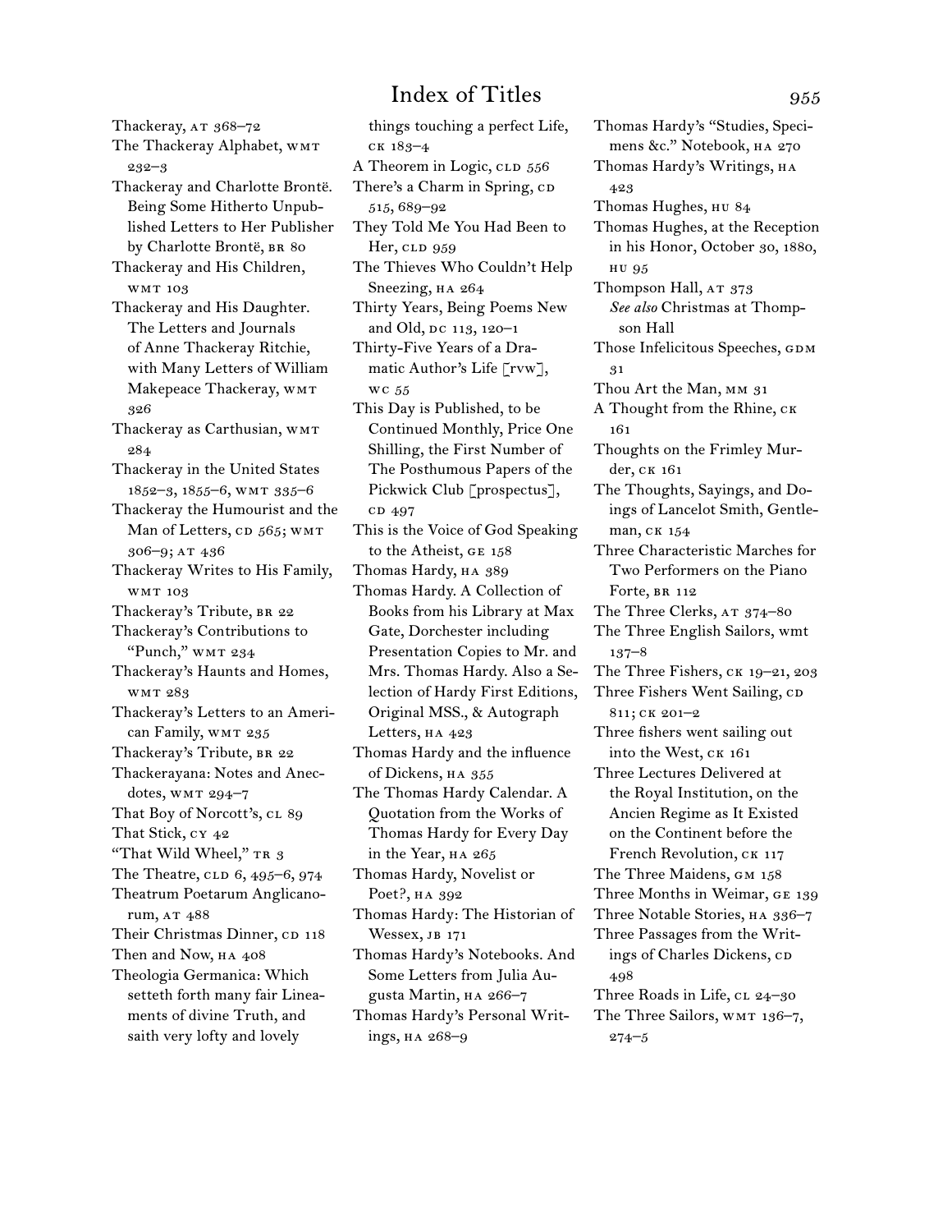# Index of Titles

Thackeray, AT 368–72
The Thackeray Alphabet, WMT 232–3
Thackeray and Charlotte Brontë. Being Some Hitherto Unpublished Letters to Her Publisher by Charlotte Brontë, BR 80
Thackeray and His Children, WMT 103
Thackeray and His Daughter. The Letters and Journals of Anne Thackeray Ritchie, with Many Letters of William Makepeace Thackeray, WMT 326
Thackeray as Carthusian, WMT 284
Thackeray in the United States 1852–3, 1855–6, WMT 335–6
Thackeray the Humourist and the Man of Letters, CD 565; WMT 306–9; AT 436
Thackeray Writes to His Family, WMT 103
Thackeray's Tribute, BR 22
Thackeray's Contributions to "Punch," WMT 234
Thackeray's Haunts and Homes, WMT 283
Thackeray's Letters to an American Family, WMT 235
Thackeray's Tribute, BR 22
Thackerayana: Notes and Anecdotes, WMT 294–7
That Boy of Norcott's, CL 89
That Stick, CY 42
"That Wild Wheel," TR 3
The Theatre, CLD 6, 495–6, 974
Theatrum Poetarum Anglicanorum, AT 488
Their Christmas Dinner, CD 118
Then and Now, HA 408
Theologia Germanica: Which setteth forth many fair Lineaments of divine Truth, and saith very lofty and lovely things touching a perfect Life, CK 183–4
A Theorem in Logic, CLD 556
There's a Charm in Spring, CD 515, 689–92
They Told Me You Had Been to Her, CLD 959
The Thieves Who Couldn't Help Sneezing, HA 264
Thirty Years, Being Poems New and Old, DC 113, 120–1
Thirty-Five Years of a Dramatic Author's Life [rvw], WC 55
This Day is Published, to be Continued Monthly, Price One Shilling, the First Number of The Posthumous Papers of the Pickwick Club [prospectus], CD 497
This is the Voice of God Speaking to the Atheist, GE 158
Thomas Hardy, HA 389
Thomas Hardy. A Collection of Books from his Library at Max Gate, Dorchester including Presentation Copies to Mr. and Mrs. Thomas Hardy. Also a Selection of Hardy First Editions, Original MSS., & Autograph Letters, HA 423
Thomas Hardy and the influence of Dickens, HA 355
The Thomas Hardy Calendar. A Quotation from the Works of Thomas Hardy for Every Day in the Year, HA 265
Thomas Hardy, Novelist or Poet?, HA 392
Thomas Hardy: The Historian of Wessex, JB 171
Thomas Hardy's Notebooks. And Some Letters from Julia Augusta Martin, HA 266–7
Thomas Hardy's Personal Writings, HA 268–9
Thomas Hardy's "Studies, Specimens &c." Notebook, HA 270
Thomas Hardy's Writings, HA 423
Thomas Hughes, HU 84
Thomas Hughes, at the Reception in his Honor, October 30, 1880, HU 95
Thompson Hall, AT 373
*See also* Christmas at Thompson Hall
Those Infelicitous Speeches, GDM 31
Thou Art the Man, MM 31
A Thought from the Rhine, CK 161
Thoughts on the Frimley Murder, CK 161
The Thoughts, Sayings, and Doings of Lancelot Smith, Gentleman, CK 154
Three Characteristic Marches for Two Performers on the Piano Forte, BR 112
The Three Clerks, AT 374–80
The Three English Sailors, wmt 137–8
The Three Fishers, CK 19–21, 203
Three Fishers Went Sailing, CD 811; CK 201–2
Three fishers went sailing out into the West, CK 161
Three Lectures Delivered at the Royal Institution, on the Ancien Regime as It Existed on the Continent before the French Revolution, CK 117
The Three Maidens, GM 158
Three Months in Weimar, GE 139
Three Notable Stories, HA 336–7
Three Passages from the Writings of Charles Dickens, CD 498
Three Roads in Life, CL 24–30
The Three Sailors, WMT 136–7, 274–5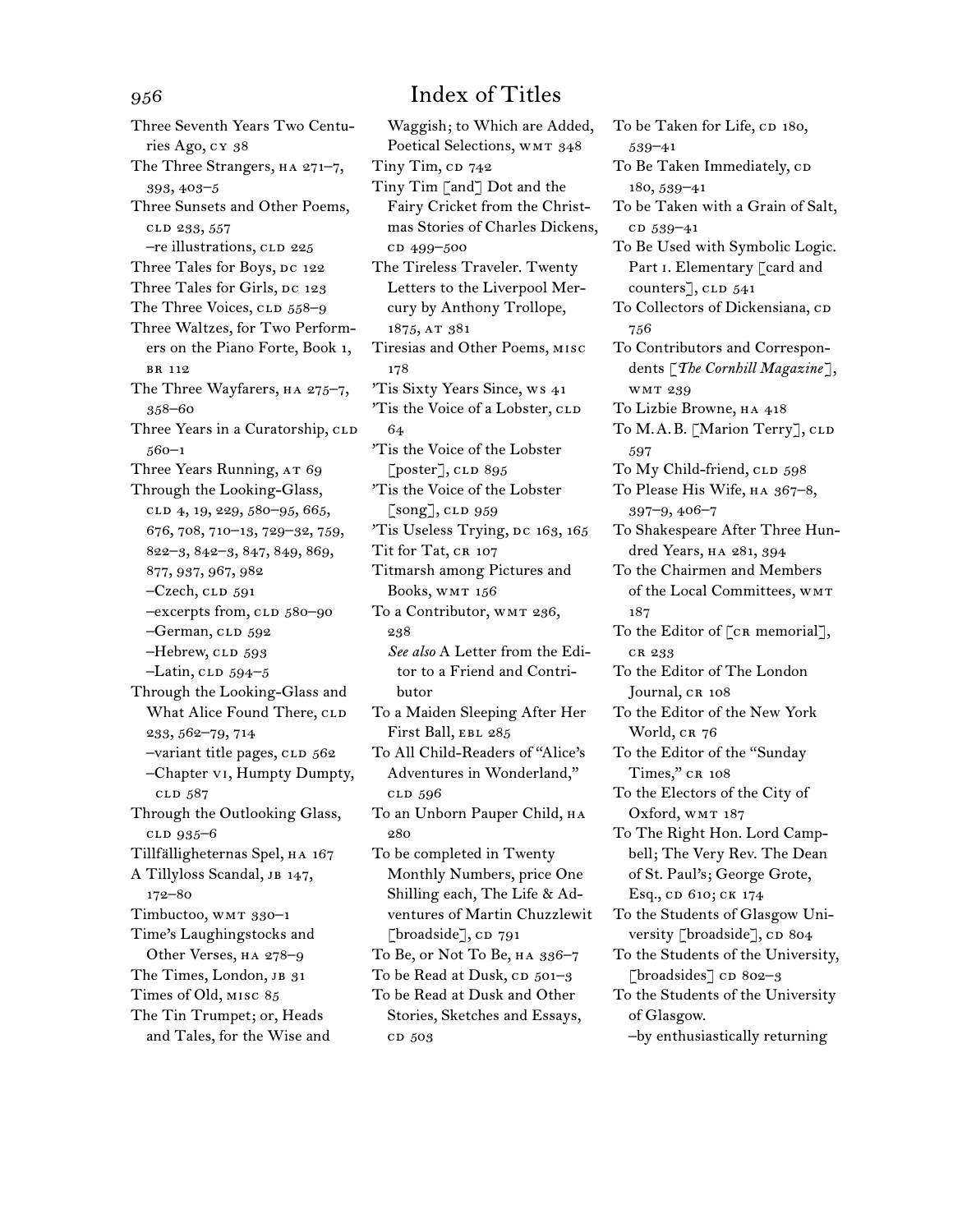# Index of Titles

Three Seventh Years Two Centuries Ago, CY 38
The Three Strangers, HA 271–7, 393, 403–5
Three Sunsets and Other Poems, CLD 233, 557
–re illustrations, CLD 225
Three Tales for Boys, DC 122
Three Tales for Girls, DC 123
The Three Voices, CLD 558–9
Three Waltzes, for Two Performers on the Piano Forte, Book 1, BR 112
The Three Wayfarers, HA 275–7, 358–60
Three Years in a Curatorship, CLD 560–1
Three Years Running, AT 69
Through the Looking-Glass, CLD 4, 19, 229, 580–95, 665, 676, 708, 710–13, 729–32, 759, 822–3, 842–3, 847, 849, 869, 877, 937, 967, 982
–Czech, CLD 591
–excerpts from, CLD 580–90
–German, CLD 592
–Hebrew, CLD 593
–Latin, CLD 594–5
Through the Looking-Glass and What Alice Found There, CLD 233, 562–79, 714
–variant title pages, CLD 562
–Chapter VI, Humpty Dumpty, CLD 587
Through the Outlooking Glass, CLD 935–6
Tillfällighetarnas Spel, HA 167
A Tillyloss Scandal, JB 147, 172–80
Timbuctoo, WMT 330–1
Time's Laughingstocks and Other Verses, HA 278–9
The Times, London, JB 31
Times of Old, MISC 85
The Tin Trumpet; or, Heads and Tales, for the Wise and Waggish; to Which are Added, Poetical Selections, WMT 348
Tiny Tim, CD 742
Tiny Tim [and] Dot and the Fairy Cricket from the Christmas Stories of Charles Dickens, CD 499–500
The Tireless Traveler. Twenty Letters to the Liverpool Mercury by Anthony Trollope, 1875, AT 381
Tiresias and Other Poems, MISC 178
'Tis Sixty Years Since, WS 41
'Tis the Voice of a Lobster, CLD 64
'Tis the Voice of the Lobster [poster], CLD 895
'Tis the Voice of the Lobster [song], CLD 959
'Tis Useless Trying, DC 163, 165
Tit for Tat, CR 107
Titmarsh among Pictures and Books, WMT 156
To a Contributor, WMT 236, 238
*See also* A Letter from the Editor to a Friend and Contributor
To a Maiden Sleeping After Her First Ball, EBL 285
To All Child-Readers of "Alice's Adventures in Wonderland," CLD 596
To an Unborn Pauper Child, HA 280
To be completed in Twenty Monthly Numbers, price One Shilling each, The Life & Adventures of Martin Chuzzlewit [broadside], CD 791
To Be, or Not To Be, HA 336–7
To be Read at Dusk, CD 501–3
To be Read at Dusk and Other Stories, Sketches and Essays, CD 503
To be Taken for Life, CD 180, 539–41
To Be Taken Immediately, CD 180, 539–41
To be Taken with a Grain of Salt, CD 539–41
To Be Used with Symbolic Logic. Part I. Elementary [card and counters], CLD 541
To Collectors of Dickensiana, CD 756
To Contributors and Correspondents [*The Cornhill Magazine*], WMT 239
To Lizbie Browne, HA 418
To M.A.B. [Marion Terry], CLD 597
To My Child-friend, CLD 598
To Please His Wife, HA 367–8, 397–9, 406–7
To Shakespeare After Three Hundred Years, HA 281, 394
To the Chairmen and Members of the Local Committees, WMT 187
To the Editor of [CR memorial], CR 233
To the Editor of The London Journal, CR 108
To the Editor of the New York World, CR 76
To the Editor of the "Sunday Times," CR 108
To the Electors of the City of Oxford, WMT 187
To The Right Hon. Lord Campbell; The Very Rev. The Dean of St. Paul's; George Grote, Esq., CD 610; CK 174
To the Students of Glasgow University [broadside], CD 804
To the Students of the University, [broadsides] CD 802–3
To the Students of the University of Glasgow.
–by enthusiastically returning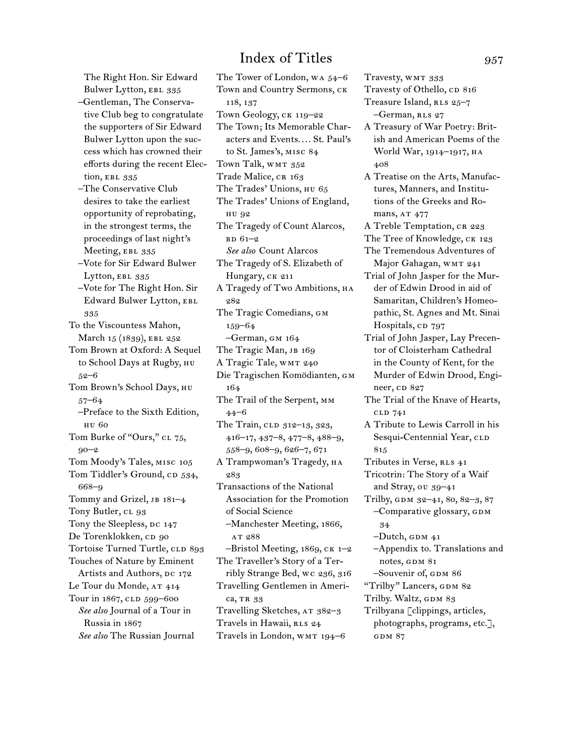The Right Hon. Sir Edward Bulwer Lytton, EBL 335
–Gentleman, The Conservative Club beg to congratulate the supporters of Sir Edward Bulwer Lytton upon the success which has crowned their efforts during the recent Election, EBL 335
–The Conservative Club desires to take the earliest opportunity of reprobating, in the strongest terms, the proceedings of last night's Meeting, EBL 335
–Vote for Sir Edward Bulwer Lytton, EBL 335
–Vote for The Right Hon. Sir Edward Bulwer Lytton, EBL 335

To the Viscountess Mahon, March 15 (1839), EBL 252
Tom Brown at Oxford: A Sequel to School Days at Rugby, HU 52–6
Tom Brown's School Days, HU 57–64
–Preface to the Sixth Edition, HU 60
Tom Burke of "Ours," CL 75, 90–2
Tom Moody's Tales, MISC 105
Tom Tiddler's Ground, CD 534, 668–9
Tommy and Grizel, JB 181–4
Tony Butler, CL 93
Tony the Sleepless, DC 147
De Torenklokken, CD 90
Tortoise Turned Turtle, CLD 893
Touches of Nature by Eminent Artists and Authors, DC 172
Le Tour du Monde, AT 414
Tour in 1867, CLD 599–600
*See also* Journal of a Tour in Russia in 1867
*See also* The Russian Journal

The Tower of London, WA 54–6
Town and Country Sermons, CK 118, 137
Town Geology, CK 119–22
The Town; Its Memorable Characters and Events.... St. Paul's to St. James's, MISC 84
Town Talk, WMT 352
Trade Malice, CR 163
The Trades' Unions, HU 65
The Trades' Unions of England, HU 92
The Tragedy of Count Alarcos, BD 61–2
*See also* Count Alarcos
The Tragedy of S. Elizabeth of Hungary, CK 211
A Tragedy of Two Ambitions, HA 282
The Tragic Comedians, GM 159–64
–German, GM 164
The Tragic Man, JB 169
A Tragic Tale, WMT 240
Die Tragischen Komödianten, GM 164
The Trail of the Serpent, MM 44–6
The Train, CLD 312–13, 323, 416–17, 437–8, 477–8, 488–9, 558–9, 608–9, 626–7, 671
A Trampwoman's Tragedy, HA 283
Transactions of the National Association for the Promotion of Social Science
–Manchester Meeting, 1866, AT 288
–Bristol Meeting, 1869, CK 1–2
The Traveller's Story of a Terribly Strange Bed, WC 236, 316
Travelling Gentlemen in America, TR 33
Travelling Sketches, AT 382–3
Travels in Hawaii, RLS 24
Travels in London, WMT 194–6

Travesty, WMT 333
Travesty of Othello, CD 816
Treasure Island, RLS 25–7
–German, RLS 27
A Treasury of War Poetry: British and American Poems of the World War, 1914–1917, HA 408
A Treatise on the Arts, Manufactures, Manners, and Institutions of the Greeks and Romans, AT 477
A Treble Temptation, CR 223
The Tree of Knowledge, CK 123
The Tremendous Adventures of Major Gahagan, WMT 241
Trial of John Jasper for the Murder of Edwin Drood in aid of Samaritan, Children's Homeopathic, St. Agnes and Mt. Sinai Hospitals, CD 797
Trial of John Jasper, Lay Precentor of Cloisterham Cathedral in the County of Kent, for the Murder of Edwin Drood, Engineer, CD 827
The Trial of the Knave of Hearts, CLD 741
A Tribute to Lewis Carroll in his Sesqui-Centennial Year, CLD 815
Tributes in Verse, RLS 41
Tricotrin: The Story of a Waif and Stray, OU 39–41
Trilby, GDM 32–41, 80, 82–3, 87
–Comparative glossary, GDM 34
–Dutch, GDM 41
–Appendix to. Translations and notes, GDM 81
–Souvenir of, GDM 86
"Trilby" Lancers, GDM 82
Trilby. Waltz, GDM 83
Trilbyana [clippings, articles, photographs, programs, etc.], GDM 87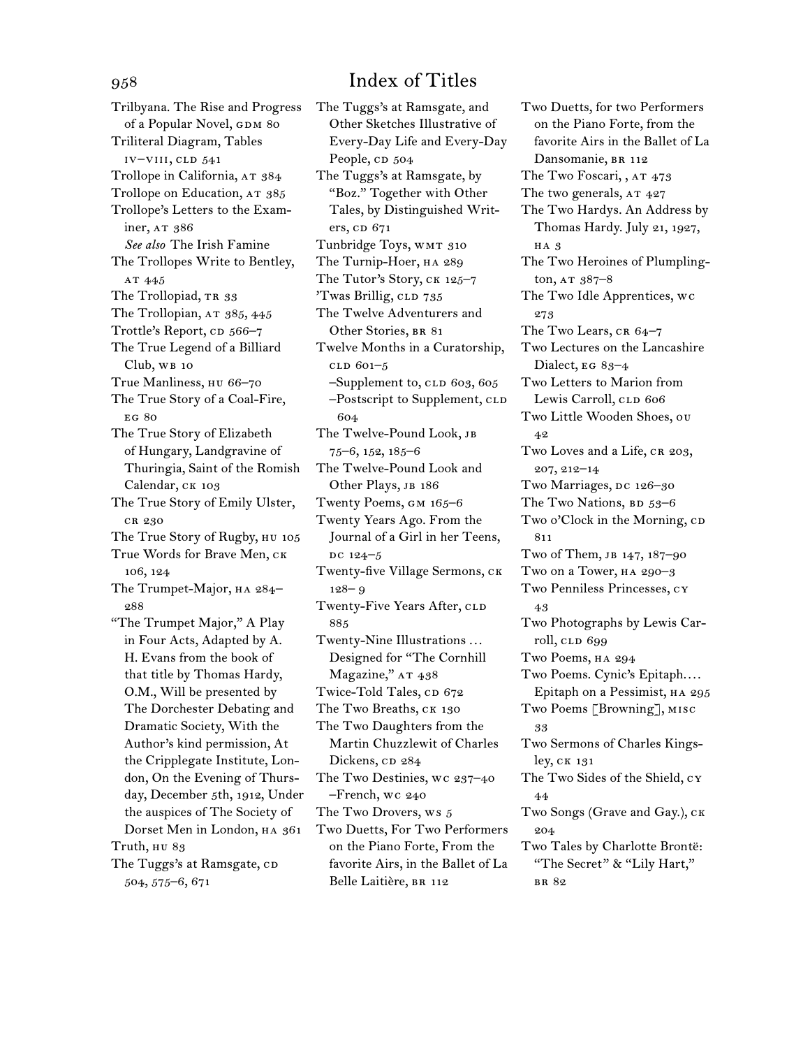# Index of Titles

Trilbyana. The Rise and Progress of a Popular Novel, GDM 80
Triliteral Diagram, Tables IV–VIII, CLD 541
Trollope in California, AT 384
Trollope on Education, AT 385
Trollope's Letters to the Examiner, AT 386
  *See also* The Irish Famine
The Trollopes Write to Bentley, AT 445
The Trollopiad, TR 33
The Trollopian, AT 385, 445
Trottle's Report, CD 566–7
The True Legend of a Billiard Club, WB 10
True Manliness, HU 66–70
The True Story of a Coal-Fire, EG 80
The True Story of Elizabeth of Hungary, Landgravine of Thuringia, Saint of the Romish Calendar, CK 103
The True Story of Emily Ulster, CR 230
The True Story of Rugby, HU 105
True Words for Brave Men, CK 106, 124
The Trumpet-Major, HA 284–288
"The Trumpet Major," A Play in Four Acts, Adapted by A. H. Evans from the book of that title by Thomas Hardy, O.M., Will be presented by The Dorchester Debating and Dramatic Society, With the Author's kind permission, At the Cripplegate Institute, London, On the Evening of Thursday, December 5th, 1912, Under the auspices of The Society of Dorset Men in London, HA 361
Truth, HU 83
The Tuggs's at Ramsgate, CD 504, 575–6, 671
The Tuggs's at Ramsgate, and Other Sketches Illustrative of Every-Day Life and Every-Day People, CD 504
The Tuggs's at Ramsgate, by "Boz." Together with Other Tales, by Distinguished Writers, CD 671
Tunbridge Toys, WMT 310
The Turnip-Hoer, HA 289
The Tutor's Story, CK 125–7
'Twas Brillig, CLD 735
The Twelve Adventurers and Other Stories, BR 81
Twelve Months in a Curatorship, CLD 601–5
  –Supplement to, CLD 603, 605
  –Postscript to Supplement, CLD 604
The Twelve-Pound Look, JB 75–6, 152, 185–6
The Twelve-Pound Look and Other Plays, JB 186
Twenty Poems, GM 165–6
Twenty Years Ago. From the Journal of a Girl in her Teens, DC 124–5
Twenty-five Village Sermons, CK 128– 9
Twenty-Five Years After, CLD 885
Twenty-Nine Illustrations … Designed for "The Cornhill Magazine," AT 438
Twice-Told Tales, CD 672
The Two Breaths, CK 130
The Two Daughters from the Martin Chuzzlewit of Charles Dickens, CD 284
The Two Destinies, WC 237–40
  –French, WC 240
The Two Drovers, WS 5
Two Duetts, For Two Performers on the Piano Forte, From the favorite Airs, in the Ballet of La Belle Laitière, BR 112
Two Duetts, for two Performers on the Piano Forte, from the favorite Airs in the Ballet of La Dansomanie, BR 112
The Two Foscari, , AT 473
The two generals, AT 427
The Two Hardys. An Address by Thomas Hardy. July 21, 1927, HA 3
The Two Heroines of Plumplington, AT 387–8
The Two Idle Apprentices, WC 273
The Two Lears, CR 64–7
Two Lectures on the Lancashire Dialect, EG 83–4
Two Letters to Marion from Lewis Carroll, CLD 606
Two Little Wooden Shoes, OU 42
Two Loves and a Life, CR 203, 207, 212–14
Two Marriages, DC 126–30
The Two Nations, BD 53–6
Two o'Clock in the Morning, CD 811
Two of Them, JB 147, 187–90
Two on a Tower, HA 290–3
Two Penniless Princesses, CY 43
Two Photographs by Lewis Carroll, CLD 699
Two Poems, HA 294
Two Poems. Cynic's Epitaph.… Epitaph on a Pessimist, HA 295
Two Poems [Browning], MISC 33
Two Sermons of Charles Kingsley, CK 131
The Two Sides of the Shield, CY 44
Two Songs (Grave and Gay.), CK 204
Two Tales by Charlotte Brontë: "The Secret" & "Lily Hart," BR 82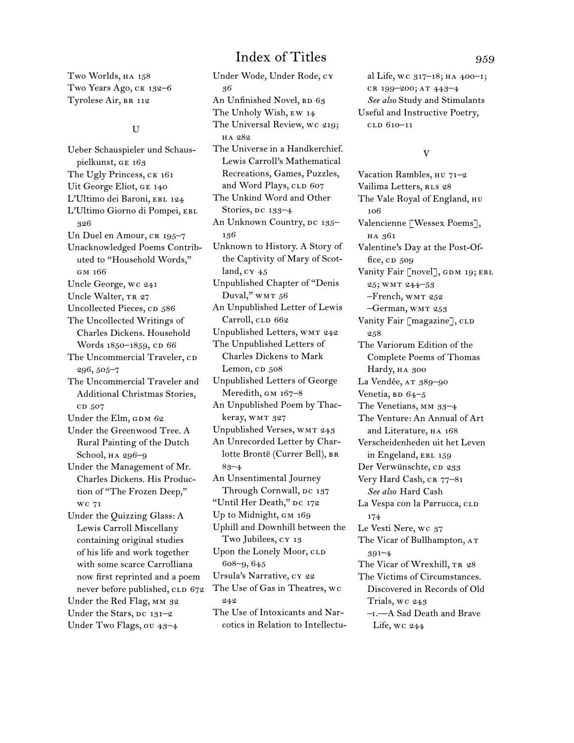# Index of Titles

Two Worlds, HA 158
Two Years Ago, CK 132–6
Tyrolese Air, BR 112

## U

Ueber Schauspieler und Schauspielkunst, GE 163
The Ugly Princess, CK 161
Uit George Eliot, GE 140
L'Ultimo dei Baroni, EBL 124
L'Ultimo Giorno di Pompei, EBL 326
Un Duel en Amour, CR 195–7
Unacknowledged Poems Contributed to "Household Words," GM 166
Uncle George, WC 241
Uncle Walter, TR 27
Uncollected Pieces, CD 586
The Uncollected Writings of Charles Dickens. Household Words 1850–1859, CD 66
The Uncommercial Traveler, CD 296, 505–7
The Uncommercial Traveler and Additional Christmas Stories, CD 507
Under the Elm, GDM 62
Under the Greenwood Tree. A Rural Painting of the Dutch School, HA 296–9
Under the Management of Mr. Charles Dickens. His Production of "The Frozen Deep," WC 71
Under the Quizzing Glass: A Lewis Carroll Miscellany containing original studies of his life and work together with some scarce Carrolliana now first reprinted and a poem never before published, CLD 672
Under the Red Flag, MM 32
Under the Stars, DC 131–2
Under Two Flags, OU 43–4
Under Wode, Under Rode, CY 36
An Unfinished Novel, BD 63
The Unholy Wish, EW 14
The Universal Review, WC 219; HA 282
The Universe in a Handkerchief. Lewis Carroll's Mathematical Recreations, Games, Puzzles, and Word Plays, CLD 607
The Unkind Word and Other Stories, DC 133–4
An Unknown Country, DC 135–136
Unknown to History. A Story of the Captivity of Mary of Scotland, CY 45
Unpublished Chapter of "Denis Duval," WMT 56
An Unpublished Letter of Lewis Carroll, CLD 662
Unpublished Letters, WMT 242
The Unpublished Letters of Charles Dickens to Mark Lemon, CD 508
Unpublished Letters of George Meredith, GM 167–8
An Unpublished Poem by Thackeray, WMT 327
Unpublished Verses, WMT 243
An Unrecorded Letter by Charlotte Brontë (Currer Bell), BR 83–4
An Unsentimental Journey Through Cornwall, DC 137
"Until Her Death," DC 172
Up to Midnight, GM 169
Uphill and Downhill between the Two Jubilees, CY 13
Upon the Lonely Moor, CLD 608–9, 645
Ursula's Narrative, CY 22
The Use of Gas in Theatres, WC 242
The Use of Intoxicants and Narcotics in Relation to Intellectual Life, WC 317–18; HA 400–1; CR 199–200; AT 443–4
  *See also* Study and Stimulants
Useful and Instructive Poetry, CLD 610–11

## V

Vacation Rambles, HU 71–2
Vailima Letters, RLS 28
The Vale Royal of England, HU 106
Valencienne [Wessex Poems], HA 361
Valentine's Day at the Post-Office, CD 509
Vanity Fair [novel], GDM 19; EBL 25; WMT 244–53
  –French, WMT 252
  –German, WMT 253
Vanity Fair [magazine], CLD 258
The Variorum Edition of the Complete Poems of Thomas Hardy, HA 300
La Vendée, AT 389–90
Venetia, BD 64–5
The Venetians, MM 33–4
The Venture: An Annual of Art and Literature, HA 168
Verscheidenheden uit het Leven in Engeland, EBL 159
Der Verwünschte, CD 233
Very Hard Cash, CR 77–81
  *See also* Hard Cash
La Vespa con la Parrucca, CLD 174
Le Vesti Nere, WC 37
The Vicar of Bullhampton, AT 391–4
The Vicar of Wrexhill, TR 28
The Victims of Circumstances. Discovered in Records of Old Trials, WC 243
  –I.—A Sad Death and Brave Life, WC 244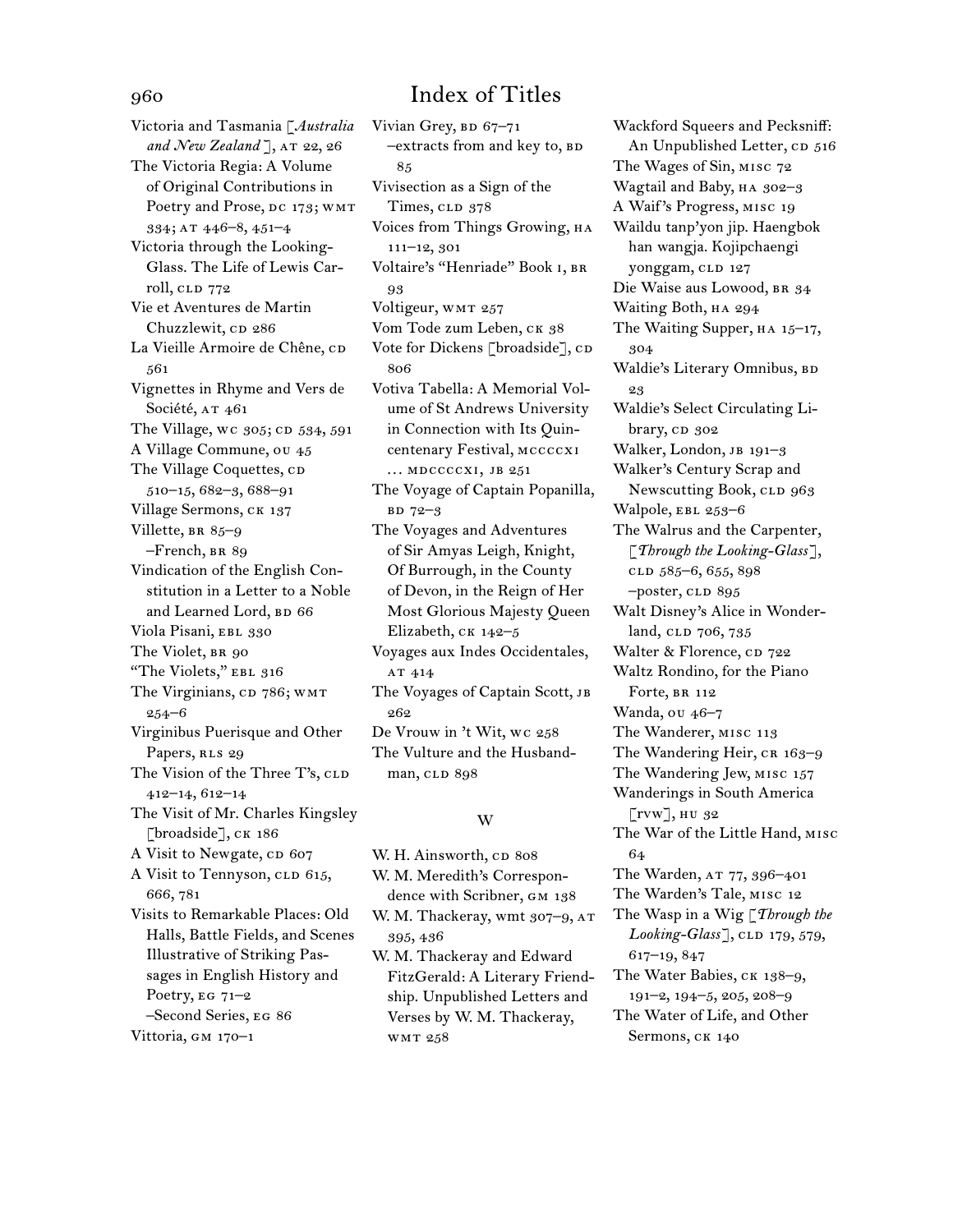# Index of Titles

Victoria and Tasmania [*Australia and New Zealand*], AT 22, 26
The Victoria Regia: A Volume of Original Contributions in Poetry and Prose, DC 173; WMT 334; AT 446–8, 451–4
Victoria through the Looking-Glass. The Life of Lewis Carroll, CLD 772
Vie et Aventures de Martin Chuzzlewit, CD 286
La Vieille Armoire de Chêne, CD 561
Vignettes in Rhyme and Vers de Société, AT 461
The Village, WC 305; CD 534, 591
A Village Commune, OU 45
The Village Coquettes, CD 510–15, 682–3, 688–91
Village Sermons, CK 137
Villette, BR 85–9
–French, BR 89
Vindication of the English Constitution in a Letter to a Noble and Learned Lord, BD 66
Viola Pisani, EBL 330
The Violet, BR 90
"The Violets," EBL 316
The Virginians, CD 786; WMT 254–6
Virginibus Puerisque and Other Papers, RLS 29
The Vision of the Three T's, CLD 412–14, 612–14
The Visit of Mr. Charles Kingsley [broadside], CK 186
A Visit to Newgate, CD 607
A Visit to Tennyson, CLD 615, 666, 781
Visits to Remarkable Places: Old Halls, Battle Fields, and Scenes Illustrative of Striking Passages in English History and Poetry, EG 71–2
–Second Series, EG 86
Vittoria, GM 170–1
Vivian Grey, BD 67–71
–extracts from and key to, BD 85
Vivisection as a Sign of the Times, CLD 378
Voices from Things Growing, HA 111–12, 301
Voltaire's "Henriade" Book I, BR 93
Voltigeur, WMT 257
Vom Tode zum Leben, CK 38
Vote for Dickens [broadside], CD 806
Votiva Tabella: A Memorial Volume of St Andrews University in Connection with Its Quincentenary Festival, MCCCCXI … MDCCCCXI, JB 251
The Voyage of Captain Popanilla, BD 72–3
The Voyages and Adventures of Sir Amyas Leigh, Knight, Of Burrough, in the County of Devon, in the Reign of Her Most Glorious Majesty Queen Elizabeth, CK 142–5
Voyages aux Indes Occidentales, AT 414
The Voyages of Captain Scott, JB 262
De Vrouw in 't Wit, WC 258
The Vulture and the Husbandman, CLD 898

## W

W. H. Ainsworth, CD 808
W. M. Meredith's Correspondence with Scribner, GM 138
W. M. Thackeray, wmt 307–9, AT 395, 436
W. M. Thackeray and Edward FitzGerald: A Literary Friendship. Unpublished Letters and Verses by W. M. Thackeray, WMT 258
Wackford Squeers and Pecksniff: An Unpublished Letter, CD 516
The Wages of Sin, MISC 72
Wagtail and Baby, HA 302–3
A Waif's Progress, MISC 19
Waildu tanp'yon jip. Haengbok han wangja. Kojipchaengi yonggam, CLD 127
Die Waise aus Lowood, BR 34
Waiting Both, HA 294
The Waiting Supper, HA 15–17, 304
Waldie's Literary Omnibus, BD 23
Waldie's Select Circulating Library, CD 302
Walker, London, JB 191–3
Walker's Century Scrap and Newscutting Book, CLD 963
Walpole, EBL 253–6
The Walrus and the Carpenter, [*Through the Looking-Glass*], CLD 585–6, 655, 898
–poster, CLD 895
Walt Disney's Alice in Wonderland, CLD 706, 735
Walter & Florence, CD 722
Waltz Rondino, for the Piano Forte, BR 112
Wanda, OU 46–7
The Wanderer, MISC 113
The Wandering Heir, CR 163–9
The Wandering Jew, MISC 157
Wanderings in South America [RVW], HU 32
The War of the Little Hand, MISC 64
The Warden, AT 77, 396–401
The Warden's Tale, MISC 12
The Wasp in a Wig [*Through the Looking-Glass*], CLD 179, 579, 617–19, 847
The Water Babies, CK 138–9, 191–2, 194–5, 205, 208–9
The Water of Life, and Other Sermons, CK 140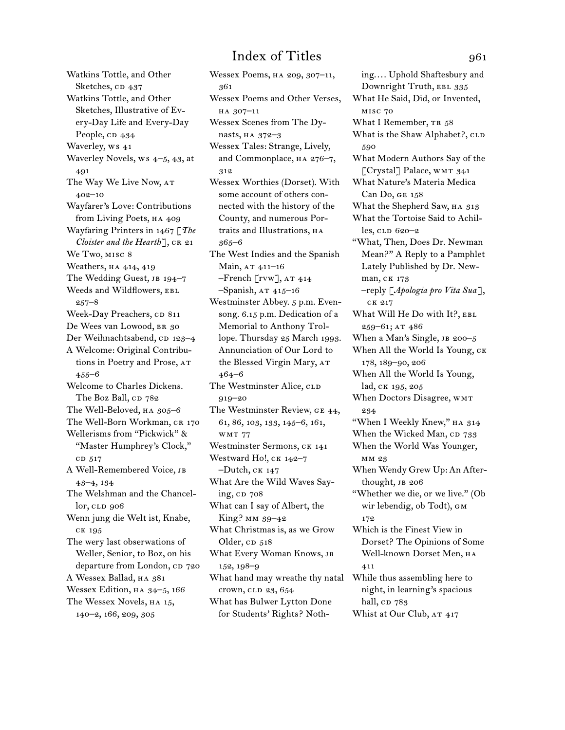Watkins Tottle, and Other Sketches, CD 437
Watkins Tottle, and Other Sketches, Illustrative of Every-Day Life and Every-Day People, CD 434
Waverley, WS 41
Waverley Novels, WS 4–5, 43, at 491
The Way We Live Now, AT 402–10
Wayfarer's Love: Contributions from Living Poets, HA 409
Wayfaring Printers in 1467 [*The Cloister and the Hearth*], CR 21
We Two, MISC 8
Weathers, HA 414, 419
The Wedding Guest, JB 194–7
Weeds and Wildflowers, EBL 257–8
Week-Day Preachers, CD 811
De Wees van Lowood, BR 30
Der Weihnachtsabend, CD 123–4
A Welcome: Original Contributions in Poetry and Prose, AT 455–6
Welcome to Charles Dickens. The Boz Ball, CD 782
The Well-Beloved, HA 305–6
The Well-Born Workman, CR 170
Wellerisms from "Pickwick" & "Master Humphrey's Clock," CD 517
A Well-Remembered Voice, JB 43–4, 134
The Welshman and the Chancellor, CLD 906
Wenn jung die Welt ist, Knabe, CK 195
The very last observations of Weller, Senior, to Boz, on his departure from London, CD 720
A Wessex Ballad, HA 381
Wessex Edition, HA 34–5, 166
The Wessex Novels, HA 15, 140–2, 166, 209, 305
Wessex Poems, HA 209, 307–11, 361
Wessex Poems and Other Verses, HA 307–11
Wessex Scenes from The Dynasts, HA 372–3
Wessex Tales: Strange, Lively, and Commonplace, HA 276–7, 312
Wessex Worthies (Dorset). With some account of others connected with the history of the County, and numerous Portraits and Illustrations, HA 365–6
The West Indies and the Spanish Main, AT 411–16
–French [rvw], AT 414
–Spanish, AT 415–16
Westminster Abbey. 5 p.m. Evensong. 6.15 p.m. Dedication of a Memorial to Anthony Trollope. Thursday 25 March 1993. Annunciation of Our Lord to the Blessed Virgin Mary, AT 464–6
The Westminster Alice, CLD 919–20
The Westminster Review, GE 44, 61, 86, 103, 133, 145–6, 161, WMT 77
Westminster Sermons, CK 141
Westward Ho!, CK 142–7
–Dutch, CK 147
What Are the Wild Waves Saying, CD 708
What can I say of Albert, the King? MM 39–42
What Christmas is, as we Grow Older, CD 518
What Every Woman Knows, JB 152, 198–9
What hand may wreathe thy natal crown, CLD 23, 654
What has Bulwer Lytton Done for Students' Rights? Nothing.… Uphold Shaftesbury and Downright Truth, EBL 335
What He Said, Did, or Invented, MISC 70
What I Remember, TR 58
What is the Shaw Alphabet?, CLD 590
What Modern Authors Say of the [Crystal] Palace, WMT 341
What Nature's Materia Medica Can Do, GE 158
What the Shepherd Saw, HA 313
What the Tortoise Said to Achilles, CLD 620–2
"What, Then, Does Dr. Newman Mean?" A Reply to a Pamphlet Lately Published by Dr. Newman, CK 173
–reply [*Apologia pro Vita Sua*], CK 217
What Will He Do with It?, EBL 259–61; AT 486
When a Man's Single, JB 200–5
When All the World Is Young, CK 178, 189–90, 206
When All the World Is Young, lad, CK 195, 205
When Doctors Disagree, WMT 234
"When I Weekly Knew," HA 314
When the Wicked Man, CD 733
When the World Was Younger, MM 23
When Wendy Grew Up: An Afterthought, JB 206
"Whether we die, or we live." (Ob wir lebendig, ob Todt), GM 172
Which is the Finest View in Dorset? The Opinions of Some Well-known Dorset Men, HA 411
While thus assembling here to night, in learning's spacious hall, CD 783
Whist at Our Club, AT 417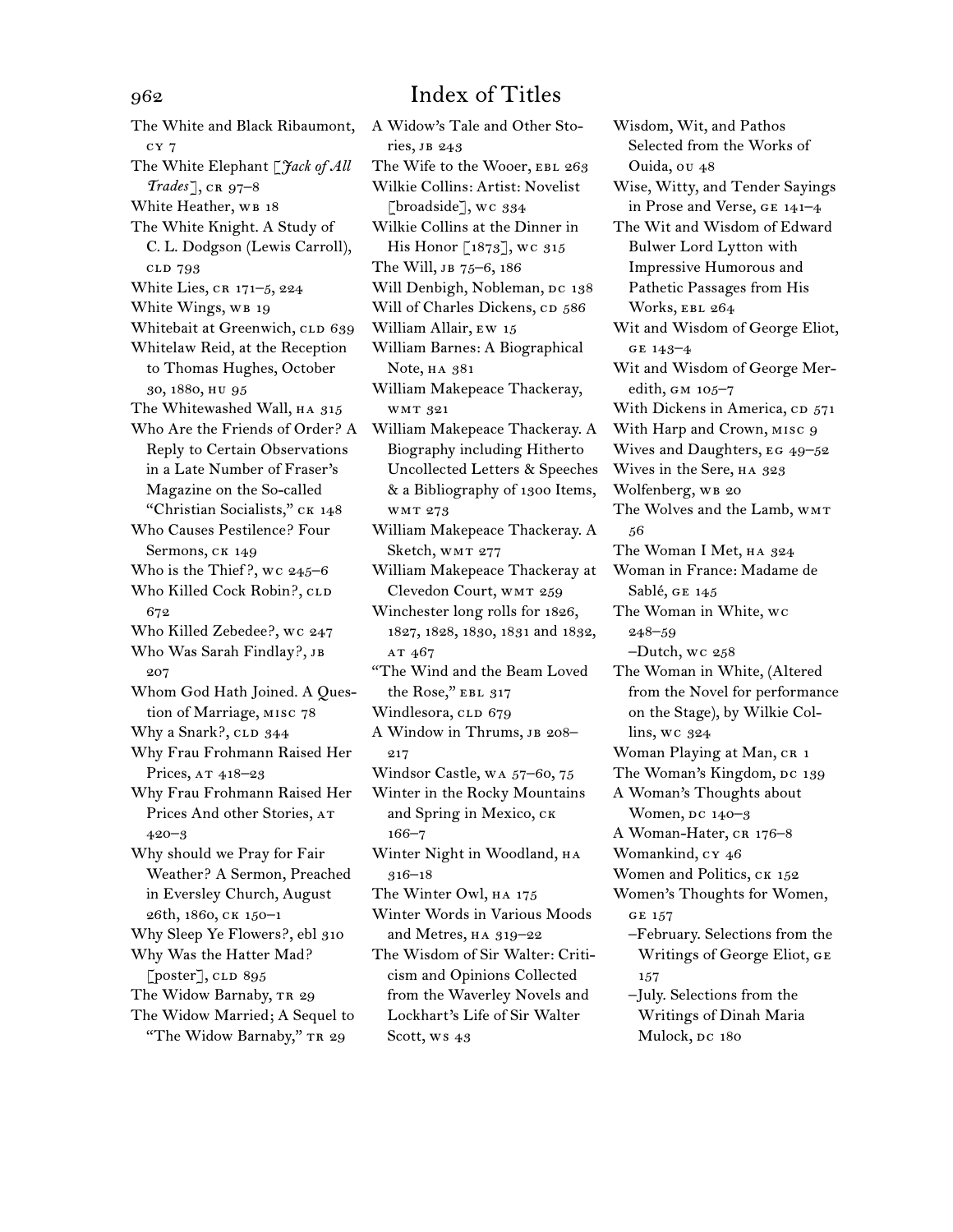# Index of Titles

The White and Black Ribaumont, CY 7
The White Elephant [*Jack of All Trades*], CR 97–8
White Heather, WB 18
The White Knight. A Study of C. L. Dodgson (Lewis Carroll), CLD 793
White Lies, CR 171–5, 224
White Wings, WB 19
Whitebait at Greenwich, CLD 639
Whitelaw Reid, at the Reception to Thomas Hughes, October 30, 1880, HU 95
The Whitewashed Wall, HA 315
Who Are the Friends of Order? A Reply to Certain Observations in a Late Number of Fraser's Magazine on the So-called "Christian Socialists," CK 148
Who Causes Pestilence? Four Sermons, CK 149
Who is the Thief?, WC 245–6
Who Killed Cock Robin?, CLD 672
Who Killed Zebedee?, WC 247
Who Was Sarah Findlay?, JB 207
Whom God Hath Joined. A Question of Marriage, MISC 78
Why a Snark?, CLD 344
Why Frau Frohmann Raised Her Prices, AT 418–23
Why Frau Frohmann Raised Her Prices And other Stories, AT 420–3
Why should we Pray for Fair Weather? A Sermon, Preached in Eversley Church, August 26th, 1860, CK 150–1
Why Sleep Ye Flowers?, ebl 310
Why Was the Hatter Mad? [poster], CLD 895
The Widow Barnaby, TR 29
The Widow Married; A Sequel to "The Widow Barnaby," TR 29
A Widow's Tale and Other Stories, JB 243
The Wife to the Wooer, EBL 263
Wilkie Collins: Artist: Novelist [broadside], WC 334
Wilkie Collins at the Dinner in His Honor [1873], WC 315
The Will, JB 75–6, 186
Will Denbigh, Nobleman, DC 138
Will of Charles Dickens, CD 586
William Allair, EW 15
William Barnes: A Biographical Note, HA 381
William Makepeace Thackeray, WMT 321
William Makepeace Thackeray. A Biography including Hitherto Uncollected Letters & Speeches & a Bibliography of 1300 Items, WMT 273
William Makepeace Thackeray. A Sketch, WMT 277
William Makepeace Thackeray at Clevedon Court, WMT 259
Winchester long rolls for 1826, 1827, 1828, 1830, 1831 and 1832, AT 467
"The Wind and the Beam Loved the Rose," EBL 317
Windlesora, CLD 679
A Window in Thrums, JB 208–217
Windsor Castle, WA 57–60, 75
Winter in the Rocky Mountains and Spring in Mexico, CK 166–7
Winter Night in Woodland, HA 316–18
The Winter Owl, HA 175
Winter Words in Various Moods and Metres, HA 319–22
The Wisdom of Sir Walter: Criticism and Opinions Collected from the Waverley Novels and Lockhart's Life of Sir Walter Scott, WS 43
Wisdom, Wit, and Pathos Selected from the Works of Ouida, OU 48
Wise, Witty, and Tender Sayings in Prose and Verse, GE 141–4
The Wit and Wisdom of Edward Bulwer Lord Lytton with Impressive Humorous and Pathetic Passages from His Works, EBL 264
Wit and Wisdom of George Eliot, GE 143–4
Wit and Wisdom of George Meredith, GM 105–7
With Dickens in America, CD 571
With Harp and Crown, MISC 9
Wives and Daughters, EG 49–52
Wives in the Sere, HA 323
Wolfenberg, WB 20
The Wolves and the Lamb, WMT 56
The Woman I Met, HA 324
Woman in France: Madame de Sablé, GE 145
The Woman in White, WC 248–59
–Dutch, WC 258
The Woman in White, (Altered from the Novel for performance on the Stage), by Wilkie Collins, WC 324
Woman Playing at Man, CR 1
The Woman's Kingdom, DC 139
A Woman's Thoughts about Women, DC 140–3
A Woman-Hater, CR 176–8
Womankind, CY 46
Women and Politics, CK 152
Women's Thoughts for Women, GE 157
–February. Selections from the Writings of George Eliot, GE 157
–July. Selections from the Writings of Dinah Maria Mulock, DC 180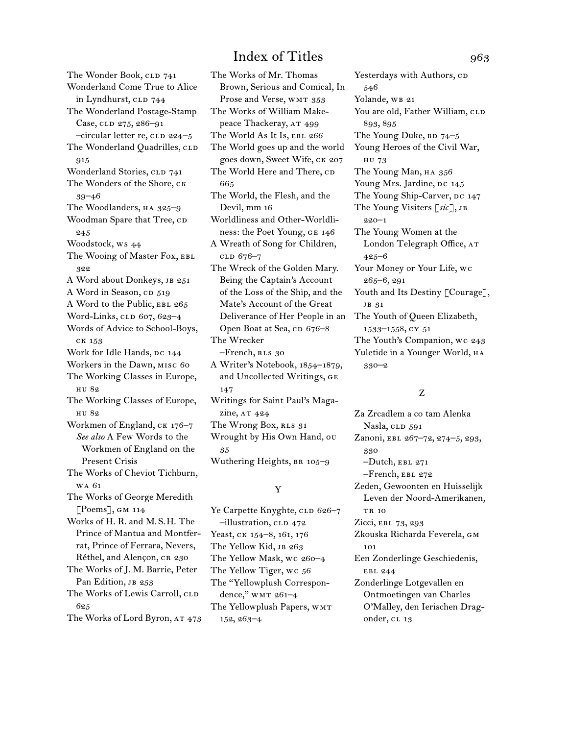# Index of Titles

The Wonder Book, CLD 741
Wonderland Come True to Alice in Lyndhurst, CLD 744
The Wonderland Postage-Stamp Case, CLD 275, 286–91
–circular letter re, CLD 224–5
The Wonderland Quadrilles, CLD 915
Wonderland Stories, CLD 741
The Wonders of the Shore, CK 39–46
The Woodlanders, HA 325–9
Woodman Spare that Tree, CD 245
Woodstock, WS 44
The Wooing of Master Fox, EBL 322
A Word about Donkeys, JB 251
A Word in Season, CD 519
A Word to the Public, EBL 265
Word-Links, CLD 607, 623–4
Words of Advice to School-Boys, CK 153
Work for Idle Hands, DC 144
Workers in the Dawn, MISC 60
The Working Classes in Europe, HU 82
The Working Classes of Europe, HU 82
Workmen of England, CK 176–7
*See also* A Few Words to the Workmen of England on the Present Crisis
The Works of Cheviot Tichburn, WA 61
The Works of George Meredith [Poems], GM 114
Works of H. R. and M. S. H. The Prince of Mantua and Montferrat, Prince of Ferrara, Nevers, Réthel, and Alençon, CR 230
The Works of J. M. Barrie, Peter Pan Edition, JB 253
The Works of Lewis Carroll, CLD 625
The Works of Lord Byron, AT 473
The Works of Mr. Thomas Brown, Serious and Comical, In Prose and Verse, WMT 353
The Works of William Makepeace Thackeray, AT 499
The World As It Is, EBL 266
The World goes up and the world goes down, Sweet Wife, CK 207
The World Here and There, CD 665
The World, the Flesh, and the Devil, MM 16
Worldliness and Other-Worldliness: the Poet Young, GE 146
A Wreath of Song for Children, CLD 676–7
The Wreck of the Golden Mary. Being the Captain's Account of the Loss of the Ship, and the Mate's Account of the Great Deliverance of Her People in an Open Boat at Sea, CD 676–8
The Wrecker
–French, RLS 30
A Writer's Notebook, 1854–1879, and Uncollected Writings, GE 147
Writings for Saint Paul's Magazine, AT 424
The Wrong Box, RLS 31
Wrought by His Own Hand, OU 35
Wuthering Heights, BR 105–9

## Y

Ye Carpette Knyghte, CLD 626–7
–illustration, CLD 472
Yeast, CK 154–8, 161, 176
The Yellow Kid, JB 263
The Yellow Mask, WC 260–4
The Yellow Tiger, WC 56
The "Yellowplush Correspondence," WMT 261–4
The Yellowplush Papers, WMT 152, 263–4
Yesterdays with Authors, CD 546
Yolande, WB 21
You are old, Father William, CLD 893, 895
The Young Duke, BD 74–5
Young Heroes of the Civil War, HU 73
The Young Man, HA 356
Young Mrs. Jardine, DC 145
The Young Ship-Carver, DC 147
The Young Visiters [*sic*], JB 220–1
The Young Women at the London Telegraph Office, AT 425–6
Your Money or Your Life, WC 265–6, 291
Youth and Its Destiny [Courage], JB 31
The Youth of Queen Elizabeth, 1533–1558, CY 51
The Youth's Companion, WC 243
Yuletide in a Younger World, HA 330–2

## Z

Za Zrcadlem a co tam Alenka Nasla, CLD 591
Zanoni, EBL 267–72, 274–5, 293, 330
–Dutch, EBL 271
–French, EBL 272
Zeden, Gewoonten en Huisselijk Leven der Noord-Amerikanen, TR 10
Zicci, EBL 73, 293
Zkouska Richarda Feverela, GM 101
Een Zonderlinge Geschiedenis, EBL 244
Zonderlinge Lotgevallen en Ontmoetingen van Charles O'Malley, den Ierischen Dragonder, CL 13